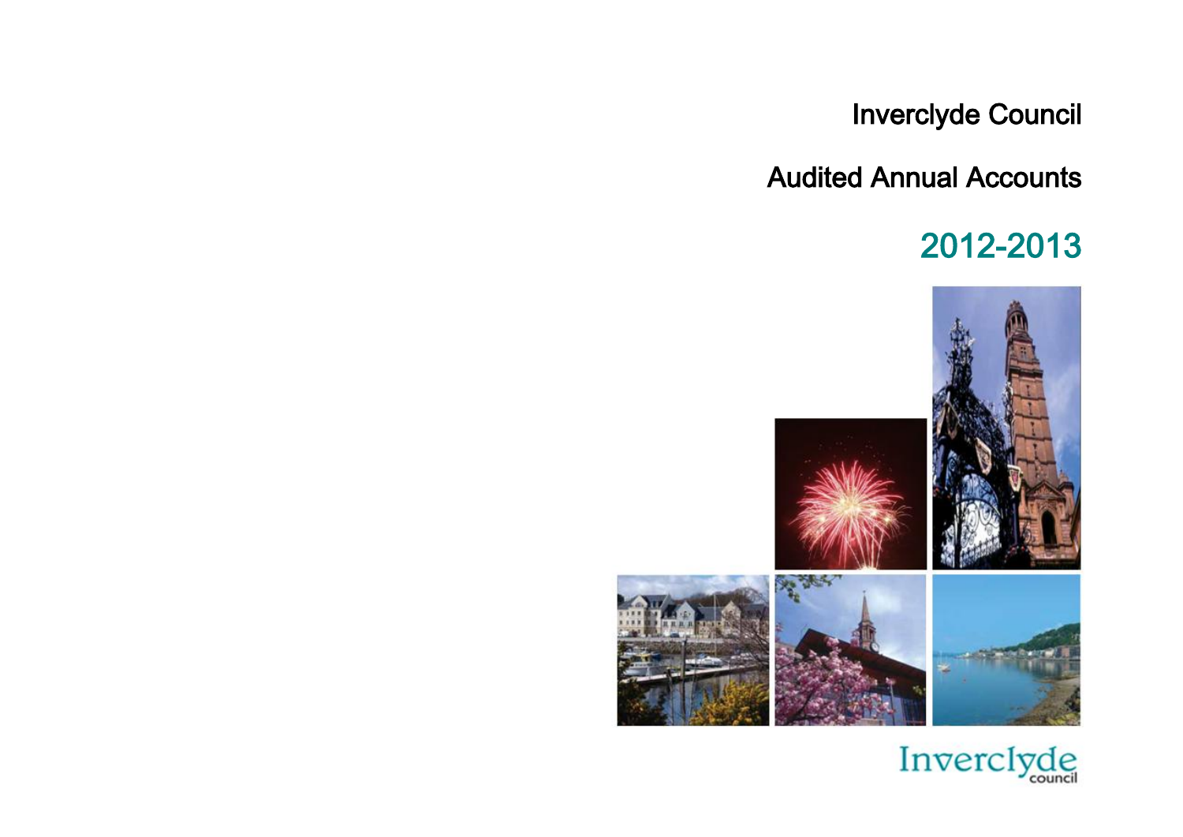# Inverclyde Council

## Audited Annual Accounts

## 2012-2013

Inverclyde council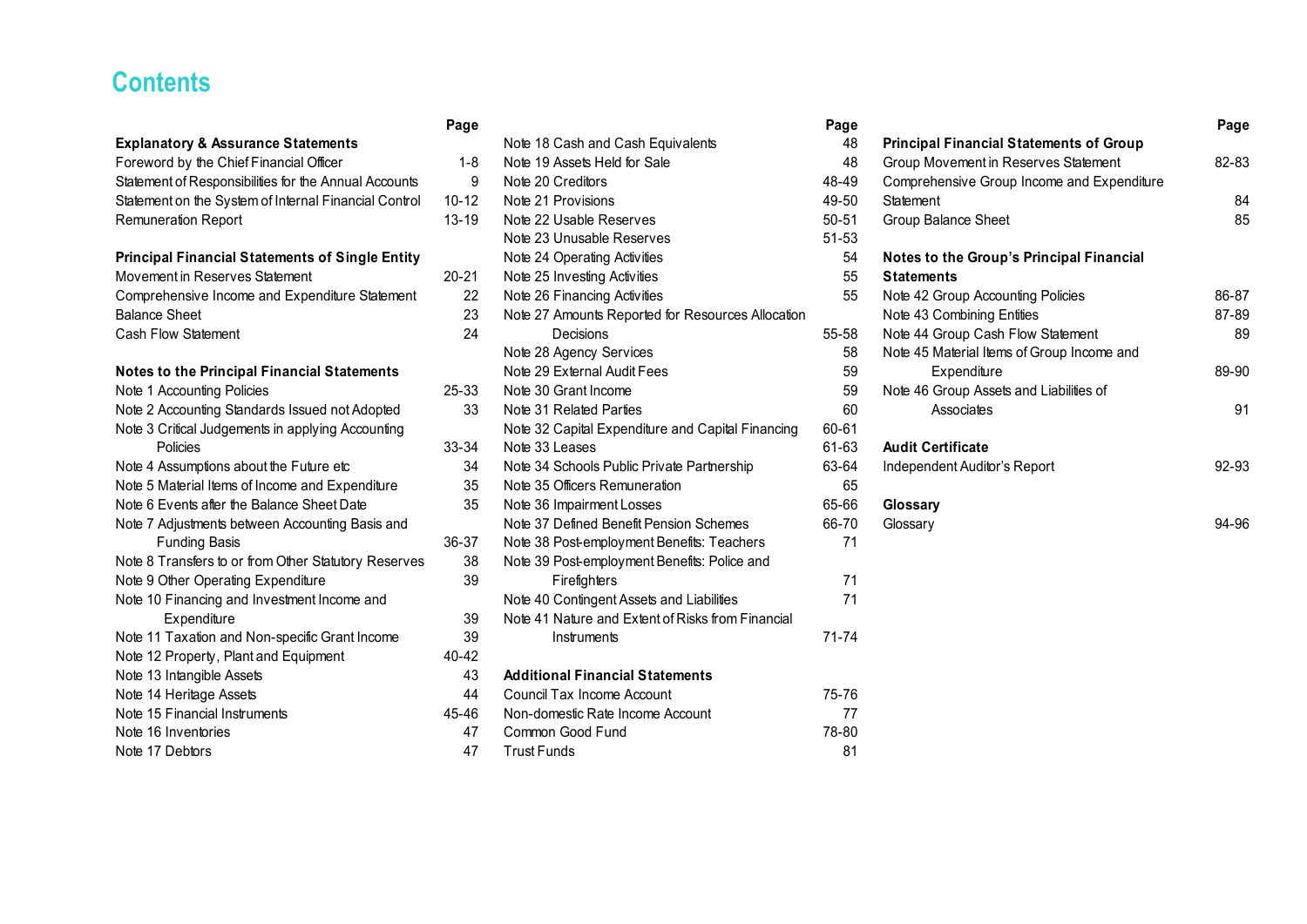# Contents

| | Page |
|---|---|
| **Explanatory & Assurance Statements** | |
| Foreword by the Chief Financial Officer | 1-8 |
| Statement of Responsibilities for the Annual Accounts | 9 |
| Statement on the System of Internal Financial Control | 10-12 |
| Remuneration Report | 13-19 |
| | |
| **Principal Financial Statements of Single Entity** | |
| Movement in Reserves Statement | 20-21 |
| Comprehensive Income and Expenditure Statement | 22 |
| Balance Sheet | 23 |
| Cash Flow Statement | 24 |
| | |
| **Notes to the Principal Financial Statements** | |
| Note 1 Accounting Policies | 25-33 |
| Note 2 Accounting Standards Issued not Adopted | 33 |
| Note 3 Critical Judgements in applying Accounting Policies | 33-34 |
| Note 4 Assumptions about the Future etc | 34 |
| Note 5 Material Items of Income and Expenditure | 35 |
| Note 6 Events after the Balance Sheet Date | 35 |
| Note 7 Adjustments between Accounting Basis and Funding Basis | 36-37 |
| Note 8 Transfers to or from Other Statutory Reserves | 38 |
| Note 9 Other Operating Expenditure | 39 |
| Note 10 Financing and Investment Income and Expenditure | 39 |
| Note 11 Taxation and Non-specific Grant Income | 39 |
| Note 12 Property, Plant and Equipment | 40-42 |
| Note 13 Intangible Assets | 43 |
| Note 14 Heritage Assets | 44 |
| Note 15 Financial Instruments | 45-46 |
| Note 16 Inventories | 47 |
| Note 17 Debtors | 47 |
| Note 18 Cash and Cash Equivalents | 48 |
| Note 19 Assets Held for Sale | 48 |
| Note 20 Creditors | 48-49 |
| Note 21 Provisions | 49-50 |
| Note 22 Usable Reserves | 50-51 |
| Note 23 Unusable Reserves | 51-53 |
| Note 24 Operating Activities | 54 |
| Note 25 Investing Activities | 55 |
| Note 26 Financing Activities | 55 |
| Note 27 Amounts Reported for Resources Allocation Decisions | 55-58 |
| Note 28 Agency Services | 58 |
| Note 29 External Audit Fees | 59 |
| Note 30 Grant Income | 59 |
| Note 31 Related Parties | 60 |
| Note 32 Capital Expenditure and Capital Financing | 60-61 |
| Note 33 Leases | 61-63 |
| Note 34 Schools Public Private Partnership | 63-64 |
| Note 35 Officers Remuneration | 65 |
| Note 36 Impairment Losses | 65-66 |
| Note 37 Defined Benefit Pension Schemes | 66-70 |
| Note 38 Post-employment Benefits: Teachers | 71 |
| Note 39 Post-employment Benefits: Police and Firefighters | 71 |
| Note 40 Contingent Assets and Liabilities | 71 |
| Note 41 Nature and Extent of Risks from Financial Instruments | 71-74 |
| | |
| **Additional Financial Statements** | |
| Council Tax Income Account | 75-76 |
| Non-domestic Rate Income Account | 77 |
| Common Good Fund | 78-80 |
| Trust Funds | 81 |
| | |
| **Principal Financial Statements of Group** | |
| Group Movement in Reserves Statement | 82-83 |
| Comprehensive Group Income and Expenditure Statement | 84 |
| Group Balance Sheet | 85 |
| | |
| **Notes to the Group's Principal Financial Statements** | |
| Note 42 Group Accounting Policies | 86-87 |
| Note 43 Combining Entities | 87-89 |
| Note 44 Group Cash Flow Statement | 89 |
| Note 45 Material Items of Group Income and Expenditure | 89-90 |
| Note 46 Group Assets and Liabilities of Associates | 91 |
| | |
| **Audit Certificate** | |
| Independent Auditor's Report | 92-93 |
| | |
| **Glossary** | |
| Glossary | 94-96 |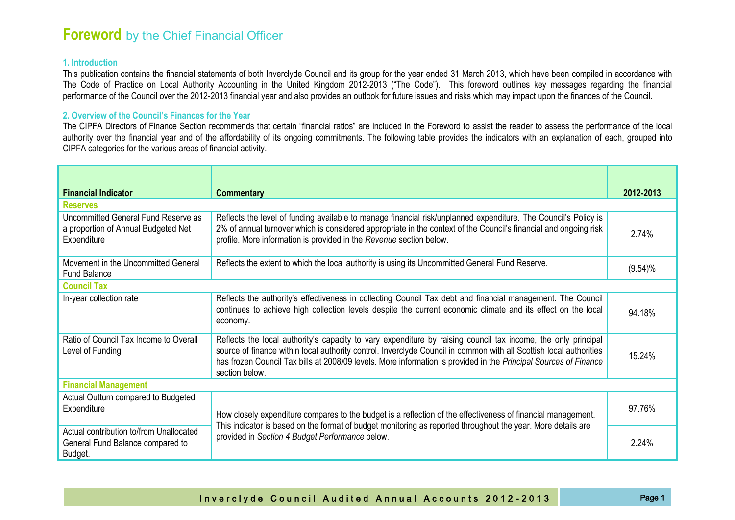# Foreword by the Chief Financial Officer

### 1. Introduction

This publication contains the financial statements of both Inverclyde Council and its group for the year ended 31 March 2013, which have been compiled in accordance with The Code of Practice on Local Authority Accounting in the United Kingdom 2012-2013 ("The Code"). This foreword outlines key messages regarding the financial performance of the Council over the 2012-2013 financial year and also provides an outlook for future issues and risks which may impact upon the finances of the Council.

### 2. Overview of the Council's Finances for the Year

The CIPFA Directors of Finance Section recommends that certain "financial ratios" are included in the Foreword to assist the reader to assess the performance of the local authority over the financial year and of the affordability of its ongoing commitments. The following table provides the indicators with an explanation of each, grouped into CIPFA categories for the various areas of financial activity.

| Financial Indicator | Commentary | 2012-2013 |
|---|---|---|
| **Reserves** | | |
| Uncommitted General Fund Reserve as a proportion of Annual Budgeted Net Expenditure | Reflects the level of funding available to manage financial risk/unplanned expenditure. The Council's Policy is 2% of annual turnover which is considered appropriate in the context of the Council's financial and ongoing risk profile. More information is provided in the *Revenue* section below. | 2.74% |
| Movement in the Uncommitted General Fund Balance | Reflects the extent to which the local authority is using its Uncommitted General Fund Reserve. | (9.54)% |
| **Council Tax** | | |
| In-year collection rate | Reflects the authority's effectiveness in collecting Council Tax debt and financial management. The Council continues to achieve high collection levels despite the current economic climate and its effect on the local economy. | 94.18% |
| Ratio of Council Tax Income to Overall Level of Funding | Reflects the local authority's capacity to vary expenditure by raising council tax income, the only principal source of finance within local authority control. Inverclyde Council in common with all Scottish local authorities has frozen Council Tax bills at 2008/09 levels. More information is provided in the *Principal Sources of Finance* section below. | 15.24% |
| **Financial Management** | | |
| Actual Outturn compared to Budgeted Expenditure | How closely expenditure compares to the budget is a reflection of the effectiveness of financial management. This indicator is based on the format of budget monitoring as reported throughout the year. More details are provided in *Section 4 Budget Performance* below. | 97.76% |
| Actual contribution to/from Unallocated General Fund Balance compared to Budget. | | 2.24% |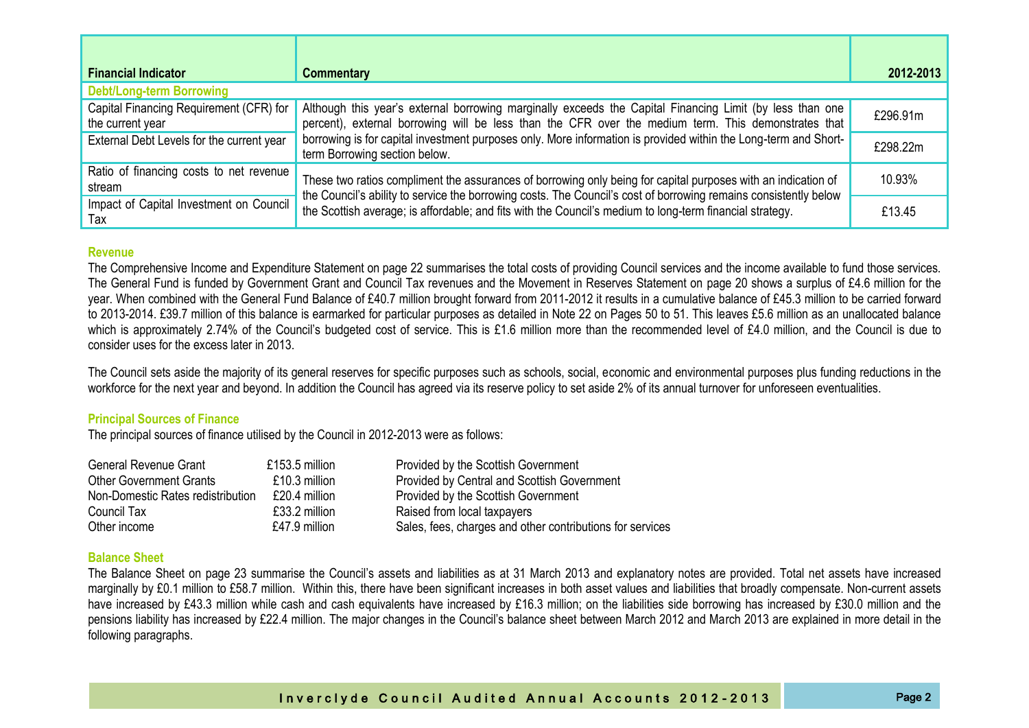| Financial Indicator | Commentary | 2012-2013 |
|---|---|---|
| **Debt/Long-term Borrowing** | | |
| Capital Financing Requirement (CFR) for the current year | Although this year's external borrowing marginally exceeds the Capital Financing Limit (by less than one percent), external borrowing will be less than the CFR over the medium term. This demonstrates that borrowing is for capital investment purposes only. More information is provided within the Long-term and Short-term Borrowing section below. | £296.91m |
| External Debt Levels for the current year | | £298.22m |
| Ratio of financing costs to net revenue stream | These two ratios compliment the assurances of borrowing only being for capital purposes with an indication of the Council's ability to service the borrowing costs. The Council's cost of borrowing remains consistently below the Scottish average; is affordable; and fits with the Council's medium to long-term financial strategy. | 10.93% |
| Impact of Capital Investment on Council Tax | | £13.45 |

### Revenue

The Comprehensive Income and Expenditure Statement on page 22 summarises the total costs of providing Council services and the income available to fund those services. The General Fund is funded by Government Grant and Council Tax revenues and the Movement in Reserves Statement on page 20 shows a surplus of £4.6 million for the year. When combined with the General Fund Balance of £40.7 million brought forward from 2011-2012 it results in a cumulative balance of £45.3 million to be carried forward to 2013-2014. £39.7 million of this balance is earmarked for particular purposes as detailed in Note 22 on Pages 50 to 51. This leaves £5.6 million as an unallocated balance which is approximately 2.74% of the Council's budgeted cost of service. This is £1.6 million more than the recommended level of £4.0 million, and the Council is due to consider uses for the excess later in 2013.

The Council sets aside the majority of its general reserves for specific purposes such as schools, social, economic and environmental purposes plus funding reductions in the workforce for the next year and beyond. In addition the Council has agreed via its reserve policy to set aside 2% of its annual turnover for unforeseen eventualities.

### Principal Sources of Finance

The principal sources of finance utilised by the Council in 2012-2013 were as follows:

| | | |
|---|---|---|
| General Revenue Grant | £153.5 million | Provided by the Scottish Government |
| Other Government Grants | £10.3 million | Provided by Central and Scottish Government |
| Non-Domestic Rates redistribution | £20.4 million | Provided by the Scottish Government |
| Council Tax | £33.2 million | Raised from local taxpayers |
| Other income | £47.9 million | Sales, fees, charges and other contributions for services |

### Balance Sheet

The Balance Sheet on page 23 summarise the Council's assets and liabilities as at 31 March 2013 and explanatory notes are provided. Total net assets have increased marginally by £0.1 million to £58.7 million. Within this, there have been significant increases in both asset values and liabilities that broadly compensate. Non-current assets have increased by £43.3 million while cash and cash equivalents have increased by £16.3 million; on the liabilities side borrowing has increased by £30.0 million and the pensions liability has increased by £22.4 million. The major changes in the Council's balance sheet between March 2012 and March 2013 are explained in more detail in the following paragraphs.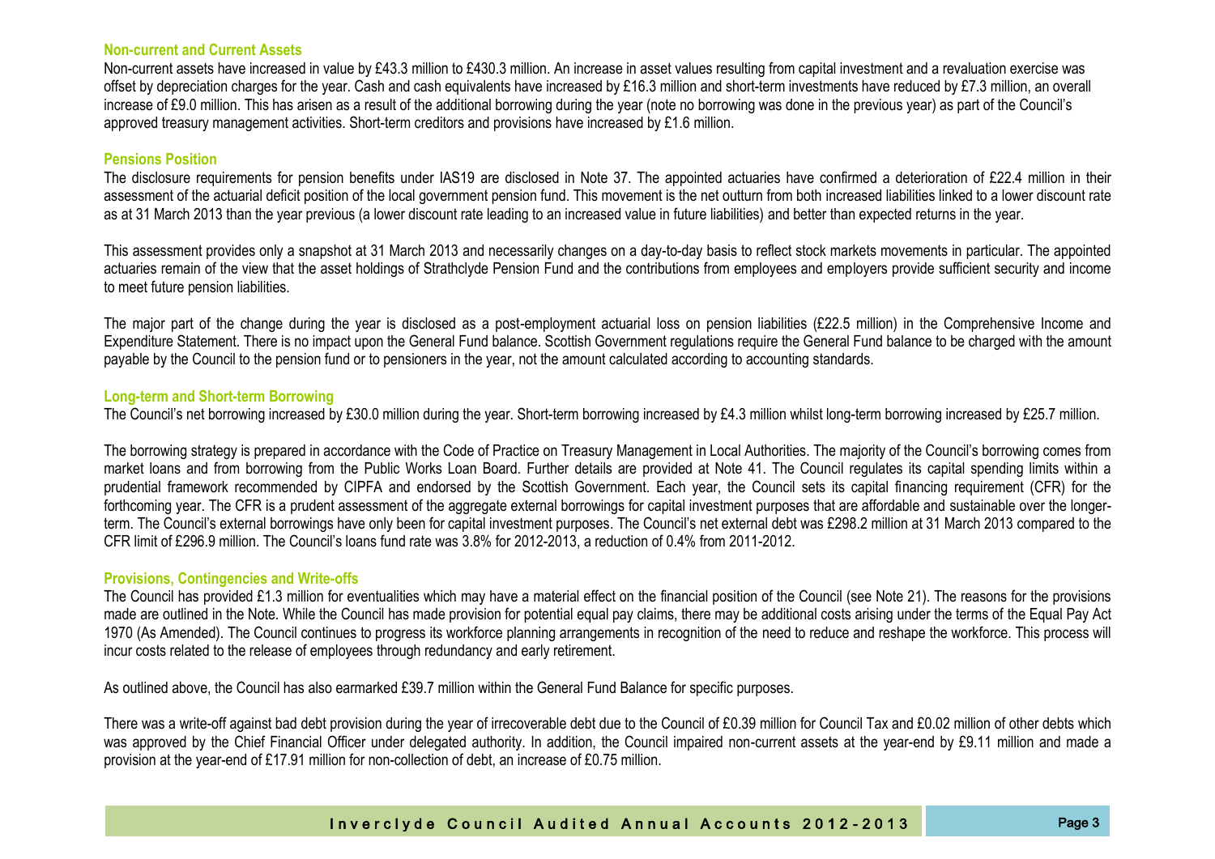### Non-current and Current Assets

Non-current assets have increased in value by £43.3 million to £430.3 million. An increase in asset values resulting from capital investment and a revaluation exercise was offset by depreciation charges for the year. Cash and cash equivalents have increased by £16.3 million and short-term investments have reduced by £7.3 million, an overall increase of £9.0 million. This has arisen as a result of the additional borrowing during the year (note no borrowing was done in the previous year) as part of the Council's approved treasury management activities. Short-term creditors and provisions have increased by £1.6 million.

### Pensions Position

The disclosure requirements for pension benefits under IAS19 are disclosed in Note 37. The appointed actuaries have confirmed a deterioration of £22.4 million in their assessment of the actuarial deficit position of the local government pension fund. This movement is the net outturn from both increased liabilities linked to a lower discount rate as at 31 March 2013 than the year previous (a lower discount rate leading to an increased value in future liabilities) and better than expected returns in the year.

This assessment provides only a snapshot at 31 March 2013 and necessarily changes on a day-to-day basis to reflect stock markets movements in particular. The appointed actuaries remain of the view that the asset holdings of Strathclyde Pension Fund and the contributions from employees and employers provide sufficient security and income to meet future pension liabilities.

The major part of the change during the year is disclosed as a post-employment actuarial loss on pension liabilities (£22.5 million) in the Comprehensive Income and Expenditure Statement. There is no impact upon the General Fund balance. Scottish Government regulations require the General Fund balance to be charged with the amount payable by the Council to the pension fund or to pensioners in the year, not the amount calculated according to accounting standards.

### Long-term and Short-term Borrowing

The Council's net borrowing increased by £30.0 million during the year. Short-term borrowing increased by £4.3 million whilst long-term borrowing increased by £25.7 million.

The borrowing strategy is prepared in accordance with the Code of Practice on Treasury Management in Local Authorities. The majority of the Council's borrowing comes from market loans and from borrowing from the Public Works Loan Board. Further details are provided at Note 41. The Council regulates its capital spending limits within a prudential framework recommended by CIPFA and endorsed by the Scottish Government. Each year, the Council sets its capital financing requirement (CFR) for the forthcoming year. The CFR is a prudent assessment of the aggregate external borrowings for capital investment purposes that are affordable and sustainable over the longer-term. The Council's external borrowings have only been for capital investment purposes. The Council's net external debt was £298.2 million at 31 March 2013 compared to the CFR limit of £296.9 million. The Council's loans fund rate was 3.8% for 2012-2013, a reduction of 0.4% from 2011-2012.

### Provisions, Contingencies and Write-offs

The Council has provided £1.3 million for eventualities which may have a material effect on the financial position of the Council (see Note 21). The reasons for the provisions made are outlined in the Note. While the Council has made provision for potential equal pay claims, there may be additional costs arising under the terms of the Equal Pay Act 1970 (As Amended). The Council continues to progress its workforce planning arrangements in recognition of the need to reduce and reshape the workforce. This process will incur costs related to the release of employees through redundancy and early retirement.

As outlined above, the Council has also earmarked £39.7 million within the General Fund Balance for specific purposes.

There was a write-off against bad debt provision during the year of irrecoverable debt due to the Council of £0.39 million for Council Tax and £0.02 million of other debts which was approved by the Chief Financial Officer under delegated authority. In addition, the Council impaired non-current assets at the year-end by £9.11 million and made a provision at the year-end of £17.91 million for non-collection of debt, an increase of £0.75 million.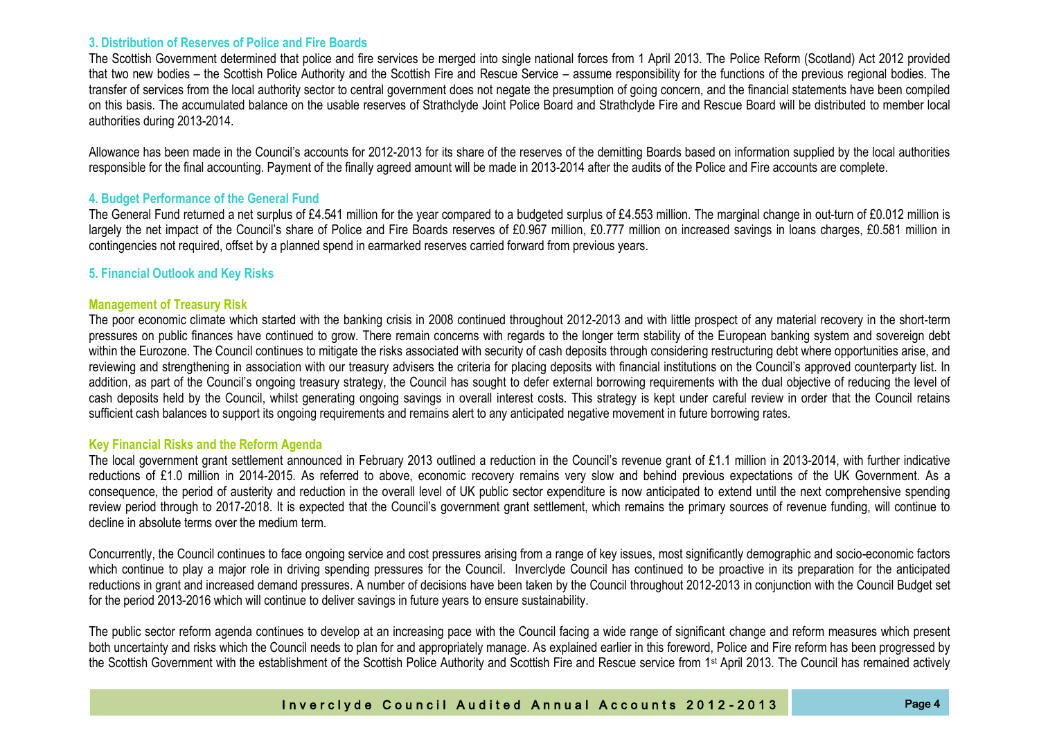### 3. Distribution of Reserves of Police and Fire Boards

The Scottish Government determined that police and fire services be merged into single national forces from 1 April 2013. The Police Reform (Scotland) Act 2012 provided that two new bodies – the Scottish Police Authority and the Scottish Fire and Rescue Service – assume responsibility for the functions of the previous regional bodies. The transfer of services from the local authority sector to central government does not negate the presumption of going concern, and the financial statements have been compiled on this basis. The accumulated balance on the usable reserves of Strathclyde Joint Police Board and Strathclyde Fire and Rescue Board will be distributed to member local authorities during 2013-2014.

Allowance has been made in the Council's accounts for 2012-2013 for its share of the reserves of the demitting Boards based on information supplied by the local authorities responsible for the final accounting. Payment of the finally agreed amount will be made in 2013-2014 after the audits of the Police and Fire accounts are complete.

### 4. Budget Performance of the General Fund

The General Fund returned a net surplus of £4.541 million for the year compared to a budgeted surplus of £4.553 million. The marginal change in out-turn of £0.012 million is largely the net impact of the Council's share of Police and Fire Boards reserves of £0.967 million, £0.777 million on increased savings in loans charges, £0.581 million in contingencies not required, offset by a planned spend in earmarked reserves carried forward from previous years.

### 5. Financial Outlook and Key Risks

#### Management of Treasury Risk

The poor economic climate which started with the banking crisis in 2008 continued throughout 2012-2013 and with little prospect of any material recovery in the short-term pressures on public finances have continued to grow. There remain concerns with regards to the longer term stability of the European banking system and sovereign debt within the Eurozone. The Council continues to mitigate the risks associated with security of cash deposits through considering restructuring debt where opportunities arise, and reviewing and strengthening in association with our treasury advisers the criteria for placing deposits with financial institutions on the Council's approved counterparty list. In addition, as part of the Council's ongoing treasury strategy, the Council has sought to defer external borrowing requirements with the dual objective of reducing the level of cash deposits held by the Council, whilst generating ongoing savings in overall interest costs. This strategy is kept under careful review in order that the Council retains sufficient cash balances to support its ongoing requirements and remains alert to any anticipated negative movement in future borrowing rates.

#### Key Financial Risks and the Reform Agenda

The local government grant settlement announced in February 2013 outlined a reduction in the Council's revenue grant of £1.1 million in 2013-2014, with further indicative reductions of £1.0 million in 2014-2015. As referred to above, economic recovery remains very slow and behind previous expectations of the UK Government. As a consequence, the period of austerity and reduction in the overall level of UK public sector expenditure is now anticipated to extend until the next comprehensive spending review period through to 2017-2018. It is expected that the Council's government grant settlement, which remains the primary sources of revenue funding, will continue to decline in absolute terms over the medium term.

Concurrently, the Council continues to face ongoing service and cost pressures arising from a range of key issues, most significantly demographic and socio-economic factors which continue to play a major role in driving spending pressures for the Council. Inverclyde Council has continued to be proactive in its preparation for the anticipated reductions in grant and increased demand pressures. A number of decisions have been taken by the Council throughout 2012-2013 in conjunction with the Council Budget set for the period 2013-2016 which will continue to deliver savings in future years to ensure sustainability.

The public sector reform agenda continues to develop at an increasing pace with the Council facing a wide range of significant change and reform measures which present both uncertainty and risks which the Council needs to plan for and appropriately manage. As explained earlier in this foreword, Police and Fire reform has been progressed by the Scottish Government with the establishment of the Scottish Police Authority and Scottish Fire and Rescue service from 1st April 2013. The Council has remained actively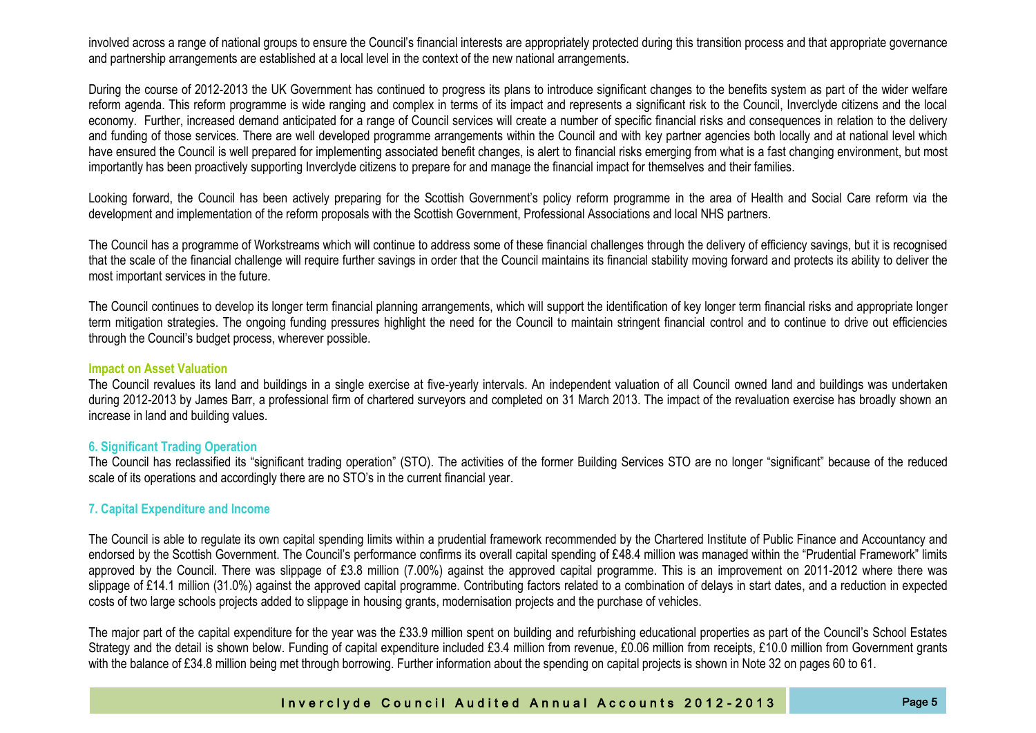involved across a range of national groups to ensure the Council's financial interests are appropriately protected during this transition process and that appropriate governance and partnership arrangements are established at a local level in the context of the new national arrangements.

During the course of 2012-2013 the UK Government has continued to progress its plans to introduce significant changes to the benefits system as part of the wider welfare reform agenda. This reform programme is wide ranging and complex in terms of its impact and represents a significant risk to the Council, Inverclyde citizens and the local economy. Further, increased demand anticipated for a range of Council services will create a number of specific financial risks and consequences in relation to the delivery and funding of those services. There are well developed programme arrangements within the Council and with key partner agencies both locally and at national level which have ensured the Council is well prepared for implementing associated benefit changes, is alert to financial risks emerging from what is a fast changing environment, but most importantly has been proactively supporting Inverclyde citizens to prepare for and manage the financial impact for themselves and their families.

Looking forward, the Council has been actively preparing for the Scottish Government's policy reform programme in the area of Health and Social Care reform via the development and implementation of the reform proposals with the Scottish Government, Professional Associations and local NHS partners.

The Council has a programme of Workstreams which will continue to address some of these financial challenges through the delivery of efficiency savings, but it is recognised that the scale of the financial challenge will require further savings in order that the Council maintains its financial stability moving forward and protects its ability to deliver the most important services in the future.

The Council continues to develop its longer term financial planning arrangements, which will support the identification of key longer term financial risks and appropriate longer term mitigation strategies. The ongoing funding pressures highlight the need for the Council to maintain stringent financial control and to continue to drive out efficiencies through the Council's budget process, wherever possible.

### Impact on Asset Valuation

The Council revalues its land and buildings in a single exercise at five-yearly intervals. An independent valuation of all Council owned land and buildings was undertaken during 2012-2013 by James Barr, a professional firm of chartered surveyors and completed on 31 March 2013. The impact of the revaluation exercise has broadly shown an increase in land and building values.

## 6. Significant Trading Operation

The Council has reclassified its "significant trading operation" (STO). The activities of the former Building Services STO are no longer "significant" because of the reduced scale of its operations and accordingly there are no STO's in the current financial year.

## 7. Capital Expenditure and Income

The Council is able to regulate its own capital spending limits within a prudential framework recommended by the Chartered Institute of Public Finance and Accountancy and endorsed by the Scottish Government. The Council's performance confirms its overall capital spending of £48.4 million was managed within the "Prudential Framework" limits approved by the Council. There was slippage of £3.8 million (7.00%) against the approved capital programme. This is an improvement on 2011-2012 where there was slippage of £14.1 million (31.0%) against the approved capital programme. Contributing factors related to a combination of delays in start dates, and a reduction in expected costs of two large schools projects added to slippage in housing grants, modernisation projects and the purchase of vehicles.

The major part of the capital expenditure for the year was the £33.9 million spent on building and refurbishing educational properties as part of the Council's School Estates Strategy and the detail is shown below. Funding of capital expenditure included £3.4 million from revenue, £0.06 million from receipts, £10.0 million from Government grants with the balance of £34.8 million being met through borrowing. Further information about the spending on capital projects is shown in Note 32 on pages 60 to 61.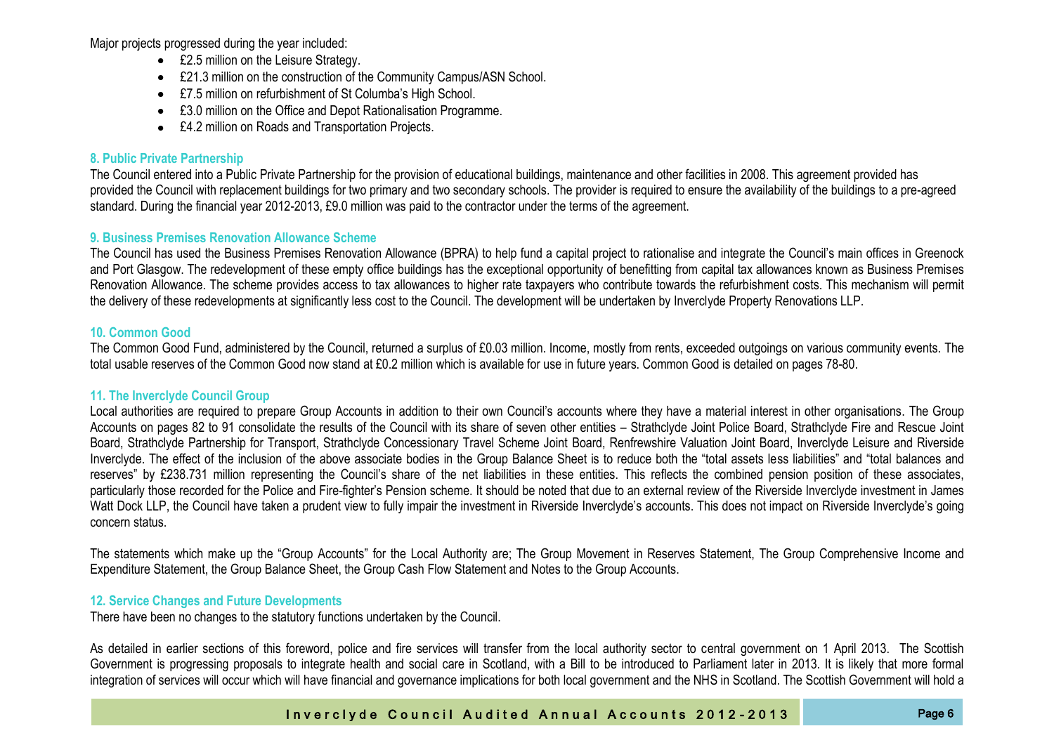Major projects progressed during the year included:

- £2.5 million on the Leisure Strategy.
- £21.3 million on the construction of the Community Campus/ASN School.
- £7.5 million on refurbishment of St Columba's High School.
- £3.0 million on the Office and Depot Rationalisation Programme.
- £4.2 million on Roads and Transportation Projects.

### 8. Public Private Partnership

The Council entered into a Public Private Partnership for the provision of educational buildings, maintenance and other facilities in 2008. This agreement provided has provided the Council with replacement buildings for two primary and two secondary schools. The provider is required to ensure the availability of the buildings to a pre-agreed standard. During the financial year 2012-2013, £9.0 million was paid to the contractor under the terms of the agreement.

### 9. Business Premises Renovation Allowance Scheme

The Council has used the Business Premises Renovation Allowance (BPRA) to help fund a capital project to rationalise and integrate the Council's main offices in Greenock and Port Glasgow. The redevelopment of these empty office buildings has the exceptional opportunity of benefitting from capital tax allowances known as Business Premises Renovation Allowance. The scheme provides access to tax allowances to higher rate taxpayers who contribute towards the refurbishment costs. This mechanism will permit the delivery of these redevelopments at significantly less cost to the Council. The development will be undertaken by Inverclyde Property Renovations LLP.

### 10. Common Good

The Common Good Fund, administered by the Council, returned a surplus of £0.03 million. Income, mostly from rents, exceeded outgoings on various community events. The total usable reserves of the Common Good now stand at £0.2 million which is available for use in future years. Common Good is detailed on pages 78-80.

### 11. The Inverclyde Council Group

Local authorities are required to prepare Group Accounts in addition to their own Council's accounts where they have a material interest in other organisations. The Group Accounts on pages 82 to 91 consolidate the results of the Council with its share of seven other entities – Strathclyde Joint Police Board, Strathclyde Fire and Rescue Joint Board, Strathclyde Partnership for Transport, Strathclyde Concessionary Travel Scheme Joint Board, Renfrewshire Valuation Joint Board, Inverclyde Leisure and Riverside Inverclyde. The effect of the inclusion of the above associate bodies in the Group Balance Sheet is to reduce both the "total assets less liabilities" and "total balances and reserves" by £238.731 million representing the Council's share of the net liabilities in these entities. This reflects the combined pension position of these associates, particularly those recorded for the Police and Fire-fighter's Pension scheme. It should be noted that due to an external review of the Riverside Inverclyde investment in James Watt Dock LLP, the Council have taken a prudent view to fully impair the investment in Riverside Inverclyde's accounts. This does not impact on Riverside Inverclyde's going concern status.

The statements which make up the "Group Accounts" for the Local Authority are; The Group Movement in Reserves Statement, The Group Comprehensive Income and Expenditure Statement, the Group Balance Sheet, the Group Cash Flow Statement and Notes to the Group Accounts.

### 12. Service Changes and Future Developments

There have been no changes to the statutory functions undertaken by the Council.

As detailed in earlier sections of this foreword, police and fire services will transfer from the local authority sector to central government on 1 April 2013. The Scottish Government is progressing proposals to integrate health and social care in Scotland, with a Bill to be introduced to Parliament later in 2013. It is likely that more formal integration of services will occur which will have financial and governance implications for both local government and the NHS in Scotland. The Scottish Government will hold a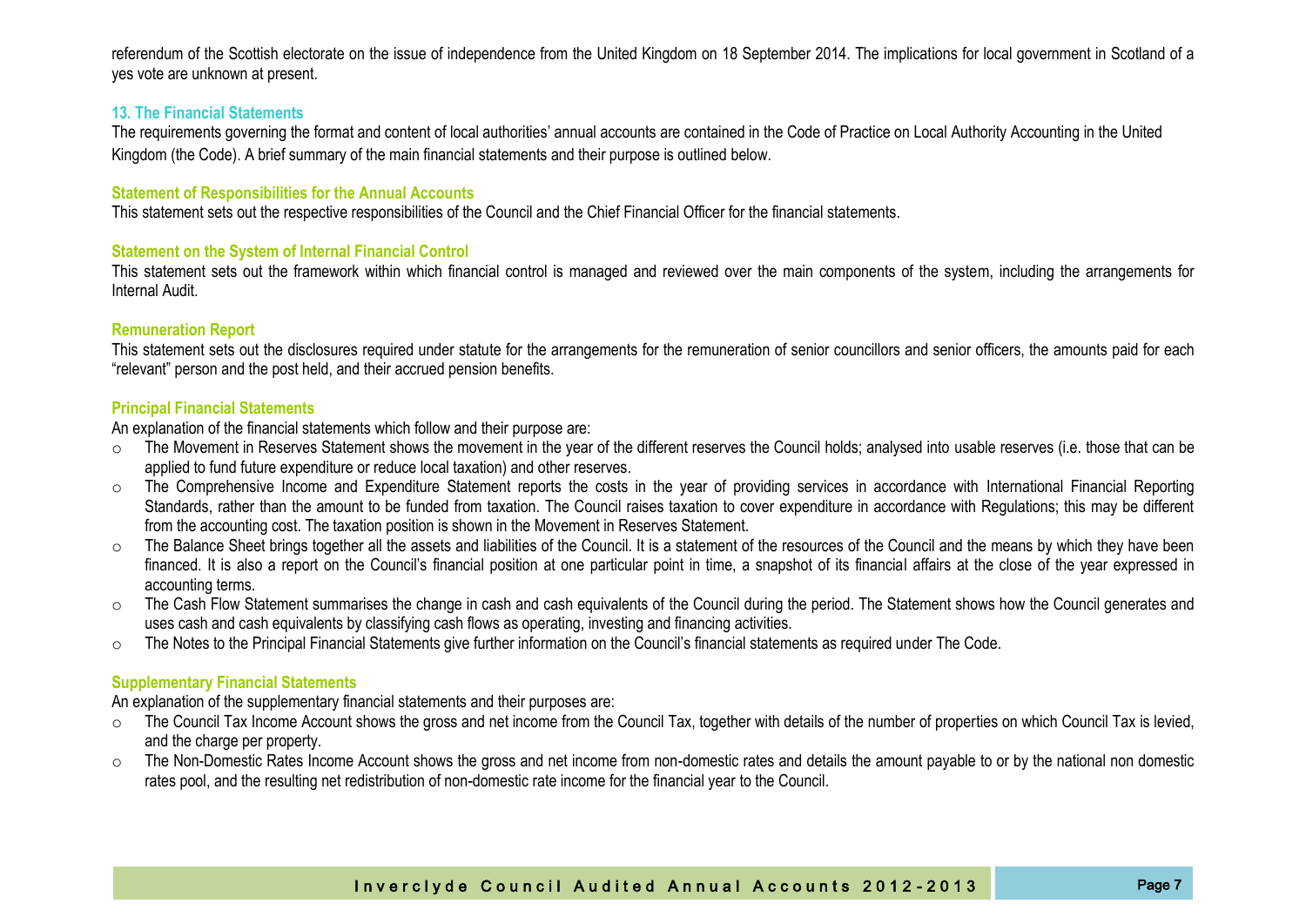referendum of the Scottish electorate on the issue of independence from the United Kingdom on 18 September 2014. The implications for local government in Scotland of a yes vote are unknown at present.

### 13. The Financial Statements

The requirements governing the format and content of local authorities' annual accounts are contained in the Code of Practice on Local Authority Accounting in the United Kingdom (the Code). A brief summary of the main financial statements and their purpose is outlined below.

#### Statement of Responsibilities for the Annual Accounts

This statement sets out the respective responsibilities of the Council and the Chief Financial Officer for the financial statements.

#### Statement on the System of Internal Financial Control

This statement sets out the framework within which financial control is managed and reviewed over the main components of the system, including the arrangements for Internal Audit.

#### Remuneration Report

This statement sets out the disclosures required under statute for the arrangements for the remuneration of senior councillors and senior officers, the amounts paid for each "relevant" person and the post held, and their accrued pension benefits.

#### Principal Financial Statements

An explanation of the financial statements which follow and their purpose are:

- The Movement in Reserves Statement shows the movement in the year of the different reserves the Council holds; analysed into usable reserves (i.e. those that can be applied to fund future expenditure or reduce local taxation) and other reserves.
- The Comprehensive Income and Expenditure Statement reports the costs in the year of providing services in accordance with International Financial Reporting Standards, rather than the amount to be funded from taxation. The Council raises taxation to cover expenditure in accordance with Regulations; this may be different from the accounting cost. The taxation position is shown in the Movement in Reserves Statement.
- The Balance Sheet brings together all the assets and liabilities of the Council. It is a statement of the resources of the Council and the means by which they have been financed. It is also a report on the Council's financial position at one particular point in time, a snapshot of its financial affairs at the close of the year expressed in accounting terms.
- The Cash Flow Statement summarises the change in cash and cash equivalents of the Council during the period. The Statement shows how the Council generates and uses cash and cash equivalents by classifying cash flows as operating, investing and financing activities.
- The Notes to the Principal Financial Statements give further information on the Council's financial statements as required under The Code.

#### Supplementary Financial Statements

An explanation of the supplementary financial statements and their purposes are:

- The Council Tax Income Account shows the gross and net income from the Council Tax, together with details of the number of properties on which Council Tax is levied, and the charge per property.
- The Non-Domestic Rates Income Account shows the gross and net income from non-domestic rates and details the amount payable to or by the national non domestic rates pool, and the resulting net redistribution of non-domestic rate income for the financial year to the Council.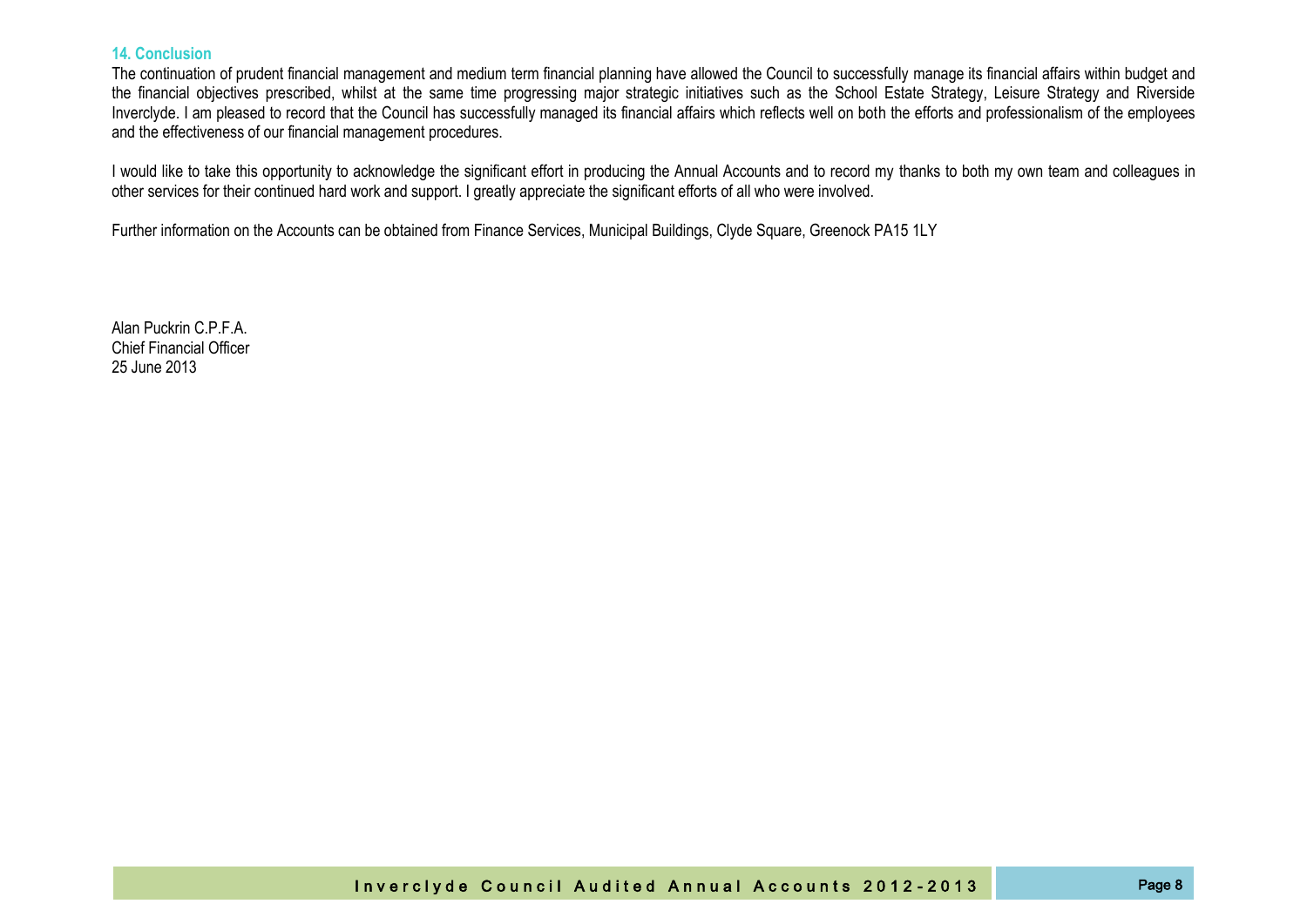### 14. Conclusion

The continuation of prudent financial management and medium term financial planning have allowed the Council to successfully manage its financial affairs within budget and the financial objectives prescribed, whilst at the same time progressing major strategic initiatives such as the School Estate Strategy, Leisure Strategy and Riverside Inverclyde. I am pleased to record that the Council has successfully managed its financial affairs which reflects well on both the efforts and professionalism of the employees and the effectiveness of our financial management procedures.

I would like to take this opportunity to acknowledge the significant effort in producing the Annual Accounts and to record my thanks to both my own team and colleagues in other services for their continued hard work and support. I greatly appreciate the significant efforts of all who were involved.

Further information on the Accounts can be obtained from Finance Services, Municipal Buildings, Clyde Square, Greenock PA15 1LY

Alan Puckrin C.P.F.A.
Chief Financial Officer
25 June 2013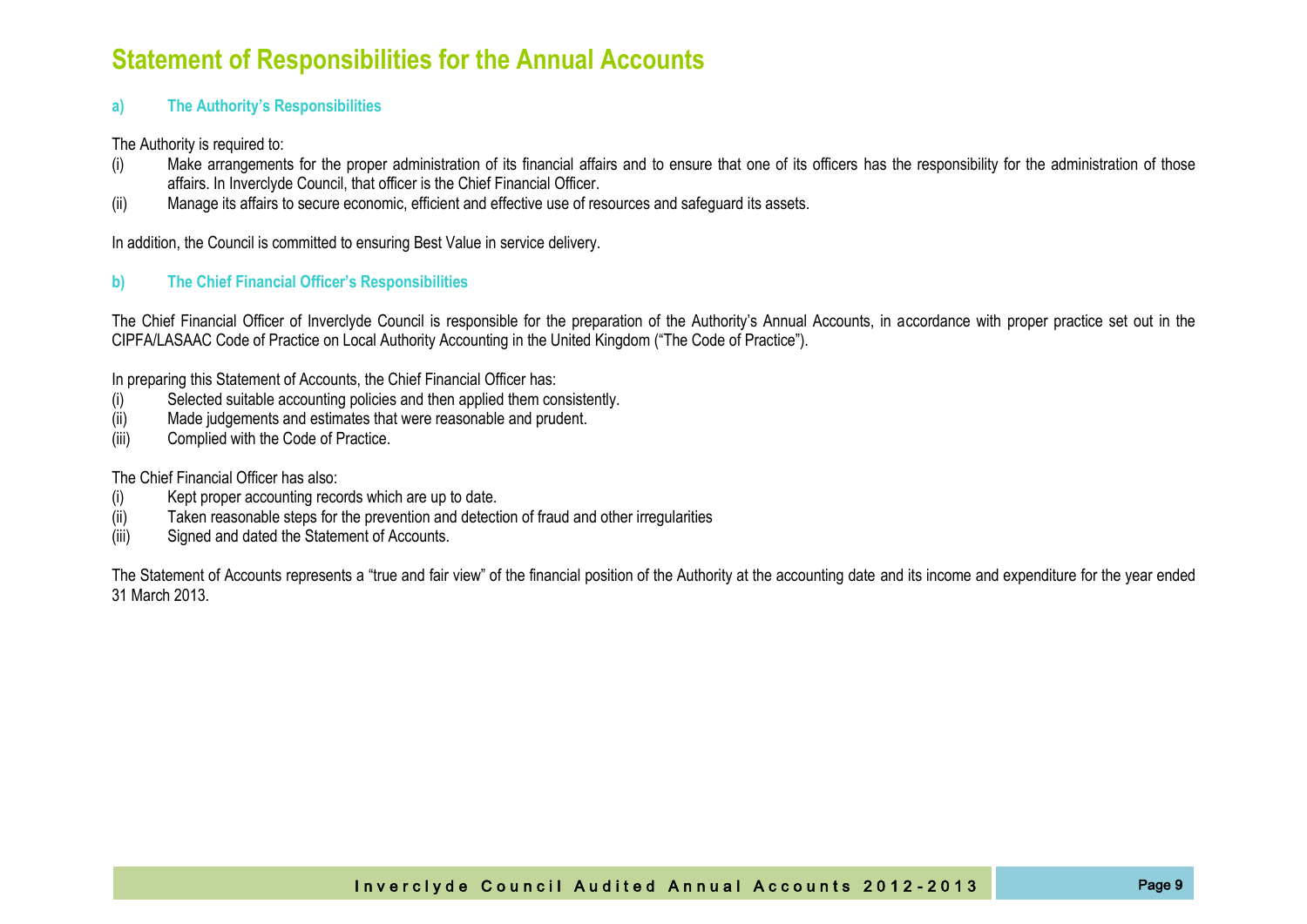# Statement of Responsibilities for the Annual Accounts

### a) The Authority's Responsibilities

The Authority is required to:

(i) Make arrangements for the proper administration of its financial affairs and to ensure that one of its officers has the responsibility for the administration of those affairs. In Inverclyde Council, that officer is the Chief Financial Officer.

(ii) Manage its affairs to secure economic, efficient and effective use of resources and safeguard its assets.

In addition, the Council is committed to ensuring Best Value in service delivery.

### b) The Chief Financial Officer's Responsibilities

The Chief Financial Officer of Inverclyde Council is responsible for the preparation of the Authority's Annual Accounts, in accordance with proper practice set out in the CIPFA/LASAAC Code of Practice on Local Authority Accounting in the United Kingdom ("The Code of Practice").

In preparing this Statement of Accounts, the Chief Financial Officer has:

(i) Selected suitable accounting policies and then applied them consistently.

(ii) Made judgements and estimates that were reasonable and prudent.

(iii) Complied with the Code of Practice.

The Chief Financial Officer has also:

(i) Kept proper accounting records which are up to date.

(ii) Taken reasonable steps for the prevention and detection of fraud and other irregularities

(iii) Signed and dated the Statement of Accounts.

The Statement of Accounts represents a "true and fair view" of the financial position of the Authority at the accounting date and its income and expenditure for the year ended 31 March 2013.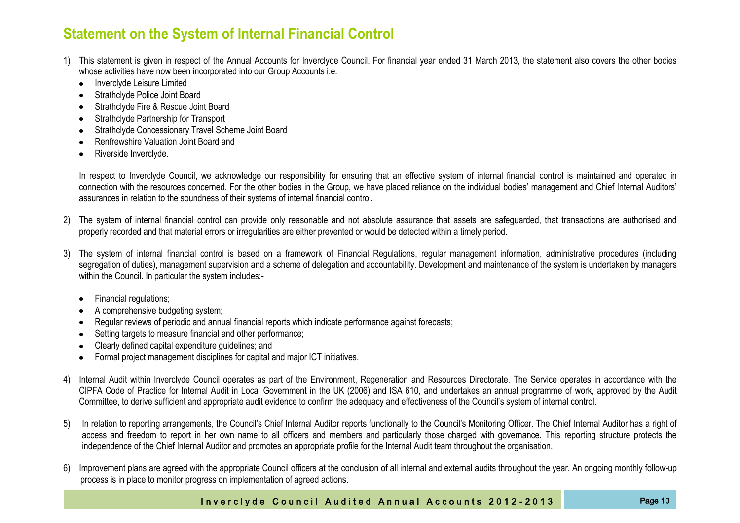# Statement on the System of Internal Financial Control

1) This statement is given in respect of the Annual Accounts for Inverclyde Council. For financial year ended 31 March 2013, the statement also covers the other bodies whose activities have now been incorporated into our Group Accounts i.e.

   - Inverclyde Leisure Limited
   - Strathclyde Police Joint Board
   - Strathclyde Fire & Rescue Joint Board
   - Strathclyde Partnership for Transport
   - Strathclyde Concessionary Travel Scheme Joint Board
   - Renfrewshire Valuation Joint Board and
   - Riverside Inverclyde.

   In respect to Inverclyde Council, we acknowledge our responsibility for ensuring that an effective system of internal financial control is maintained and operated in connection with the resources concerned. For the other bodies in the Group, we have placed reliance on the individual bodies' management and Chief Internal Auditors' assurances in relation to the soundness of their systems of internal financial control.

2) The system of internal financial control can provide only reasonable and not absolute assurance that assets are safeguarded, that transactions are authorised and properly recorded and that material errors or irregularities are either prevented or would be detected within a timely period.

3) The system of internal financial control is based on a framework of Financial Regulations, regular management information, administrative procedures (including segregation of duties), management supervision and a scheme of delegation and accountability. Development and maintenance of the system is undertaken by managers within the Council. In particular the system includes:-

   - Financial regulations;
   - A comprehensive budgeting system;
   - Regular reviews of periodic and annual financial reports which indicate performance against forecasts;
   - Setting targets to measure financial and other performance;
   - Clearly defined capital expenditure guidelines; and
   - Formal project management disciplines for capital and major ICT initiatives.

4) Internal Audit within Inverclyde Council operates as part of the Environment, Regeneration and Resources Directorate. The Service operates in accordance with the CIPFA Code of Practice for Internal Audit in Local Government in the UK (2006) and ISA 610, and undertakes an annual programme of work, approved by the Audit Committee, to derive sufficient and appropriate audit evidence to confirm the adequacy and effectiveness of the Council's system of internal control.

5) In relation to reporting arrangements, the Council's Chief Internal Auditor reports functionally to the Council's Monitoring Officer. The Chief Internal Auditor has a right of access and freedom to report in her own name to all officers and members and particularly those charged with governance. This reporting structure protects the independence of the Chief Internal Auditor and promotes an appropriate profile for the Internal Audit team throughout the organisation.

6) Improvement plans are agreed with the appropriate Council officers at the conclusion of all internal and external audits throughout the year. An ongoing monthly follow-up process is in place to monitor progress on implementation of agreed actions.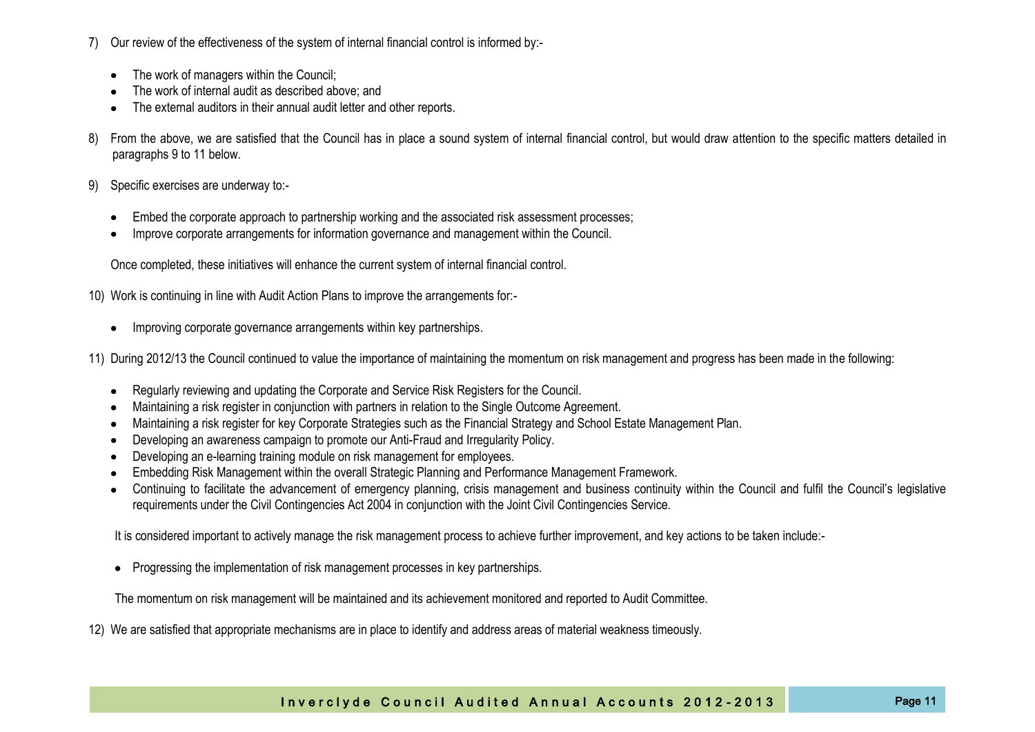7) Our review of the effectiveness of the system of internal financial control is informed by:-

   - The work of managers within the Council;
   - The work of internal audit as described above; and
   - The external auditors in their annual audit letter and other reports.

8) From the above, we are satisfied that the Council has in place a sound system of internal financial control, but would draw attention to the specific matters detailed in paragraphs 9 to 11 below.

9) Specific exercises are underway to:-

   - Embed the corporate approach to partnership working and the associated risk assessment processes;
   - Improve corporate arrangements for information governance and management within the Council.

   Once completed, these initiatives will enhance the current system of internal financial control.

10) Work is continuing in line with Audit Action Plans to improve the arrangements for:-

    - Improving corporate governance arrangements within key partnerships.

11) During 2012/13 the Council continued to value the importance of maintaining the momentum on risk management and progress has been made in the following:

    - Regularly reviewing and updating the Corporate and Service Risk Registers for the Council.
    - Maintaining a risk register in conjunction with partners in relation to the Single Outcome Agreement.
    - Maintaining a risk register for key Corporate Strategies such as the Financial Strategy and School Estate Management Plan.
    - Developing an awareness campaign to promote our Anti-Fraud and Irregularity Policy.
    - Developing an e-learning training module on risk management for employees.
    - Embedding Risk Management within the overall Strategic Planning and Performance Management Framework.
    - Continuing to facilitate the advancement of emergency planning, crisis management and business continuity within the Council and fulfil the Council's legislative requirements under the Civil Contingencies Act 2004 in conjunction with the Joint Civil Contingencies Service.

    It is considered important to actively manage the risk management process to achieve further improvement, and key actions to be taken include:-

    - Progressing the implementation of risk management processes in key partnerships.

    The momentum on risk management will be maintained and its achievement monitored and reported to Audit Committee.

12) We are satisfied that appropriate mechanisms are in place to identify and address areas of material weakness timeously.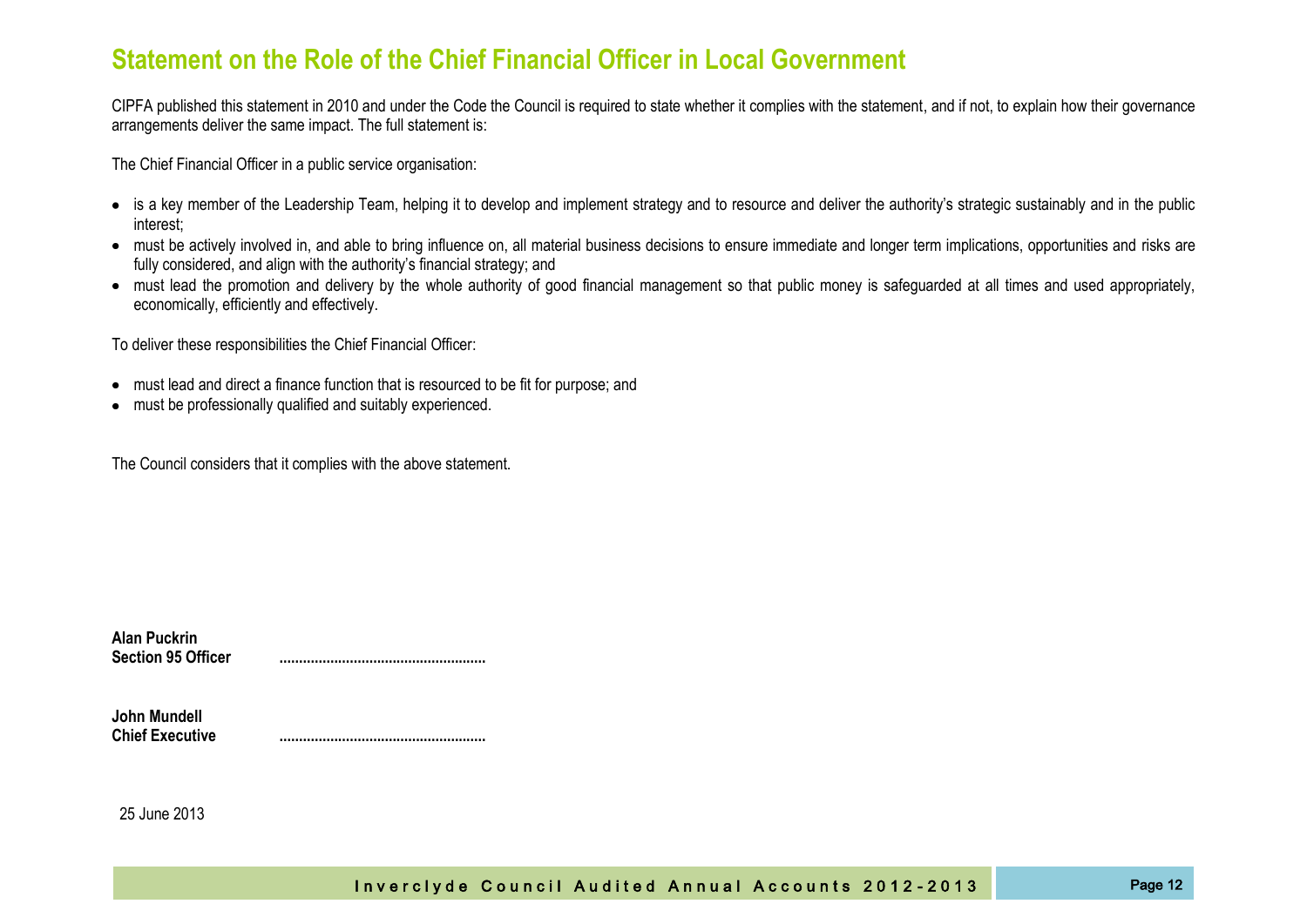# Statement on the Role of the Chief Financial Officer in Local Government

CIPFA published this statement in 2010 and under the Code the Council is required to state whether it complies with the statement, and if not, to explain how their governance arrangements deliver the same impact. The full statement is:

The Chief Financial Officer in a public service organisation:

- is a key member of the Leadership Team, helping it to develop and implement strategy and to resource and deliver the authority's strategic sustainably and in the public interest;
- must be actively involved in, and able to bring influence on, all material business decisions to ensure immediate and longer term implications, opportunities and risks are fully considered, and align with the authority's financial strategy; and
- must lead the promotion and delivery by the whole authority of good financial management so that public money is safeguarded at all times and used appropriately, economically, efficiently and effectively.

To deliver these responsibilities the Chief Financial Officer:

- must lead and direct a finance function that is resourced to be fit for purpose; and
- must be professionally qualified and suitably experienced.

The Council considers that it complies with the above statement.

**Alan Puckrin**
**Section 95 Officer** ....................................................

**John Mundell**
**Chief Executive** ....................................................

25 June 2013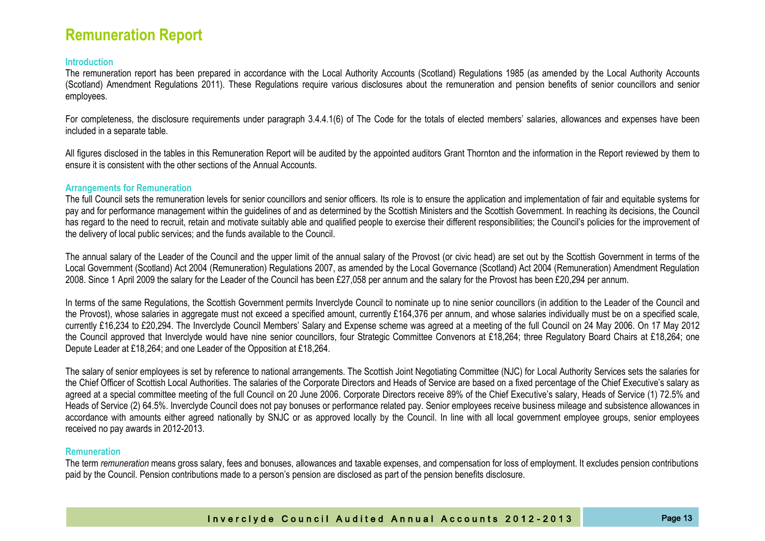# Remuneration Report

### Introduction

The remuneration report has been prepared in accordance with the Local Authority Accounts (Scotland) Regulations 1985 (as amended by the Local Authority Accounts (Scotland) Amendment Regulations 2011). These Regulations require various disclosures about the remuneration and pension benefits of senior councillors and senior employees.

For completeness, the disclosure requirements under paragraph 3.4.4.1(6) of The Code for the totals of elected members' salaries, allowances and expenses have been included in a separate table.

All figures disclosed in the tables in this Remuneration Report will be audited by the appointed auditors Grant Thornton and the information in the Report reviewed by them to ensure it is consistent with the other sections of the Annual Accounts.

### Arrangements for Remuneration

The full Council sets the remuneration levels for senior councillors and senior officers. Its role is to ensure the application and implementation of fair and equitable systems for pay and for performance management within the guidelines of and as determined by the Scottish Ministers and the Scottish Government. In reaching its decisions, the Council has regard to the need to recruit, retain and motivate suitably able and qualified people to exercise their different responsibilities; the Council's policies for the improvement of the delivery of local public services; and the funds available to the Council.

The annual salary of the Leader of the Council and the upper limit of the annual salary of the Provost (or civic head) are set out by the Scottish Government in terms of the Local Government (Scotland) Act 2004 (Remuneration) Regulations 2007, as amended by the Local Governance (Scotland) Act 2004 (Remuneration) Amendment Regulation 2008. Since 1 April 2009 the salary for the Leader of the Council has been £27,058 per annum and the salary for the Provost has been £20,294 per annum.

In terms of the same Regulations, the Scottish Government permits Inverclyde Council to nominate up to nine senior councillors (in addition to the Leader of the Council and the Provost), whose salaries in aggregate must not exceed a specified amount, currently £164,376 per annum, and whose salaries individually must be on a specified scale, currently £16,234 to £20,294. The Inverclyde Council Members' Salary and Expense scheme was agreed at a meeting of the full Council on 24 May 2006. On 17 May 2012 the Council approved that Inverclyde would have nine senior councillors, four Strategic Committee Convenors at £18,264; three Regulatory Board Chairs at £18,264; one Depute Leader at £18,264; and one Leader of the Opposition at £18,264.

The salary of senior employees is set by reference to national arrangements. The Scottish Joint Negotiating Committee (NJC) for Local Authority Services sets the salaries for the Chief Officer of Scottish Local Authorities. The salaries of the Corporate Directors and Heads of Service are based on a fixed percentage of the Chief Executive's salary as agreed at a special committee meeting of the full Council on 20 June 2006. Corporate Directors receive 89% of the Chief Executive's salary, Heads of Service (1) 72.5% and Heads of Service (2) 64.5%. Inverclyde Council does not pay bonuses or performance related pay. Senior employees receive business mileage and subsistence allowances in accordance with amounts either agreed nationally by SNJC or as approved locally by the Council. In line with all local government employee groups, senior employees received no pay awards in 2012-2013.

### Remuneration

The term *remuneration* means gross salary, fees and bonuses, allowances and taxable expenses, and compensation for loss of employment. It excludes pension contributions paid by the Council. Pension contributions made to a person's pension are disclosed as part of the pension benefits disclosure.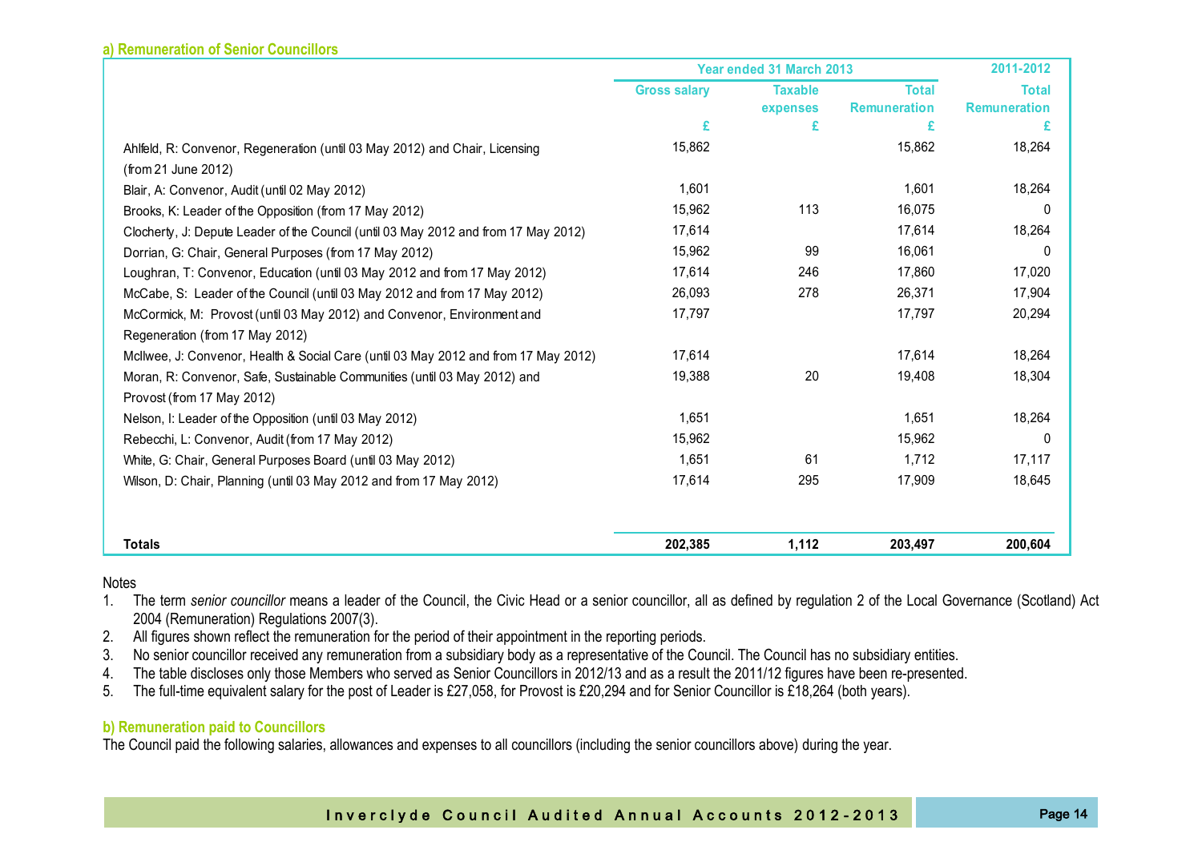### a) Remuneration of Senior Councillors

| | Year ended 31 March 2013 | | | 2011-2012 |
|---|---|---|---|---|
| | Gross salary | Taxable expenses | Total Remuneration | Total Remuneration |
| | £ | £ | £ | £ |
| Ahlfeld, R: Convenor, Regeneration (until 03 May 2012) and Chair, Licensing (from 21 June 2012) | 15,862 | | 15,862 | 18,264 |
| Blair, A: Convenor, Audit (until 02 May 2012) | 1,601 | | 1,601 | 18,264 |
| Brooks, K: Leader of the Opposition (from 17 May 2012) | 15,962 | 113 | 16,075 | 0 |
| Clocherty, J: Depute Leader of the Council (until 03 May 2012 and from 17 May 2012) | 17,614 | | 17,614 | 18,264 |
| Dorrian, G: Chair, General Purposes (from 17 May 2012) | 15,962 | 99 | 16,061 | 0 |
| Loughran, T: Convenor, Education (until 03 May 2012 and from 17 May 2012) | 17,614 | 246 | 17,860 | 17,020 |
| McCabe, S: Leader of the Council (until 03 May 2012 and from 17 May 2012) | 26,093 | 278 | 26,371 | 17,904 |
| McCormick, M: Provost (until 03 May 2012) and Convenor, Environment and Regeneration (from 17 May 2012) | 17,797 | | 17,797 | 20,294 |
| McIlwee, J: Convenor, Health & Social Care (until 03 May 2012 and from 17 May 2012) | 17,614 | | 17,614 | 18,264 |
| Moran, R: Convenor, Safe, Sustainable Communities (until 03 May 2012) and Provost (from 17 May 2012) | 19,388 | 20 | 19,408 | 18,304 |
| Nelson, I: Leader of the Opposition (until 03 May 2012) | 1,651 | | 1,651 | 18,264 |
| Rebecchi, L: Convenor, Audit (from 17 May 2012) | 15,962 | | 15,962 | 0 |
| White, G: Chair, General Purposes Board (until 03 May 2012) | 1,651 | 61 | 1,712 | 17,117 |
| Wilson, D: Chair, Planning (until 03 May 2012 and from 17 May 2012) | 17,614 | 295 | 17,909 | 18,645 |
| **Totals** | **202,385** | **1,112** | **203,497** | **200,604** |

Notes

1. The term *senior councillor* means a leader of the Council, the Civic Head or a senior councillor, all as defined by regulation 2 of the Local Governance (Scotland) Act 2004 (Remuneration) Regulations 2007(3).
2. All figures shown reflect the remuneration for the period of their appointment in the reporting periods.
3. No senior councillor received any remuneration from a subsidiary body as a representative of the Council. The Council has no subsidiary entities.
4. The table discloses only those Members who served as Senior Councillors in 2012/13 and as a result the 2011/12 figures have been re-presented.
5. The full-time equivalent salary for the post of Leader is £27,058, for Provost is £20,294 and for Senior Councillor is £18,264 (both years).

### b) Remuneration paid to Councillors

The Council paid the following salaries, allowances and expenses to all councillors (including the senior councillors above) during the year.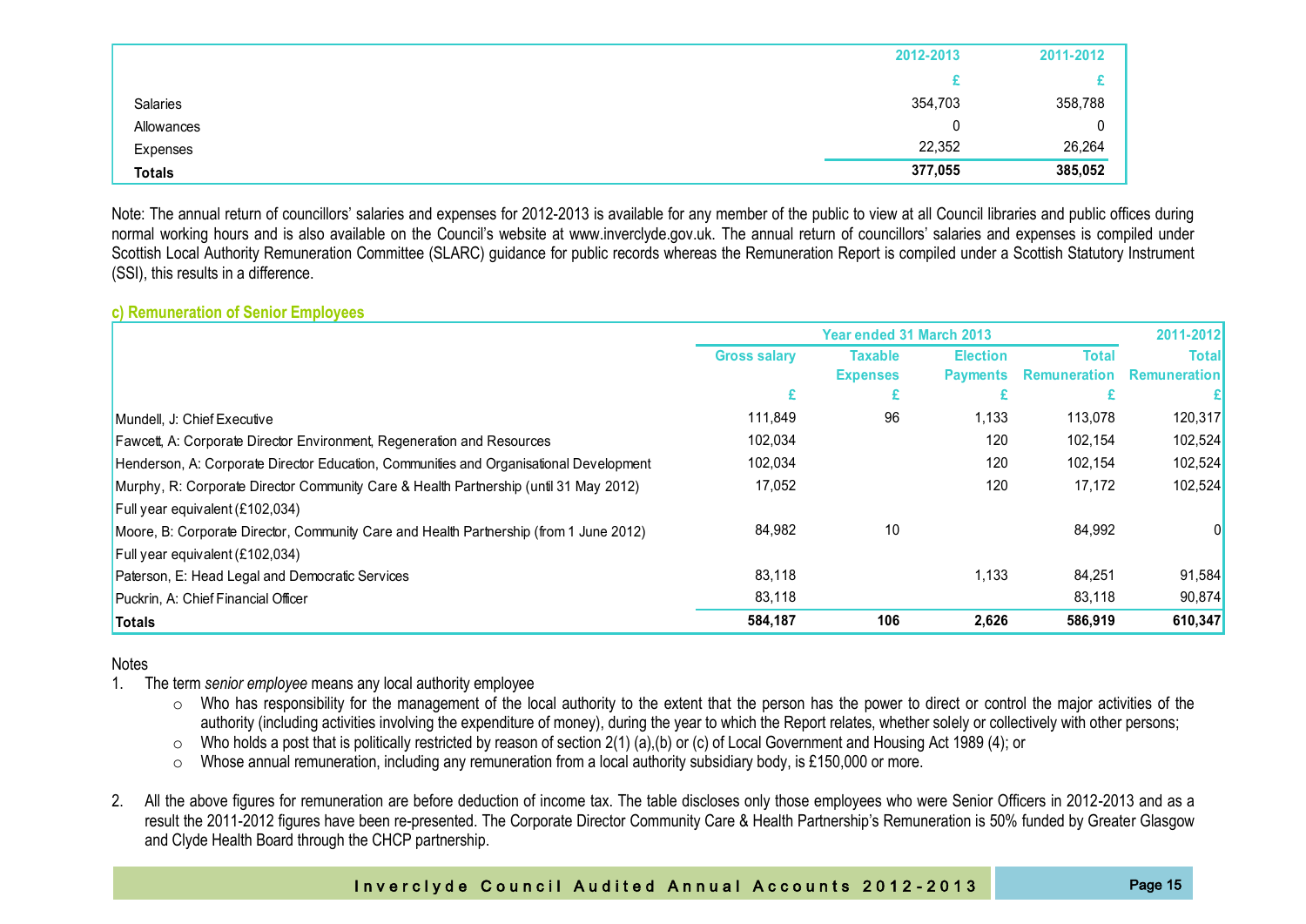| | 2012-2013 | 2011-2012 |
|---|---|---|
| | £ | £ |
| Salaries | 354,703 | 358,788 |
| Allowances | 0 | 0 |
| Expenses | 22,352 | 26,264 |
| **Totals** | **377,055** | **385,052** |

Note: The annual return of councillors' salaries and expenses for 2012-2013 is available for any member of the public to view at all Council libraries and public offices during normal working hours and is also available on the Council's website at www.inverclyde.gov.uk. The annual return of councillors' salaries and expenses is compiled under Scottish Local Authority Remuneration Committee (SLARC) guidance for public records whereas the Remuneration Report is compiled under a Scottish Statutory Instrument (SSI), this results in a difference.

### c) Remuneration of Senior Employees

| | Year ended 31 March 2013 | | | | 2011-2012 |
|---|---|---|---|---|---|
| | Gross salary | Taxable Expenses | Election Payments | Total Remuneration | Total Remuneration |
| | £ | £ | £ | £ | £ |
| Mundell, J: Chief Executive | 111,849 | 96 | 1,133 | 113,078 | 120,317 |
| Fawcett, A: Corporate Director Environment, Regeneration and Resources | 102,034 | | 120 | 102,154 | 102,524 |
| Henderson, A: Corporate Director Education, Communities and Organisational Development | 102,034 | | 120 | 102,154 | 102,524 |
| Murphy, R: Corporate Director Community Care & Health Partnership (until 31 May 2012) | 17,052 | | 120 | 17,172 | 102,524 |
| Full year equivalent (£102,034) | | | | | |
| Moore, B: Corporate Director, Community Care and Health Partnership (from 1 June 2012) | 84,982 | 10 | | 84,992 | 0 |
| Full year equivalent (£102,034) | | | | | |
| Paterson, E: Head Legal and Democratic Services | 83,118 | | 1,133 | 84,251 | 91,584 |
| Puckrin, A: Chief Financial Officer | 83,118 | | | 83,118 | 90,874 |
| **Totals** | **584,187** | **106** | **2,626** | **586,919** | **610,347** |

Notes

1. The term *senior employee* means any local authority employee
   - Who has responsibility for the management of the local authority to the extent that the person has the power to direct or control the major activities of the authority (including activities involving the expenditure of money), during the year to which the Report relates, whether solely or collectively with other persons;
   - Who holds a post that is politically restricted by reason of section 2(1) (a),(b) or (c) of Local Government and Housing Act 1989 (4); or
   - Whose annual remuneration, including any remuneration from a local authority subsidiary body, is £150,000 or more.

2. All the above figures for remuneration are before deduction of income tax. The table discloses only those employees who were Senior Officers in 2012-2013 and as a result the 2011-2012 figures have been re-presented. The Corporate Director Community Care & Health Partnership's Remuneration is 50% funded by Greater Glasgow and Clyde Health Board through the CHCP partnership.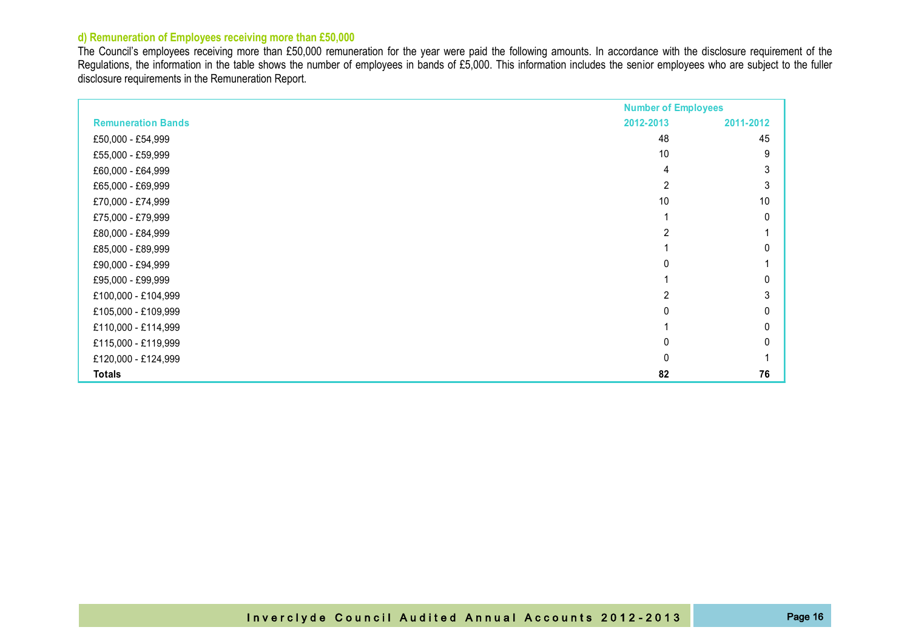### d) Remuneration of Employees receiving more than £50,000

The Council's employees receiving more than £50,000 remuneration for the year were paid the following amounts. In accordance with the disclosure requirement of the Regulations, the information in the table shows the number of employees in bands of £5,000. This information includes the senior employees who are subject to the fuller disclosure requirements in the Remuneration Report.

| | Number of Employees | |
|---|---|---|
| **Remuneration Bands** | **2012-2013** | **2011-2012** |
| £50,000 - £54,999 | 48 | 45 |
| £55,000 - £59,999 | 10 | 9 |
| £60,000 - £64,999 | 4 | 3 |
| £65,000 - £69,999 | 2 | 3 |
| £70,000 - £74,999 | 10 | 10 |
| £75,000 - £79,999 | 1 | 0 |
| £80,000 - £84,999 | 2 | 1 |
| £85,000 - £89,999 | 1 | 0 |
| £90,000 - £94,999 | 0 | 1 |
| £95,000 - £99,999 | 1 | 0 |
| £100,000 - £104,999 | 2 | 3 |
| £105,000 - £109,999 | 0 | 0 |
| £110,000 - £114,999 | 1 | 0 |
| £115,000 - £119,999 | 0 | 0 |
| £120,000 - £124,999 | 0 | 1 |
| **Totals** | **82** | **76** |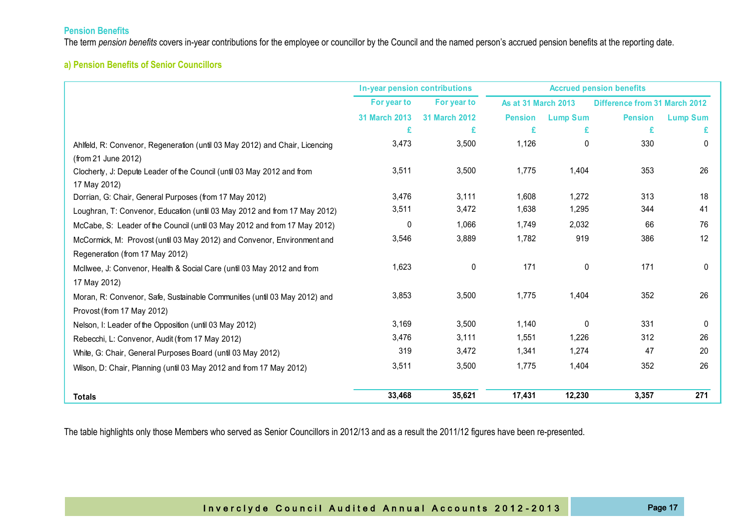## Pension Benefits

The term *pension benefits* covers in-year contributions for the employee or councillor by the Council and the named person's accrued pension benefits at the reporting date.

### a) Pension Benefits of Senior Councillors

| | In-year pension contributions | | Accrued pension benefits | | | |
|---|---|---|---|---|---|---|
| | For year to 31 March 2013 | For year to 31 March 2012 | As at 31 March 2013 | | Difference from 31 March 2012 | |
| | | | Pension | Lump Sum | Pension | Lump Sum |
| | £ | £ | £ | £ | £ | £ |
| Ahlfeld, R: Convenor, Regeneration (until 03 May 2012) and Chair, Licencing (from 21 June 2012) | 3,473 | 3,500 | 1,126 | 0 | 330 | 0 |
| Clocherty, J: Depute Leader of the Council (until 03 May 2012 and from 17 May 2012) | 3,511 | 3,500 | 1,775 | 1,404 | 353 | 26 |
| Dorrian, G: Chair, General Purposes (from 17 May 2012) | 3,476 | 3,111 | 1,608 | 1,272 | 313 | 18 |
| Loughran, T: Convenor, Education (until 03 May 2012 and from 17 May 2012) | 3,511 | 3,472 | 1,638 | 1,295 | 344 | 41 |
| McCabe, S: Leader of the Council (until 03 May 2012 and from 17 May 2012) | 0 | 1,066 | 1,749 | 2,032 | 66 | 76 |
| McCormick, M: Provost (until 03 May 2012) and Convenor, Environment and Regeneration (from 17 May 2012) | 3,546 | 3,889 | 1,782 | 919 | 386 | 12 |
| McIlwee, J: Convenor, Health & Social Care (until 03 May 2012 and from 17 May 2012) | 1,623 | 0 | 171 | 0 | 171 | 0 |
| Moran, R: Convenor, Safe, Sustainable Communities (until 03 May 2012) and Provost (from 17 May 2012) | 3,853 | 3,500 | 1,775 | 1,404 | 352 | 26 |
| Nelson, I: Leader of the Opposition (until 03 May 2012) | 3,169 | 3,500 | 1,140 | 0 | 331 | 0 |
| Rebecchi, L: Convenor, Audit (from 17 May 2012) | 3,476 | 3,111 | 1,551 | 1,226 | 312 | 26 |
| White, G: Chair, General Purposes Board (until 03 May 2012) | 319 | 3,472 | 1,341 | 1,274 | 47 | 20 |
| Wilson, D: Chair, Planning (until 03 May 2012 and from 17 May 2012) | 3,511 | 3,500 | 1,775 | 1,404 | 352 | 26 |
| **Totals** | **33,468** | **35,621** | **17,431** | **12,230** | **3,357** | **271** |

The table highlights only those Members who served as Senior Councillors in 2012/13 and as a result the 2011/12 figures have been re-presented.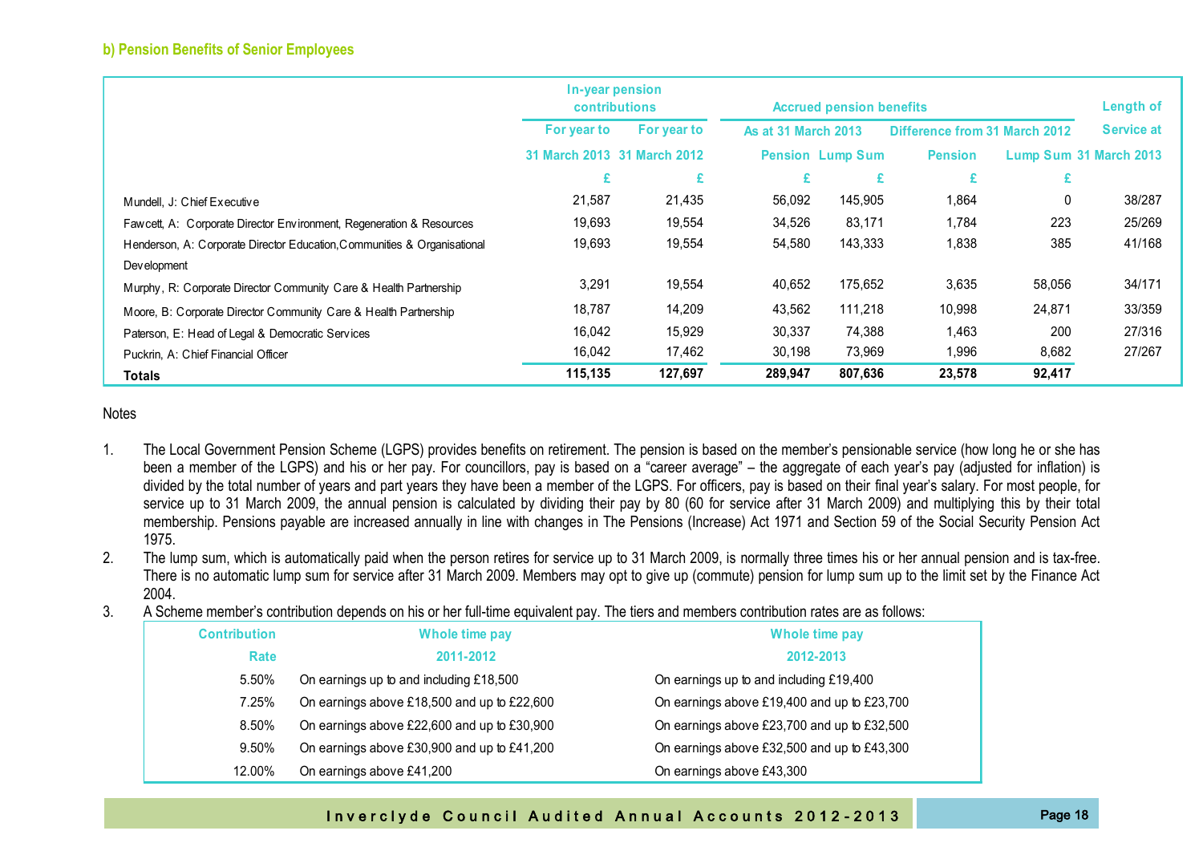### b) Pension Benefits of Senior Employees

| | In-year pension contributions | | Accrued pension benefits | | | | Length of Service at |
|---|---|---|---|---|---|---|---|
| | For year to 31 March 2013 | For year to 31 March 2012 | As at 31 March 2013 | | Difference from 31 March 2012 | | 31 March 2013 |
| | | | Pension | Lump Sum | Pension | Lump Sum | |
| | £ | £ | £ | £ | £ | £ | |
| Mundell, J: Chief Executive | 21,587 | 21,435 | 56,092 | 145,905 | 1,864 | 0 | 38/287 |
| Fawcett, A: Corporate Director Environment, Regeneration & Resources | 19,693 | 19,554 | 34,526 | 83,171 | 1,784 | 223 | 25/269 |
| Henderson, A: Corporate Director Education,Communities & Organisational Development | 19,693 | 19,554 | 54,580 | 143,333 | 1,838 | 385 | 41/168 |
| Murphy, R: Corporate Director Community Care & Health Partnership | 3,291 | 19,554 | 40,652 | 175,652 | 3,635 | 58,056 | 34/171 |
| Moore, B: Corporate Director Community Care & Health Partnership | 18,787 | 14,209 | 43,562 | 111,218 | 10,998 | 24,871 | 33/359 |
| Paterson, E: Head of Legal & Democratic Services | 16,042 | 15,929 | 30,337 | 74,388 | 1,463 | 200 | 27/316 |
| Puckrin, A: Chief Financial Officer | 16,042 | 17,462 | 30,198 | 73,969 | 1,996 | 8,682 | 27/267 |
| **Totals** | **115,135** | **127,697** | **289,947** | **807,636** | **23,578** | **92,417** | |

Notes

1. The Local Government Pension Scheme (LGPS) provides benefits on retirement. The pension is based on the member's pensionable service (how long he or she has been a member of the LGPS) and his or her pay. For councillors, pay is based on a "career average" – the aggregate of each year's pay (adjusted for inflation) is divided by the total number of years and part years they have been a member of the LGPS. For officers, pay is based on their final year's salary. For most people, for service up to 31 March 2009, the annual pension is calculated by dividing their pay by 80 (60 for service after 31 March 2009) and multiplying this by their total membership. Pensions payable are increased annually in line with changes in The Pensions (Increase) Act 1971 and Section 59 of the Social Security Pension Act 1975.
2. The lump sum, which is automatically paid when the person retires for service up to 31 March 2009, is normally three times his or her annual pension and is tax-free. There is no automatic lump sum for service after 31 March 2009. Members may opt to give up (commute) pension for lump sum up to the limit set by the Finance Act 2004.
3. A Scheme member's contribution depends on his or her full-time equivalent pay. The tiers and members contribution rates are as follows:

| Contribution Rate | Whole time pay 2011-2012 | Whole time pay 2012-2013 |
|---|---|---|
| 5.50% | On earnings up to and including £18,500 | On earnings up to and including £19,400 |
| 7.25% | On earnings above £18,500 and up to £22,600 | On earnings above £19,400 and up to £23,700 |
| 8.50% | On earnings above £22,600 and up to £30,900 | On earnings above £23,700 and up to £32,500 |
| 9.50% | On earnings above £30,900 and up to £41,200 | On earnings above £32,500 and up to £43,300 |
| 12.00% | On earnings above £41,200 | On earnings above £43,300 |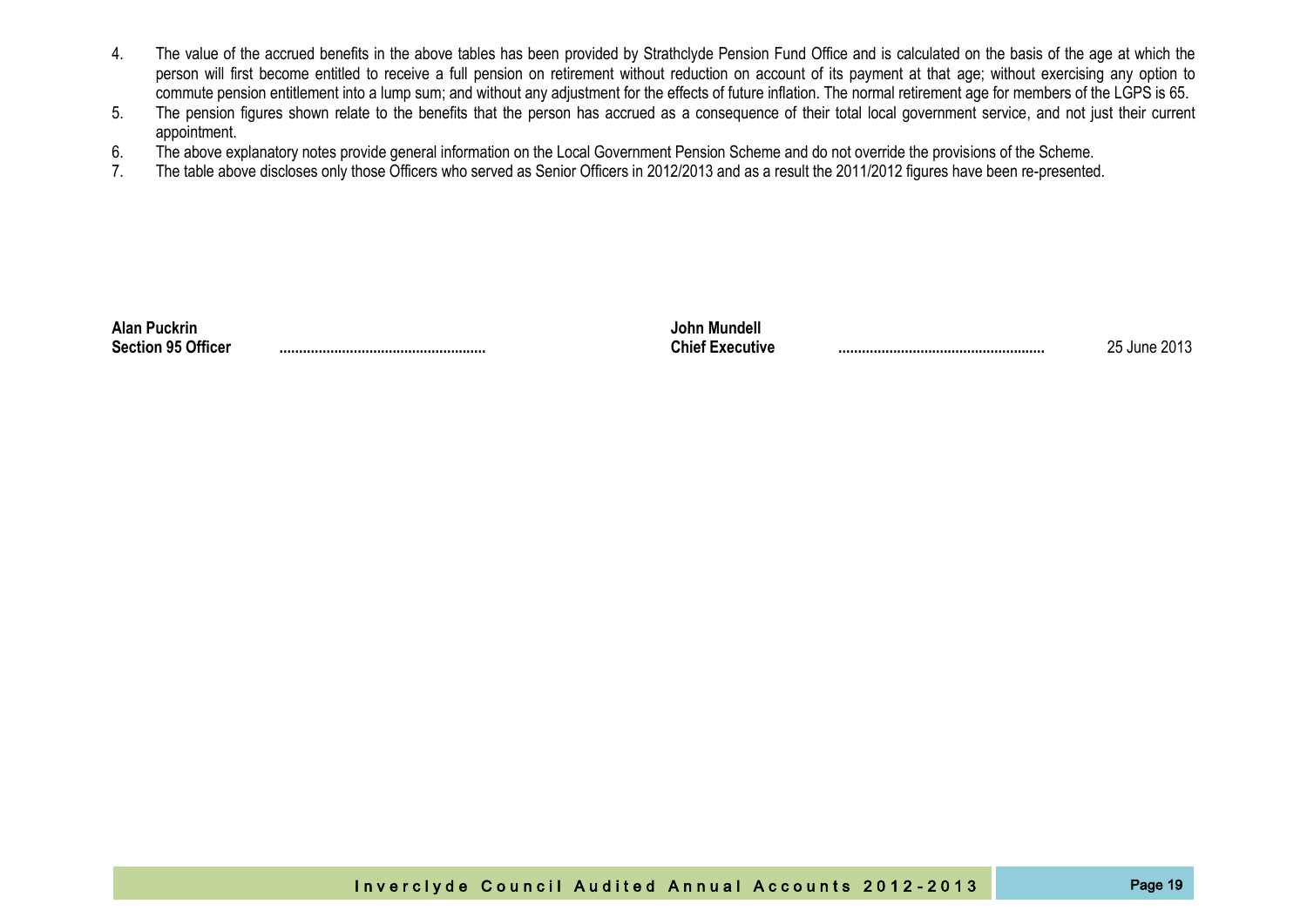4. The value of the accrued benefits in the above tables has been provided by Strathclyde Pension Fund Office and is calculated on the basis of the age at which the person will first become entitled to receive a full pension on retirement without reduction on account of its payment at that age; without exercising any option to commute pension entitlement into a lump sum; and without any adjustment for the effects of future inflation. The normal retirement age for members of the LGPS is 65.
5. The pension figures shown relate to the benefits that the person has accrued as a consequence of their total local government service, and not just their current appointment.
6. The above explanatory notes provide general information on the Local Government Pension Scheme and do not override the provisions of the Scheme.
7. The table above discloses only those Officers who served as Senior Officers in 2012/2013 and as a result the 2011/2012 figures have been re-presented.

| | | | | |
|---|---|---|---|---|
| **Alan Puckrin** | | **John Mundell** | | |
| **Section 95 Officer** | **....................................................** | **Chief Executive** | **....................................................** | 25 June 2013 |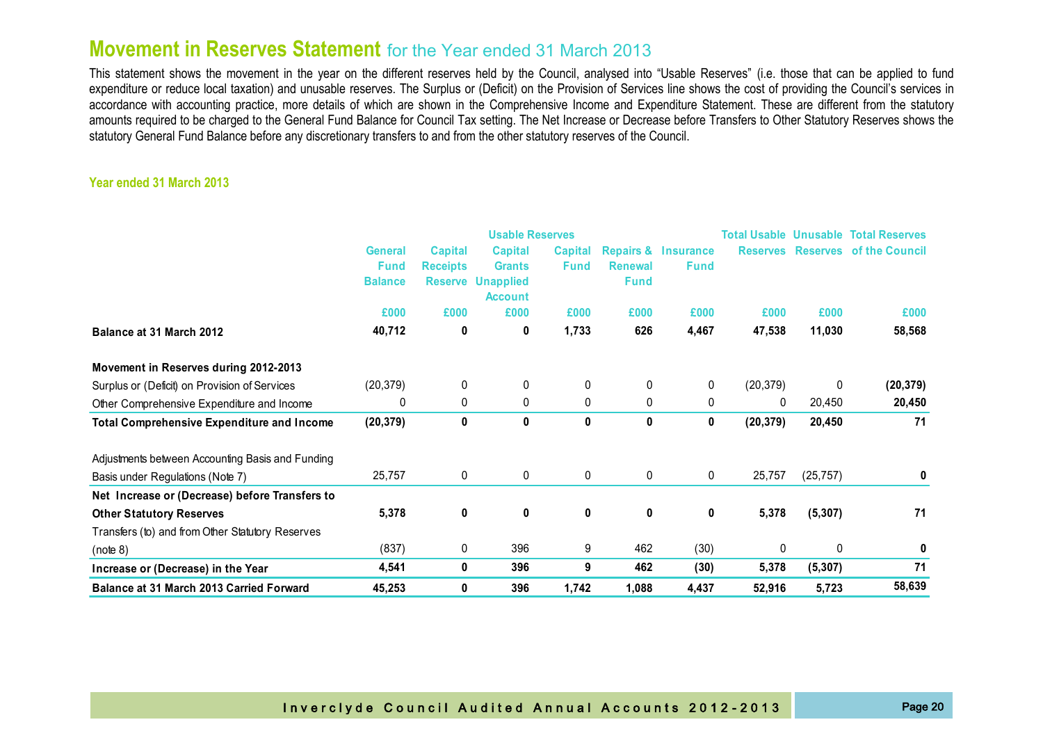# Movement in Reserves Statement for the Year ended 31 March 2013

This statement shows the movement in the year on the different reserves held by the Council, analysed into "Usable Reserves" (i.e. those that can be applied to fund expenditure or reduce local taxation) and unusable reserves. The Surplus or (Deficit) on the Provision of Services line shows the cost of providing the Council's services in accordance with accounting practice, more details of which are shown in the Comprehensive Income and Expenditure Statement. These are different from the statutory amounts required to be charged to the General Fund Balance for Council Tax setting. The Net Increase or Decrease before Transfers to Other Statutory Reserves shows the statutory General Fund Balance before any discretionary transfers to and from the other statutory reserves of the Council.

### Year ended 31 March 2013

| | Usable Reserves | | | | | | Total Usable Reserves | Unusable Reserves | Total Reserves of the Council |
|---|---|---|---|---|---|---|---|---|---|
| | General Fund Balance | Capital Receipts Reserve | Capital Grants Unapplied Account | Capital Fund | Repairs & Renewal Fund | Insurance Fund | | | |
| | £000 | £000 | £000 | £000 | £000 | £000 | £000 | £000 | £000 |
| **Balance at 31 March 2012** | **40,712** | **0** | **0** | **1,733** | **626** | **4,467** | **47,538** | **11,030** | **58,568** |
| **Movement in Reserves during 2012-2013** | | | | | | | | | |
| Surplus or (Deficit) on Provision of Services | (20,379) | 0 | 0 | 0 | 0 | 0 | (20,379) | 0 | **(20,379)** |
| Other Comprehensive Expenditure and Income | 0 | 0 | 0 | 0 | 0 | 0 | 0 | 20,450 | **20,450** |
| **Total Comprehensive Expenditure and Income** | **(20,379)** | **0** | **0** | **0** | **0** | **0** | **(20,379)** | **20,450** | **71** |
| Adjustments between Accounting Basis and Funding Basis under Regulations (Note 7) | 25,757 | 0 | 0 | 0 | 0 | 0 | 25,757 | (25,757) | **0** |
| **Net Increase or (Decrease) before Transfers to Other Statutory Reserves** | **5,378** | **0** | **0** | **0** | **0** | **0** | **5,378** | **(5,307)** | **71** |
| Transfers (to) and from Other Statutory Reserves (note 8) | (837) | 0 | 396 | 9 | 462 | (30) | 0 | 0 | **0** |
| **Increase or (Decrease) in the Year** | **4,541** | **0** | **396** | **9** | **462** | **(30)** | **5,378** | **(5,307)** | **71** |
| **Balance at 31 March 2013 Carried Forward** | **45,253** | **0** | **396** | **1,742** | **1,088** | **4,437** | **52,916** | **5,723** | **58,639** |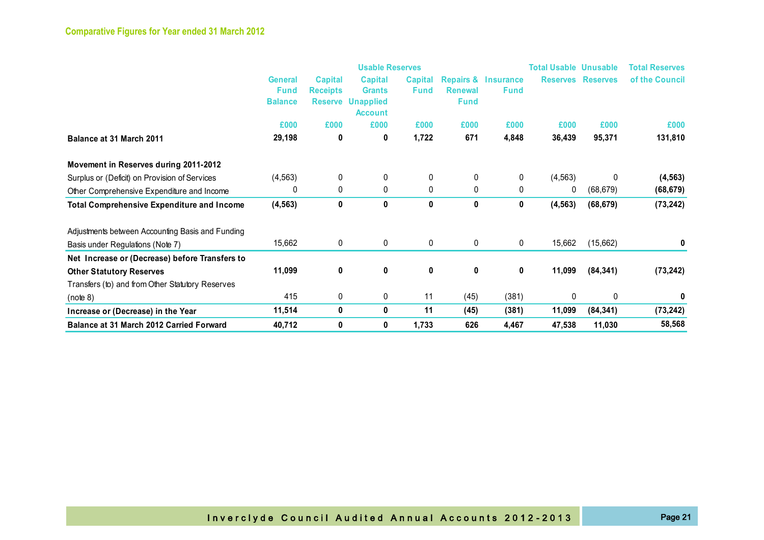## Comparative Figures for Year ended 31 March 2012

| | Usable Reserves | | | | | | Total Usable Reserves | Unusable Reserves | Total Reserves of the Council |
|---|---|---|---|---|---|---|---|---|---|
| | General Fund Balance | Capital Receipts Reserve | Capital Grants Unapplied Account | Capital Fund | Repairs & Renewal Fund | Insurance Fund | | | |
| | £000 | £000 | £000 | £000 | £000 | £000 | £000 | £000 | £000 |
| **Balance at 31 March 2011** | **29,198** | **0** | **0** | **1,722** | **671** | **4,848** | **36,439** | **95,371** | **131,810** |
| **Movement in Reserves during 2011-2012** | | | | | | | | | |
| Surplus or (Deficit) on Provision of Services | (4,563) | 0 | 0 | 0 | 0 | 0 | (4,563) | 0 | **(4,563)** |
| Other Comprehensive Expenditure and Income | 0 | 0 | 0 | 0 | 0 | 0 | 0 | (68,679) | **(68,679)** |
| **Total Comprehensive Expenditure and Income** | **(4,563)** | **0** | **0** | **0** | **0** | **0** | **(4,563)** | **(68,679)** | **(73,242)** |
| Adjustments between Accounting Basis and Funding Basis under Regulations (Note 7) | 15,662 | 0 | 0 | 0 | 0 | 0 | 15,662 | (15,662) | **0** |
| **Net Increase or (Decrease) before Transfers to Other Statutory Reserves** | **11,099** | **0** | **0** | **0** | **0** | **0** | **11,099** | **(84,341)** | **(73,242)** |
| Transfers (to) and from Other Statutory Reserves (note 8) | 415 | 0 | 0 | 11 | (45) | (381) | 0 | 0 | **0** |
| **Increase or (Decrease) in the Year** | **11,514** | **0** | **0** | **11** | **(45)** | **(381)** | **11,099** | **(84,341)** | **(73,242)** |
| **Balance at 31 March 2012 Carried Forward** | **40,712** | **0** | **0** | **1,733** | **626** | **4,467** | **47,538** | **11,030** | **58,568** |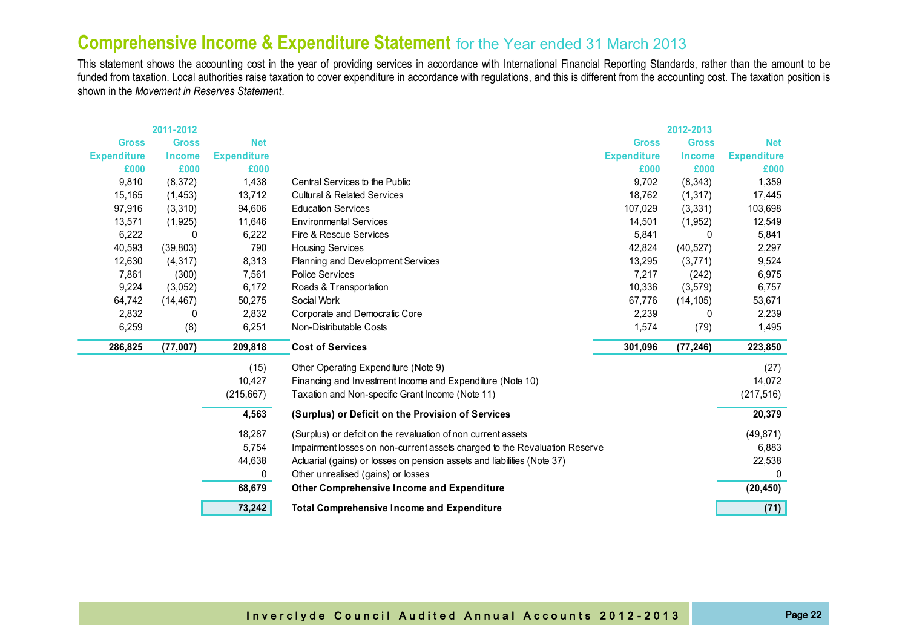# Comprehensive Income & Expenditure Statement for the Year ended 31 March 2013

This statement shows the accounting cost in the year of providing services in accordance with International Financial Reporting Standards, rather than the amount to be funded from taxation. Local authorities raise taxation to cover expenditure in accordance with regulations, and this is different from the accounting cost. The taxation position is shown in the *Movement in Reserves Statement*.

| 2011-2012 | | | | 2012-2013 | | |
|---|---|---|---|---|---|---|
| Gross Expenditure £000 | Gross Income £000 | Net Expenditure £000 | | Gross Expenditure £000 | Gross Income £000 | Net Expenditure £000 |
| 9,810 | (8,372) | 1,438 | Central Services to the Public | 9,702 | (8,343) | 1,359 |
| 15,165 | (1,453) | 13,712 | Cultural & Related Services | 18,762 | (1,317) | 17,445 |
| 97,916 | (3,310) | 94,606 | Education Services | 107,029 | (3,331) | 103,698 |
| 13,571 | (1,925) | 11,646 | Environmental Services | 14,501 | (1,952) | 12,549 |
| 6,222 | 0 | 6,222 | Fire & Rescue Services | 5,841 | 0 | 5,841 |
| 40,593 | (39,803) | 790 | Housing Services | 42,824 | (40,527) | 2,297 |
| 12,630 | (4,317) | 8,313 | Planning and Development Services | 13,295 | (3,771) | 9,524 |
| 7,861 | (300) | 7,561 | Police Services | 7,217 | (242) | 6,975 |
| 9,224 | (3,052) | 6,172 | Roads & Transportation | 10,336 | (3,579) | 6,757 |
| 64,742 | (14,467) | 50,275 | Social Work | 67,776 | (14,105) | 53,671 |
| 2,832 | 0 | 2,832 | Corporate and Democratic Core | 2,239 | 0 | 2,239 |
| 6,259 | (8) | 6,251 | Non-Distributable Costs | 1,574 | (79) | 1,495 |
| **286,825** | **(77,007)** | **209,818** | **Cost of Services** | **301,096** | **(77,246)** | **223,850** |
| | | (15) | Other Operating Expenditure (Note 9) | | | (27) |
| | | 10,427 | Financing and Investment Income and Expenditure (Note 10) | | | 14,072 |
| | | (215,667) | Taxation and Non-specific Grant Income (Note 11) | | | (217,516) |
| | | **4,563** | **(Surplus) or Deficit on the Provision of Services** | | | **20,379** |
| | | 18,287 | (Surplus) or deficit on the revaluation of non current assets | | | (49,871) |
| | | 5,754 | Impairment losses on non-current assets charged to the Revaluation Reserve | | | 6,883 |
| | | 44,638 | Actuarial (gains) or losses on pension assets and liabilities (Note 37) | | | 22,538 |
| | | 0 | Other unrealised (gains) or losses | | | 0 |
| | | **68,679** | **Other Comprehensive Income and Expenditure** | | | **(20,450)** |
| | | **73,242** | **Total Comprehensive Income and Expenditure** | | | **(71)** |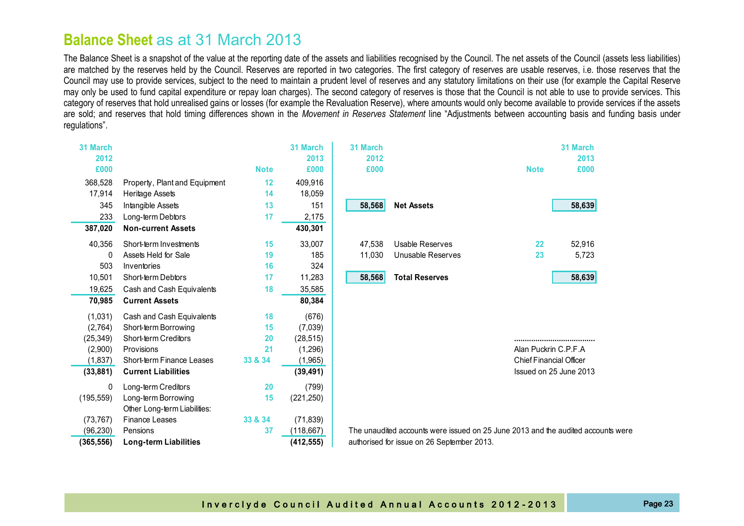# **Balance Sheet** as at 31 March 2013

The Balance Sheet is a snapshot of the value at the reporting date of the assets and liabilities recognised by the Council. The net assets of the Council (assets less liabilities) are matched by the reserves held by the Council. Reserves are reported in two categories. The first category of reserves are usable reserves, i.e. those reserves that the Council may use to provide services, subject to the need to maintain a prudent level of reserves and any statutory limitations on their use (for example the Capital Reserve may only be used to fund capital expenditure or repay loan charges). The second category of reserves is those that the Council is not able to use to provide services. This category of reserves that hold unrealised gains or losses (for example the Revaluation Reserve), where amounts would only become available to provide services if the assets are sold; and reserves that hold timing differences shown in the *Movement in Reserves Statement* line "Adjustments between accounting basis and funding basis under regulations".

| 31 March 2012 £000 | | Note | 31 March 2013 £000 |
|---|---|---|---|
| 368,528 | Property, Plant and Equipment | 12 | 409,916 |
| 17,914 | Heritage Assets | 14 | 18,059 |
| 345 | Intangible Assets | 13 | 151 |
| 233 | Long-term Debtors | 17 | 2,175 |
| **387,020** | **Non-current Assets** | | **430,301** |
| 40,356 | Short-term Investments | 15 | 33,007 |
| 0 | Assets Held for Sale | 19 | 185 |
| 503 | Inventories | 16 | 324 |
| 10,501 | Short-term Debtors | 17 | 11,283 |
| 19,625 | Cash and Cash Equivalents | 18 | 35,585 |
| **70,985** | **Current Assets** | | **80,384** |
| (1,031) | Cash and Cash Equivalents | 18 | (676) |
| (2,764) | Short-term Borrowing | 15 | (7,039) |
| (25,349) | Short-term Creditors | 20 | (28,515) |
| (2,900) | Provisions | 21 | (1,296) |
| (1,837) | Short-term Finance Leases | 33 & 34 | (1,965) |
| **(33,881)** | **Current Liabilities** | | **(39,491)** |
| 0 | Long-term Creditors | 20 | (799) |
| (195,559) | Long-term Borrowing | 15 | (221,250) |
| | Other Long-term Liabilities: | | |
| (73,767) | Finance Leases | 33 & 34 | (71,839) |
| (96,230) | Pensions | 37 | (118,667) |
| **(365,556)** | **Long-term Liabilities** | | **(412,555)** |

| 31 March 2012 £000 | | Note | 31 March 2013 £000 |
|---|---|---|---|
| **58,568** | **Net Assets** | | **58,639** |
| 47,538 | Usable Reserves | 22 | 52,916 |
| 11,030 | Unusable Reserves | 23 | 5,723 |
| **58,568** | **Total Reserves** | | **58,639** |

......................................
Alan Puckrin C.P.F.A
Chief Financial Officer
Issued on 25 June 2013

The unaudited accounts were issued on 25 June 2013 and the audited accounts were authorised for issue on 26 September 2013.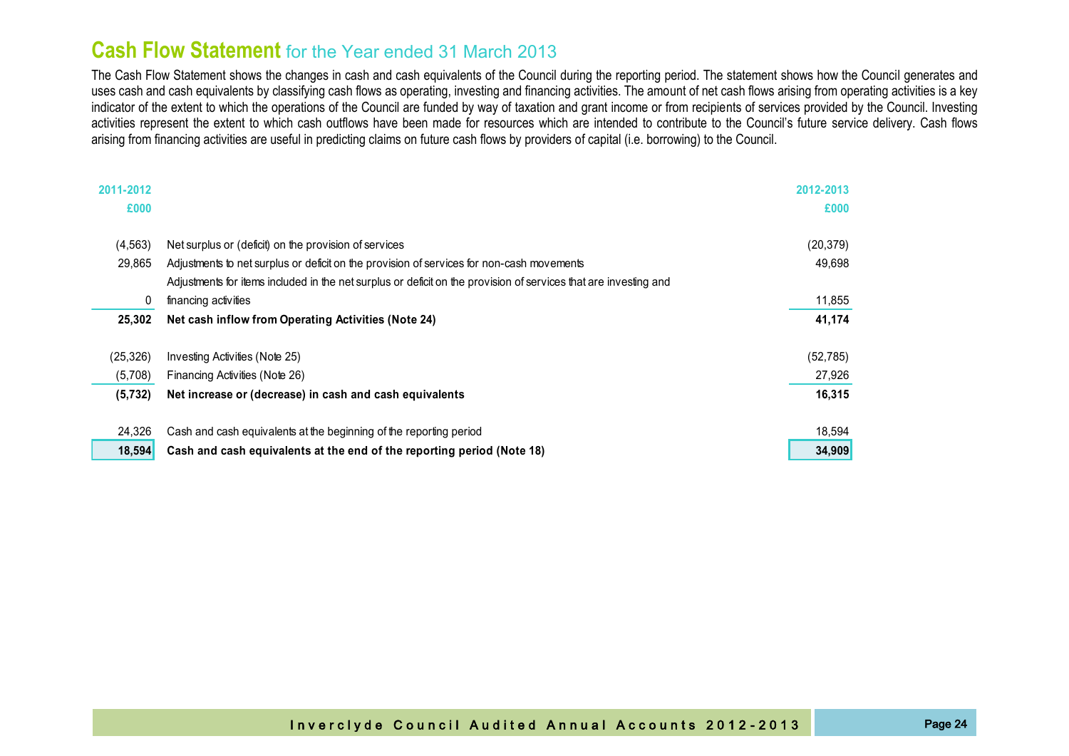# Cash Flow Statement for the Year ended 31 March 2013

The Cash Flow Statement shows the changes in cash and cash equivalents of the Council during the reporting period. The statement shows how the Council generates and uses cash and cash equivalents by classifying cash flows as operating, investing and financing activities. The amount of net cash flows arising from operating activities is a key indicator of the extent to which the operations of the Council are funded by way of taxation and grant income or from recipients of services provided by the Council. Investing activities represent the extent to which cash outflows have been made for resources which are intended to contribute to the Council's future service delivery. Cash flows arising from financing activities are useful in predicting claims on future cash flows by providers of capital (i.e. borrowing) to the Council.

| 2011-2012 £000 | | 2012-2013 £000 |
|---|---|---|
| (4,563) | Net surplus or (deficit) on the provision of services | (20,379) |
| 29,865 | Adjustments to net surplus or deficit on the provision of services for non-cash movements | 49,698 |
| 0 | Adjustments for items included in the net surplus or deficit on the provision of services that are investing and financing activities | 11,855 |
| **25,302** | **Net cash inflow from Operating Activities (Note 24)** | **41,174** |
| (25,326) | Investing Activities (Note 25) | (52,785) |
| (5,708) | Financing Activities (Note 26) | 27,926 |
| **(5,732)** | **Net increase or (decrease) in cash and cash equivalents** | **16,315** |
| 24,326 | Cash and cash equivalents at the beginning of the reporting period | 18,594 |
| **18,594** | **Cash and cash equivalents at the end of the reporting period (Note 18)** | **34,909** |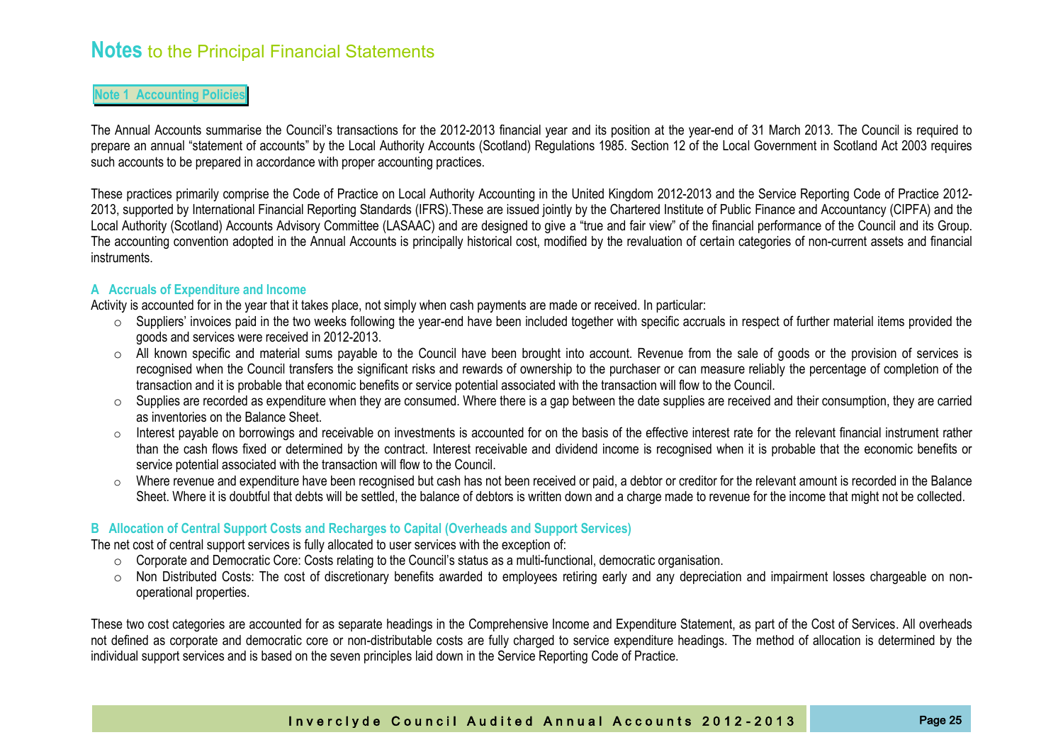# **Notes** to the Principal Financial Statements

## Note 1 Accounting Policies

The Annual Accounts summarise the Council's transactions for the 2012-2013 financial year and its position at the year-end of 31 March 2013. The Council is required to prepare an annual "statement of accounts" by the Local Authority Accounts (Scotland) Regulations 1985. Section 12 of the Local Government in Scotland Act 2003 requires such accounts to be prepared in accordance with proper accounting practices.

These practices primarily comprise the Code of Practice on Local Authority Accounting in the United Kingdom 2012-2013 and the Service Reporting Code of Practice 2012-2013, supported by International Financial Reporting Standards (IFRS).These are issued jointly by the Chartered Institute of Public Finance and Accountancy (CIPFA) and the Local Authority (Scotland) Accounts Advisory Committee (LASAAC) and are designed to give a "true and fair view" of the financial performance of the Council and its Group. The accounting convention adopted in the Annual Accounts is principally historical cost, modified by the revaluation of certain categories of non-current assets and financial instruments.

### A Accruals of Expenditure and Income

Activity is accounted for in the year that it takes place, not simply when cash payments are made or received. In particular:

- Suppliers' invoices paid in the two weeks following the year-end have been included together with specific accruals in respect of further material items provided the goods and services were received in 2012-2013.
- All known specific and material sums payable to the Council have been brought into account. Revenue from the sale of goods or the provision of services is recognised when the Council transfers the significant risks and rewards of ownership to the purchaser or can measure reliably the percentage of completion of the transaction and it is probable that economic benefits or service potential associated with the transaction will flow to the Council.
- Supplies are recorded as expenditure when they are consumed. Where there is a gap between the date supplies are received and their consumption, they are carried as inventories on the Balance Sheet.
- Interest payable on borrowings and receivable on investments is accounted for on the basis of the effective interest rate for the relevant financial instrument rather than the cash flows fixed or determined by the contract. Interest receivable and dividend income is recognised when it is probable that the economic benefits or service potential associated with the transaction will flow to the Council.
- Where revenue and expenditure have been recognised but cash has not been received or paid, a debtor or creditor for the relevant amount is recorded in the Balance Sheet. Where it is doubtful that debts will be settled, the balance of debtors is written down and a charge made to revenue for the income that might not be collected.

### B Allocation of Central Support Costs and Recharges to Capital (Overheads and Support Services)

The net cost of central support services is fully allocated to user services with the exception of:

- Corporate and Democratic Core: Costs relating to the Council's status as a multi-functional, democratic organisation.
- Non Distributed Costs: The cost of discretionary benefits awarded to employees retiring early and any depreciation and impairment losses chargeable on non-operational properties.

These two cost categories are accounted for as separate headings in the Comprehensive Income and Expenditure Statement, as part of the Cost of Services. All overheads not defined as corporate and democratic core or non-distributable costs are fully charged to service expenditure headings. The method of allocation is determined by the individual support services and is based on the seven principles laid down in the Service Reporting Code of Practice.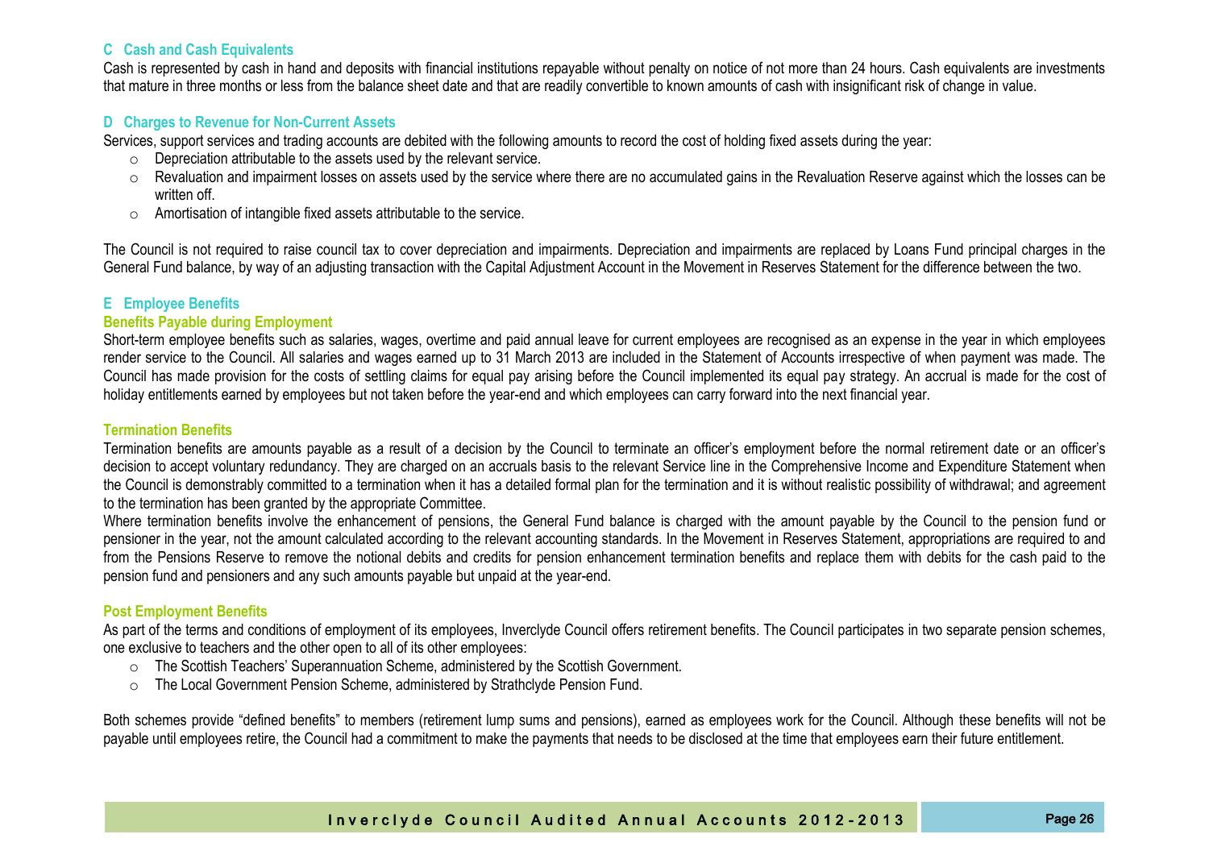### C Cash and Cash Equivalents

Cash is represented by cash in hand and deposits with financial institutions repayable without penalty on notice of not more than 24 hours. Cash equivalents are investments that mature in three months or less from the balance sheet date and that are readily convertible to known amounts of cash with insignificant risk of change in value.

### D Charges to Revenue for Non-Current Assets

Services, support services and trading accounts are debited with the following amounts to record the cost of holding fixed assets during the year:

- Depreciation attributable to the assets used by the relevant service.
- Revaluation and impairment losses on assets used by the service where there are no accumulated gains in the Revaluation Reserve against which the losses can be written off.
- Amortisation of intangible fixed assets attributable to the service.

The Council is not required to raise council tax to cover depreciation and impairments. Depreciation and impairments are replaced by Loans Fund principal charges in the General Fund balance, by way of an adjusting transaction with the Capital Adjustment Account in the Movement in Reserves Statement for the difference between the two.

### E Employee Benefits

#### Benefits Payable during Employment

Short-term employee benefits such as salaries, wages, overtime and paid annual leave for current employees are recognised as an expense in the year in which employees render service to the Council. All salaries and wages earned up to 31 March 2013 are included in the Statement of Accounts irrespective of when payment was made. The Council has made provision for the costs of settling claims for equal pay arising before the Council implemented its equal pay strategy. An accrual is made for the cost of holiday entitlements earned by employees but not taken before the year-end and which employees can carry forward into the next financial year.

#### Termination Benefits

Termination benefits are amounts payable as a result of a decision by the Council to terminate an officer's employment before the normal retirement date or an officer's decision to accept voluntary redundancy. They are charged on an accruals basis to the relevant Service line in the Comprehensive Income and Expenditure Statement when the Council is demonstrably committed to a termination when it has a detailed formal plan for the termination and it is without realistic possibility of withdrawal; and agreement to the termination has been granted by the appropriate Committee.

Where termination benefits involve the enhancement of pensions, the General Fund balance is charged with the amount payable by the Council to the pension fund or pensioner in the year, not the amount calculated according to the relevant accounting standards. In the Movement in Reserves Statement, appropriations are required to and from the Pensions Reserve to remove the notional debits and credits for pension enhancement termination benefits and replace them with debits for the cash paid to the pension fund and pensioners and any such amounts payable but unpaid at the year-end.

#### Post Employment Benefits

As part of the terms and conditions of employment of its employees, Inverclyde Council offers retirement benefits. The Council participates in two separate pension schemes, one exclusive to teachers and the other open to all of its other employees:

- The Scottish Teachers' Superannuation Scheme, administered by the Scottish Government.
- The Local Government Pension Scheme, administered by Strathclyde Pension Fund.

Both schemes provide "defined benefits" to members (retirement lump sums and pensions), earned as employees work for the Council. Although these benefits will not be payable until employees retire, the Council had a commitment to make the payments that needs to be disclosed at the time that employees earn their future entitlement.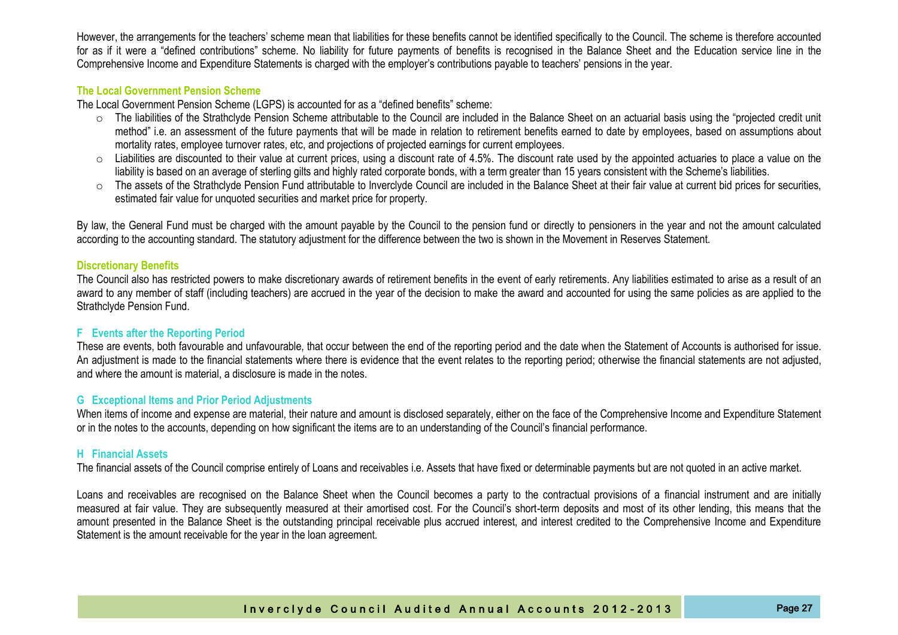However, the arrangements for the teachers' scheme mean that liabilities for these benefits cannot be identified specifically to the Council. The scheme is therefore accounted for as if it were a "defined contributions" scheme. No liability for future payments of benefits is recognised in the Balance Sheet and the Education service line in the Comprehensive Income and Expenditure Statements is charged with the employer's contributions payable to teachers' pensions in the year.

### The Local Government Pension Scheme

The Local Government Pension Scheme (LGPS) is accounted for as a "defined benefits" scheme:

- The liabilities of the Strathclyde Pension Scheme attributable to the Council are included in the Balance Sheet on an actuarial basis using the "projected credit unit method" i.e. an assessment of the future payments that will be made in relation to retirement benefits earned to date by employees, based on assumptions about mortality rates, employee turnover rates, etc, and projections of projected earnings for current employees.
- Liabilities are discounted to their value at current prices, using a discount rate of 4.5%. The discount rate used by the appointed actuaries to place a value on the liability is based on an average of sterling gilts and highly rated corporate bonds, with a term greater than 15 years consistent with the Scheme's liabilities.
- The assets of the Strathclyde Pension Fund attributable to Inverclyde Council are included in the Balance Sheet at their fair value at current bid prices for securities, estimated fair value for unquoted securities and market price for property.

By law, the General Fund must be charged with the amount payable by the Council to the pension fund or directly to pensioners in the year and not the amount calculated according to the accounting standard. The statutory adjustment for the difference between the two is shown in the Movement in Reserves Statement.

### Discretionary Benefits

The Council also has restricted powers to make discretionary awards of retirement benefits in the event of early retirements. Any liabilities estimated to arise as a result of an award to any member of staff (including teachers) are accrued in the year of the decision to make the award and accounted for using the same policies as are applied to the Strathclyde Pension Fund.

## F Events after the Reporting Period

These are events, both favourable and unfavourable, that occur between the end of the reporting period and the date when the Statement of Accounts is authorised for issue. An adjustment is made to the financial statements where there is evidence that the event relates to the reporting period; otherwise the financial statements are not adjusted, and where the amount is material, a disclosure is made in the notes.

## G Exceptional Items and Prior Period Adjustments

When items of income and expense are material, their nature and amount is disclosed separately, either on the face of the Comprehensive Income and Expenditure Statement or in the notes to the accounts, depending on how significant the items are to an understanding of the Council's financial performance.

## H Financial Assets

The financial assets of the Council comprise entirely of Loans and receivables i.e. Assets that have fixed or determinable payments but are not quoted in an active market.

Loans and receivables are recognised on the Balance Sheet when the Council becomes a party to the contractual provisions of a financial instrument and are initially measured at fair value. They are subsequently measured at their amortised cost. For the Council's short-term deposits and most of its other lending, this means that the amount presented in the Balance Sheet is the outstanding principal receivable plus accrued interest, and interest credited to the Comprehensive Income and Expenditure Statement is the amount receivable for the year in the loan agreement.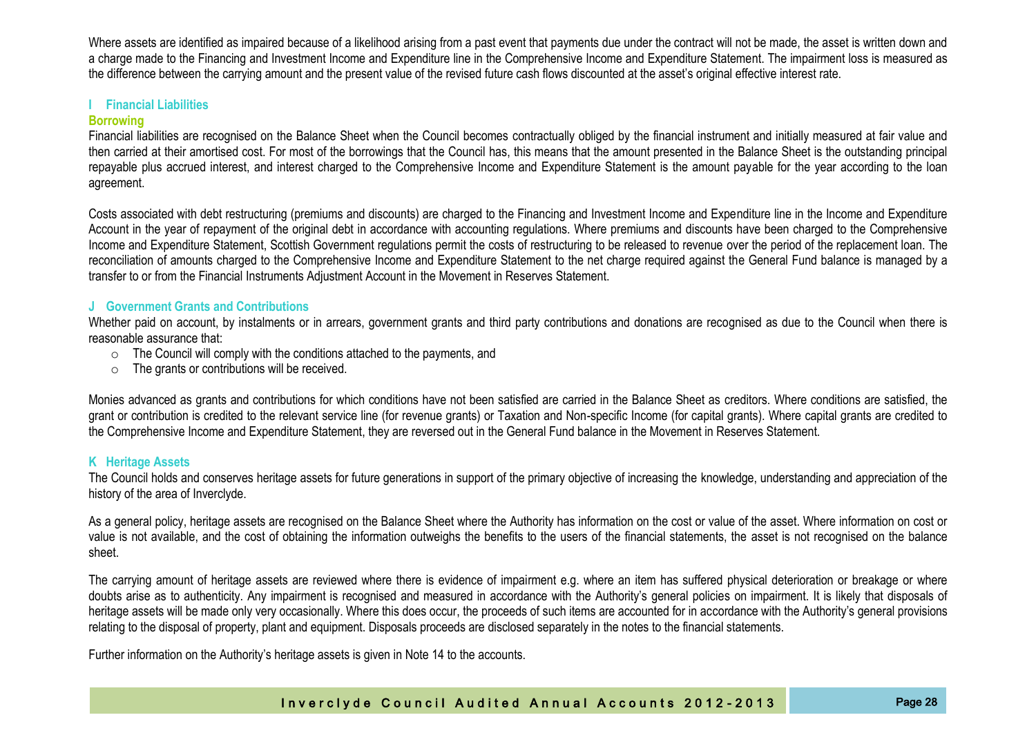Where assets are identified as impaired because of a likelihood arising from a past event that payments due under the contract will not be made, the asset is written down and a charge made to the Financing and Investment Income and Expenditure line in the Comprehensive Income and Expenditure Statement. The impairment loss is measured as the difference between the carrying amount and the present value of the revised future cash flows discounted at the asset's original effective interest rate.

## I Financial Liabilities

### Borrowing

Financial liabilities are recognised on the Balance Sheet when the Council becomes contractually obliged by the financial instrument and initially measured at fair value and then carried at their amortised cost. For most of the borrowings that the Council has, this means that the amount presented in the Balance Sheet is the outstanding principal repayable plus accrued interest, and interest charged to the Comprehensive Income and Expenditure Statement is the amount payable for the year according to the loan agreement.

Costs associated with debt restructuring (premiums and discounts) are charged to the Financing and Investment Income and Expenditure line in the Income and Expenditure Account in the year of repayment of the original debt in accordance with accounting regulations. Where premiums and discounts have been charged to the Comprehensive Income and Expenditure Statement, Scottish Government regulations permit the costs of restructuring to be released to revenue over the period of the replacement loan. The reconciliation of amounts charged to the Comprehensive Income and Expenditure Statement to the net charge required against the General Fund balance is managed by a transfer to or from the Financial Instruments Adjustment Account in the Movement in Reserves Statement.

## J Government Grants and Contributions

Whether paid on account, by instalments or in arrears, government grants and third party contributions and donations are recognised as due to the Council when there is reasonable assurance that:

- The Council will comply with the conditions attached to the payments, and
- The grants or contributions will be received.

Monies advanced as grants and contributions for which conditions have not been satisfied are carried in the Balance Sheet as creditors. Where conditions are satisfied, the grant or contribution is credited to the relevant service line (for revenue grants) or Taxation and Non-specific Income (for capital grants). Where capital grants are credited to the Comprehensive Income and Expenditure Statement, they are reversed out in the General Fund balance in the Movement in Reserves Statement.

## K Heritage Assets

The Council holds and conserves heritage assets for future generations in support of the primary objective of increasing the knowledge, understanding and appreciation of the history of the area of Inverclyde.

As a general policy, heritage assets are recognised on the Balance Sheet where the Authority has information on the cost or value of the asset. Where information on cost or value is not available, and the cost of obtaining the information outweighs the benefits to the users of the financial statements, the asset is not recognised on the balance sheet.

The carrying amount of heritage assets are reviewed where there is evidence of impairment e.g. where an item has suffered physical deterioration or breakage or where doubts arise as to authenticity. Any impairment is recognised and measured in accordance with the Authority's general policies on impairment. It is likely that disposals of heritage assets will be made only very occasionally. Where this does occur, the proceeds of such items are accounted for in accordance with the Authority's general provisions relating to the disposal of property, plant and equipment. Disposals proceeds are disclosed separately in the notes to the financial statements.

Further information on the Authority's heritage assets is given in Note 14 to the accounts.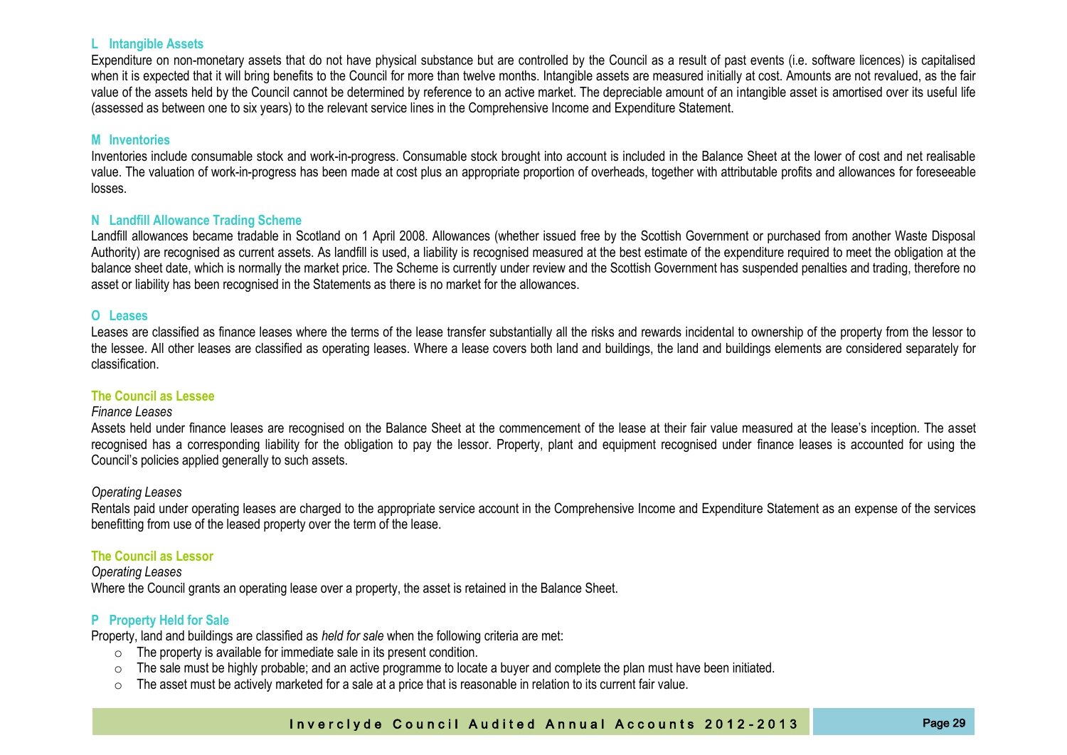## L Intangible Assets

Expenditure on non-monetary assets that do not have physical substance but are controlled by the Council as a result of past events (i.e. software licences) is capitalised when it is expected that it will bring benefits to the Council for more than twelve months. Intangible assets are measured initially at cost. Amounts are not revalued, as the fair value of the assets held by the Council cannot be determined by reference to an active market. The depreciable amount of an intangible asset is amortised over its useful life (assessed as between one to six years) to the relevant service lines in the Comprehensive Income and Expenditure Statement.

## M Inventories

Inventories include consumable stock and work-in-progress. Consumable stock brought into account is included in the Balance Sheet at the lower of cost and net realisable value. The valuation of work-in-progress has been made at cost plus an appropriate proportion of overheads, together with attributable profits and allowances for foreseeable losses.

## N Landfill Allowance Trading Scheme

Landfill allowances became tradable in Scotland on 1 April 2008. Allowances (whether issued free by the Scottish Government or purchased from another Waste Disposal Authority) are recognised as current assets. As landfill is used, a liability is recognised measured at the best estimate of the expenditure required to meet the obligation at the balance sheet date, which is normally the market price. The Scheme is currently under review and the Scottish Government has suspended penalties and trading, therefore no asset or liability has been recognised in the Statements as there is no market for the allowances.

## O Leases

Leases are classified as finance leases where the terms of the lease transfer substantially all the risks and rewards incidental to ownership of the property from the lessor to the lessee. All other leases are classified as operating leases. Where a lease covers both land and buildings, the land and buildings elements are considered separately for classification.

### The Council as Lessee

*Finance Leases*

Assets held under finance leases are recognised on the Balance Sheet at the commencement of the lease at their fair value measured at the lease's inception. The asset recognised has a corresponding liability for the obligation to pay the lessor. Property, plant and equipment recognised under finance leases is accounted for using the Council's policies applied generally to such assets.

*Operating Leases*

Rentals paid under operating leases are charged to the appropriate service account in the Comprehensive Income and Expenditure Statement as an expense of the services benefitting from use of the leased property over the term of the lease.

### The Council as Lessor

*Operating Leases*

Where the Council grants an operating lease over a property, the asset is retained in the Balance Sheet.

## P Property Held for Sale

Property, land and buildings are classified as *held for sale* when the following criteria are met:

- The property is available for immediate sale in its present condition.
- The sale must be highly probable; and an active programme to locate a buyer and complete the plan must have been initiated.
- The asset must be actively marketed for a sale at a price that is reasonable in relation to its current fair value.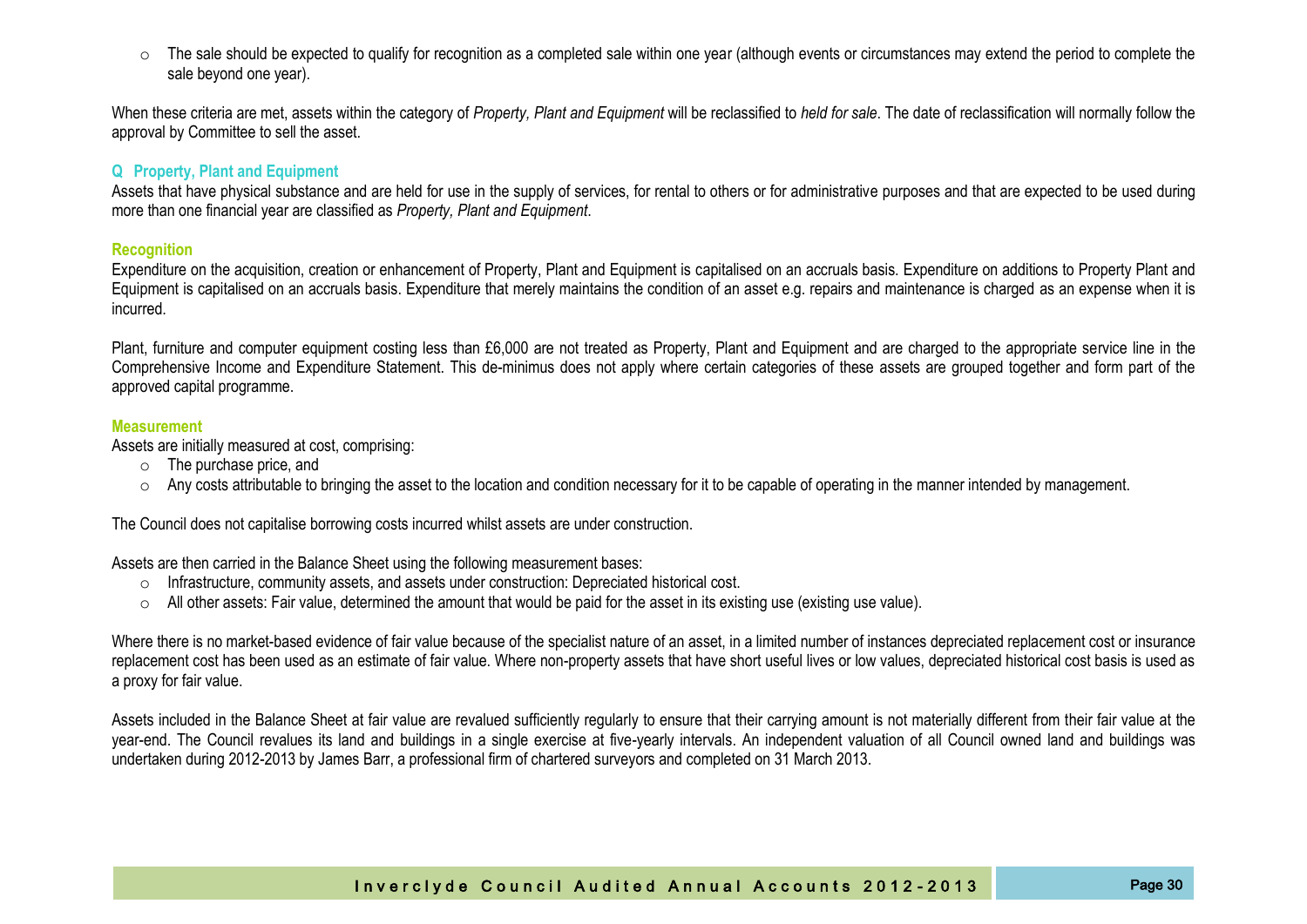- The sale should be expected to qualify for recognition as a completed sale within one year (although events or circumstances may extend the period to complete the sale beyond one year).

When these criteria are met, assets within the category of *Property, Plant and Equipment* will be reclassified to *held for sale*. The date of reclassification will normally follow the approval by Committee to sell the asset.

## Q Property, Plant and Equipment

Assets that have physical substance and are held for use in the supply of services, for rental to others or for administrative purposes and that are expected to be used during more than one financial year are classified as *Property, Plant and Equipment*.

### Recognition

Expenditure on the acquisition, creation or enhancement of Property, Plant and Equipment is capitalised on an accruals basis. Expenditure on additions to Property Plant and Equipment is capitalised on an accruals basis. Expenditure that merely maintains the condition of an asset e.g. repairs and maintenance is charged as an expense when it is incurred.

Plant, furniture and computer equipment costing less than £6,000 are not treated as Property, Plant and Equipment and are charged to the appropriate service line in the Comprehensive Income and Expenditure Statement. This de-minimus does not apply where certain categories of these assets are grouped together and form part of the approved capital programme.

### Measurement

Assets are initially measured at cost, comprising:

- The purchase price, and
- Any costs attributable to bringing the asset to the location and condition necessary for it to be capable of operating in the manner intended by management.

The Council does not capitalise borrowing costs incurred whilst assets are under construction.

Assets are then carried in the Balance Sheet using the following measurement bases:

- Infrastructure, community assets, and assets under construction: Depreciated historical cost.
- All other assets: Fair value, determined the amount that would be paid for the asset in its existing use (existing use value).

Where there is no market-based evidence of fair value because of the specialist nature of an asset, in a limited number of instances depreciated replacement cost or insurance replacement cost has been used as an estimate of fair value. Where non-property assets that have short useful lives or low values, depreciated historical cost basis is used as a proxy for fair value.

Assets included in the Balance Sheet at fair value are revalued sufficiently regularly to ensure that their carrying amount is not materially different from their fair value at the year-end. The Council revalues its land and buildings in a single exercise at five-yearly intervals. An independent valuation of all Council owned land and buildings was undertaken during 2012-2013 by James Barr, a professional firm of chartered surveyors and completed on 31 March 2013.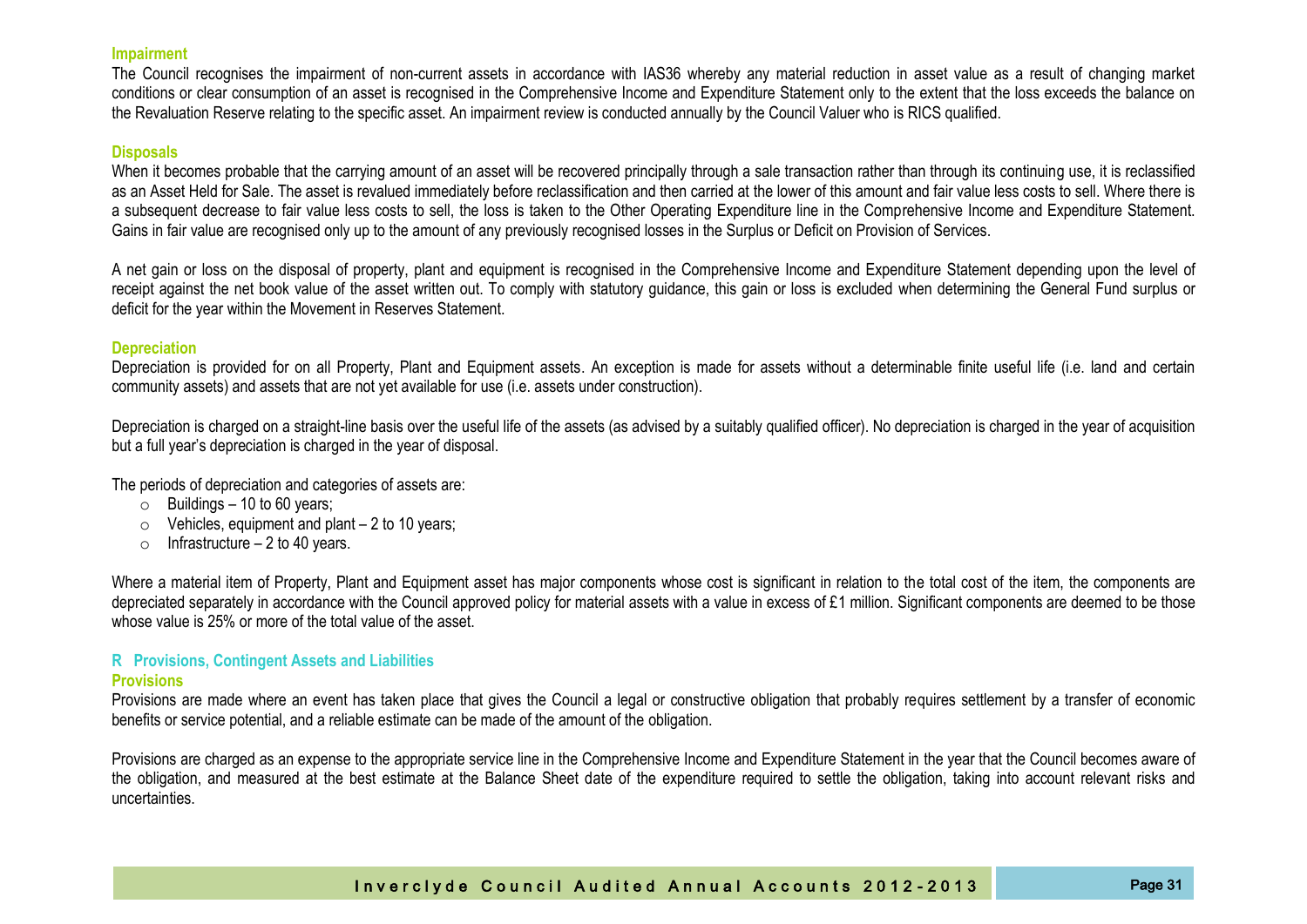### Impairment

The Council recognises the impairment of non-current assets in accordance with IAS36 whereby any material reduction in asset value as a result of changing market conditions or clear consumption of an asset is recognised in the Comprehensive Income and Expenditure Statement only to the extent that the loss exceeds the balance on the Revaluation Reserve relating to the specific asset. An impairment review is conducted annually by the Council Valuer who is RICS qualified.

### Disposals

When it becomes probable that the carrying amount of an asset will be recovered principally through a sale transaction rather than through its continuing use, it is reclassified as an Asset Held for Sale. The asset is revalued immediately before reclassification and then carried at the lower of this amount and fair value less costs to sell. Where there is a subsequent decrease to fair value less costs to sell, the loss is taken to the Other Operating Expenditure line in the Comprehensive Income and Expenditure Statement. Gains in fair value are recognised only up to the amount of any previously recognised losses in the Surplus or Deficit on Provision of Services.

A net gain or loss on the disposal of property, plant and equipment is recognised in the Comprehensive Income and Expenditure Statement depending upon the level of receipt against the net book value of the asset written out. To comply with statutory guidance, this gain or loss is excluded when determining the General Fund surplus or deficit for the year within the Movement in Reserves Statement.

### Depreciation

Depreciation is provided for on all Property, Plant and Equipment assets. An exception is made for assets without a determinable finite useful life (i.e. land and certain community assets) and assets that are not yet available for use (i.e. assets under construction).

Depreciation is charged on a straight-line basis over the useful life of the assets (as advised by a suitably qualified officer). No depreciation is charged in the year of acquisition but a full year's depreciation is charged in the year of disposal.

The periods of depreciation and categories of assets are:

- Buildings – 10 to 60 years;
- Vehicles, equipment and plant – 2 to 10 years;
- Infrastructure – 2 to 40 years.

Where a material item of Property, Plant and Equipment asset has major components whose cost is significant in relation to the total cost of the item, the components are depreciated separately in accordance with the Council approved policy for material assets with a value in excess of £1 million. Significant components are deemed to be those whose value is 25% or more of the total value of the asset.

## R Provisions, Contingent Assets and Liabilities

### Provisions

Provisions are made where an event has taken place that gives the Council a legal or constructive obligation that probably requires settlement by a transfer of economic benefits or service potential, and a reliable estimate can be made of the amount of the obligation.

Provisions are charged as an expense to the appropriate service line in the Comprehensive Income and Expenditure Statement in the year that the Council becomes aware of the obligation, and measured at the best estimate at the Balance Sheet date of the expenditure required to settle the obligation, taking into account relevant risks and uncertainties.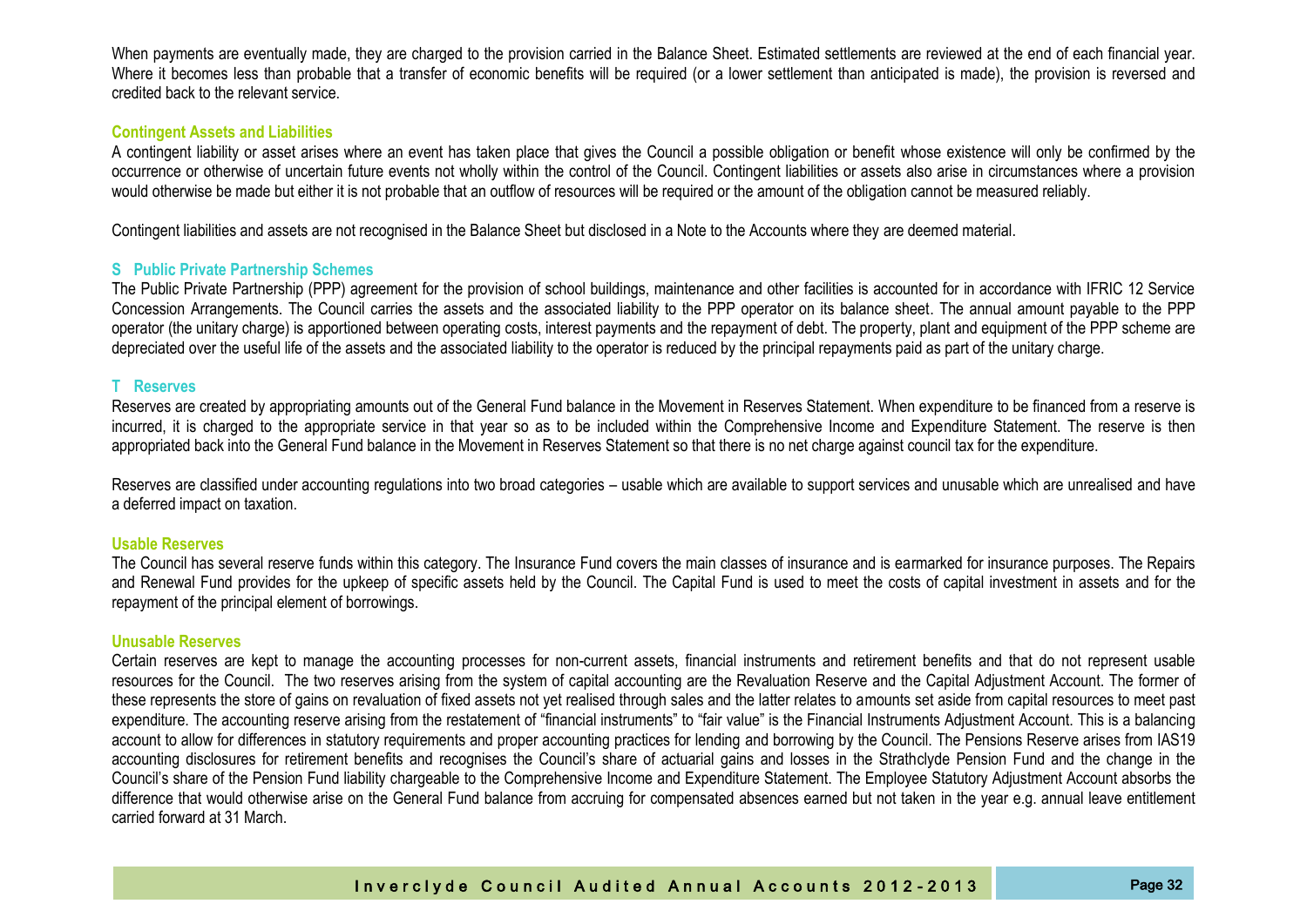When payments are eventually made, they are charged to the provision carried in the Balance Sheet. Estimated settlements are reviewed at the end of each financial year. Where it becomes less than probable that a transfer of economic benefits will be required (or a lower settlement than anticipated is made), the provision is reversed and credited back to the relevant service.

### Contingent Assets and Liabilities

A contingent liability or asset arises where an event has taken place that gives the Council a possible obligation or benefit whose existence will only be confirmed by the occurrence or otherwise of uncertain future events not wholly within the control of the Council. Contingent liabilities or assets also arise in circumstances where a provision would otherwise be made but either it is not probable that an outflow of resources will be required or the amount of the obligation cannot be measured reliably.

Contingent liabilities and assets are not recognised in the Balance Sheet but disclosed in a Note to the Accounts where they are deemed material.

## S Public Private Partnership Schemes

The Public Private Partnership (PPP) agreement for the provision of school buildings, maintenance and other facilities is accounted for in accordance with IFRIC 12 Service Concession Arrangements. The Council carries the assets and the associated liability to the PPP operator on its balance sheet. The annual amount payable to the PPP operator (the unitary charge) is apportioned between operating costs, interest payments and the repayment of debt. The property, plant and equipment of the PPP scheme are depreciated over the useful life of the assets and the associated liability to the operator is reduced by the principal repayments paid as part of the unitary charge.

## T Reserves

Reserves are created by appropriating amounts out of the General Fund balance in the Movement in Reserves Statement. When expenditure to be financed from a reserve is incurred, it is charged to the appropriate service in that year so as to be included within the Comprehensive Income and Expenditure Statement. The reserve is then appropriated back into the General Fund balance in the Movement in Reserves Statement so that there is no net charge against council tax for the expenditure.

Reserves are classified under accounting regulations into two broad categories – usable which are available to support services and unusable which are unrealised and have a deferred impact on taxation.

### Usable Reserves

The Council has several reserve funds within this category. The Insurance Fund covers the main classes of insurance and is earmarked for insurance purposes. The Repairs and Renewal Fund provides for the upkeep of specific assets held by the Council. The Capital Fund is used to meet the costs of capital investment in assets and for the repayment of the principal element of borrowings.

### Unusable Reserves

Certain reserves are kept to manage the accounting processes for non-current assets, financial instruments and retirement benefits and that do not represent usable resources for the Council. The two reserves arising from the system of capital accounting are the Revaluation Reserve and the Capital Adjustment Account. The former of these represents the store of gains on revaluation of fixed assets not yet realised through sales and the latter relates to amounts set aside from capital resources to meet past expenditure. The accounting reserve arising from the restatement of "financial instruments" to "fair value" is the Financial Instruments Adjustment Account. This is a balancing account to allow for differences in statutory requirements and proper accounting practices for lending and borrowing by the Council. The Pensions Reserve arises from IAS19 accounting disclosures for retirement benefits and recognises the Council's share of actuarial gains and losses in the Strathclyde Pension Fund and the change in the Council's share of the Pension Fund liability chargeable to the Comprehensive Income and Expenditure Statement. The Employee Statutory Adjustment Account absorbs the difference that would otherwise arise on the General Fund balance from accruing for compensated absences earned but not taken in the year e.g. annual leave entitlement carried forward at 31 March.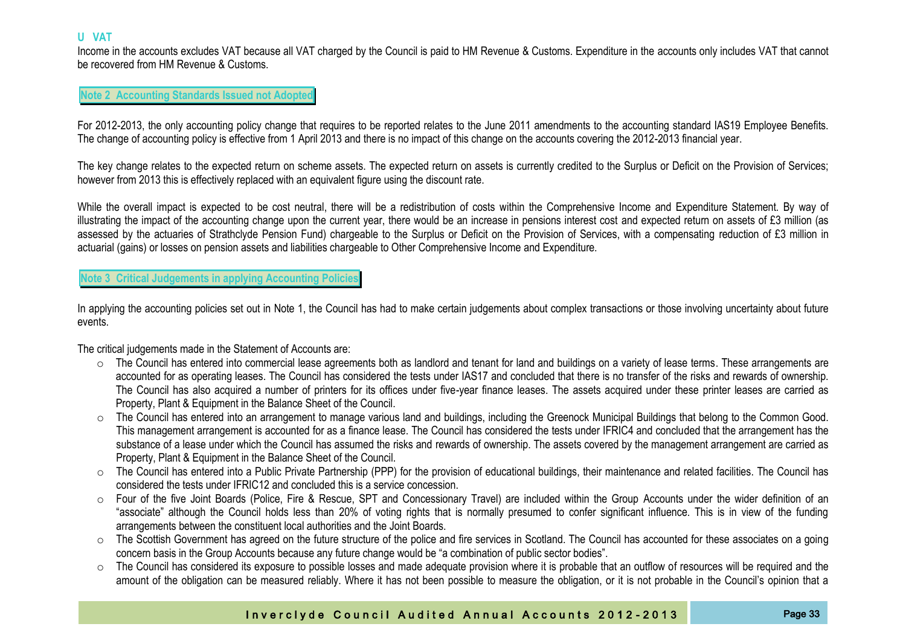### U VAT

Income in the accounts excludes VAT because all VAT charged by the Council is paid to HM Revenue & Customs. Expenditure in the accounts only includes VAT that cannot be recovered from HM Revenue & Customs.

## Note 2 Accounting Standards Issued not Adopted

For 2012-2013, the only accounting policy change that requires to be reported relates to the June 2011 amendments to the accounting standard IAS19 Employee Benefits. The change of accounting policy is effective from 1 April 2013 and there is no impact of this change on the accounts covering the 2012-2013 financial year.

The key change relates to the expected return on scheme assets. The expected return on assets is currently credited to the Surplus or Deficit on the Provision of Services; however from 2013 this is effectively replaced with an equivalent figure using the discount rate.

While the overall impact is expected to be cost neutral, there will be a redistribution of costs within the Comprehensive Income and Expenditure Statement. By way of illustrating the impact of the accounting change upon the current year, there would be an increase in pensions interest cost and expected return on assets of £3 million (as assessed by the actuaries of Strathclyde Pension Fund) chargeable to the Surplus or Deficit on the Provision of Services, with a compensating reduction of £3 million in actuarial (gains) or losses on pension assets and liabilities chargeable to Other Comprehensive Income and Expenditure.

## Note 3 Critical Judgements in applying Accounting Policies

In applying the accounting policies set out in Note 1, the Council has had to make certain judgements about complex transactions or those involving uncertainty about future events.

The critical judgements made in the Statement of Accounts are:

- The Council has entered into commercial lease agreements both as landlord and tenant for land and buildings on a variety of lease terms. These arrangements are accounted for as operating leases. The Council has considered the tests under IAS17 and concluded that there is no transfer of the risks and rewards of ownership. The Council has also acquired a number of printers for its offices under five-year finance leases. The assets acquired under these printer leases are carried as Property, Plant & Equipment in the Balance Sheet of the Council.
- The Council has entered into an arrangement to manage various land and buildings, including the Greenock Municipal Buildings that belong to the Common Good. This management arrangement is accounted for as a finance lease. The Council has considered the tests under IFRIC4 and concluded that the arrangement has the substance of a lease under which the Council has assumed the risks and rewards of ownership. The assets covered by the management arrangement are carried as Property, Plant & Equipment in the Balance Sheet of the Council.
- The Council has entered into a Public Private Partnership (PPP) for the provision of educational buildings, their maintenance and related facilities. The Council has considered the tests under IFRIC12 and concluded this is a service concession.
- Four of the five Joint Boards (Police, Fire & Rescue, SPT and Concessionary Travel) are included within the Group Accounts under the wider definition of an "associate" although the Council holds less than 20% of voting rights that is normally presumed to confer significant influence. This is in view of the funding arrangements between the constituent local authorities and the Joint Boards.
- The Scottish Government has agreed on the future structure of the police and fire services in Scotland. The Council has accounted for these associates on a going concern basis in the Group Accounts because any future change would be "a combination of public sector bodies".
- The Council has considered its exposure to possible losses and made adequate provision where it is probable that an outflow of resources will be required and the amount of the obligation can be measured reliably. Where it has not been possible to measure the obligation, or it is not probable in the Council's opinion that a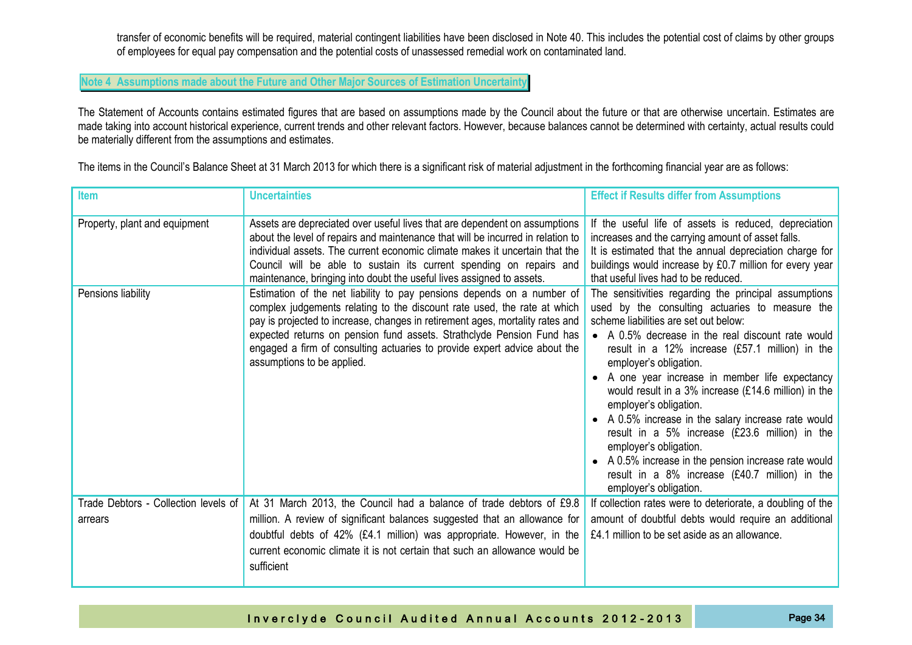transfer of economic benefits will be required, material contingent liabilities have been disclosed in Note 40. This includes the potential cost of claims by other groups of employees for equal pay compensation and the potential costs of unassessed remedial work on contaminated land.

## Note 4 Assumptions made about the Future and Other Major Sources of Estimation Uncertainty

The Statement of Accounts contains estimated figures that are based on assumptions made by the Council about the future or that are otherwise uncertain. Estimates are made taking into account historical experience, current trends and other relevant factors. However, because balances cannot be determined with certainty, actual results could be materially different from the assumptions and estimates.

The items in the Council's Balance Sheet at 31 March 2013 for which there is a significant risk of material adjustment in the forthcoming financial year are as follows:

| Item | Uncertainties | Effect if Results differ from Assumptions |
|---|---|---|
| Property, plant and equipment | Assets are depreciated over useful lives that are dependent on assumptions about the level of repairs and maintenance that will be incurred in relation to individual assets. The current economic climate makes it uncertain that the Council will be able to sustain its current spending on repairs and maintenance, bringing into doubt the useful lives assigned to assets. | If the useful life of assets is reduced, depreciation increases and the carrying amount of asset falls.<br>It is estimated that the annual depreciation charge for buildings would increase by £0.7 million for every year that useful lives had to be reduced. |
| Pensions liability | Estimation of the net liability to pay pensions depends on a number of complex judgements relating to the discount rate used, the rate at which pay is projected to increase, changes in retirement ages, mortality rates and expected returns on pension fund assets. Strathclyde Pension Fund has engaged a firm of consulting actuaries to provide expert advice about the assumptions to be applied. | The sensitivities regarding the principal assumptions used by the consulting actuaries to measure the scheme liabilities are set out below:<br>• A 0.5% decrease in the real discount rate would result in a 12% increase (£57.1 million) in the employer's obligation.<br>• A one year increase in member life expectancy would result in a 3% increase (£14.6 million) in the employer's obligation.<br>• A 0.5% increase in the salary increase rate would result in a 5% increase (£23.6 million) in the employer's obligation.<br>• A 0.5% increase in the pension increase rate would result in a 8% increase (£40.7 million) in the employer's obligation. |
| Trade Debtors - Collection levels of arrears | At 31 March 2013, the Council had a balance of trade debtors of £9.8 million. A review of significant balances suggested that an allowance for doubtful debts of 42% (£4.1 million) was appropriate. However, in the current economic climate it is not certain that such an allowance would be sufficient | If collection rates were to deteriorate, a doubling of the amount of doubtful debts would require an additional £4.1 million to be set aside as an allowance. |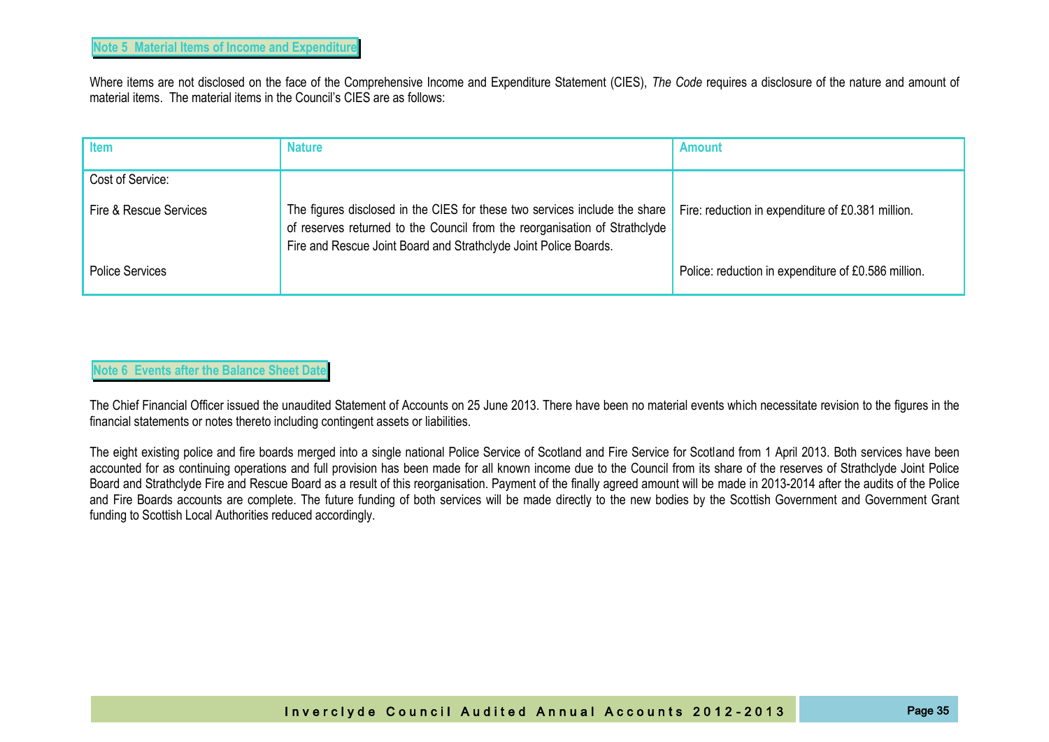## Note 5 Material Items of Income and Expenditure

Where items are not disclosed on the face of the Comprehensive Income and Expenditure Statement (CIES), *The Code* requires a disclosure of the nature and amount of material items. The material items in the Council's CIES are as follows:

| Item | Nature | Amount |
|---|---|---|
| Cost of Service: | | |
| Fire & Rescue Services | The figures disclosed in the CIES for these two services include the share of reserves returned to the Council from the reorganisation of Strathclyde Fire and Rescue Joint Board and Strathclyde Joint Police Boards. | Fire: reduction in expenditure of £0.381 million. |
| Police Services | | Police: reduction in expenditure of £0.586 million. |

## Note 6 Events after the Balance Sheet Date

The Chief Financial Officer issued the unaudited Statement of Accounts on 25 June 2013. There have been no material events which necessitate revision to the figures in the financial statements or notes thereto including contingent assets or liabilities.

The eight existing police and fire boards merged into a single national Police Service of Scotland and Fire Service for Scotland from 1 April 2013. Both services have been accounted for as continuing operations and full provision has been made for all known income due to the Council from its share of the reserves of Strathclyde Joint Police Board and Strathclyde Fire and Rescue Board as a result of this reorganisation. Payment of the finally agreed amount will be made in 2013-2014 after the audits of the Police and Fire Boards accounts are complete. The future funding of both services will be made directly to the new bodies by the Scottish Government and Government Grant funding to Scottish Local Authorities reduced accordingly.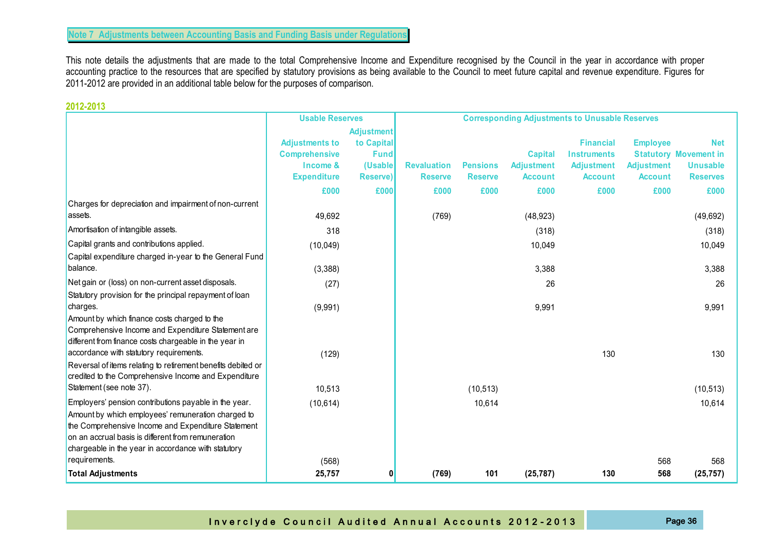## Note 7 Adjustments between Accounting Basis and Funding Basis under Regulations

This note details the adjustments that are made to the total Comprehensive Income and Expenditure recognised by the Council in the year in accordance with proper accounting practice to the resources that are specified by statutory provisions as being available to the Council to meet future capital and revenue expenditure. Figures for 2011-2012 are provided in an additional table below for the purposes of comparison.

### 2012-2013

| | Usable Reserves | | Corresponding Adjustments to Unusable Reserves | | | | | |
|---|---|---|---|---|---|---|---|---|
| | Adjustments to Comprehensive Income & Expenditure | Adjustment to Capital Fund (Usable Reserve) | Revaluation Reserve | Pensions Reserve | Capital Adjustment Account | Financial Instruments Adjustment Account | Employee Statutory Adjustment Account | Net Movement in Unusable Reserves |
| | £000 | £000 | £000 | £000 | £000 | £000 | £000 | £000 |
| Charges for depreciation and impairment of non-current assets. | 49,692 | | (769) | | (48,923) | | | (49,692) |
| Amortisation of intangible assets. | 318 | | | | (318) | | | (318) |
| Capital grants and contributions applied. | (10,049) | | | | 10,049 | | | 10,049 |
| Capital expenditure charged in-year to the General Fund balance. | (3,388) | | | | 3,388 | | | 3,388 |
| Net gain or (loss) on non-current asset disposals. | (27) | | | | 26 | | | 26 |
| Statutory provision for the principal repayment of loan charges. | (9,991) | | | | 9,991 | | | 9,991 |
| Amount by which finance costs charged to the Comprehensive Income and Expenditure Statement are different from finance costs chargeable in the year in accordance with statutory requirements. | (129) | | | | | 130 | | 130 |
| Reversal of items relating to retirement benefits debited or credited to the Comprehensive Income and Expenditure Statement (see note 37). | 10,513 | | | (10,513) | | | | (10,513) |
| Employers' pension contributions payable in the year. | (10,614) | | | 10,614 | | | | 10,614 |
| Amount by which employees' remuneration charged to the Comprehensive Income and Expenditure Statement on an accrual basis is different from remuneration chargeable in the year in accordance with statutory requirements. | (568) | | | | | | 568 | 568 |
| **Total Adjustments** | **25,757** | **0** | **(769)** | **101** | **(25,787)** | **130** | **568** | **(25,757)** |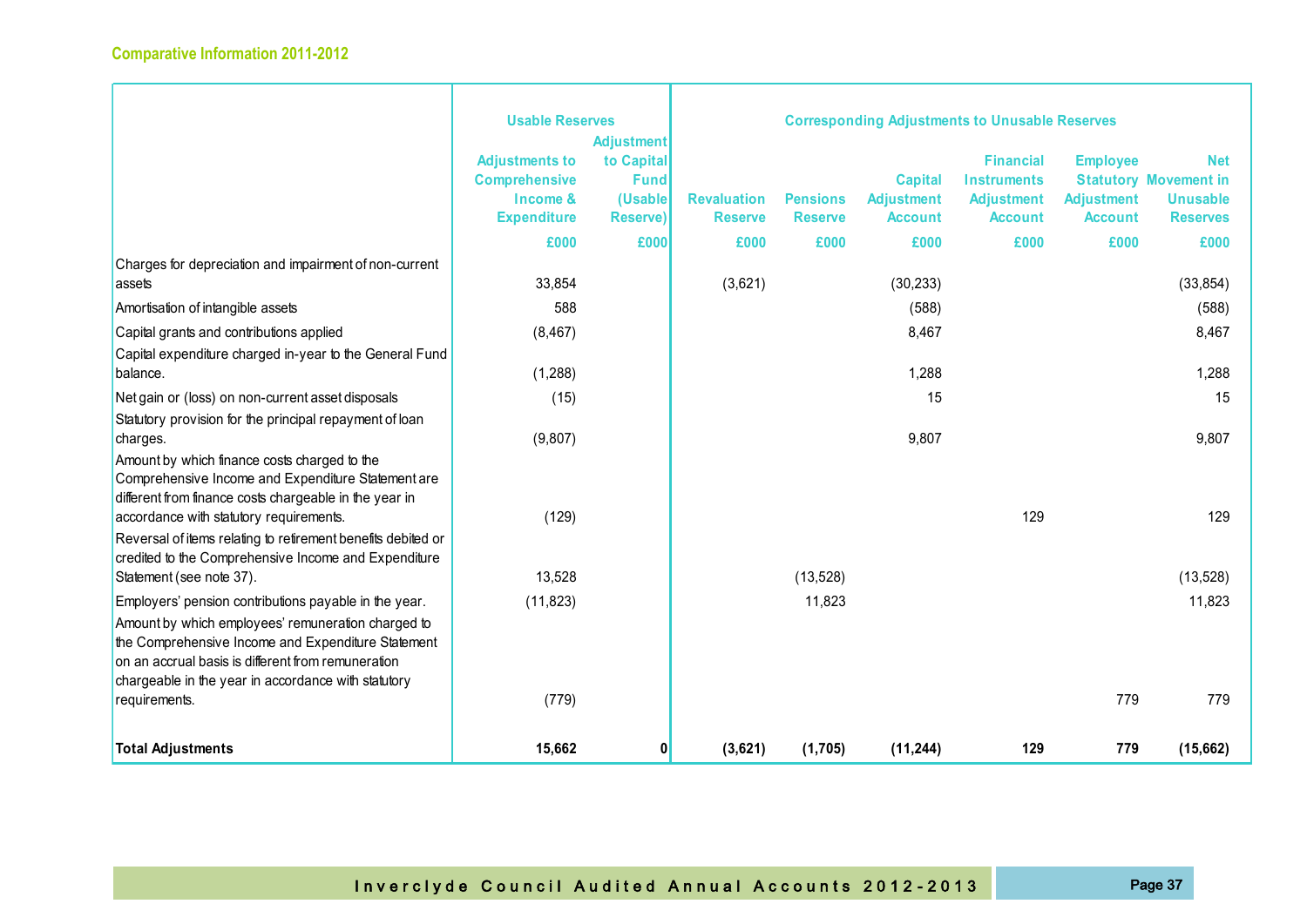## Comparative Information 2011-2012

| | Usable Reserves | | Corresponding Adjustments to Unusable Reserves | | | | | |
|---|---|---|---|---|---|---|---|---|
| | Adjustments to Comprehensive Income & Expenditure | Adjustment to Capital Fund (Usable Reserve) | Revaluation Reserve | Pensions Reserve | Capital Adjustment Account | Financial Instruments Adjustment Account | Employee Statutory Adjustment Account | Net Movement in Unusable Reserves |
| | £000 | £000 | £000 | £000 | £000 | £000 | £000 | £000 |
| Charges for depreciation and impairment of non-current assets | 33,854 | | (3,621) | | (30,233) | | | (33,854) |
| Amortisation of intangible assets | 588 | | | | (588) | | | (588) |
| Capital grants and contributions applied | (8,467) | | | | 8,467 | | | 8,467 |
| Capital expenditure charged in-year to the General Fund balance. | (1,288) | | | | 1,288 | | | 1,288 |
| Net gain or (loss) on non-current asset disposals | (15) | | | | 15 | | | 15 |
| Statutory provision for the principal repayment of loan charges. | (9,807) | | | | 9,807 | | | 9,807 |
| Amount by which finance costs charged to the Comprehensive Income and Expenditure Statement are different from finance costs chargeable in the year in accordance with statutory requirements. | (129) | | | | | 129 | | 129 |
| Reversal of items relating to retirement benefits debited or credited to the Comprehensive Income and Expenditure Statement (see note 37). | 13,528 | | | (13,528) | | | | (13,528) |
| Employers' pension contributions payable in the year. | (11,823) | | | 11,823 | | | | 11,823 |
| Amount by which employees' remuneration charged to the Comprehensive Income and Expenditure Statement on an accrual basis is different from remuneration chargeable in the year in accordance with statutory requirements. | (779) | | | | | | 779 | 779 |
| **Total Adjustments** | **15,662** | **0** | **(3,621)** | **(1,705)** | **(11,244)** | **129** | **779** | **(15,662)** |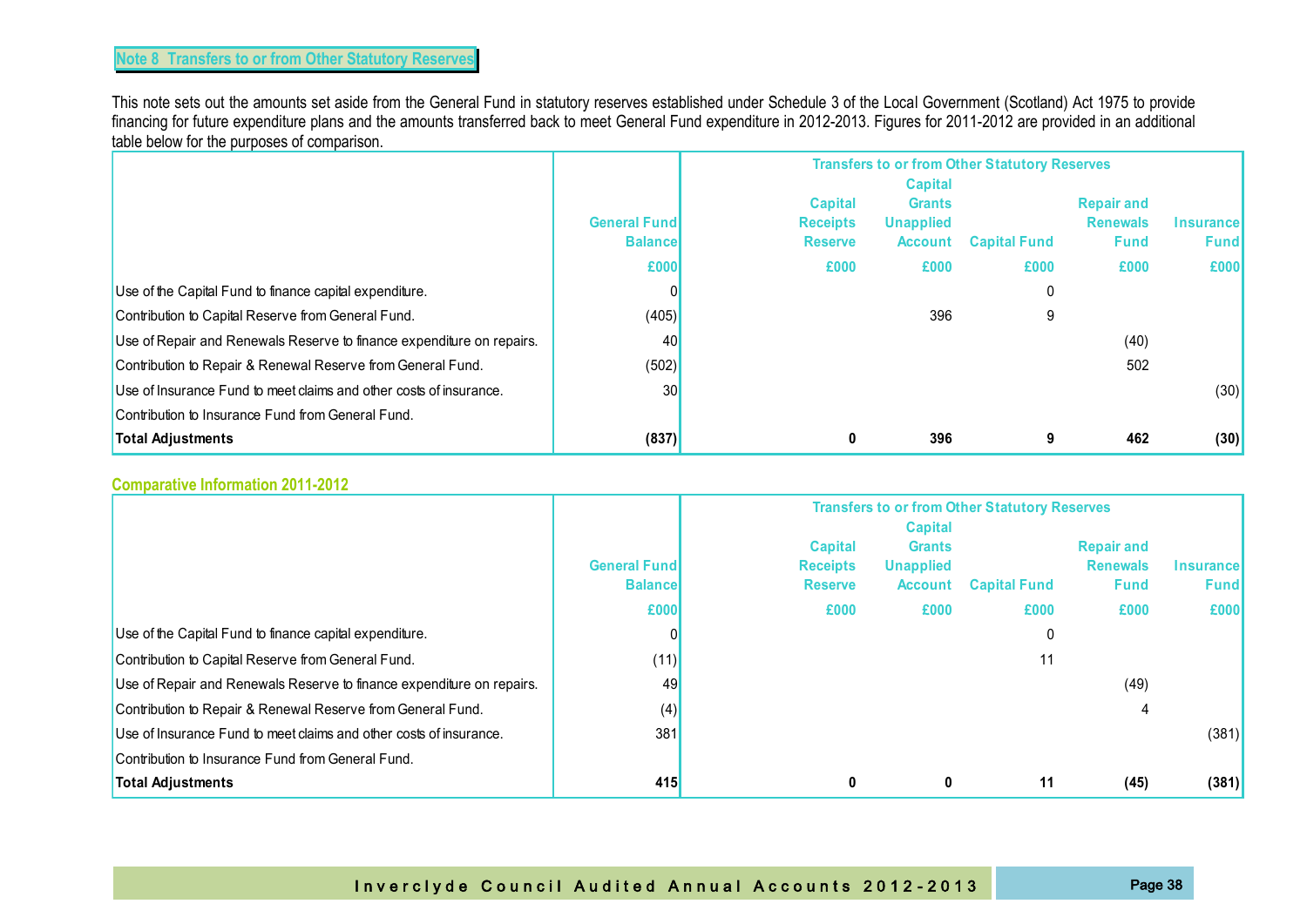## Note 8 Transfers to or from Other Statutory Reserves

This note sets out the amounts set aside from the General Fund in statutory reserves established under Schedule 3 of the Local Government (Scotland) Act 1975 to provide financing for future expenditure plans and the amounts transferred back to meet General Fund expenditure in 2012-2013. Figures for 2011-2012 are provided in an additional table below for the purposes of comparison.

| | General Fund Balance | Transfers to or from Other Statutory Reserves | | | | |
|---|---|---|---|---|---|---|
| | | Capital Receipts Reserve | Capital Grants Unapplied Account | Capital Fund | Repair and Renewals Fund | Insurance Fund |
| | £000 | £000 | £000 | £000 | £000 | £000 |
| Use of the Capital Fund to finance capital expenditure. | 0 | | | 0 | | |
| Contribution to Capital Reserve from General Fund. | (405) | | 396 | 9 | | |
| Use of Repair and Renewals Reserve to finance expenditure on repairs. | 40 | | | | (40) | |
| Contribution to Repair & Renewal Reserve from General Fund. | (502) | | | | 502 | |
| Use of Insurance Fund to meet claims and other costs of insurance. | 30 | | | | | (30) |
| Contribution to Insurance Fund from General Fund. | | | | | | |
| **Total Adjustments** | **(837)** | **0** | **396** | **9** | **462** | **(30)** |

### Comparative Information 2011-2012

| | General Fund Balance | Transfers to or from Other Statutory Reserves | | | | |
|---|---|---|---|---|---|---|
| | | Capital Receipts Reserve | Capital Grants Unapplied Account | Capital Fund | Repair and Renewals Fund | Insurance Fund |
| | £000 | £000 | £000 | £000 | £000 | £000 |
| Use of the Capital Fund to finance capital expenditure. | 0 | | | 0 | | |
| Contribution to Capital Reserve from General Fund. | (11) | | | 11 | | |
| Use of Repair and Renewals Reserve to finance expenditure on repairs. | 49 | | | | (49) | |
| Contribution to Repair & Renewal Reserve from General Fund. | (4) | | | | 4 | |
| Use of Insurance Fund to meet claims and other costs of insurance. | 381 | | | | | (381) |
| Contribution to Insurance Fund from General Fund. | | | | | | |
| **Total Adjustments** | **415** | **0** | **0** | **11** | **(45)** | **(381)** |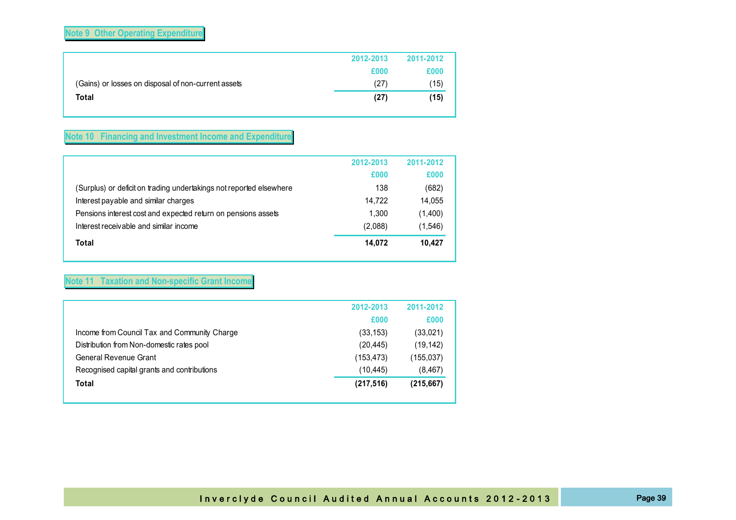## Note 9 Other Operating Expenditure

| | 2012-2013 | 2011-2012 |
|---|---|---|
| | £000 | £000 |
| (Gains) or losses on disposal of non-current assets | (27) | (15) |
| **Total** | **(27)** | **(15)** |

## Note 10 Financing and Investment Income and Expenditure

| | 2012-2013 | 2011-2012 |
|---|---|---|
| | £000 | £000 |
| (Surplus) or deficit on trading undertakings not reported elsewhere | 138 | (682) |
| Interest payable and similar charges | 14,722 | 14,055 |
| Pensions interest cost and expected return on pensions assets | 1,300 | (1,400) |
| Interest receivable and similar income | (2,088) | (1,546) |
| **Total** | **14,072** | **10,427** |

## Note 11 Taxation and Non-specific Grant Income

| | 2012-2013 | 2011-2012 |
|---|---|---|
| | £000 | £000 |
| Income from Council Tax and Community Charge | (33,153) | (33,021) |
| Distribution from Non-domestic rates pool | (20,445) | (19,142) |
| General Revenue Grant | (153,473) | (155,037) |
| Recognised capital grants and contributions | (10,445) | (8,467) |
| **Total** | **(217,516)** | **(215,667)** |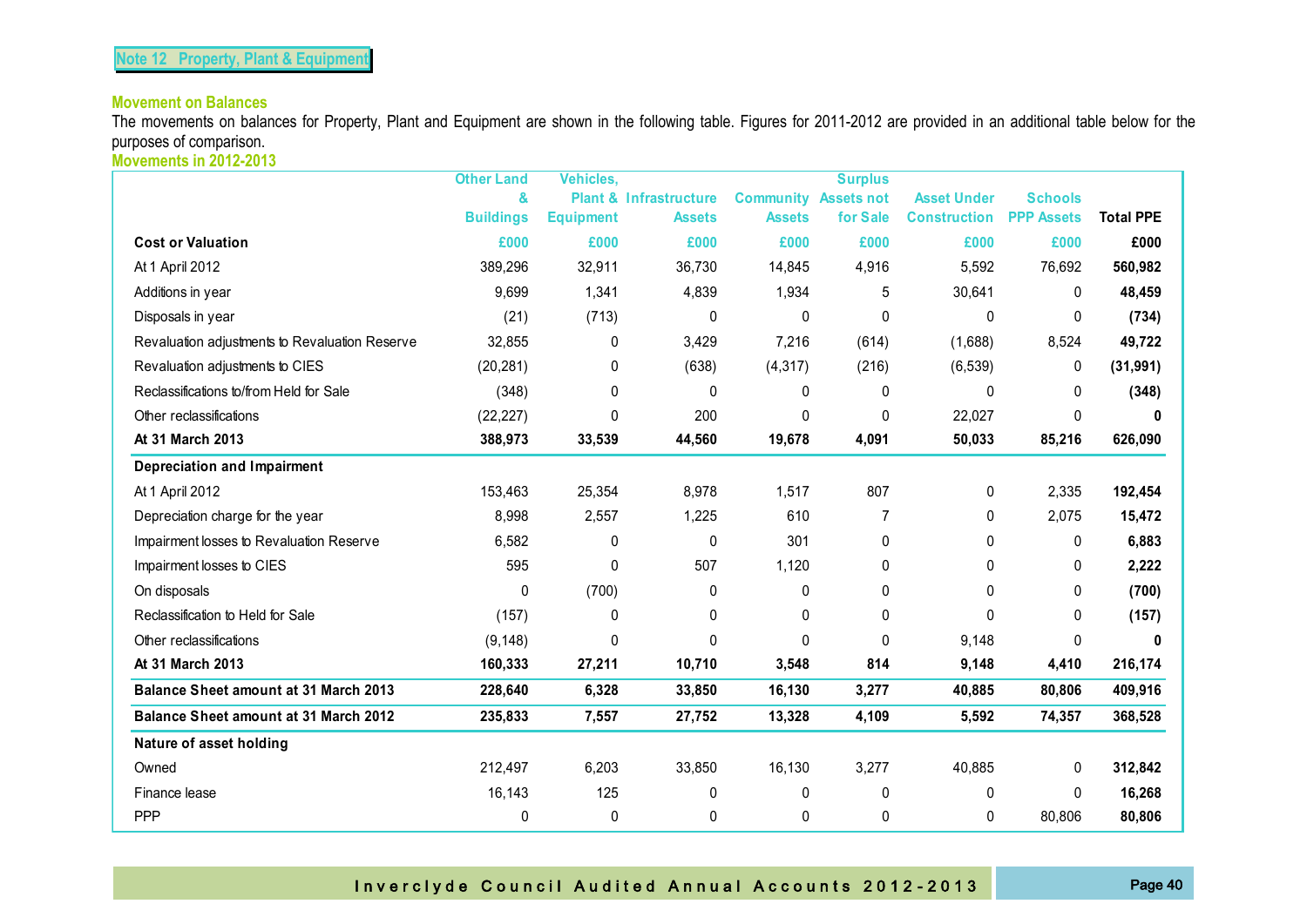## Note 12 Property, Plant & Equipment

### Movement on Balances

The movements on balances for Property, Plant and Equipment are shown in the following table. Figures for 2011-2012 are provided in an additional table below for the purposes of comparison.

### Movements in 2012-2013

| | Other Land & Buildings | Vehicles, Plant & Equipment | Infrastructure Assets | Community Assets | Surplus Assets not for Sale | Asset Under Construction | Schools PPP Assets | Total PPE |
|---|---|---|---|---|---|---|---|---|
| **Cost or Valuation** | £000 | £000 | £000 | £000 | £000 | £000 | £000 | **£000** |
| At 1 April 2012 | 389,296 | 32,911 | 36,730 | 14,845 | 4,916 | 5,592 | 76,692 | **560,982** |
| Additions in year | 9,699 | 1,341 | 4,839 | 1,934 | 5 | 30,641 | 0 | **48,459** |
| Disposals in year | (21) | (713) | 0 | 0 | 0 | 0 | 0 | **(734)** |
| Revaluation adjustments to Revaluation Reserve | 32,855 | 0 | 3,429 | 7,216 | (614) | (1,688) | 8,524 | **49,722** |
| Revaluation adjustments to CIES | (20,281) | 0 | (638) | (4,317) | (216) | (6,539) | 0 | **(31,991)** |
| Reclassifications to/from Held for Sale | (348) | 0 | 0 | 0 | 0 | 0 | 0 | **(348)** |
| Other reclassifications | (22,227) | 0 | 200 | 0 | 0 | 22,027 | 0 | **0** |
| **At 31 March 2013** | **388,973** | **33,539** | **44,560** | **19,678** | **4,091** | **50,033** | **85,216** | **626,090** |
| **Depreciation and Impairment** | | | | | | | | |
| At 1 April 2012 | 153,463 | 25,354 | 8,978 | 1,517 | 807 | 0 | 2,335 | **192,454** |
| Depreciation charge for the year | 8,998 | 2,557 | 1,225 | 610 | 7 | 0 | 2,075 | **15,472** |
| Impairment losses to Revaluation Reserve | 6,582 | 0 | 0 | 301 | 0 | 0 | 0 | **6,883** |
| Impairment losses to CIES | 595 | 0 | 507 | 1,120 | 0 | 0 | 0 | **2,222** |
| On disposals | 0 | (700) | 0 | 0 | 0 | 0 | 0 | **(700)** |
| Reclassification to Held for Sale | (157) | 0 | 0 | 0 | 0 | 0 | 0 | **(157)** |
| Other reclassifications | (9,148) | 0 | 0 | 0 | 0 | 9,148 | 0 | **0** |
| **At 31 March 2013** | **160,333** | **27,211** | **10,710** | **3,548** | **814** | **9,148** | **4,410** | **216,174** |
| **Balance Sheet amount at 31 March 2013** | **228,640** | **6,328** | **33,850** | **16,130** | **3,277** | **40,885** | **80,806** | **409,916** |
| **Balance Sheet amount at 31 March 2012** | **235,833** | **7,557** | **27,752** | **13,328** | **4,109** | **5,592** | **74,357** | **368,528** |
| **Nature of asset holding** | | | | | | | | |
| Owned | 212,497 | 6,203 | 33,850 | 16,130 | 3,277 | 40,885 | 0 | **312,842** |
| Finance lease | 16,143 | 125 | 0 | 0 | 0 | 0 | 0 | **16,268** |
| PPP | 0 | 0 | 0 | 0 | 0 | 0 | 80,806 | **80,806** |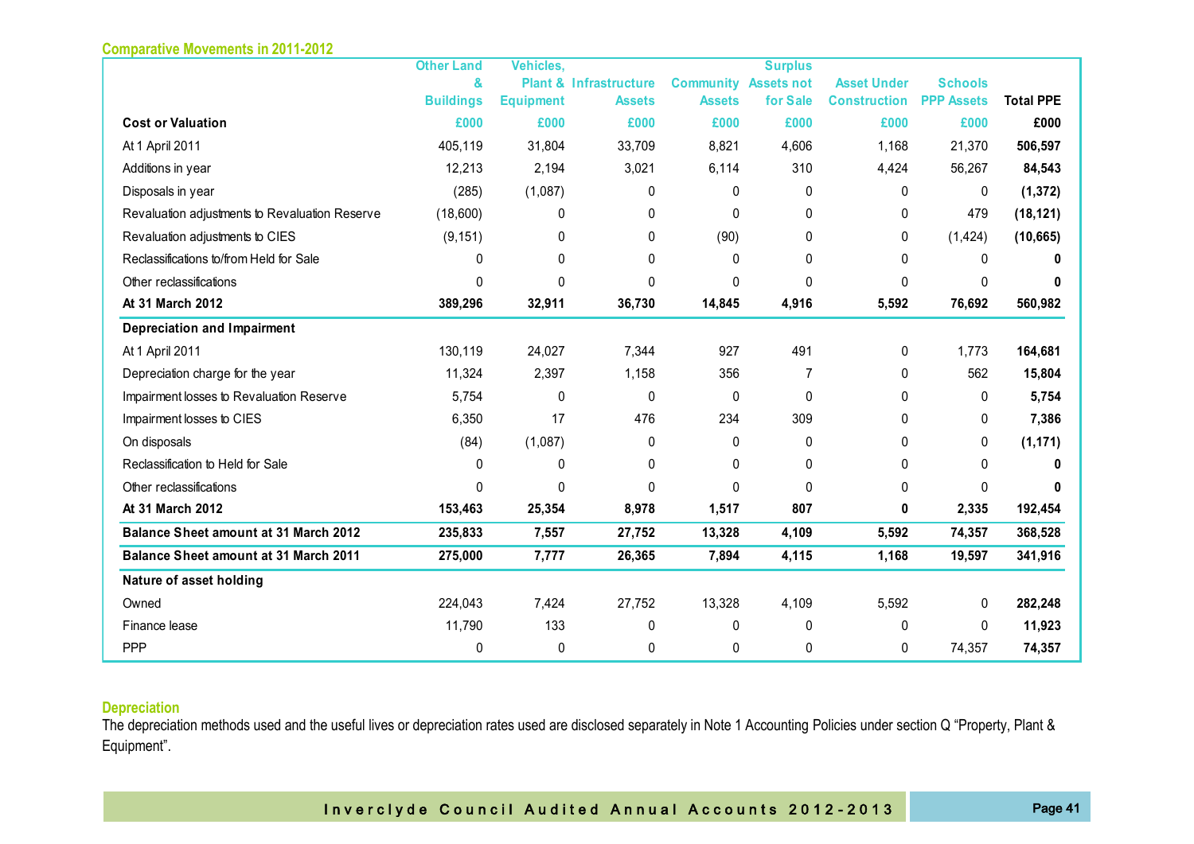### Comparative Movements in 2011-2012

| | Other Land & Buildings | Vehicles, Plant & Equipment | Infrastructure Assets | Community Assets | Surplus Assets not for Sale | Asset Under Construction | Schools PPP Assets | Total PPE |
|---|---|---|---|---|---|---|---|---|
| **Cost or Valuation** | £000 | £000 | £000 | £000 | £000 | £000 | £000 | **£000** |
| At 1 April 2011 | 405,119 | 31,804 | 33,709 | 8,821 | 4,606 | 1,168 | 21,370 | **506,597** |
| Additions in year | 12,213 | 2,194 | 3,021 | 6,114 | 310 | 4,424 | 56,267 | **84,543** |
| Disposals in year | (285) | (1,087) | 0 | 0 | 0 | 0 | 0 | **(1,372)** |
| Revaluation adjustments to Revaluation Reserve | (18,600) | 0 | 0 | 0 | 0 | 0 | 479 | **(18,121)** |
| Revaluation adjustments to CIES | (9,151) | 0 | 0 | (90) | 0 | 0 | (1,424) | **(10,665)** |
| Reclassifications to/from Held for Sale | 0 | 0 | 0 | 0 | 0 | 0 | 0 | **0** |
| Other reclassifications | 0 | 0 | 0 | 0 | 0 | 0 | 0 | **0** |
| **At 31 March 2012** | **389,296** | **32,911** | **36,730** | **14,845** | **4,916** | **5,592** | **76,692** | **560,982** |
| **Depreciation and Impairment** | | | | | | | | |
| At 1 April 2011 | 130,119 | 24,027 | 7,344 | 927 | 491 | 0 | 1,773 | **164,681** |
| Depreciation charge for the year | 11,324 | 2,397 | 1,158 | 356 | 7 | 0 | 562 | **15,804** |
| Impairment losses to Revaluation Reserve | 5,754 | 0 | 0 | 0 | 0 | 0 | 0 | **5,754** |
| Impairment losses to CIES | 6,350 | 17 | 476 | 234 | 309 | 0 | 0 | **7,386** |
| On disposals | (84) | (1,087) | 0 | 0 | 0 | 0 | 0 | **(1,171)** |
| Reclassification to Held for Sale | 0 | 0 | 0 | 0 | 0 | 0 | 0 | **0** |
| Other reclassifications | 0 | 0 | 0 | 0 | 0 | 0 | 0 | **0** |
| **At 31 March 2012** | **153,463** | **25,354** | **8,978** | **1,517** | **807** | **0** | **2,335** | **192,454** |
| **Balance Sheet amount at 31 March 2012** | **235,833** | **7,557** | **27,752** | **13,328** | **4,109** | **5,592** | **74,357** | **368,528** |
| **Balance Sheet amount at 31 March 2011** | **275,000** | **7,777** | **26,365** | **7,894** | **4,115** | **1,168** | **19,597** | **341,916** |
| **Nature of asset holding** | | | | | | | | |
| Owned | 224,043 | 7,424 | 27,752 | 13,328 | 4,109 | 5,592 | 0 | **282,248** |
| Finance lease | 11,790 | 133 | 0 | 0 | 0 | 0 | 0 | **11,923** |
| PPP | 0 | 0 | 0 | 0 | 0 | 0 | 74,357 | **74,357** |

### Depreciation

The depreciation methods used and the useful lives or depreciation rates used are disclosed separately in Note 1 Accounting Policies under section Q "Property, Plant & Equipment".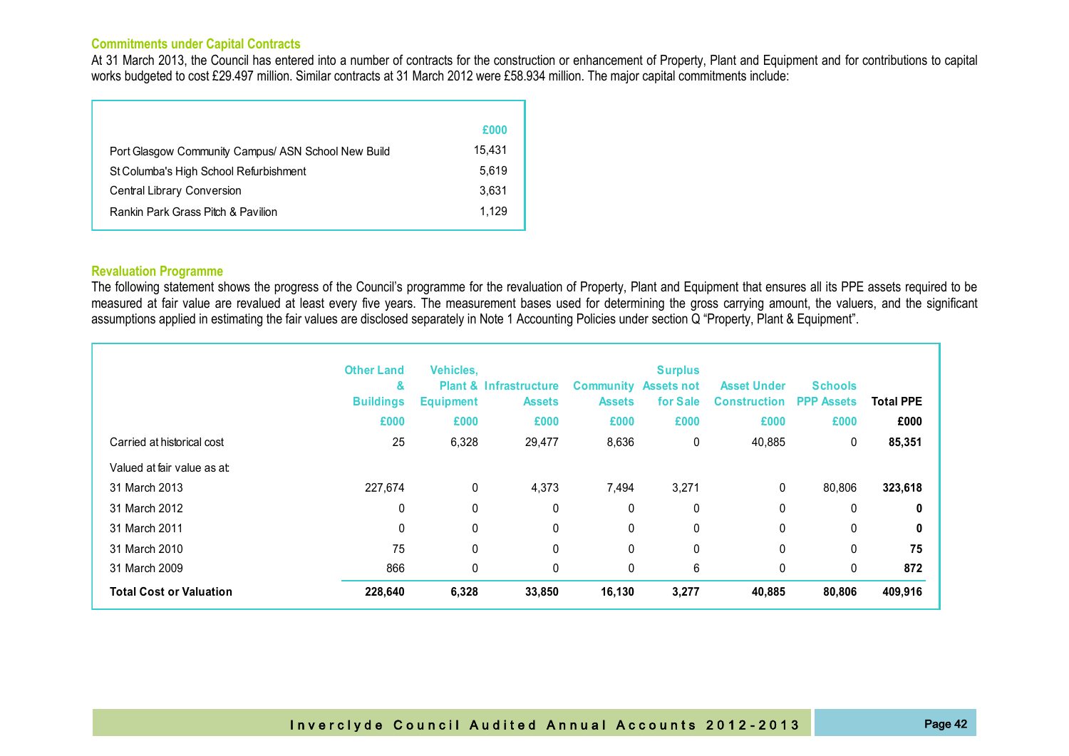## Commitments under Capital Contracts

At 31 March 2013, the Council has entered into a number of contracts for the construction or enhancement of Property, Plant and Equipment and for contributions to capital works budgeted to cost £29.497 million. Similar contracts at 31 March 2012 were £58.934 million. The major capital commitments include:

| | £000 |
|---|---|
| Port Glasgow Community Campus/ ASN School New Build | 15,431 |
| St Columba's High School Refurbishment | 5,619 |
| Central Library Conversion | 3,631 |
| Rankin Park Grass Pitch & Pavilion | 1,129 |

## Revaluation Programme

The following statement shows the progress of the Council's programme for the revaluation of Property, Plant and Equipment that ensures all its PPE assets required to be measured at fair value are revalued at least every five years. The measurement bases used for determining the gross carrying amount, the valuers, and the significant assumptions applied in estimating the fair values are disclosed separately in Note 1 Accounting Policies under section Q "Property, Plant & Equipment".

| | Other Land & Buildings | Vehicles, Plant & Equipment | Infrastructure Assets | Community Assets | Surplus Assets not for Sale | Asset Under Construction | Schools PPP Assets | Total PPE |
|---|---|---|---|---|---|---|---|---|
| | £000 | £000 | £000 | £000 | £000 | £000 | £000 | £000 |
| Carried at historical cost | 25 | 6,328 | 29,477 | 8,636 | 0 | 40,885 | 0 | **85,351** |
| Valued at fair value as at: | | | | | | | | |
| 31 March 2013 | 227,674 | 0 | 4,373 | 7,494 | 3,271 | 0 | 80,806 | **323,618** |
| 31 March 2012 | 0 | 0 | 0 | 0 | 0 | 0 | 0 | **0** |
| 31 March 2011 | 0 | 0 | 0 | 0 | 0 | 0 | 0 | **0** |
| 31 March 2010 | 75 | 0 | 0 | 0 | 0 | 0 | 0 | **75** |
| 31 March 2009 | 866 | 0 | 0 | 0 | 6 | 0 | 0 | **872** |
| **Total Cost or Valuation** | **228,640** | **6,328** | **33,850** | **16,130** | **3,277** | **40,885** | **80,806** | **409,916** |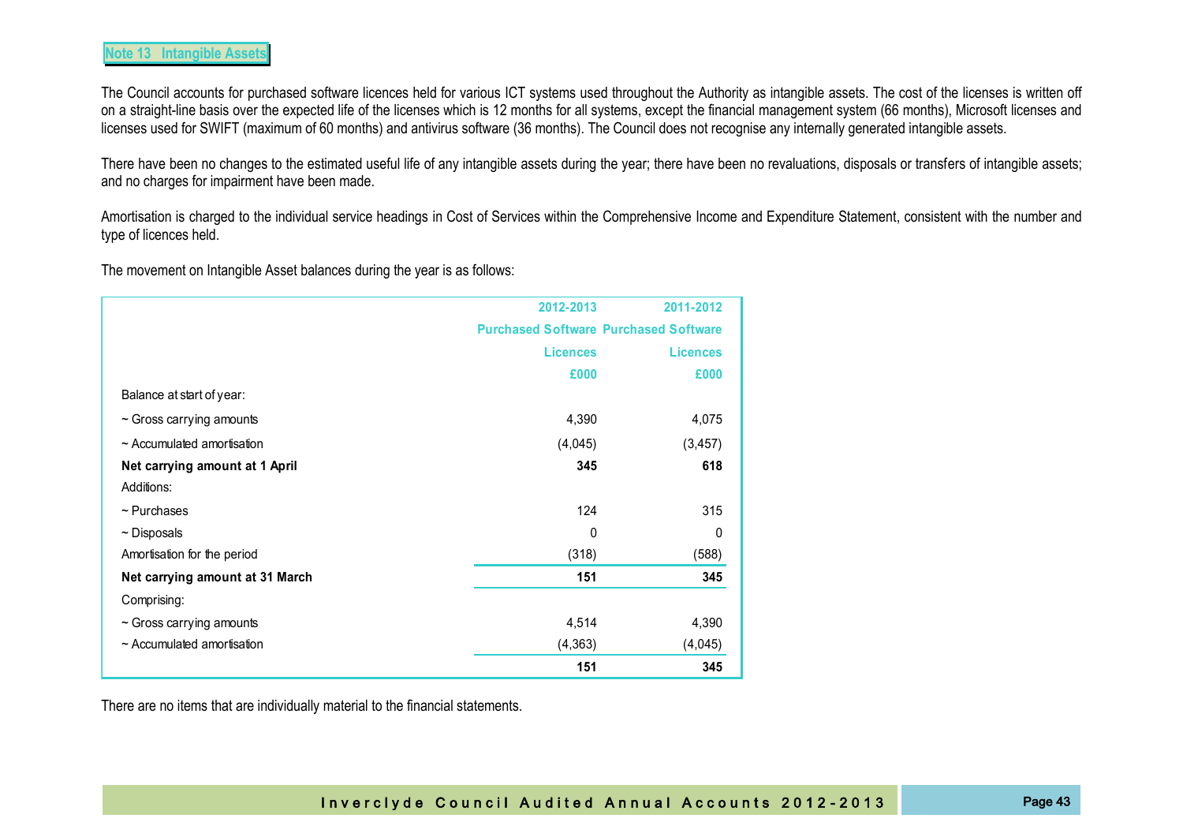## Note 13 Intangible Assets

The Council accounts for purchased software licences held for various ICT systems used throughout the Authority as intangible assets. The cost of the licenses is written off on a straight-line basis over the expected life of the licenses which is 12 months for all systems, except the financial management system (66 months), Microsoft licenses and licenses used for SWIFT (maximum of 60 months) and antivirus software (36 months). The Council does not recognise any internally generated intangible assets.

There have been no changes to the estimated useful life of any intangible assets during the year; there have been no revaluations, disposals or transfers of intangible assets; and no charges for impairment have been made.

Amortisation is charged to the individual service headings in Cost of Services within the Comprehensive Income and Expenditure Statement, consistent with the number and type of licences held.

The movement on Intangible Asset balances during the year is as follows:

| | 2012-2013 | 2011-2012 |
|---|---|---|
| | Purchased Software Licences | Purchased Software Licences |
| | £000 | £000 |
| Balance at start of year: | | |
| ~ Gross carrying amounts | 4,390 | 4,075 |
| ~ Accumulated amortisation | (4,045) | (3,457) |
| **Net carrying amount at 1 April** | **345** | **618** |
| Additions: | | |
| ~ Purchases | 124 | 315 |
| ~ Disposals | 0 | 0 |
| Amortisation for the period | (318) | (588) |
| **Net carrying amount at 31 March** | **151** | **345** |
| Comprising: | | |
| ~ Gross carrying amounts | 4,514 | 4,390 |
| ~ Accumulated amortisation | (4,363) | (4,045) |
| | **151** | **345** |

There are no items that are individually material to the financial statements.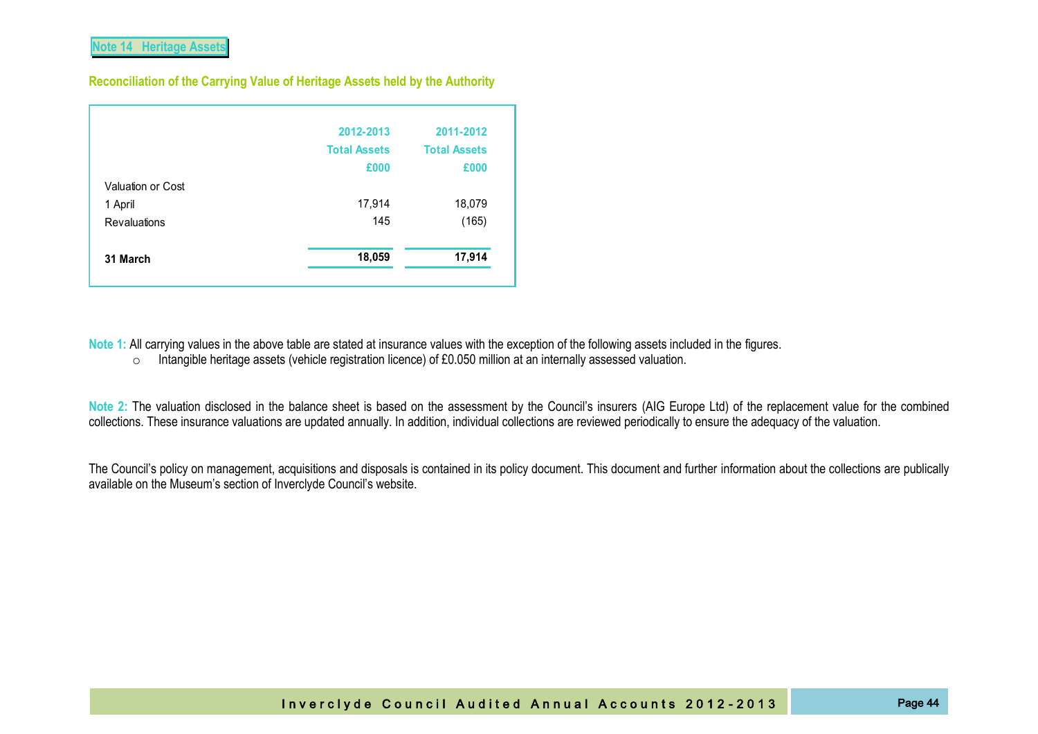## Note 14 Heritage Assets

### Reconciliation of the Carrying Value of Heritage Assets held by the Authority

| | 2012-2013 Total Assets £000 | 2011-2012 Total Assets £000 |
|---|---|---|
| Valuation or Cost | | |
| 1 April | 17,914 | 18,079 |
| Revaluations | 145 | (165) |
| **31 March** | **18,059** | **17,914** |

**Note 1:** All carrying values in the above table are stated at insurance values with the exception of the following assets included in the figures.

- Intangible heritage assets (vehicle registration licence) of £0.050 million at an internally assessed valuation.

**Note 2:** The valuation disclosed in the balance sheet is based on the assessment by the Council's insurers (AIG Europe Ltd) of the replacement value for the combined collections. These insurance valuations are updated annually. In addition, individual collections are reviewed periodically to ensure the adequacy of the valuation.

The Council's policy on management, acquisitions and disposals is contained in its policy document. This document and further information about the collections are publically available on the Museum's section of Inverclyde Council's website.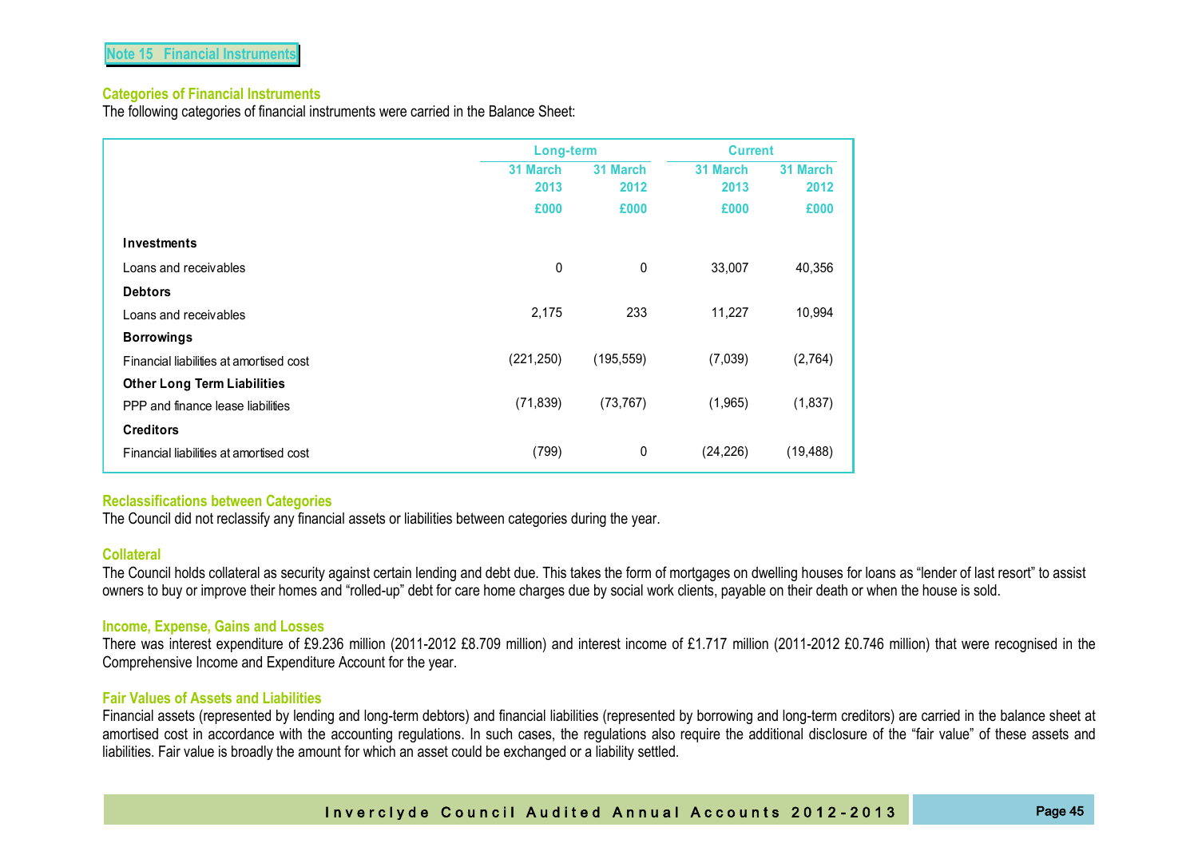## Note 15 Financial Instruments

### Categories of Financial Instruments

The following categories of financial instruments were carried in the Balance Sheet:

| | Long-term | | Current | |
|---|---|---|---|---|
| | 31 March 2013 | 31 March 2012 | 31 March 2013 | 31 March 2012 |
| | £000 | £000 | £000 | £000 |
| **Investments** | | | | |
| Loans and receivables | 0 | 0 | 33,007 | 40,356 |
| **Debtors** | | | | |
| Loans and receivables | 2,175 | 233 | 11,227 | 10,994 |
| **Borrowings** | | | | |
| Financial liabilities at amortised cost | (221,250) | (195,559) | (7,039) | (2,764) |
| **Other Long Term Liabilities** | | | | |
| PPP and finance lease liabilities | (71,839) | (73,767) | (1,965) | (1,837) |
| **Creditors** | | | | |
| Financial liabilities at amortised cost | (799) | 0 | (24,226) | (19,488) |

### Reclassifications between Categories

The Council did not reclassify any financial assets or liabilities between categories during the year.

### Collateral

The Council holds collateral as security against certain lending and debt due. This takes the form of mortgages on dwelling houses for loans as “lender of last resort” to assist owners to buy or improve their homes and “rolled-up” debt for care home charges due by social work clients, payable on their death or when the house is sold.

### Income, Expense, Gains and Losses

There was interest expenditure of £9.236 million (2011-2012 £8.709 million) and interest income of £1.717 million (2011-2012 £0.746 million) that were recognised in the Comprehensive Income and Expenditure Account for the year.

### Fair Values of Assets and Liabilities

Financial assets (represented by lending and long-term debtors) and financial liabilities (represented by borrowing and long-term creditors) are carried in the balance sheet at amortised cost in accordance with the accounting regulations. In such cases, the regulations also require the additional disclosure of the “fair value” of these assets and liabilities. Fair value is broadly the amount for which an asset could be exchanged or a liability settled.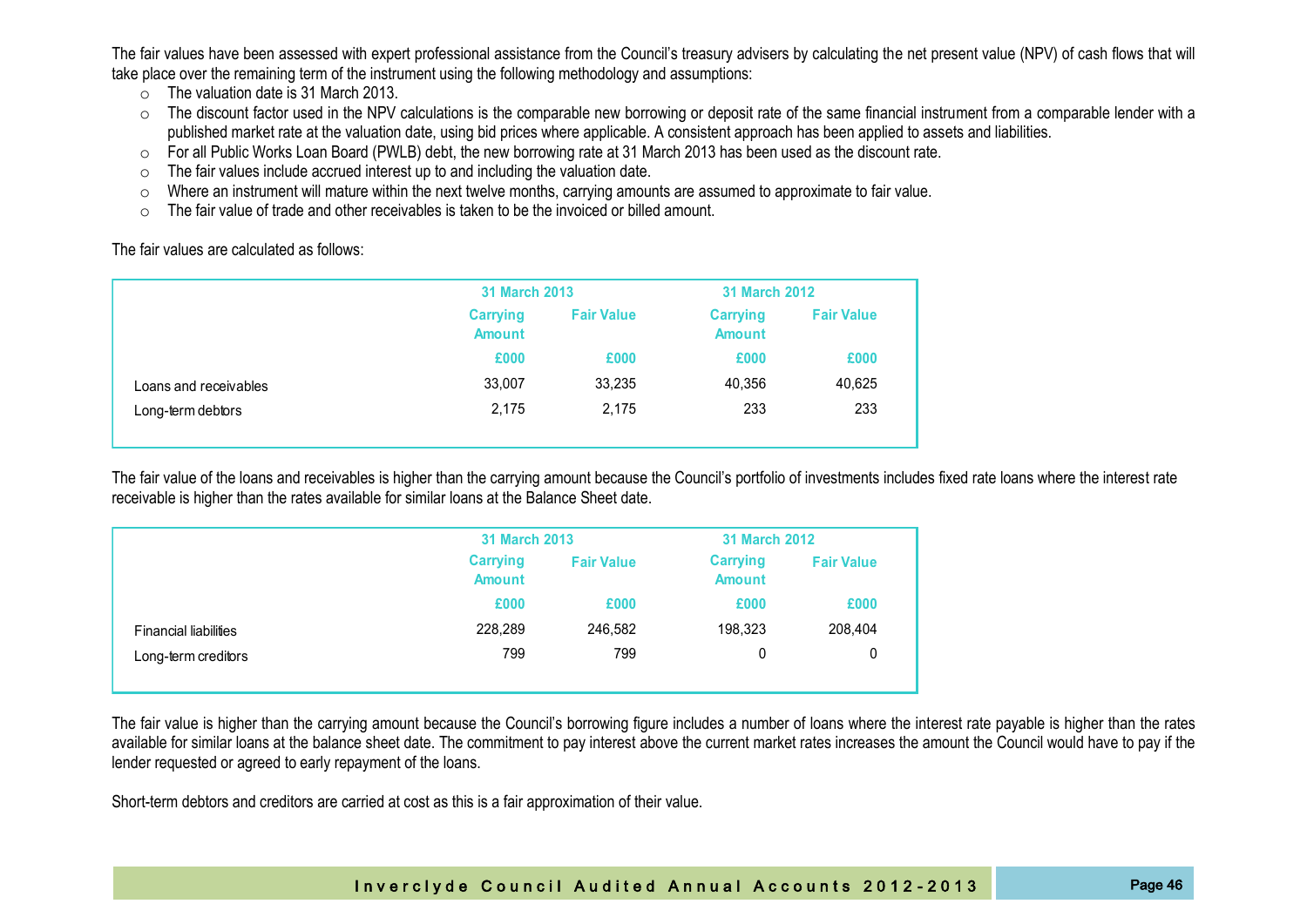The fair values have been assessed with expert professional assistance from the Council's treasury advisers by calculating the net present value (NPV) of cash flows that will take place over the remaining term of the instrument using the following methodology and assumptions:

- The valuation date is 31 March 2013.
- The discount factor used in the NPV calculations is the comparable new borrowing or deposit rate of the same financial instrument from a comparable lender with a published market rate at the valuation date, using bid prices where applicable. A consistent approach has been applied to assets and liabilities.
- For all Public Works Loan Board (PWLB) debt, the new borrowing rate at 31 March 2013 has been used as the discount rate.
- The fair values include accrued interest up to and including the valuation date.
- Where an instrument will mature within the next twelve months, carrying amounts are assumed to approximate to fair value.
- The fair value of trade and other receivables is taken to be the invoiced or billed amount.

The fair values are calculated as follows:

| | 31 March 2013 | | 31 March 2012 | |
|---|---|---|---|---|
| | Carrying Amount | Fair Value | Carrying Amount | Fair Value |
| | £000 | £000 | £000 | £000 |
| Loans and receivables | 33,007 | 33,235 | 40,356 | 40,625 |
| Long-term debtors | 2,175 | 2,175 | 233 | 233 |

The fair value of the loans and receivables is higher than the carrying amount because the Council's portfolio of investments includes fixed rate loans where the interest rate receivable is higher than the rates available for similar loans at the Balance Sheet date.

| | 31 March 2013 | | 31 March 2012 | |
|---|---|---|---|---|
| | Carrying Amount | Fair Value | Carrying Amount | Fair Value |
| | £000 | £000 | £000 | £000 |
| Financial liabilities | 228,289 | 246,582 | 198,323 | 208,404 |
| Long-term creditors | 799 | 799 | 0 | 0 |

The fair value is higher than the carrying amount because the Council's borrowing figure includes a number of loans where the interest rate payable is higher than the rates available for similar loans at the balance sheet date. The commitment to pay interest above the current market rates increases the amount the Council would have to pay if the lender requested or agreed to early repayment of the loans.

Short-term debtors and creditors are carried at cost as this is a fair approximation of their value.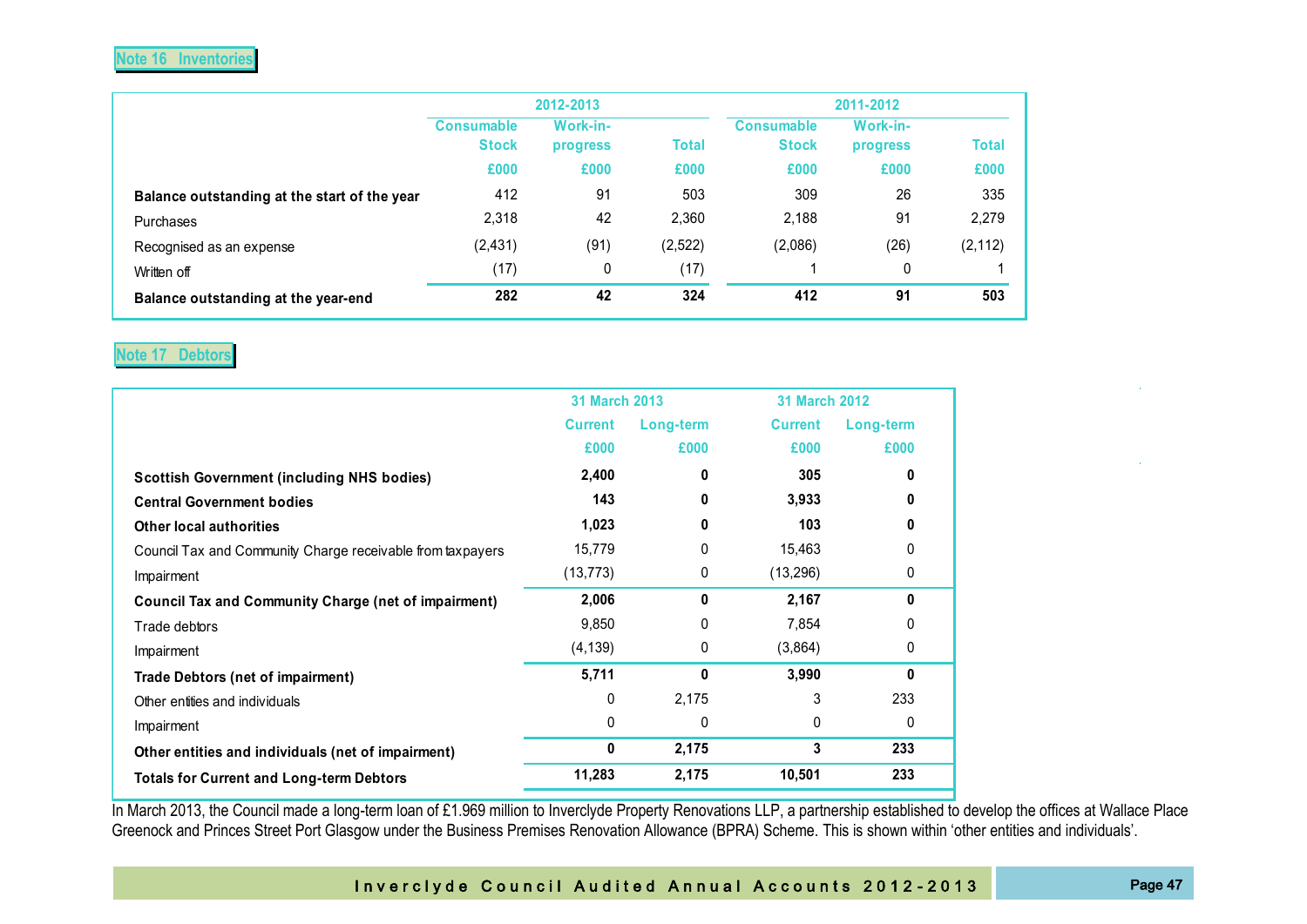## Note 16 Inventories

| | 2012-2013 | | | 2011-2012 | | |
|---|---|---|---|---|---|---|
| | Consumable Stock | Work-in-progress | Total | Consumable Stock | Work-in-progress | Total |
| | £000 | £000 | £000 | £000 | £000 | £000 |
| **Balance outstanding at the start of the year** | 412 | 91 | 503 | 309 | 26 | 335 |
| Purchases | 2,318 | 42 | 2,360 | 2,188 | 91 | 2,279 |
| Recognised as an expense | (2,431) | (91) | (2,522) | (2,086) | (26) | (2,112) |
| Written off | (17) | 0 | (17) | 1 | 0 | 1 |
| **Balance outstanding at the year-end** | **282** | **42** | **324** | **412** | **91** | **503** |

## Note 17 Debtors

| | 31 March 2013 | | 31 March 2012 | |
|---|---|---|---|---|
| | Current | Long-term | Current | Long-term |
| | £000 | £000 | £000 | £000 |
| **Scottish Government (including NHS bodies)** | **2,400** | **0** | **305** | **0** |
| **Central Government bodies** | **143** | **0** | **3,933** | **0** |
| **Other local authorities** | **1,023** | **0** | **103** | **0** |
| Council Tax and Community Charge receivable from taxpayers | 15,779 | 0 | 15,463 | 0 |
| Impairment | (13,773) | 0 | (13,296) | 0 |
| **Council Tax and Community Charge (net of impairment)** | **2,006** | **0** | **2,167** | **0** |
| Trade debtors | 9,850 | 0 | 7,854 | 0 |
| Impairment | (4,139) | 0 | (3,864) | 0 |
| **Trade Debtors (net of impairment)** | **5,711** | **0** | **3,990** | **0** |
| Other entities and individuals | 0 | 2,175 | 3 | 233 |
| Impairment | 0 | 0 | 0 | 0 |
| **Other entities and individuals (net of impairment)** | **0** | **2,175** | **3** | **233** |
| **Totals for Current and Long-term Debtors** | **11,283** | **2,175** | **10,501** | **233** |

In March 2013, the Council made a long-term loan of £1.969 million to Inverclyde Property Renovations LLP, a partnership established to develop the offices at Wallace Place Greenock and Princes Street Port Glasgow under the Business Premises Renovation Allowance (BPRA) Scheme. This is shown within 'other entities and individuals'.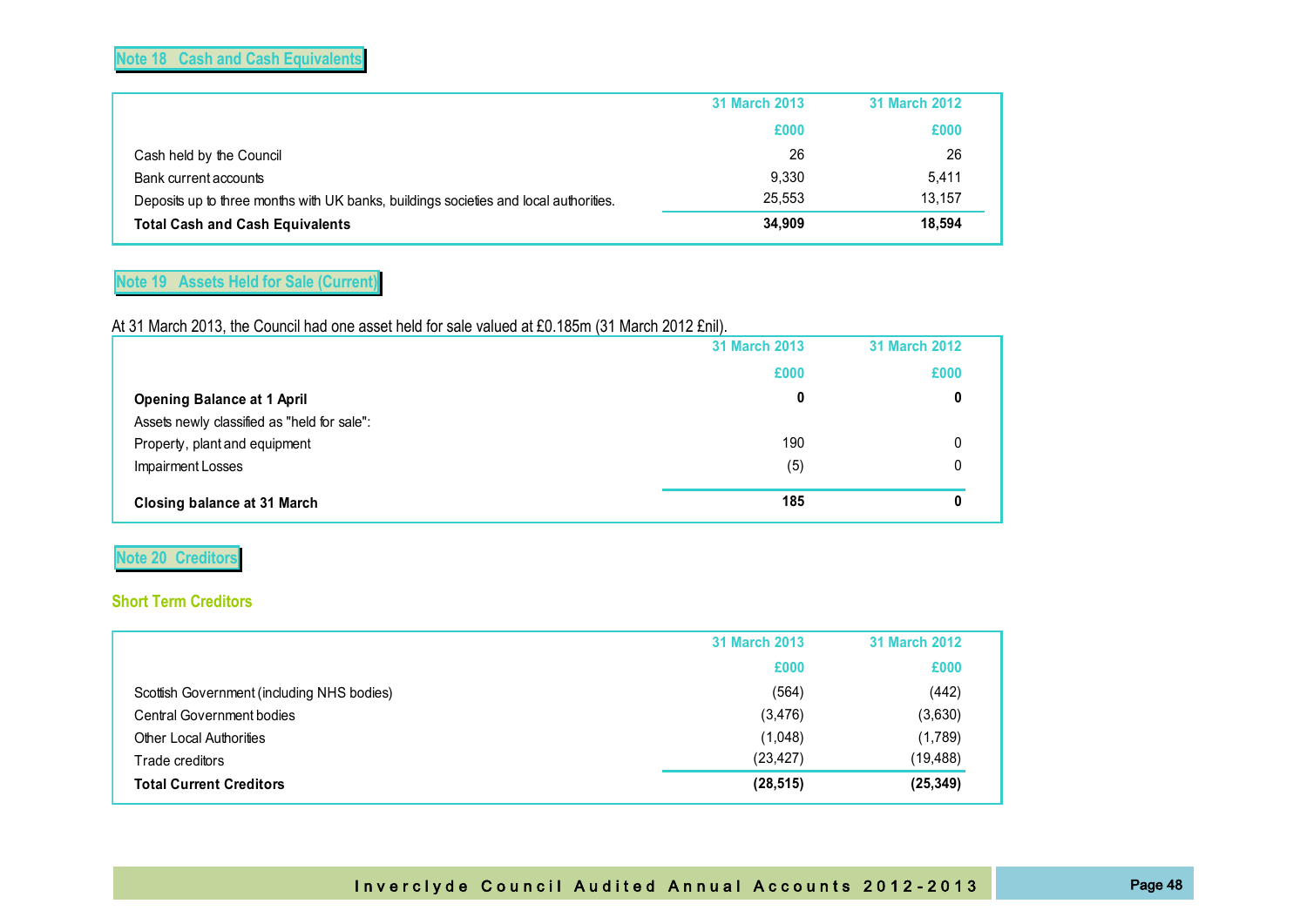## Note 18 Cash and Cash Equivalents

| | 31 March 2013 | 31 March 2012 |
|---|---|---|
| | £000 | £000 |
| Cash held by the Council | 26 | 26 |
| Bank current accounts | 9,330 | 5,411 |
| Deposits up to three months with UK banks, buildings societies and local authorities. | 25,553 | 13,157 |
| **Total Cash and Cash Equivalents** | **34,909** | **18,594** |

## Note 19 Assets Held for Sale (Current)

At 31 March 2013, the Council had one asset held for sale valued at £0.185m (31 March 2012 £nil).

| | 31 March 2013 | 31 March 2012 |
|---|---|---|
| | £000 | £000 |
| **Opening Balance at 1 April** | **0** | **0** |
| Assets newly classified as "held for sale": | | |
| Property, plant and equipment | 190 | 0 |
| Impairment Losses | (5) | 0 |
| **Closing balance at 31 March** | **185** | **0** |

## Note 20 Creditors

### Short Term Creditors

| | 31 March 2013 | 31 March 2012 |
|---|---|---|
| | £000 | £000 |
| Scottish Government (including NHS bodies) | (564) | (442) |
| Central Government bodies | (3,476) | (3,630) |
| Other Local Authorities | (1,048) | (1,789) |
| Trade creditors | (23,427) | (19,488) |
| **Total Current Creditors** | **(28,515)** | **(25,349)** |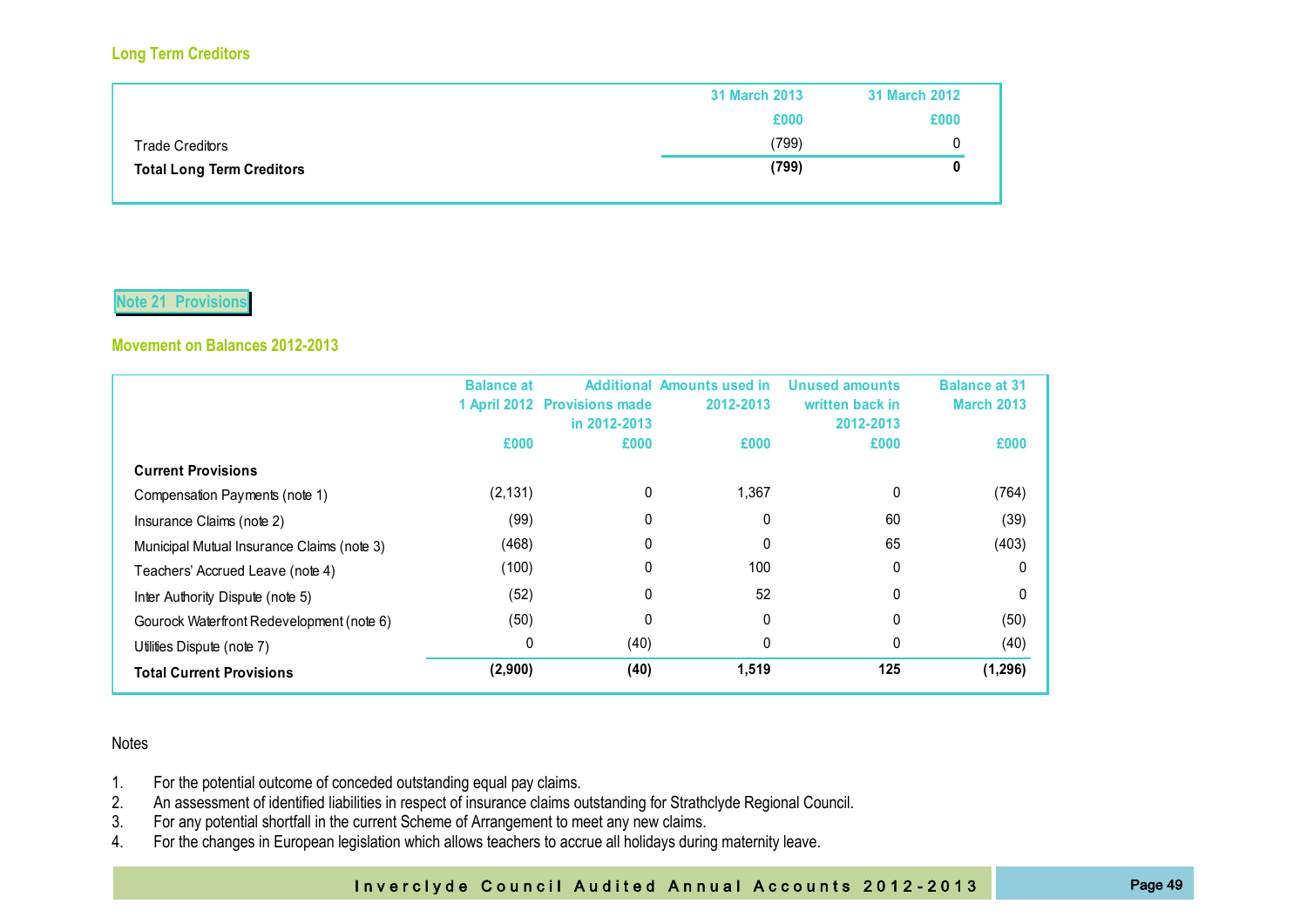### Long Term Creditors

| | 31 March 2013 | 31 March 2012 |
|---|---|---|
| | £000 | £000 |
| Trade Creditors | (799) | 0 |
| **Total Long Term Creditors** | **(799)** | **0** |

## Note 21 Provisions

### Movement on Balances 2012-2013

| | Balance at 1 April 2012 | Additional Provisions made in 2012-2013 | Amounts used in 2012-2013 | Unused amounts written back in 2012-2013 | Balance at 31 March 2013 |
|---|---|---|---|---|---|
| | £000 | £000 | £000 | £000 | £000 |
| **Current Provisions** | | | | | |
| Compensation Payments (note 1) | (2,131) | 0 | 1,367 | 0 | (764) |
| Insurance Claims (note 2) | (99) | 0 | 0 | 60 | (39) |
| Municipal Mutual Insurance Claims (note 3) | (468) | 0 | 0 | 65 | (403) |
| Teachers' Accrued Leave (note 4) | (100) | 0 | 100 | 0 | 0 |
| Inter Authority Dispute (note 5) | (52) | 0 | 52 | 0 | 0 |
| Gourock Waterfront Redevelopment (note 6) | (50) | 0 | 0 | 0 | (50) |
| Utilities Dispute (note 7) | 0 | (40) | 0 | 0 | (40) |
| **Total Current Provisions** | **(2,900)** | **(40)** | **1,519** | **125** | **(1,296)** |

Notes

1. For the potential outcome of conceded outstanding equal pay claims.
2. An assessment of identified liabilities in respect of insurance claims outstanding for Strathclyde Regional Council.
3. For any potential shortfall in the current Scheme of Arrangement to meet any new claims.
4. For the changes in European legislation which allows teachers to accrue all holidays during maternity leave.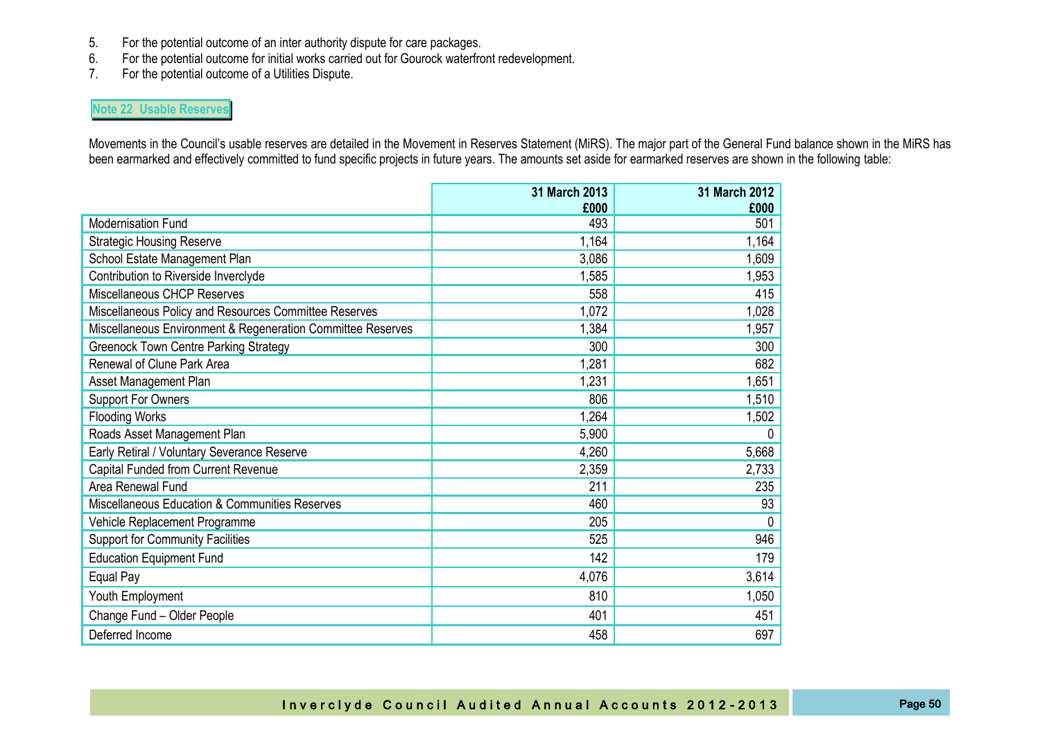5. For the potential outcome of an inter authority dispute for care packages.
6. For the potential outcome for initial works carried out for Gourock waterfront redevelopment.
7. For the potential outcome of a Utilities Dispute.

## Note 22 Usable Reserves

Movements in the Council's usable reserves are detailed in the Movement in Reserves Statement (MiRS). The major part of the General Fund balance shown in the MiRS has been earmarked and effectively committed to fund specific projects in future years. The amounts set aside for earmarked reserves are shown in the following table:

| | 31 March 2013 £000 | 31 March 2012 £000 |
|---|---:|---:|
| Modernisation Fund | 493 | 501 |
| Strategic Housing Reserve | 1,164 | 1,164 |
| School Estate Management Plan | 3,086 | 1,609 |
| Contribution to Riverside Inverclyde | 1,585 | 1,953 |
| Miscellaneous CHCP Reserves | 558 | 415 |
| Miscellaneous Policy and Resources Committee Reserves | 1,072 | 1,028 |
| Miscellaneous Environment & Regeneration Committee Reserves | 1,384 | 1,957 |
| Greenock Town Centre Parking Strategy | 300 | 300 |
| Renewal of Clune Park Area | 1,281 | 682 |
| Asset Management Plan | 1,231 | 1,651 |
| Support For Owners | 806 | 1,510 |
| Flooding Works | 1,264 | 1,502 |
| Roads Asset Management Plan | 5,900 | 0 |
| Early Retiral / Voluntary Severance Reserve | 4,260 | 5,668 |
| Capital Funded from Current Revenue | 2,359 | 2,733 |
| Area Renewal Fund | 211 | 235 |
| Miscellaneous Education & Communities Reserves | 460 | 93 |
| Vehicle Replacement Programme | 205 | 0 |
| Support for Community Facilities | 525 | 946 |
| Education Equipment Fund | 142 | 179 |
| Equal Pay | 4,076 | 3,614 |
| Youth Employment | 810 | 1,050 |
| Change Fund – Older People | 401 | 451 |
| Deferred Income | 458 | 697 |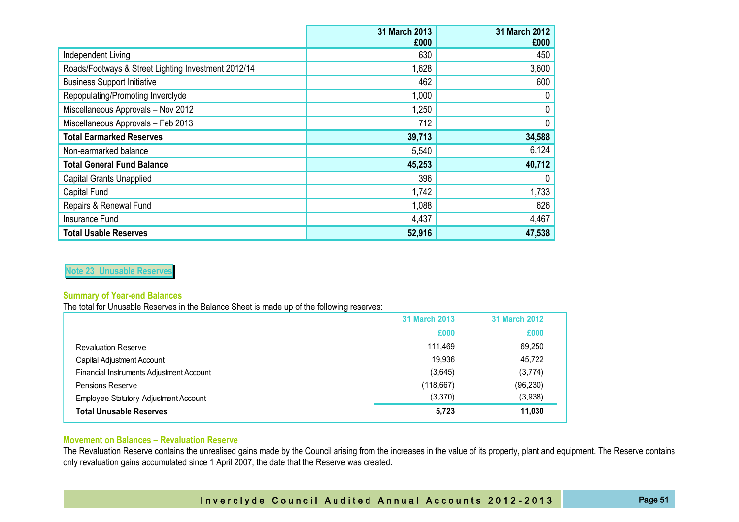| | 31 March 2013 £000 | 31 March 2012 £000 |
|---|---|---|
| Independent Living | 630 | 450 |
| Roads/Footways & Street Lighting Investment 2012/14 | 1,628 | 3,600 |
| Business Support Initiative | 462 | 600 |
| Repopulating/Promoting Inverclyde | 1,000 | 0 |
| Miscellaneous Approvals – Nov 2012 | 1,250 | 0 |
| Miscellaneous Approvals – Feb 2013 | 712 | 0 |
| **Total Earmarked Reserves** | **39,713** | **34,588** |
| Non-earmarked balance | 5,540 | 6,124 |
| **Total General Fund Balance** | **45,253** | **40,712** |
| Capital Grants Unapplied | 396 | 0 |
| Capital Fund | 1,742 | 1,733 |
| Repairs & Renewal Fund | 1,088 | 626 |
| Insurance Fund | 4,437 | 4,467 |
| **Total Usable Reserves** | **52,916** | **47,538** |

## Note 23 Unusable Reserves

### Summary of Year-end Balances

The total for Unusable Reserves in the Balance Sheet is made up of the following reserves:

| | 31 March 2013 £000 | 31 March 2012 £000 |
|---|---|---|
| Revaluation Reserve | 111,469 | 69,250 |
| Capital Adjustment Account | 19,936 | 45,722 |
| Financial Instruments Adjustment Account | (3,645) | (3,774) |
| Pensions Reserve | (118,667) | (96,230) |
| Employee Statutory Adjustment Account | (3,370) | (3,938) |
| **Total Unusable Reserves** | **5,723** | **11,030** |

### Movement on Balances – Revaluation Reserve

The Revaluation Reserve contains the unrealised gains made by the Council arising from the increases in the value of its property, plant and equipment. The Reserve contains only revaluation gains accumulated since 1 April 2007, the date that the Reserve was created.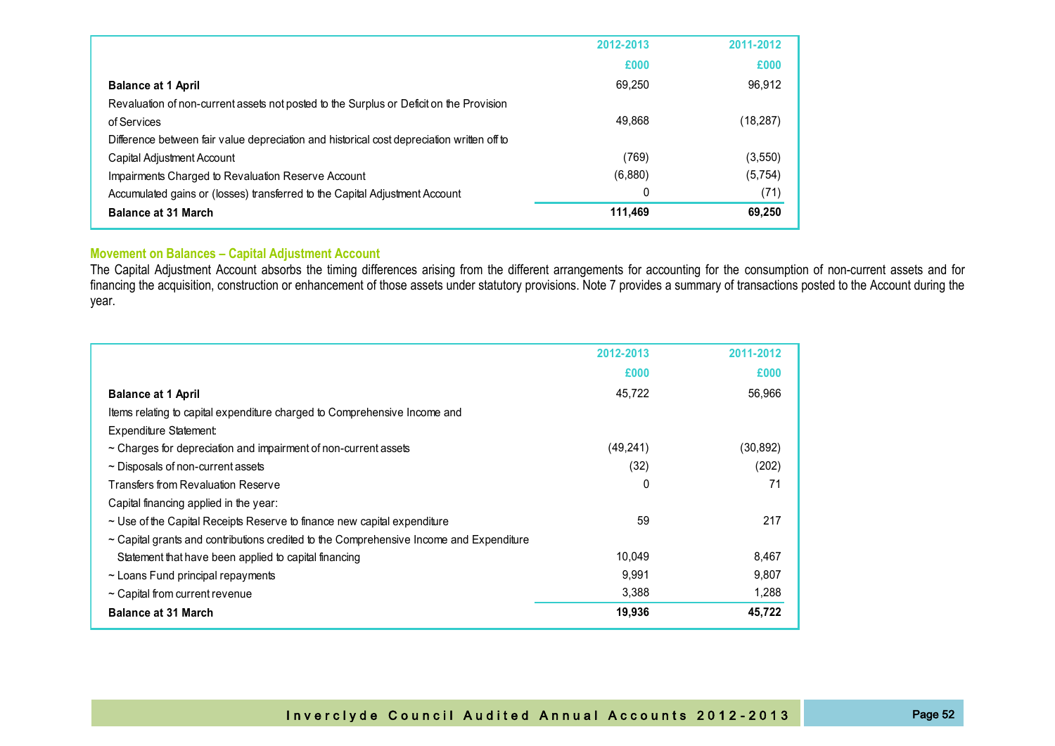| | 2012-2013 | 2011-2012 |
|---|---|---|
| | £000 | £000 |
| **Balance at 1 April** | 69,250 | 96,912 |
| Revaluation of non-current assets not posted to the Surplus or Deficit on the Provision of Services | 49,868 | (18,287) |
| Difference between fair value depreciation and historical cost depreciation written off to Capital Adjustment Account | (769) | (3,550) |
| Impairments Charged to Revaluation Reserve Account | (6,880) | (5,754) |
| Accumulated gains or (losses) transferred to the Capital Adjustment Account | 0 | (71) |
| **Balance at 31 March** | **111,469** | **69,250** |

## Movement on Balances – Capital Adjustment Account

The Capital Adjustment Account absorbs the timing differences arising from the different arrangements for accounting for the consumption of non-current assets and for financing the acquisition, construction or enhancement of those assets under statutory provisions. Note 7 provides a summary of transactions posted to the Account during the year.

| | 2012-2013 | 2011-2012 |
|---|---|---|
| | £000 | £000 |
| **Balance at 1 April** | 45,722 | 56,966 |
| Items relating to capital expenditure charged to Comprehensive Income and Expenditure Statement: | | |
| ~ Charges for depreciation and impairment of non-current assets | (49,241) | (30,892) |
| ~ Disposals of non-current assets | (32) | (202) |
| Transfers from Revaluation Reserve | 0 | 71 |
| Capital financing applied in the year: | | |
| ~ Use of the Capital Receipts Reserve to finance new capital expenditure | 59 | 217 |
| ~ Capital grants and contributions credited to the Comprehensive Income and Expenditure Statement that have been applied to capital financing | 10,049 | 8,467 |
| ~ Loans Fund principal repayments | 9,991 | 9,807 |
| ~ Capital from current revenue | 3,388 | 1,288 |
| **Balance at 31 March** | **19,936** | **45,722** |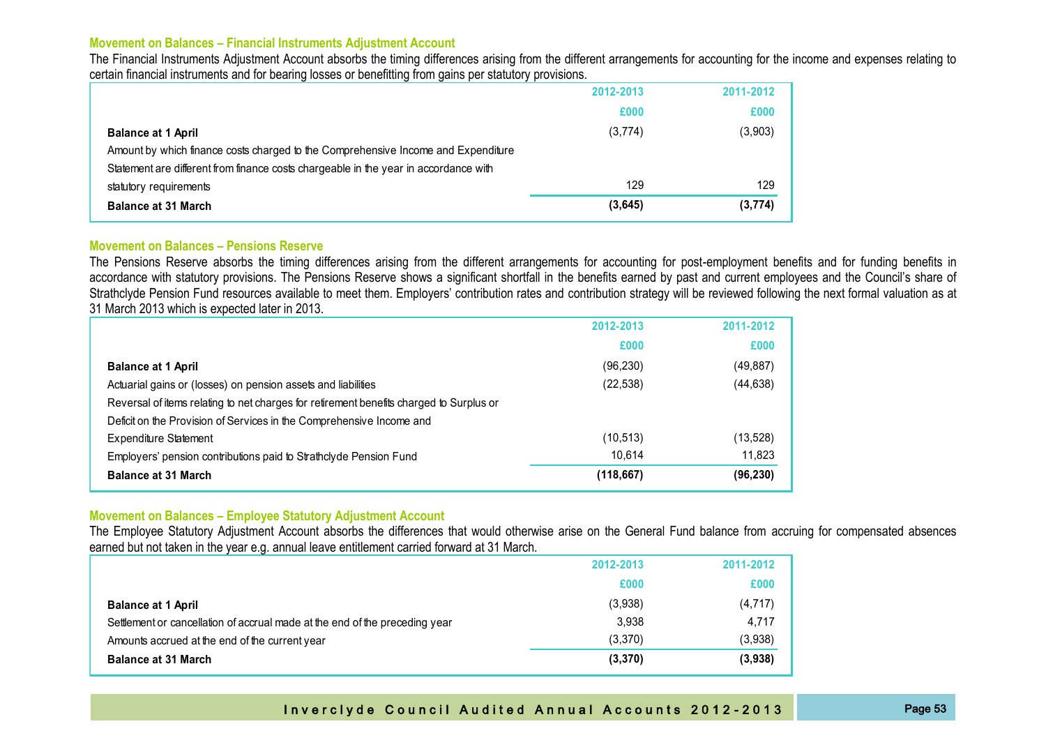### Movement on Balances – Financial Instruments Adjustment Account

The Financial Instruments Adjustment Account absorbs the timing differences arising from the different arrangements for accounting for the income and expenses relating to certain financial instruments and for bearing losses or benefitting from gains per statutory provisions.

| | 2012-2013 | 2011-2012 |
|---|---|---|
| | £000 | £000 |
| **Balance at 1 April** | (3,774) | (3,903) |
| Amount by which finance costs charged to the Comprehensive Income and Expenditure Statement are different from finance costs chargeable in the year in accordance with statutory requirements | 129 | 129 |
| **Balance at 31 March** | **(3,645)** | **(3,774)** |

### Movement on Balances – Pensions Reserve

The Pensions Reserve absorbs the timing differences arising from the different arrangements for accounting for post-employment benefits and for funding benefits in accordance with statutory provisions. The Pensions Reserve shows a significant shortfall in the benefits earned by past and current employees and the Council's share of Strathclyde Pension Fund resources available to meet them. Employers' contribution rates and contribution strategy will be reviewed following the next formal valuation as at 31 March 2013 which is expected later in 2013.

| | 2012-2013 | 2011-2012 |
|---|---|---|
| | £000 | £000 |
| **Balance at 1 April** | (96,230) | (49,887) |
| Actuarial gains or (losses) on pension assets and liabilities | (22,538) | (44,638) |
| Reversal of items relating to net charges for retirement benefits charged to Surplus or Deficit on the Provision of Services in the Comprehensive Income and Expenditure Statement | (10,513) | (13,528) |
| Employers' pension contributions paid to Strathclyde Pension Fund | 10,614 | 11,823 |
| **Balance at 31 March** | **(118,667)** | **(96,230)** |

### Movement on Balances – Employee Statutory Adjustment Account

The Employee Statutory Adjustment Account absorbs the differences that would otherwise arise on the General Fund balance from accruing for compensated absences earned but not taken in the year e.g. annual leave entitlement carried forward at 31 March.

| | 2012-2013 | 2011-2012 |
|---|---|---|
| | £000 | £000 |
| **Balance at 1 April** | (3,938) | (4,717) |
| Settlement or cancellation of accrual made at the end of the preceding year | 3,938 | 4,717 |
| Amounts accrued at the end of the current year | (3,370) | (3,938) |
| **Balance at 31 March** | **(3,370)** | **(3,938)** |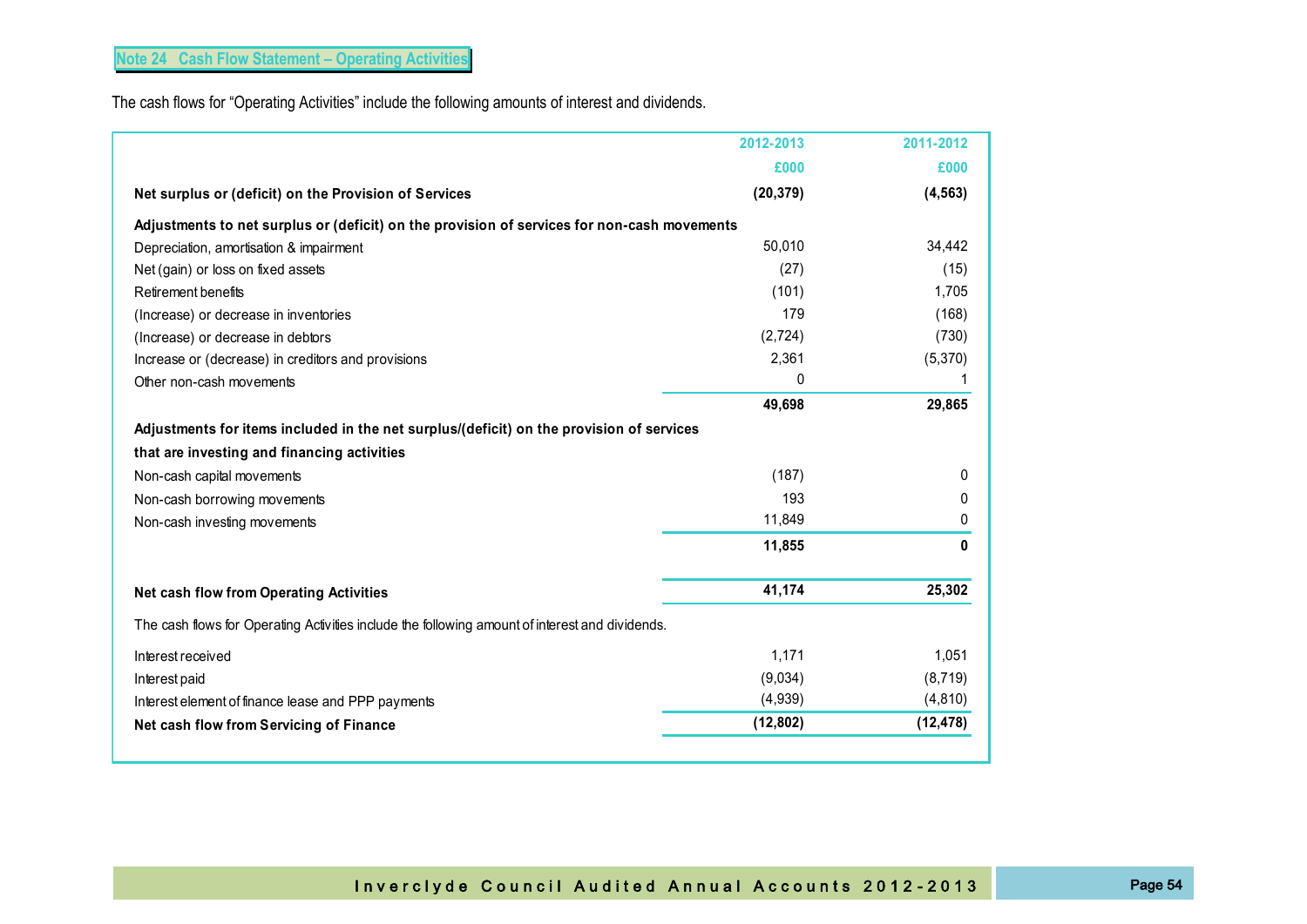## Note 24 Cash Flow Statement – Operating Activities

The cash flows for "Operating Activities" include the following amounts of interest and dividends.

| | 2012-2013 | 2011-2012 |
|---|---|---|
| | £000 | £000 |
| **Net surplus or (deficit) on the Provision of Services** | **(20,379)** | **(4,563)** |
| **Adjustments to net surplus or (deficit) on the provision of services for non-cash movements** | | |
| Depreciation, amortisation & impairment | 50,010 | 34,442 |
| Net (gain) or loss on fixed assets | (27) | (15) |
| Retirement benefits | (101) | 1,705 |
| (Increase) or decrease in inventories | 179 | (168) |
| (Increase) or decrease in debtors | (2,724) | (730) |
| Increase or (decrease) in creditors and provisions | 2,361 | (5,370) |
| Other non-cash movements | 0 | 1 |
| | **49,698** | **29,865** |
| **Adjustments for items included in the net surplus/(deficit) on the provision of services that are investing and financing activities** | | |
| Non-cash capital movements | (187) | 0 |
| Non-cash borrowing movements | 193 | 0 |
| Non-cash investing movements | 11,849 | 0 |
| | **11,855** | **0** |
| **Net cash flow from Operating Activities** | **41,174** | **25,302** |

The cash flows for Operating Activities include the following amount of interest and dividends.

| | 2012-2013 | 2011-2012 |
|---|---|---|
| Interest received | 1,171 | 1,051 |
| Interest paid | (9,034) | (8,719) |
| Interest element of finance lease and PPP payments | (4,939) | (4,810) |
| **Net cash flow from Servicing of Finance** | **(12,802)** | **(12,478)** |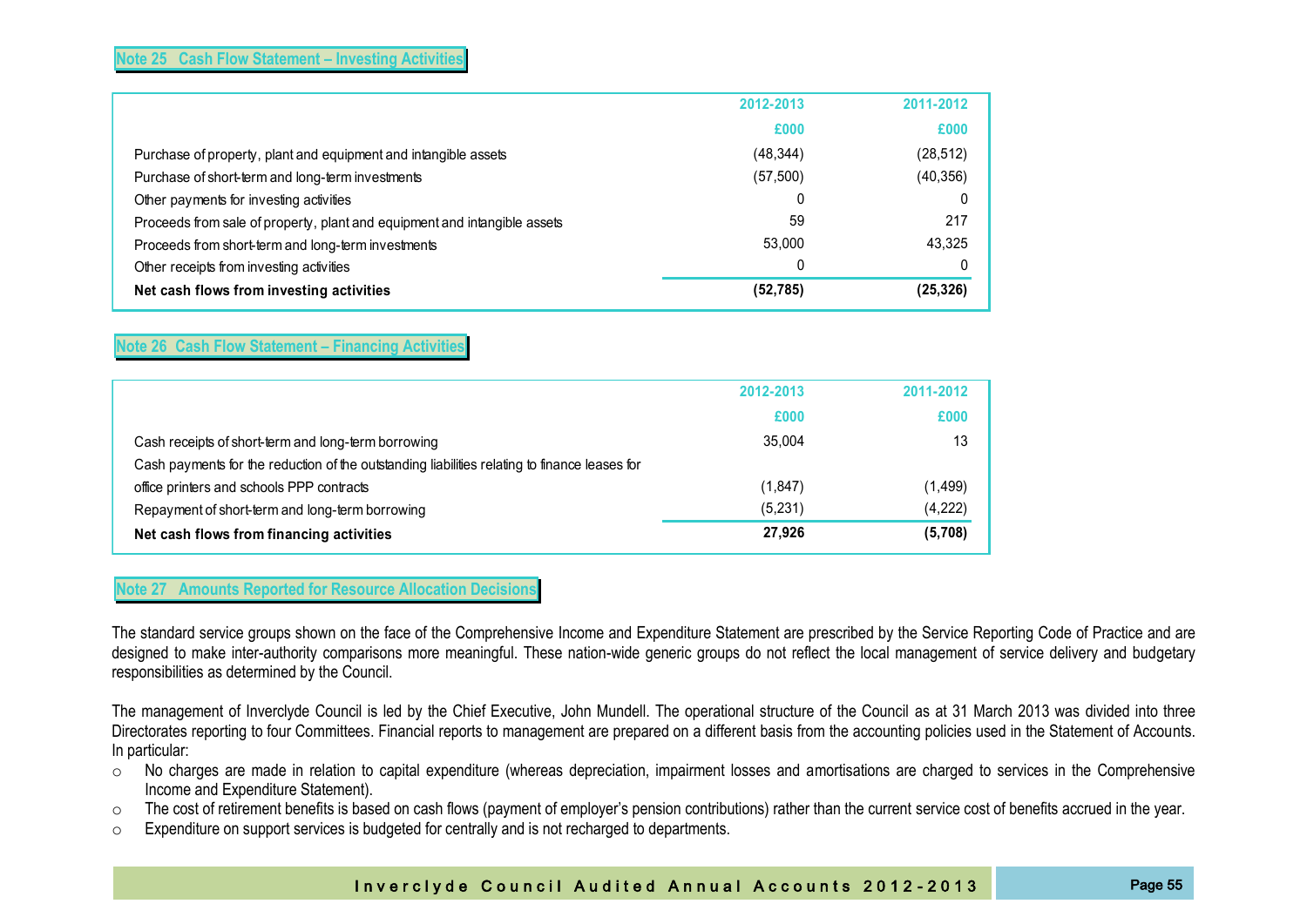## Note 25 Cash Flow Statement – Investing Activities

| | 2012-2013 | 2011-2012 |
|---|---|---|
| | £000 | £000 |
| Purchase of property, plant and equipment and intangible assets | (48,344) | (28,512) |
| Purchase of short-term and long-term investments | (57,500) | (40,356) |
| Other payments for investing activities | 0 | 0 |
| Proceeds from sale of property, plant and equipment and intangible assets | 59 | 217 |
| Proceeds from short-term and long-term investments | 53,000 | 43,325 |
| Other receipts from investing activities | 0 | 0 |
| **Net cash flows from investing activities** | **(52,785)** | **(25,326)** |

## Note 26 Cash Flow Statement – Financing Activities

| | 2012-2013 | 2011-2012 |
|---|---|---|
| | £000 | £000 |
| Cash receipts of short-term and long-term borrowing | 35,004 | 13 |
| Cash payments for the reduction of the outstanding liabilities relating to finance leases for office printers and schools PPP contracts | (1,847) | (1,499) |
| Repayment of short-term and long-term borrowing | (5,231) | (4,222) |
| **Net cash flows from financing activities** | **27,926** | **(5,708)** |

## Note 27 Amounts Reported for Resource Allocation Decisions

The standard service groups shown on the face of the Comprehensive Income and Expenditure Statement are prescribed by the Service Reporting Code of Practice and are designed to make inter-authority comparisons more meaningful. These nation-wide generic groups do not reflect the local management of service delivery and budgetary responsibilities as determined by the Council.

The management of Inverclyde Council is led by the Chief Executive, John Mundell. The operational structure of the Council as at 31 March 2013 was divided into three Directorates reporting to four Committees. Financial reports to management are prepared on a different basis from the accounting policies used in the Statement of Accounts. In particular:

- No charges are made in relation to capital expenditure (whereas depreciation, impairment losses and amortisations are charged to services in the Comprehensive Income and Expenditure Statement).
- The cost of retirement benefits is based on cash flows (payment of employer's pension contributions) rather than the current service cost of benefits accrued in the year.
- Expenditure on support services is budgeted for centrally and is not recharged to departments.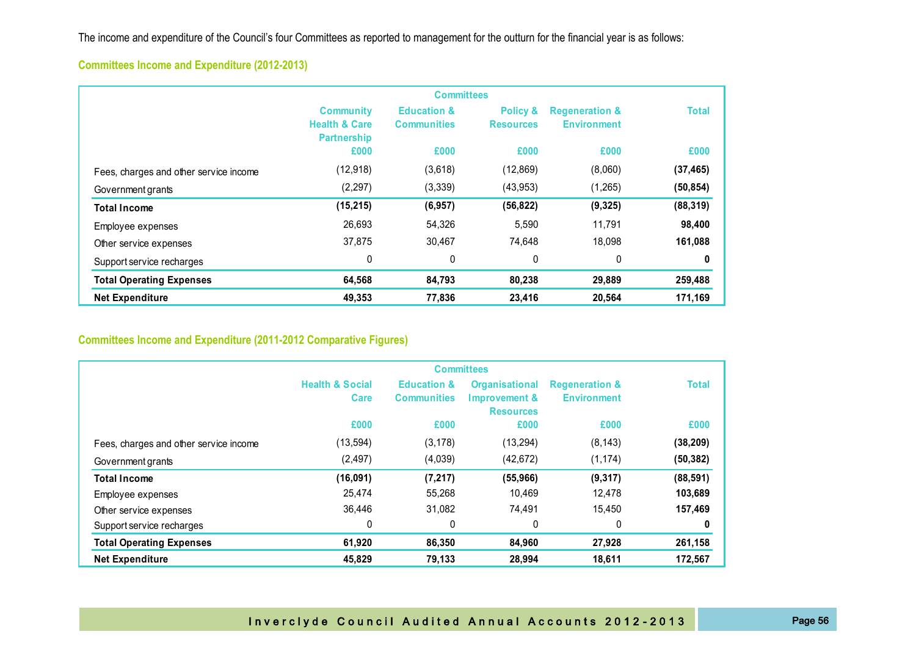The income and expenditure of the Council's four Committees as reported to management for the outturn for the financial year is as follows:

## Committees Income and Expenditure (2012-2013)

| | Committees | | | | |
|---|---|---|---|---|---|
| | Community Health & Care Partnership | Education & Communities | Policy & Resources | Regeneration & Environment | Total |
| | £000 | £000 | £000 | £000 | £000 |
| Fees, charges and other service income | (12,918) | (3,618) | (12,869) | (8,060) | **(37,465)** |
| Government grants | (2,297) | (3,339) | (43,953) | (1,265) | **(50,854)** |
| **Total Income** | **(15,215)** | **(6,957)** | **(56,822)** | **(9,325)** | **(88,319)** |
| Employee expenses | 26,693 | 54,326 | 5,590 | 11,791 | **98,400** |
| Other service expenses | 37,875 | 30,467 | 74,648 | 18,098 | **161,088** |
| Support service recharges | 0 | 0 | 0 | 0 | **0** |
| **Total Operating Expenses** | **64,568** | **84,793** | **80,238** | **29,889** | **259,488** |
| **Net Expenditure** | **49,353** | **77,836** | **23,416** | **20,564** | **171,169** |

## Committees Income and Expenditure (2011-2012 Comparative Figures)

| | Committees | | | | |
|---|---|---|---|---|---|
| | Health & Social Care | Education & Communities | Organisational Improvement & Resources | Regeneration & Environment | Total |
| | £000 | £000 | £000 | £000 | £000 |
| Fees, charges and other service income | (13,594) | (3,178) | (13,294) | (8,143) | **(38,209)** |
| Government grants | (2,497) | (4,039) | (42,672) | (1,174) | **(50,382)** |
| **Total Income** | **(16,091)** | **(7,217)** | **(55,966)** | **(9,317)** | **(88,591)** |
| Employee expenses | 25,474 | 55,268 | 10,469 | 12,478 | **103,689** |
| Other service expenses | 36,446 | 31,082 | 74,491 | 15,450 | **157,469** |
| Support service recharges | 0 | 0 | 0 | 0 | **0** |
| **Total Operating Expenses** | **61,920** | **86,350** | **84,960** | **27,928** | **261,158** |
| **Net Expenditure** | **45,829** | **79,133** | **28,994** | **18,611** | **172,567** |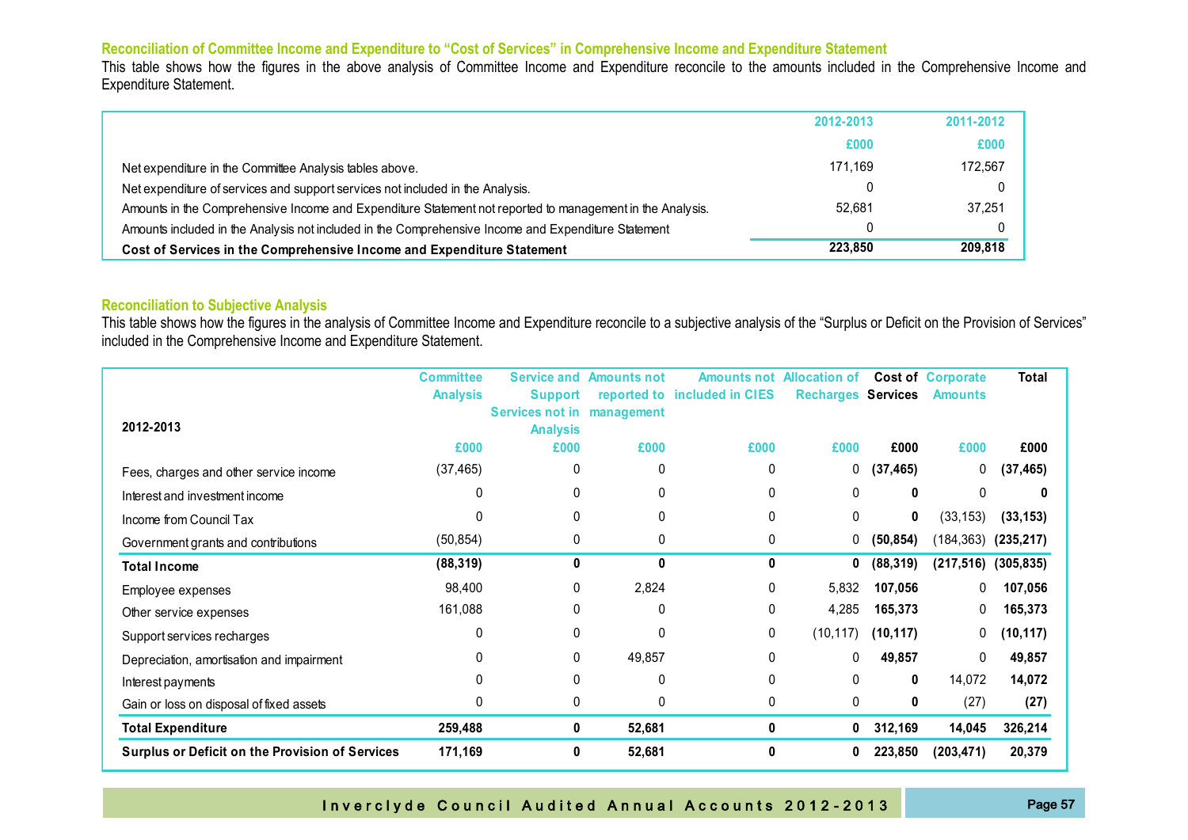## Reconciliation of Committee Income and Expenditure to "Cost of Services" in Comprehensive Income and Expenditure Statement

This table shows how the figures in the above analysis of Committee Income and Expenditure reconcile to the amounts included in the Comprehensive Income and Expenditure Statement.

| | 2012-2013 | 2011-2012 |
|---|---|---|
| | £000 | £000 |
| Net expenditure in the Committee Analysis tables above. | 171,169 | 172,567 |
| Net expenditure of services and support services not included in the Analysis. | 0 | 0 |
| Amounts in the Comprehensive Income and Expenditure Statement not reported to management in the Analysis. | 52,681 | 37,251 |
| Amounts included in the Analysis not included in the Comprehensive Income and Expenditure Statement | 0 | 0 |
| **Cost of Services in the Comprehensive Income and Expenditure Statement** | **223,850** | **209,818** |

## Reconciliation to Subjective Analysis

This table shows how the figures in the analysis of Committee Income and Expenditure reconcile to a subjective analysis of the "Surplus or Deficit on the Provision of Services" included in the Comprehensive Income and Expenditure Statement.

| 2012-2013 | Committee Analysis | Service and Support Services not in Analysis | Amounts not reported to management | Amounts not included in CIES | Allocation of Recharges | Cost of Services | Corporate Amounts | Total |
|---|---|---|---|---|---|---|---|---|
| | £000 | £000 | £000 | £000 | £000 | £000 | £000 | £000 |
| Fees, charges and other service income | (37,465) | 0 | 0 | 0 | 0 | **(37,465)** | 0 | **(37,465)** |
| Interest and investment income | 0 | 0 | 0 | 0 | 0 | **0** | 0 | **0** |
| Income from Council Tax | 0 | 0 | 0 | 0 | 0 | **0** | (33,153) | **(33,153)** |
| Government grants and contributions | (50,854) | 0 | 0 | 0 | 0 | **(50,854)** | (184,363) | **(235,217)** |
| **Total Income** | **(88,319)** | **0** | **0** | **0** | **0** | **(88,319)** | **(217,516)** | **(305,835)** |
| Employee expenses | 98,400 | 0 | 2,824 | 0 | 5,832 | **107,056** | 0 | **107,056** |
| Other service expenses | 161,088 | 0 | 0 | 0 | 4,285 | **165,373** | 0 | **165,373** |
| Support services recharges | 0 | 0 | 0 | 0 | (10,117) | **(10,117)** | 0 | **(10,117)** |
| Depreciation, amortisation and impairment | 0 | 0 | 49,857 | 0 | 0 | **49,857** | 0 | **49,857** |
| Interest payments | 0 | 0 | 0 | 0 | 0 | **0** | 14,072 | **14,072** |
| Gain or loss on disposal of fixed assets | 0 | 0 | 0 | 0 | 0 | **0** | (27) | **(27)** |
| **Total Expenditure** | **259,488** | **0** | **52,681** | **0** | **0** | **312,169** | **14,045** | **326,214** |
| **Surplus or Deficit on the Provision of Services** | **171,169** | **0** | **52,681** | **0** | **0** | **223,850** | **(203,471)** | **20,379** |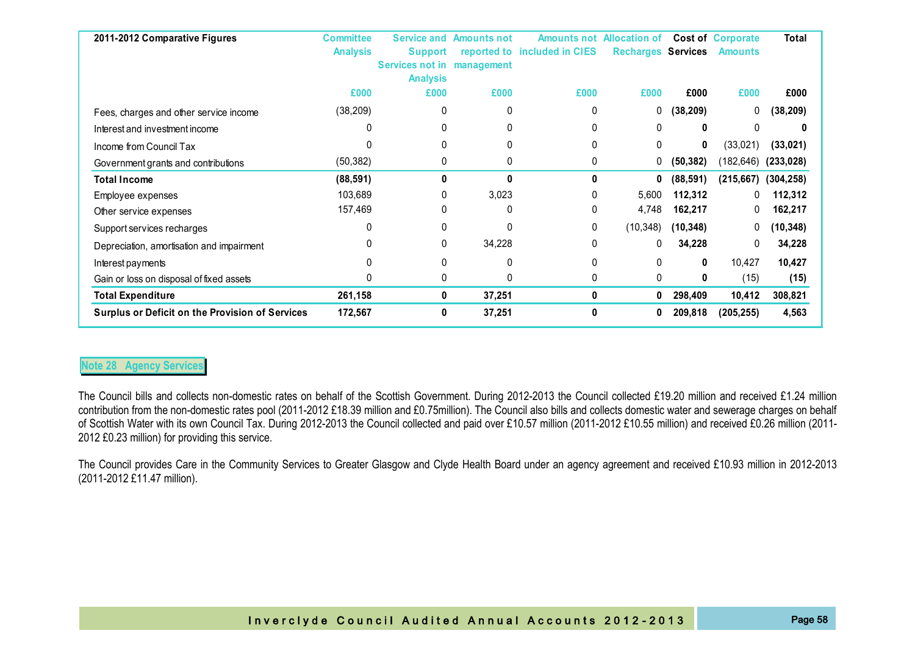| 2011-2012 Comparative Figures | Committee Analysis | Service and Support Services not in Analysis | Amounts not reported to management | Amounts not included in CIES | Allocation of Recharges | Cost of Services | Corporate Amounts | Total |
|---|---|---|---|---|---|---|---|---|
| | £000 | £000 | £000 | £000 | £000 | £000 | £000 | £000 |
| Fees, charges and other service income | (38,209) | 0 | 0 | 0 | 0 | **(38,209)** | 0 | **(38,209)** |
| Interest and investment income | 0 | 0 | 0 | 0 | 0 | **0** | 0 | **0** |
| Income from Council Tax | 0 | 0 | 0 | 0 | 0 | **0** | (33,021) | **(33,021)** |
| Government grants and contributions | (50,382) | 0 | 0 | 0 | 0 | **(50,382)** | (182,646) | **(233,028)** |
| **Total Income** | **(88,591)** | **0** | **0** | **0** | **0** | **(88,591)** | **(215,667)** | **(304,258)** |
| Employee expenses | 103,689 | 0 | 3,023 | 0 | 5,600 | **112,312** | 0 | **112,312** |
| Other service expenses | 157,469 | 0 | 0 | 0 | 4,748 | **162,217** | 0 | **162,217** |
| Support services recharges | 0 | 0 | 0 | 0 | (10,348) | **(10,348)** | 0 | **(10,348)** |
| Depreciation, amortisation and impairment | 0 | 0 | 34,228 | 0 | 0 | **34,228** | 0 | **34,228** |
| Interest payments | 0 | 0 | 0 | 0 | 0 | **0** | 10,427 | **10,427** |
| Gain or loss on disposal of fixed assets | 0 | 0 | 0 | 0 | 0 | **0** | (15) | **(15)** |
| **Total Expenditure** | **261,158** | **0** | **37,251** | **0** | **0** | **298,409** | **10,412** | **308,821** |
| **Surplus or Deficit on the Provision of Services** | **172,567** | **0** | **37,251** | **0** | **0** | **209,818** | **(205,255)** | **4,563** |

## Note 28 Agency Services

The Council bills and collects non-domestic rates on behalf of the Scottish Government. During 2012-2013 the Council collected £19.20 million and received £1.24 million contribution from the non-domestic rates pool (2011-2012 £18.39 million and £0.75million). The Council also bills and collects domestic water and sewerage charges on behalf of Scottish Water with its own Council Tax. During 2012-2013 the Council collected and paid over £10.57 million (2011-2012 £10.55 million) and received £0.26 million (2011-2012 £0.23 million) for providing this service.

The Council provides Care in the Community Services to Greater Glasgow and Clyde Health Board under an agency agreement and received £10.93 million in 2012-2013 (2011-2012 £11.47 million).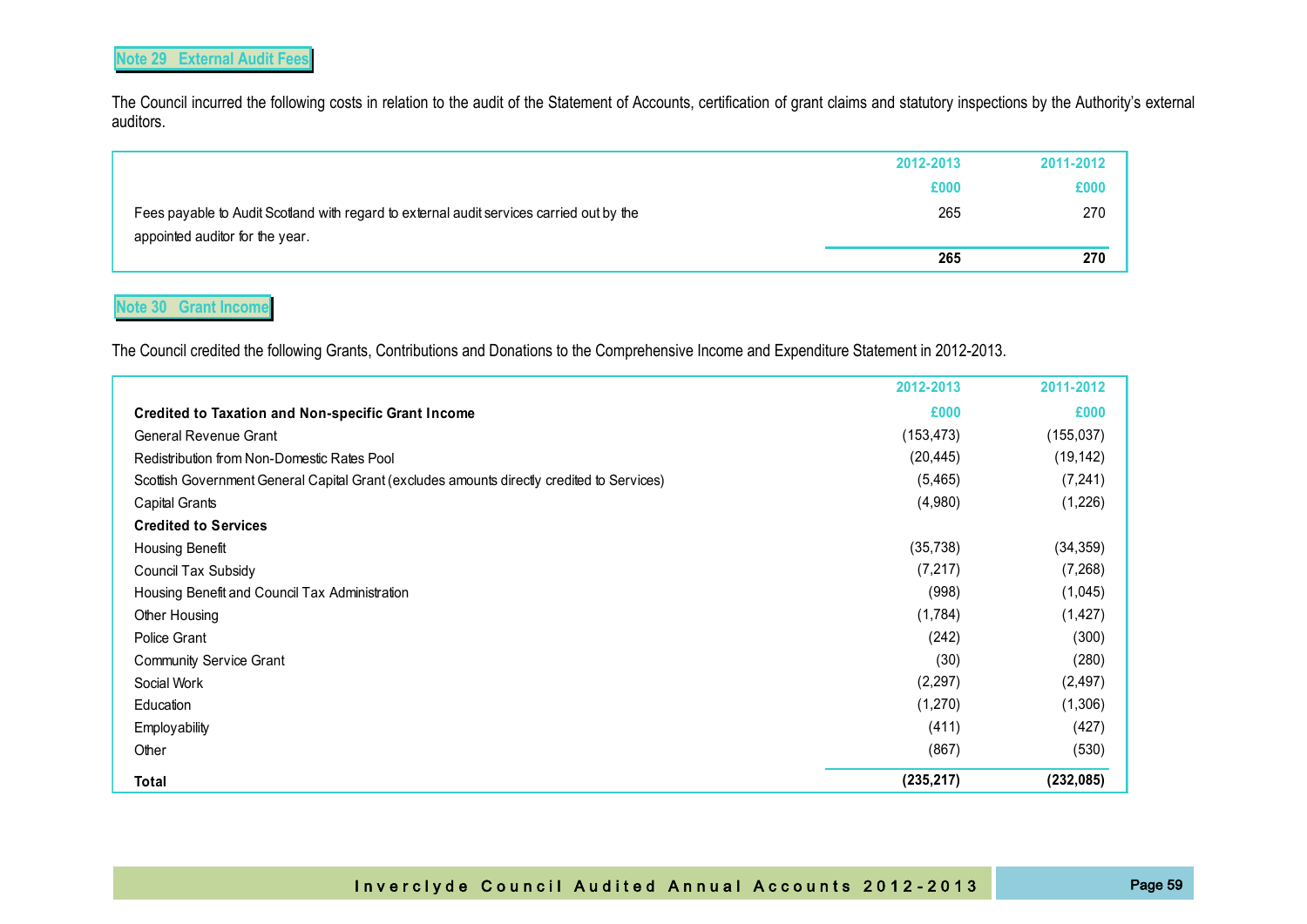## Note 29 External Audit Fees

The Council incurred the following costs in relation to the audit of the Statement of Accounts, certification of grant claims and statutory inspections by the Authority's external auditors.

| | 2012-2013 | 2011-2012 |
|---|---|---|
| | £000 | £000 |
| Fees payable to Audit Scotland with regard to external audit services carried out by the appointed auditor for the year. | 265 | 270 |
| | **265** | **270** |

## Note 30 Grant Income

The Council credited the following Grants, Contributions and Donations to the Comprehensive Income and Expenditure Statement in 2012-2013.

| | 2012-2013 | 2011-2012 |
|---|---|---|
| **Credited to Taxation and Non-specific Grant Income** | £000 | £000 |
| General Revenue Grant | (153,473) | (155,037) |
| Redistribution from Non-Domestic Rates Pool | (20,445) | (19,142) |
| Scottish Government General Capital Grant (excludes amounts directly credited to Services) | (5,465) | (7,241) |
| Capital Grants | (4,980) | (1,226) |
| **Credited to Services** | | |
| Housing Benefit | (35,738) | (34,359) |
| Council Tax Subsidy | (7,217) | (7,268) |
| Housing Benefit and Council Tax Administration | (998) | (1,045) |
| Other Housing | (1,784) | (1,427) |
| Police Grant | (242) | (300) |
| Community Service Grant | (30) | (280) |
| Social Work | (2,297) | (2,497) |
| Education | (1,270) | (1,306) |
| Employability | (411) | (427) |
| Other | (867) | (530) |
| **Total** | **(235,217)** | **(232,085)** |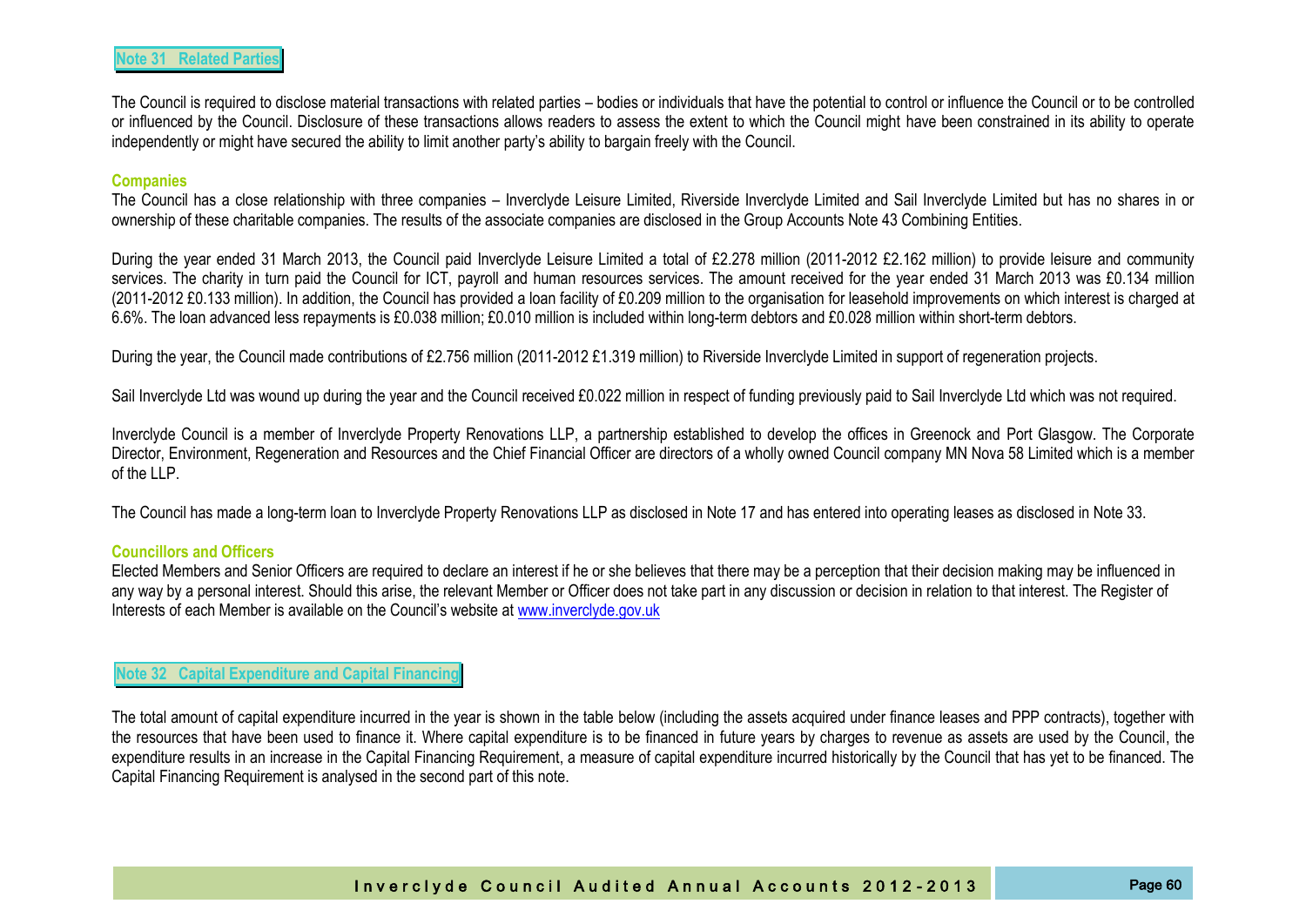## Note 31 Related Parties

The Council is required to disclose material transactions with related parties – bodies or individuals that have the potential to control or influence the Council or to be controlled or influenced by the Council. Disclosure of these transactions allows readers to assess the extent to which the Council might have been constrained in its ability to operate independently or might have secured the ability to limit another party's ability to bargain freely with the Council.

### Companies

The Council has a close relationship with three companies – Inverclyde Leisure Limited, Riverside Inverclyde Limited and Sail Inverclyde Limited but has no shares in or ownership of these charitable companies. The results of the associate companies are disclosed in the Group Accounts Note 43 Combining Entities.

During the year ended 31 March 2013, the Council paid Inverclyde Leisure Limited a total of £2.278 million (2011-2012 £2.162 million) to provide leisure and community services. The charity in turn paid the Council for ICT, payroll and human resources services. The amount received for the year ended 31 March 2013 was £0.134 million (2011-2012 £0.133 million). In addition, the Council has provided a loan facility of £0.209 million to the organisation for leasehold improvements on which interest is charged at 6.6%. The loan advanced less repayments is £0.038 million; £0.010 million is included within long-term debtors and £0.028 million within short-term debtors.

During the year, the Council made contributions of £2.756 million (2011-2012 £1.319 million) to Riverside Inverclyde Limited in support of regeneration projects.

Sail Inverclyde Ltd was wound up during the year and the Council received £0.022 million in respect of funding previously paid to Sail Inverclyde Ltd which was not required.

Inverclyde Council is a member of Inverclyde Property Renovations LLP, a partnership established to develop the offices in Greenock and Port Glasgow. The Corporate Director, Environment, Regeneration and Resources and the Chief Financial Officer are directors of a wholly owned Council company MN Nova 58 Limited which is a member of the LLP.

The Council has made a long-term loan to Inverclyde Property Renovations LLP as disclosed in Note 17 and has entered into operating leases as disclosed in Note 33.

### Councillors and Officers

Elected Members and Senior Officers are required to declare an interest if he or she believes that there may be a perception that their decision making may be influenced in any way by a personal interest. Should this arise, the relevant Member or Officer does not take part in any discussion or decision in relation to that interest. The Register of Interests of each Member is available on the Council's website at www.inverclyde.gov.uk

## Note 32 Capital Expenditure and Capital Financing

The total amount of capital expenditure incurred in the year is shown in the table below (including the assets acquired under finance leases and PPP contracts), together with the resources that have been used to finance it. Where capital expenditure is to be financed in future years by charges to revenue as assets are used by the Council, the expenditure results in an increase in the Capital Financing Requirement, a measure of capital expenditure incurred historically by the Council that has yet to be financed. The Capital Financing Requirement is analysed in the second part of this note.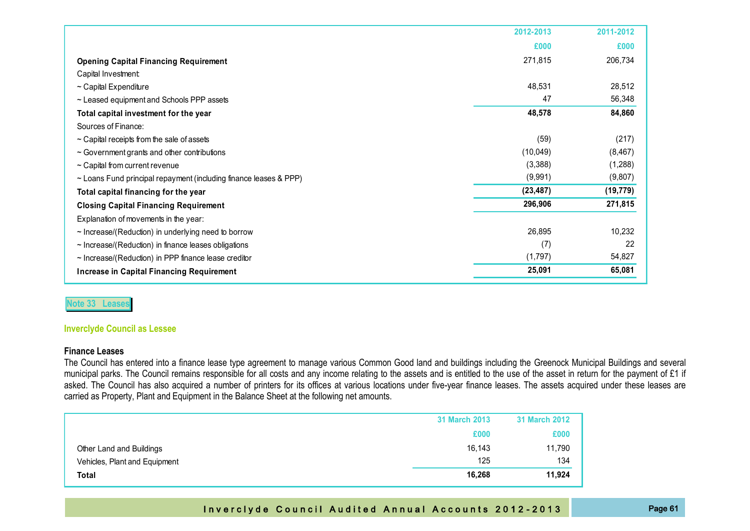| | 2012-2013 | 2011-2012 |
|---|---|---|
| | £000 | £000 |
| **Opening Capital Financing Requirement** | 271,815 | 206,734 |
| Capital Investment: | | |
| ~ Capital Expenditure | 48,531 | 28,512 |
| ~ Leased equipment and Schools PPP assets | 47 | 56,348 |
| **Total capital investment for the year** | **48,578** | **84,860** |
| Sources of Finance: | | |
| ~ Capital receipts from the sale of assets | (59) | (217) |
| ~ Government grants and other contributions | (10,049) | (8,467) |
| ~ Capital from current revenue | (3,388) | (1,288) |
| ~ Loans Fund principal repayment (including finance leases & PPP) | (9,991) | (9,807) |
| **Total capital financing for the year** | **(23,487)** | **(19,779)** |
| **Closing Capital Financing Requirement** | **296,906** | **271,815** |
| Explanation of movements in the year: | | |
| ~ Increase/(Reduction) in underlying need to borrow | 26,895 | 10,232 |
| ~ Increase/(Reduction) in finance leases obligations | (7) | 22 |
| ~ Increase/(Reduction) in PPP finance lease creditor | (1,797) | 54,827 |
| **Increase in Capital Financing Requirement** | **25,091** | **65,081** |

## Note 33 Leases

### Inverclyde Council as Lessee

#### Finance Leases

The Council has entered into a finance lease type agreement to manage various Common Good land and buildings including the Greenock Municipal Buildings and several municipal parks. The Council remains responsible for all costs and any income relating to the assets and is entitled to the use of the asset in return for the payment of £1 if asked. The Council has also acquired a number of printers for its offices at various locations under five-year finance leases. The assets acquired under these leases are carried as Property, Plant and Equipment in the Balance Sheet at the following net amounts.

| | 31 March 2013 | 31 March 2012 |
|---|---|---|
| | £000 | £000 |
| Other Land and Buildings | 16,143 | 11,790 |
| Vehicles, Plant and Equipment | 125 | 134 |
| **Total** | **16,268** | **11,924** |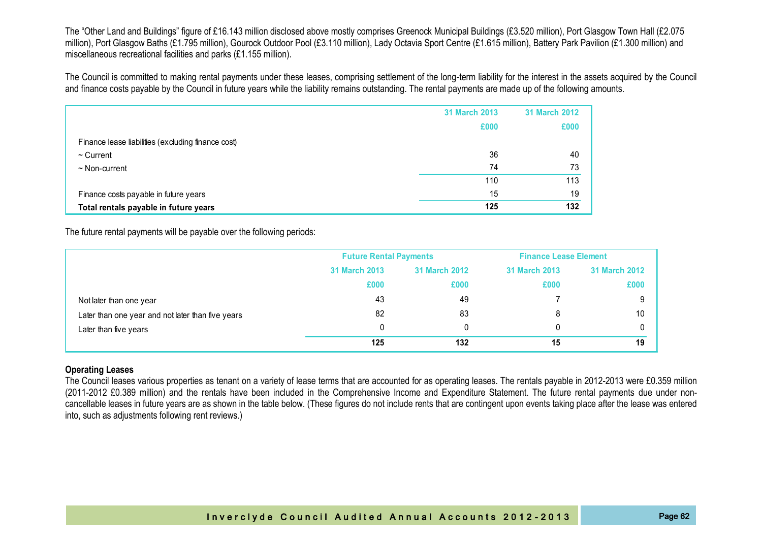The "Other Land and Buildings" figure of £16.143 million disclosed above mostly comprises Greenock Municipal Buildings (£3.520 million), Port Glasgow Town Hall (£2.075 million), Port Glasgow Baths (£1.795 million), Gourock Outdoor Pool (£3.110 million), Lady Octavia Sport Centre (£1.615 million), Battery Park Pavilion (£1.300 million) and miscellaneous recreational facilities and parks (£1.155 million).

The Council is committed to making rental payments under these leases, comprising settlement of the long-term liability for the interest in the assets acquired by the Council and finance costs payable by the Council in future years while the liability remains outstanding. The rental payments are made up of the following amounts.

| | 31 March 2013 | 31 March 2012 |
|---|---|---|
| | £000 | £000 |
| Finance lease liabilities (excluding finance cost) | | |
| ~ Current | 36 | 40 |
| ~ Non-current | 74 | 73 |
| | 110 | 113 |
| Finance costs payable in future years | 15 | 19 |
| **Total rentals payable in future years** | **125** | **132** |

The future rental payments will be payable over the following periods:

| | Future Rental Payments | | Finance Lease Element | |
|---|---|---|---|---|
| | 31 March 2013 | 31 March 2012 | 31 March 2013 | 31 March 2012 |
| | £000 | £000 | £000 | £000 |
| Not later than one year | 43 | 49 | 7 | 9 |
| Later than one year and not later than five years | 82 | 83 | 8 | 10 |
| Later than five years | 0 | 0 | 0 | 0 |
| | **125** | **132** | **15** | **19** |

**Operating Leases**

The Council leases various properties as tenant on a variety of lease terms that are accounted for as operating leases. The rentals payable in 2012-2013 were £0.359 million (2011-2012 £0.389 million) and the rentals have been included in the Comprehensive Income and Expenditure Statement. The future rental payments due under non-cancellable leases in future years are as shown in the table below. (These figures do not include rents that are contingent upon events taking place after the lease was entered into, such as adjustments following rent reviews.)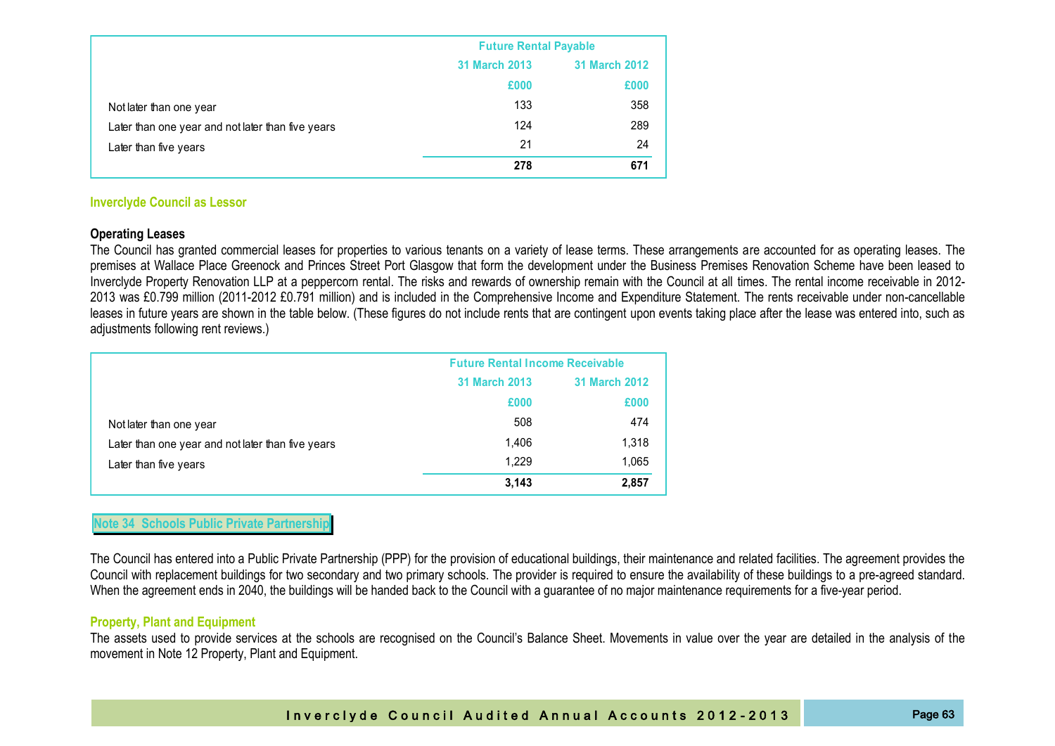| | Future Rental Payable | |
|---|---|---|
| | 31 March 2013 | 31 March 2012 |
| | £000 | £000 |
| Not later than one year | 133 | 358 |
| Later than one year and not later than five years | 124 | 289 |
| Later than five years | 21 | 24 |
| | **278** | **671** |

### Inverclyde Council as Lessor

**Operating Leases**

The Council has granted commercial leases for properties to various tenants on a variety of lease terms. These arrangements are accounted for as operating leases. The premises at Wallace Place Greenock and Princes Street Port Glasgow that form the development under the Business Premises Renovation Scheme have been leased to Inverclyde Property Renovation LLP at a peppercorn rental. The risks and rewards of ownership remain with the Council at all times. The rental income receivable in 2012-2013 was £0.799 million (2011-2012 £0.791 million) and is included in the Comprehensive Income and Expenditure Statement. The rents receivable under non-cancellable leases in future years are shown in the table below. (These figures do not include rents that are contingent upon events taking place after the lease was entered into, such as adjustments following rent reviews.)

| | Future Rental Income Receivable | |
|---|---|---|
| | 31 March 2013 | 31 March 2012 |
| | £000 | £000 |
| Not later than one year | 508 | 474 |
| Later than one year and not later than five years | 1,406 | 1,318 |
| Later than five years | 1,229 | 1,065 |
| | **3,143** | **2,857** |

## Note 34 Schools Public Private Partnership

The Council has entered into a Public Private Partnership (PPP) for the provision of educational buildings, their maintenance and related facilities. The agreement provides the Council with replacement buildings for two secondary and two primary schools. The provider is required to ensure the availability of these buildings to a pre-agreed standard. When the agreement ends in 2040, the buildings will be handed back to the Council with a guarantee of no major maintenance requirements for a five-year period.

### Property, Plant and Equipment

The assets used to provide services at the schools are recognised on the Council's Balance Sheet. Movements in value over the year are detailed in the analysis of the movement in Note 12 Property, Plant and Equipment.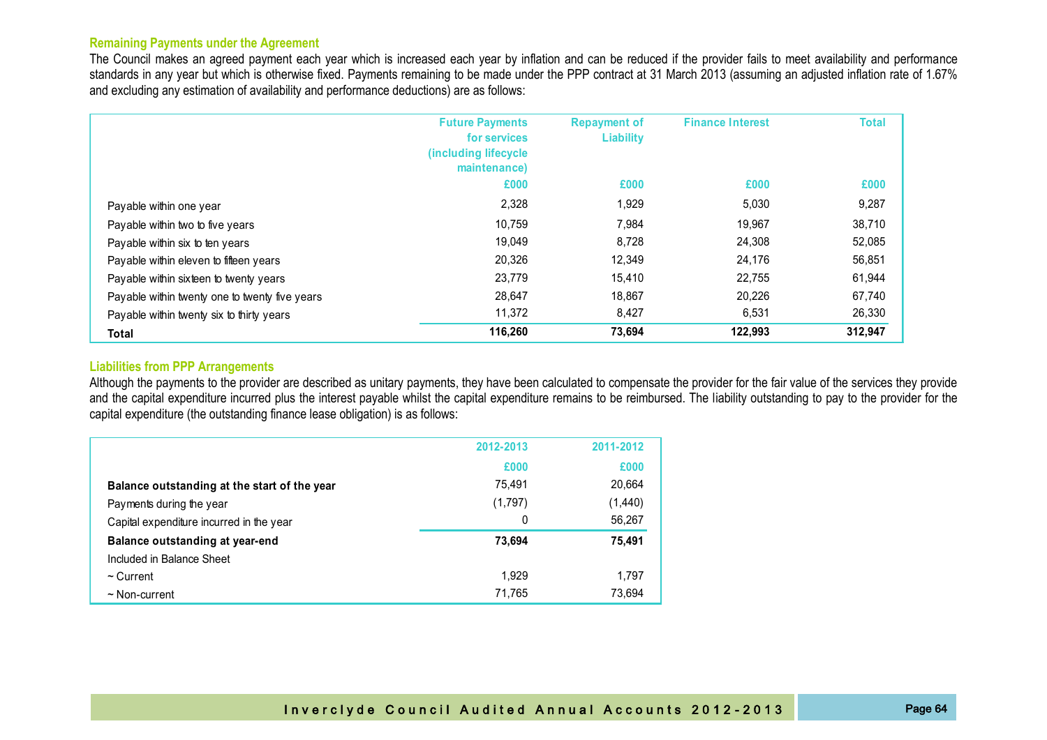## Remaining Payments under the Agreement

The Council makes an agreed payment each year which is increased each year by inflation and can be reduced if the provider fails to meet availability and performance standards in any year but which is otherwise fixed. Payments remaining to be made under the PPP contract at 31 March 2013 (assuming an adjusted inflation rate of 1.67% and excluding any estimation of availability and performance deductions) are as follows:

| | Future Payments for services (including lifecycle maintenance) | Repayment of Liability | Finance Interest | Total |
|---|---|---|---|---|
| | £000 | £000 | £000 | £000 |
| Payable within one year | 2,328 | 1,929 | 5,030 | 9,287 |
| Payable within two to five years | 10,759 | 7,984 | 19,967 | 38,710 |
| Payable within six to ten years | 19,049 | 8,728 | 24,308 | 52,085 |
| Payable within eleven to fifteen years | 20,326 | 12,349 | 24,176 | 56,851 |
| Payable within sixteen to twenty years | 23,779 | 15,410 | 22,755 | 61,944 |
| Payable within twenty one to twenty five years | 28,647 | 18,867 | 20,226 | 67,740 |
| Payable within twenty six to thirty years | 11,372 | 8,427 | 6,531 | 26,330 |
| **Total** | **116,260** | **73,694** | **122,993** | **312,947** |

## Liabilities from PPP Arrangements

Although the payments to the provider are described as unitary payments, they have been calculated to compensate the provider for the fair value of the services they provide and the capital expenditure incurred plus the interest payable whilst the capital expenditure remains to be reimbursed. The liability outstanding to pay to the provider for the capital expenditure (the outstanding finance lease obligation) is as follows:

| | 2012-2013 | 2011-2012 |
|---|---|---|
| | £000 | £000 |
| **Balance outstanding at the start of the year** | 75,491 | 20,664 |
| Payments during the year | (1,797) | (1,440) |
| Capital expenditure incurred in the year | 0 | 56,267 |
| **Balance outstanding at year-end** | **73,694** | **75,491** |
| Included in Balance Sheet | | |
| ~ Current | 1,929 | 1,797 |
| ~ Non-current | 71,765 | 73,694 |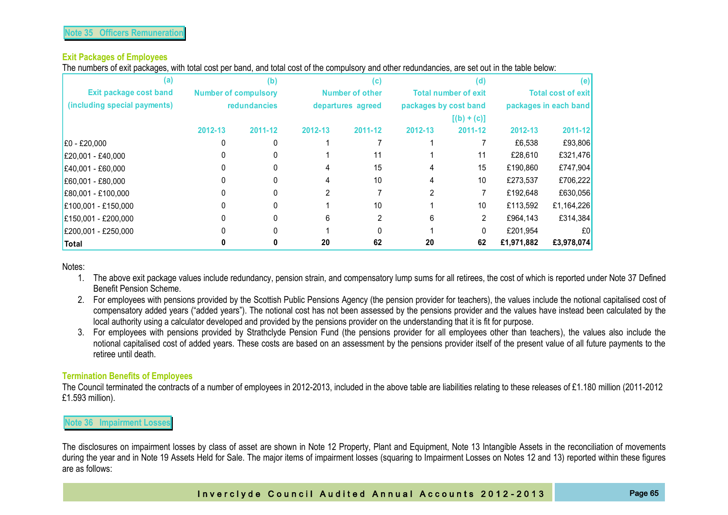## Note 35 Officers Remuneration

### Exit Packages of Employees

The numbers of exit packages, with total cost per band, and total cost of the compulsory and other redundancies, are set out in the table below:

| (a) Exit package cost band (including special payments) | (b) Number of compulsory redundancies | | (c) Number of other departures agreed | | (d) Total number of exit packages by cost band [(b) + (c)] | | (e) Total cost of exit packages in each band | |
|---|---|---|---|---|---|---|---|---|
| | 2012-13 | 2011-12 | 2012-13 | 2011-12 | 2012-13 | 2011-12 | 2012-13 | 2011-12 |
| £0 - £20,000 | 0 | 0 | 1 | 7 | 1 | 7 | £6,538 | £93,806 |
| £20,001 - £40,000 | 0 | 0 | 1 | 11 | 1 | 11 | £28,610 | £321,476 |
| £40,001 - £60,000 | 0 | 0 | 4 | 15 | 4 | 15 | £190,860 | £747,904 |
| £60,001 - £80,000 | 0 | 0 | 4 | 10 | 4 | 10 | £273,537 | £706,222 |
| £80,001 - £100,000 | 0 | 0 | 2 | 7 | 2 | 7 | £192,648 | £630,056 |
| £100,001 - £150,000 | 0 | 0 | 1 | 10 | 1 | 10 | £113,592 | £1,164,226 |
| £150,001 - £200,000 | 0 | 0 | 6 | 2 | 6 | 2 | £964,143 | £314,384 |
| £200,001 - £250,000 | 0 | 0 | 1 | 0 | 1 | 0 | £201,954 | £0 |
| **Total** | **0** | **0** | **20** | **62** | **20** | **62** | **£1,971,882** | **£3,978,074** |

Notes:

1. The above exit package values include redundancy, pension strain, and compensatory lump sums for all retirees, the cost of which is reported under Note 37 Defined Benefit Pension Scheme.
2. For employees with pensions provided by the Scottish Public Pensions Agency (the pension provider for teachers), the values include the notional capitalised cost of compensatory added years ("added years"). The notional cost has not been assessed by the pensions provider and the values have instead been calculated by the local authority using a calculator developed and provided by the pensions provider on the understanding that it is fit for purpose.
3. For employees with pensions provided by Strathclyde Pension Fund (the pensions provider for all employees other than teachers), the values also include the notional capitalised cost of added years. These costs are based on an assessment by the pensions provider itself of the present value of all future payments to the retiree until death.

### Termination Benefits of Employees

The Council terminated the contracts of a number of employees in 2012-2013, included in the above table are liabilities relating to these releases of £1.180 million (2011-2012 £1.593 million).

## Note 36 Impairment Losses

The disclosures on impairment losses by class of asset are shown in Note 12 Property, Plant and Equipment, Note 13 Intangible Assets in the reconciliation of movements during the year and in Note 19 Assets Held for Sale. The major items of impairment losses (squaring to Impairment Losses on Notes 12 and 13) reported within these figures are as follows: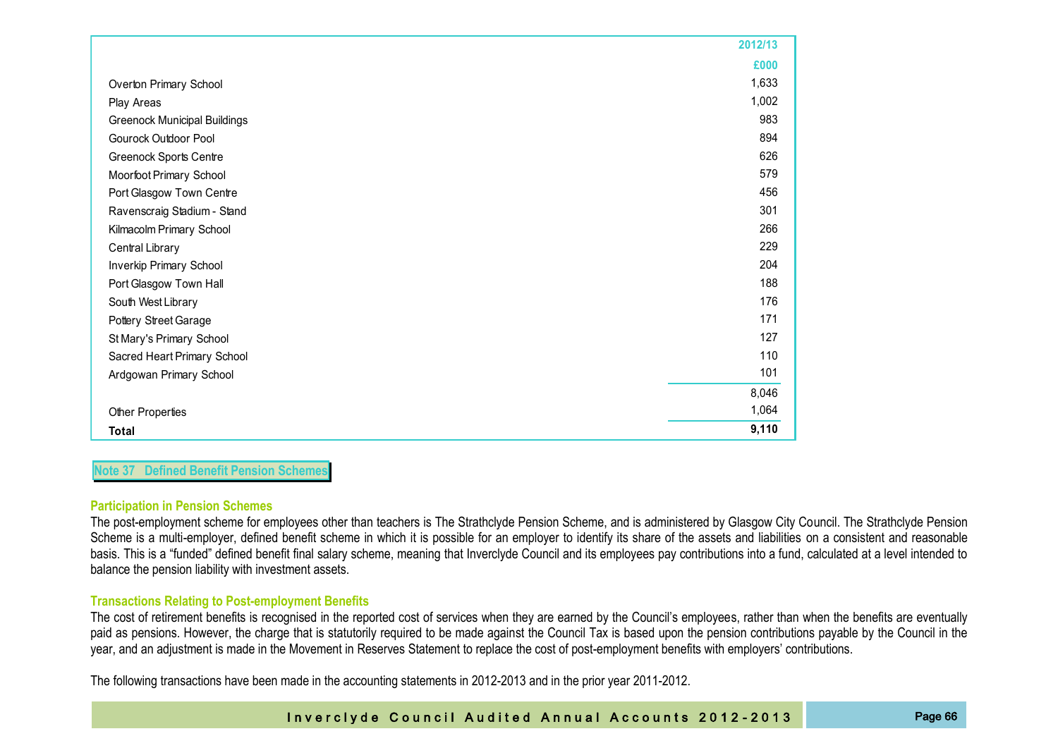| | 2012/13 |
|---|---|
| | £000 |
| Overton Primary School | 1,633 |
| Play Areas | 1,002 |
| Greenock Municipal Buildings | 983 |
| Gourock Outdoor Pool | 894 |
| Greenock Sports Centre | 626 |
| Moorfoot Primary School | 579 |
| Port Glasgow Town Centre | 456 |
| Ravenscraig Stadium - Stand | 301 |
| Kilmacolm Primary School | 266 |
| Central Library | 229 |
| Inverkip Primary School | 204 |
| Port Glasgow Town Hall | 188 |
| South West Library | 176 |
| Pottery Street Garage | 171 |
| St Mary's Primary School | 127 |
| Sacred Heart Primary School | 110 |
| Ardgowan Primary School | 101 |
| | 8,046 |
| Other Properties | 1,064 |
| **Total** | **9,110** |

## Note 37 Defined Benefit Pension Schemes

### Participation in Pension Schemes

The post-employment scheme for employees other than teachers is The Strathclyde Pension Scheme, and is administered by Glasgow City Council. The Strathclyde Pension Scheme is a multi-employer, defined benefit scheme in which it is possible for an employer to identify its share of the assets and liabilities on a consistent and reasonable basis. This is a "funded" defined benefit final salary scheme, meaning that Inverclyde Council and its employees pay contributions into a fund, calculated at a level intended to balance the pension liability with investment assets.

### Transactions Relating to Post-employment Benefits

The cost of retirement benefits is recognised in the reported cost of services when they are earned by the Council's employees, rather than when the benefits are eventually paid as pensions. However, the charge that is statutorily required to be made against the Council Tax is based upon the pension contributions payable by the Council in the year, and an adjustment is made in the Movement in Reserves Statement to replace the cost of post-employment benefits with employers' contributions.

The following transactions have been made in the accounting statements in 2012-2013 and in the prior year 2011-2012.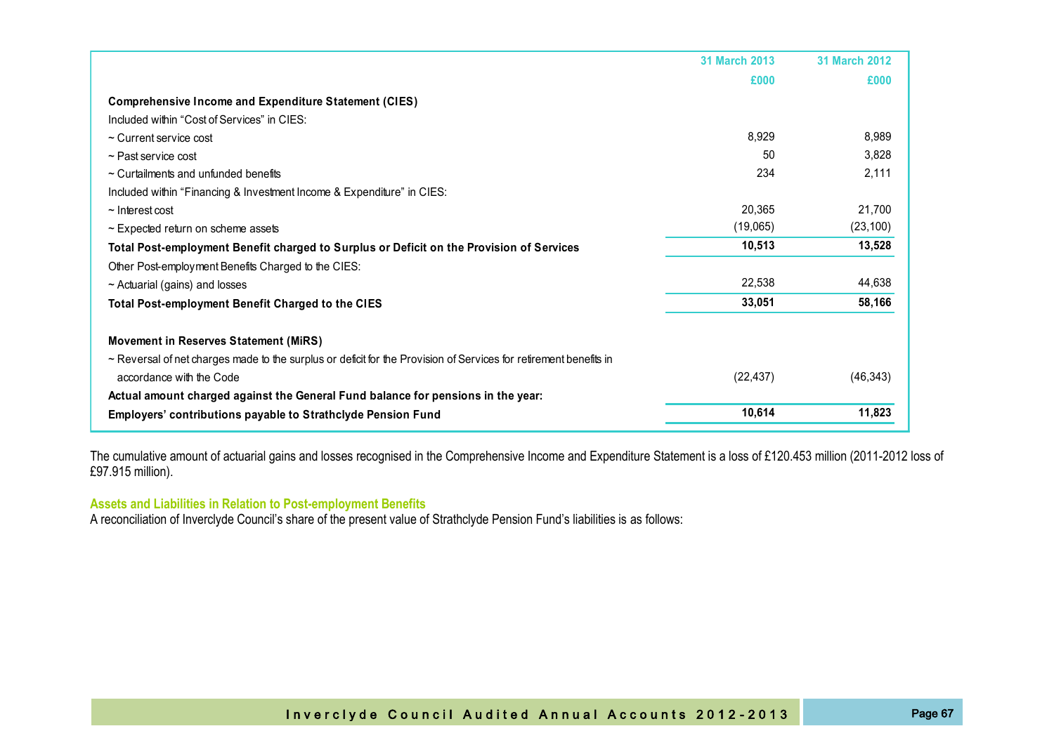| | 31 March 2013 | 31 March 2012 |
|---|---|---|
| | £000 | £000 |
| **Comprehensive Income and Expenditure Statement (CIES)** | | |
| Included within "Cost of Services" in CIES: | | |
| ~ Current service cost | 8,929 | 8,989 |
| ~ Past service cost | 50 | 3,828 |
| ~ Curtailments and unfunded benefits | 234 | 2,111 |
| Included within "Financing & Investment Income & Expenditure" in CIES: | | |
| ~ Interest cost | 20,365 | 21,700 |
| ~ Expected return on scheme assets | (19,065) | (23,100) |
| **Total Post-employment Benefit charged to Surplus or Deficit on the Provision of Services** | **10,513** | **13,528** |
| Other Post-employment Benefits Charged to the CIES: | | |
| ~ Actuarial (gains) and losses | 22,538 | 44,638 |
| **Total Post-employment Benefit Charged to the CIES** | **33,051** | **58,166** |
| | | |
| **Movement in Reserves Statement (MiRS)** | | |
| ~ Reversal of net charges made to the surplus or deficit for the Provision of Services for retirement benefits in accordance with the Code | (22,437) | (46,343) |
| **Actual amount charged against the General Fund balance for pensions in the year:** | | |
| **Employers' contributions payable to Strathclyde Pension Fund** | **10,614** | **11,823** |

The cumulative amount of actuarial gains and losses recognised in the Comprehensive Income and Expenditure Statement is a loss of £120.453 million (2011-2012 loss of £97.915 million).

### Assets and Liabilities in Relation to Post-employment Benefits

A reconciliation of Inverclyde Council's share of the present value of Strathclyde Pension Fund's liabilities is as follows: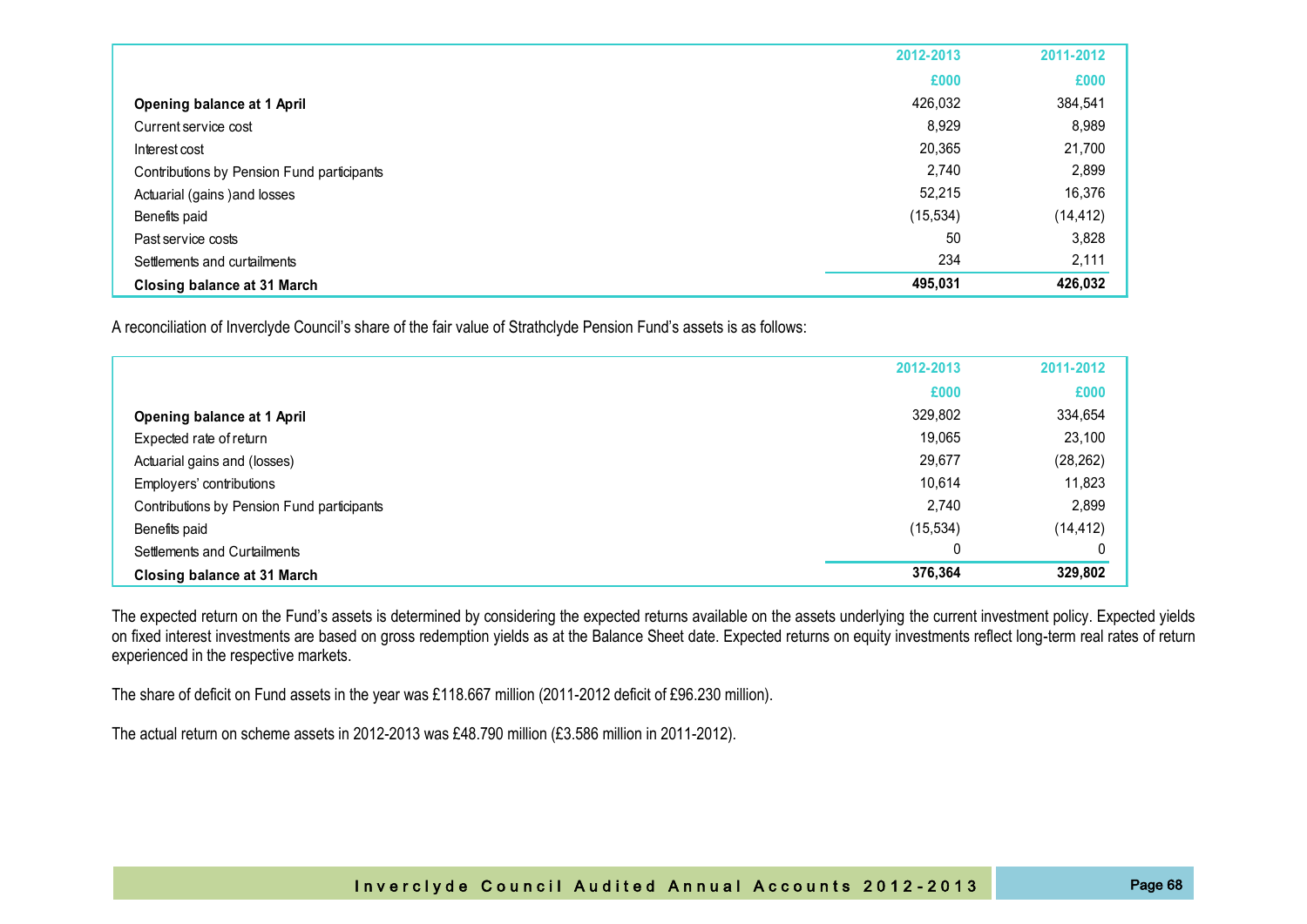| | 2012-2013 | 2011-2012 |
|---|---|---|
| | £000 | £000 |
| **Opening balance at 1 April** | 426,032 | 384,541 |
| Current service cost | 8,929 | 8,989 |
| Interest cost | 20,365 | 21,700 |
| Contributions by Pension Fund participants | 2,740 | 2,899 |
| Actuarial (gains )and losses | 52,215 | 16,376 |
| Benefits paid | (15,534) | (14,412) |
| Past service costs | 50 | 3,828 |
| Settlements and curtailments | 234 | 2,111 |
| **Closing balance at 31 March** | **495,031** | **426,032** |

A reconciliation of Inverclyde Council's share of the fair value of Strathclyde Pension Fund's assets is as follows:

| | 2012-2013 | 2011-2012 |
|---|---|---|
| | £000 | £000 |
| **Opening balance at 1 April** | 329,802 | 334,654 |
| Expected rate of return | 19,065 | 23,100 |
| Actuarial gains and (losses) | 29,677 | (28,262) |
| Employers' contributions | 10,614 | 11,823 |
| Contributions by Pension Fund participants | 2,740 | 2,899 |
| Benefits paid | (15,534) | (14,412) |
| Settlements and Curtailments | 0 | 0 |
| **Closing balance at 31 March** | **376,364** | **329,802** |

The expected return on the Fund's assets is determined by considering the expected returns available on the assets underlying the current investment policy. Expected yields on fixed interest investments are based on gross redemption yields as at the Balance Sheet date. Expected returns on equity investments reflect long-term real rates of return experienced in the respective markets.

The share of deficit on Fund assets in the year was £118.667 million (2011-2012 deficit of £96.230 million).

The actual return on scheme assets in 2012-2013 was £48.790 million (£3.586 million in 2011-2012).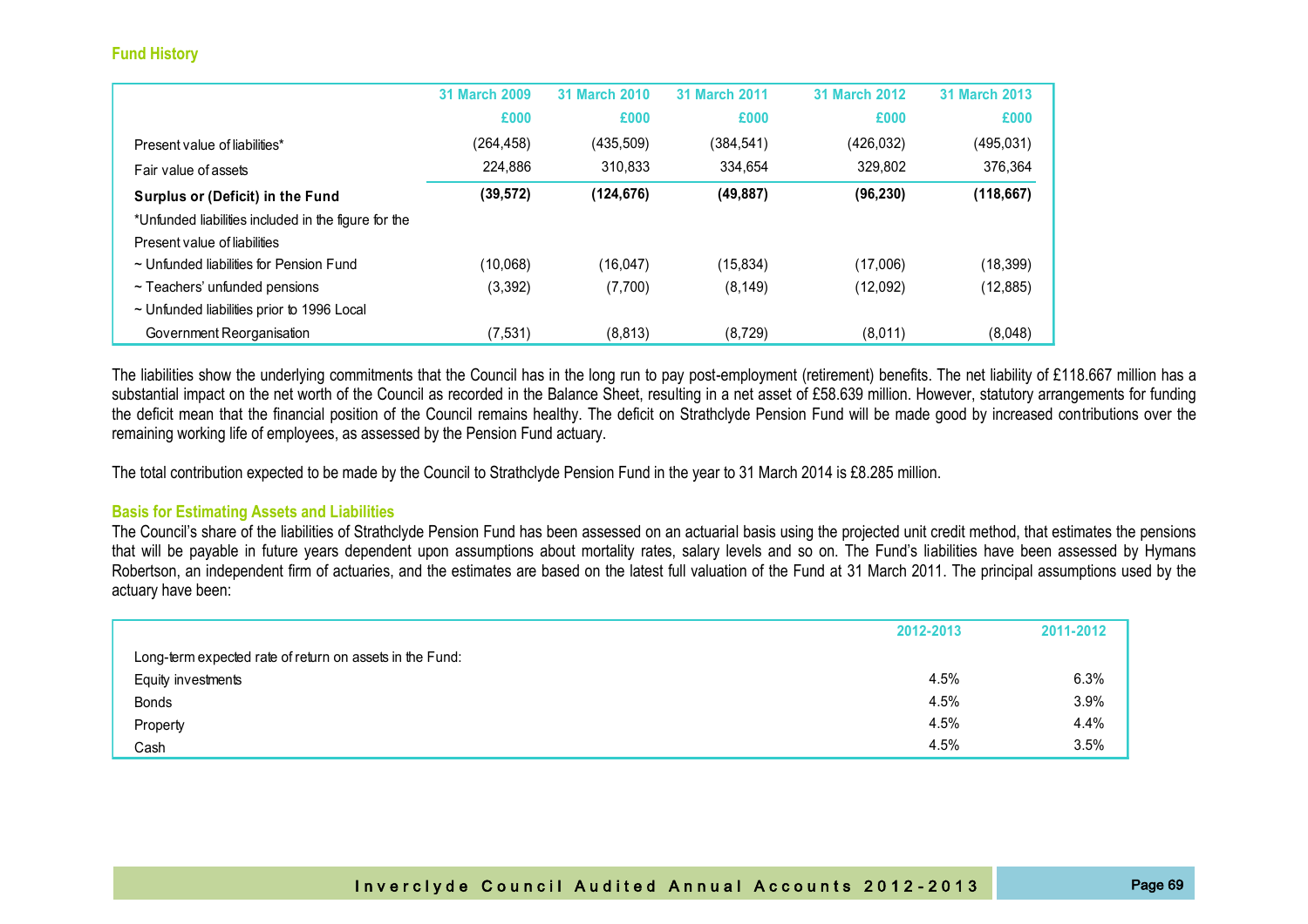### Fund History

| | 31 March 2009 | 31 March 2010 | 31 March 2011 | 31 March 2012 | 31 March 2013 |
|---|---|---|---|---|---|
| | £000 | £000 | £000 | £000 | £000 |
| Present value of liabilities* | (264,458) | (435,509) | (384,541) | (426,032) | (495,031) |
| Fair value of assets | 224,886 | 310,833 | 334,654 | 329,802 | 376,364 |
| **Surplus or (Deficit) in the Fund** | **(39,572)** | **(124,676)** | **(49,887)** | **(96,230)** | **(118,667)** |
| *Unfunded liabilities included in the figure for the Present value of liabilities | | | | | |
| ~ Unfunded liabilities for Pension Fund | (10,068) | (16,047) | (15,834) | (17,006) | (18,399) |
| ~ Teachers' unfunded pensions | (3,392) | (7,700) | (8,149) | (12,092) | (12,885) |
| ~ Unfunded liabilities prior to 1996 Local Government Reorganisation | (7,531) | (8,813) | (8,729) | (8,011) | (8,048) |

The liabilities show the underlying commitments that the Council has in the long run to pay post-employment (retirement) benefits. The net liability of £118.667 million has a substantial impact on the net worth of the Council as recorded in the Balance Sheet, resulting in a net asset of £58.639 million. However, statutory arrangements for funding the deficit mean that the financial position of the Council remains healthy. The deficit on Strathclyde Pension Fund will be made good by increased contributions over the remaining working life of employees, as assessed by the Pension Fund actuary.

The total contribution expected to be made by the Council to Strathclyde Pension Fund in the year to 31 March 2014 is £8.285 million.

### Basis for Estimating Assets and Liabilities

The Council's share of the liabilities of Strathclyde Pension Fund has been assessed on an actuarial basis using the projected unit credit method, that estimates the pensions that will be payable in future years dependent upon assumptions about mortality rates, salary levels and so on. The Fund's liabilities have been assessed by Hymans Robertson, an independent firm of actuaries, and the estimates are based on the latest full valuation of the Fund at 31 March 2011. The principal assumptions used by the actuary have been:

| | 2012-2013 | 2011-2012 |
|---|---|---|
| Long-term expected rate of return on assets in the Fund: | | |
| Equity investments | 4.5% | 6.3% |
| Bonds | 4.5% | 3.9% |
| Property | 4.5% | 4.4% |
| Cash | 4.5% | 3.5% |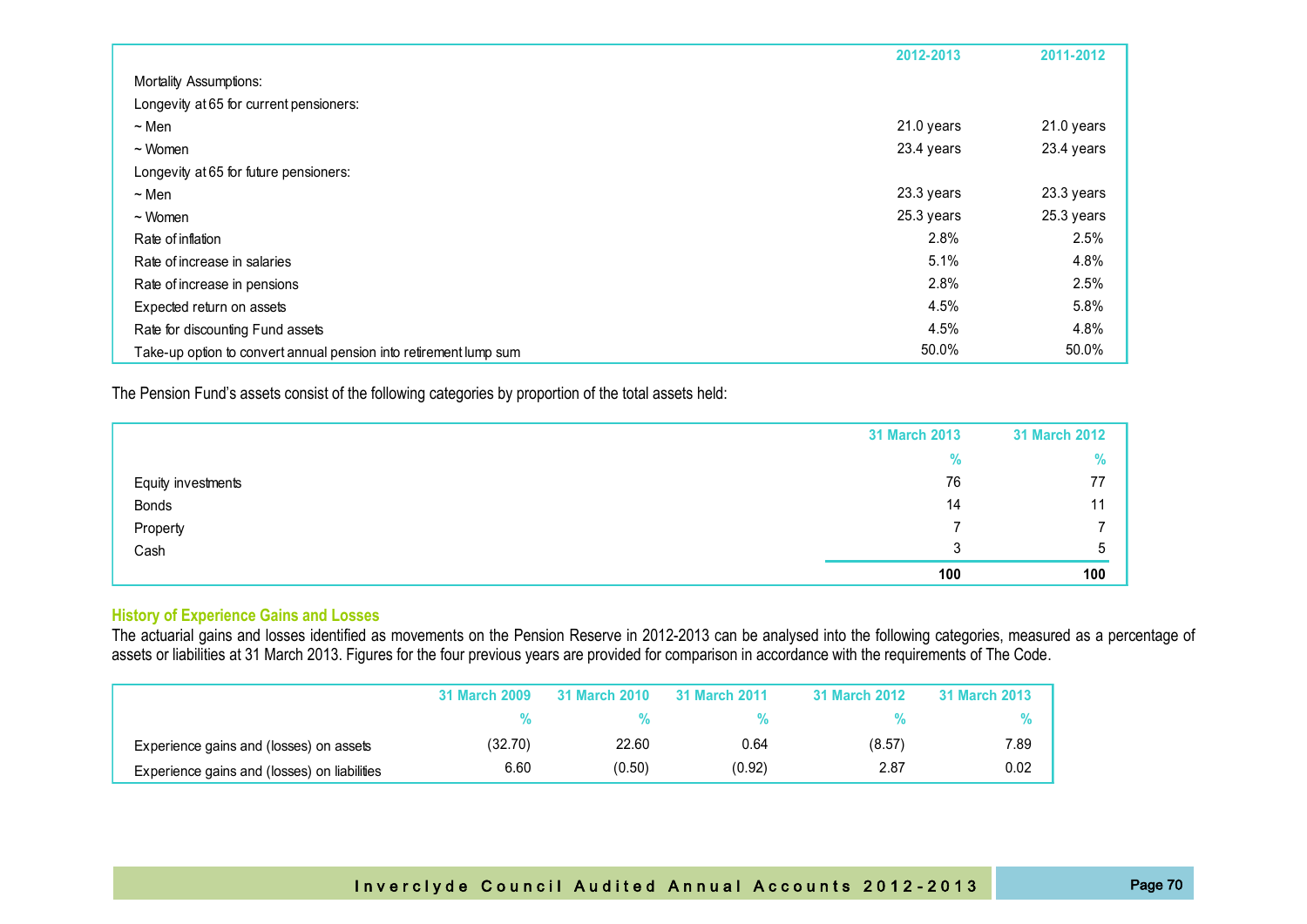| | 2012-2013 | 2011-2012 |
|---|---|---|
| Mortality Assumptions: | | |
| Longevity at 65 for current pensioners: | | |
| ~ Men | 21.0 years | 21.0 years |
| ~ Women | 23.4 years | 23.4 years |
| Longevity at 65 for future pensioners: | | |
| ~ Men | 23.3 years | 23.3 years |
| ~ Women | 25.3 years | 25.3 years |
| Rate of inflation | 2.8% | 2.5% |
| Rate of increase in salaries | 5.1% | 4.8% |
| Rate of increase in pensions | 2.8% | 2.5% |
| Expected return on assets | 4.5% | 5.8% |
| Rate for discounting Fund assets | 4.5% | 4.8% |
| Take-up option to convert annual pension into retirement lump sum | 50.0% | 50.0% |

The Pension Fund's assets consist of the following categories by proportion of the total assets held:

| | 31 March 2013 | 31 March 2012 |
|---|---|---|
| | % | % |
| Equity investments | 76 | 77 |
| Bonds | 14 | 11 |
| Property | 7 | 7 |
| Cash | 3 | 5 |
| | **100** | **100** |

### History of Experience Gains and Losses

The actuarial gains and losses identified as movements on the Pension Reserve in 2012-2013 can be analysed into the following categories, measured as a percentage of assets or liabilities at 31 March 2013. Figures for the four previous years are provided for comparison in accordance with the requirements of The Code.

| | 31 March 2009 | 31 March 2010 | 31 March 2011 | 31 March 2012 | 31 March 2013 |
|---|---|---|---|---|---|
| | % | % | % | % | % |
| Experience gains and (losses) on assets | (32.70) | 22.60 | 0.64 | (8.57) | 7.89 |
| Experience gains and (losses) on liabilities | 6.60 | (0.50) | (0.92) | 2.87 | 0.02 |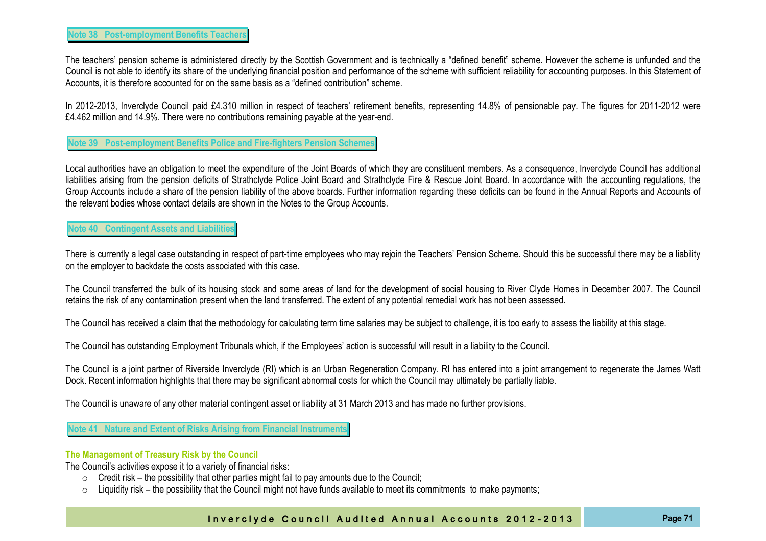## Note 38 Post-employment Benefits Teachers

The teachers' pension scheme is administered directly by the Scottish Government and is technically a "defined benefit" scheme. However the scheme is unfunded and the Council is not able to identify its share of the underlying financial position and performance of the scheme with sufficient reliability for accounting purposes. In this Statement of Accounts, it is therefore accounted for on the same basis as a "defined contribution" scheme.

In 2012-2013, Inverclyde Council paid £4.310 million in respect of teachers' retirement benefits, representing 14.8% of pensionable pay. The figures for 2011-2012 were £4.462 million and 14.9%. There were no contributions remaining payable at the year-end.

## Note 39 Post-employment Benefits Police and Fire-fighters Pension Schemes

Local authorities have an obligation to meet the expenditure of the Joint Boards of which they are constituent members. As a consequence, Inverclyde Council has additional liabilities arising from the pension deficits of Strathclyde Police Joint Board and Strathclyde Fire & Rescue Joint Board. In accordance with the accounting regulations, the Group Accounts include a share of the pension liability of the above boards. Further information regarding these deficits can be found in the Annual Reports and Accounts of the relevant bodies whose contact details are shown in the Notes to the Group Accounts.

## Note 40 Contingent Assets and Liabilities

There is currently a legal case outstanding in respect of part-time employees who may rejoin the Teachers' Pension Scheme. Should this be successful there may be a liability on the employer to backdate the costs associated with this case.

The Council transferred the bulk of its housing stock and some areas of land for the development of social housing to River Clyde Homes in December 2007. The Council retains the risk of any contamination present when the land transferred. The extent of any potential remedial work has not been assessed.

The Council has received a claim that the methodology for calculating term time salaries may be subject to challenge, it is too early to assess the liability at this stage.

The Council has outstanding Employment Tribunals which, if the Employees' action is successful will result in a liability to the Council.

The Council is a joint partner of Riverside Inverclyde (RI) which is an Urban Regeneration Company. RI has entered into a joint arrangement to regenerate the James Watt Dock. Recent information highlights that there may be significant abnormal costs for which the Council may ultimately be partially liable.

The Council is unaware of any other material contingent asset or liability at 31 March 2013 and has made no further provisions.

## Note 41 Nature and Extent of Risks Arising from Financial Instruments

### The Management of Treasury Risk by the Council

The Council's activities expose it to a variety of financial risks:

- Credit risk – the possibility that other parties might fail to pay amounts due to the Council;
- Liquidity risk – the possibility that the Council might not have funds available to meet its commitments to make payments;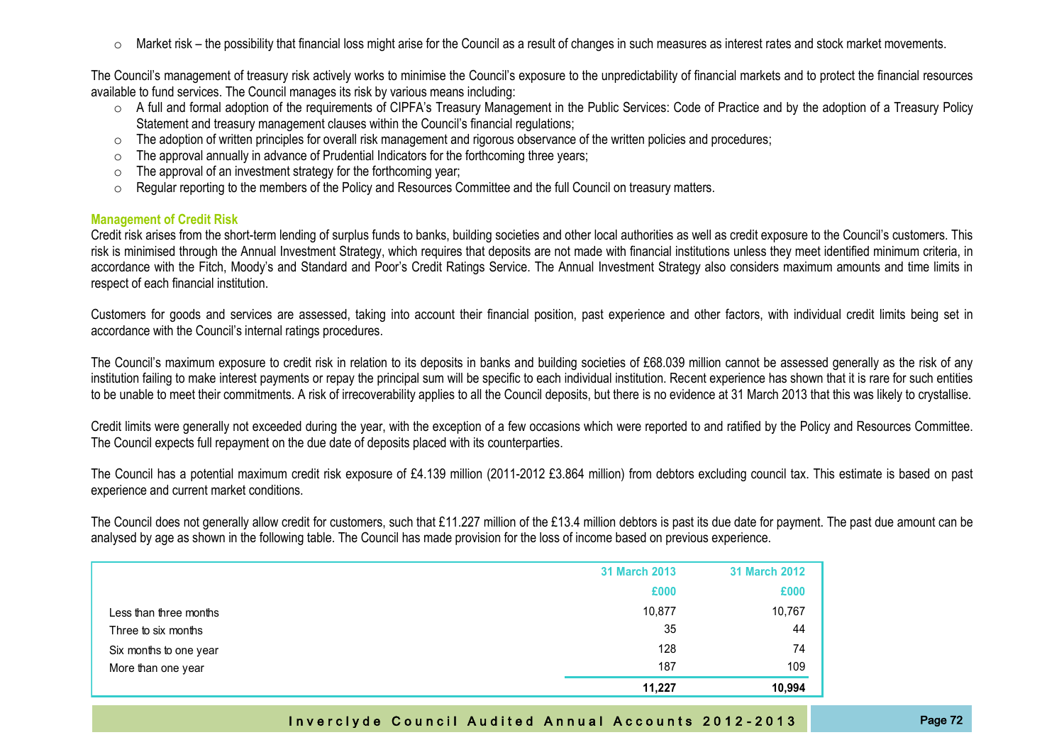- Market risk – the possibility that financial loss might arise for the Council as a result of changes in such measures as interest rates and stock market movements.

The Council's management of treasury risk actively works to minimise the Council's exposure to the unpredictability of financial markets and to protect the financial resources available to fund services. The Council manages its risk by various means including:

- A full and formal adoption of the requirements of CIPFA's Treasury Management in the Public Services: Code of Practice and by the adoption of a Treasury Policy Statement and treasury management clauses within the Council's financial regulations;
- The adoption of written principles for overall risk management and rigorous observance of the written policies and procedures;
- The approval annually in advance of Prudential Indicators for the forthcoming three years;
- The approval of an investment strategy for the forthcoming year;
- Regular reporting to the members of the Policy and Resources Committee and the full Council on treasury matters.

### Management of Credit Risk

Credit risk arises from the short-term lending of surplus funds to banks, building societies and other local authorities as well as credit exposure to the Council's customers. This risk is minimised through the Annual Investment Strategy, which requires that deposits are not made with financial institutions unless they meet identified minimum criteria, in accordance with the Fitch, Moody's and Standard and Poor's Credit Ratings Service. The Annual Investment Strategy also considers maximum amounts and time limits in respect of each financial institution.

Customers for goods and services are assessed, taking into account their financial position, past experience and other factors, with individual credit limits being set in accordance with the Council's internal ratings procedures.

The Council's maximum exposure to credit risk in relation to its deposits in banks and building societies of £68.039 million cannot be assessed generally as the risk of any institution failing to make interest payments or repay the principal sum will be specific to each individual institution. Recent experience has shown that it is rare for such entities to be unable to meet their commitments. A risk of irrecoverability applies to all the Council deposits, but there is no evidence at 31 March 2013 that this was likely to crystallise.

Credit limits were generally not exceeded during the year, with the exception of a few occasions which were reported to and ratified by the Policy and Resources Committee. The Council expects full repayment on the due date of deposits placed with its counterparties.

The Council has a potential maximum credit risk exposure of £4.139 million (2011-2012 £3.864 million) from debtors excluding council tax. This estimate is based on past experience and current market conditions.

The Council does not generally allow credit for customers, such that £11.227 million of the £13.4 million debtors is past its due date for payment. The past due amount can be analysed by age as shown in the following table. The Council has made provision for the loss of income based on previous experience.

| | 31 March 2013 | 31 March 2012 |
|---|---|---|
| | £000 | £000 |
| Less than three months | 10,877 | 10,767 |
| Three to six months | 35 | 44 |
| Six months to one year | 128 | 74 |
| More than one year | 187 | 109 |
| | 11,227 | 10,994 |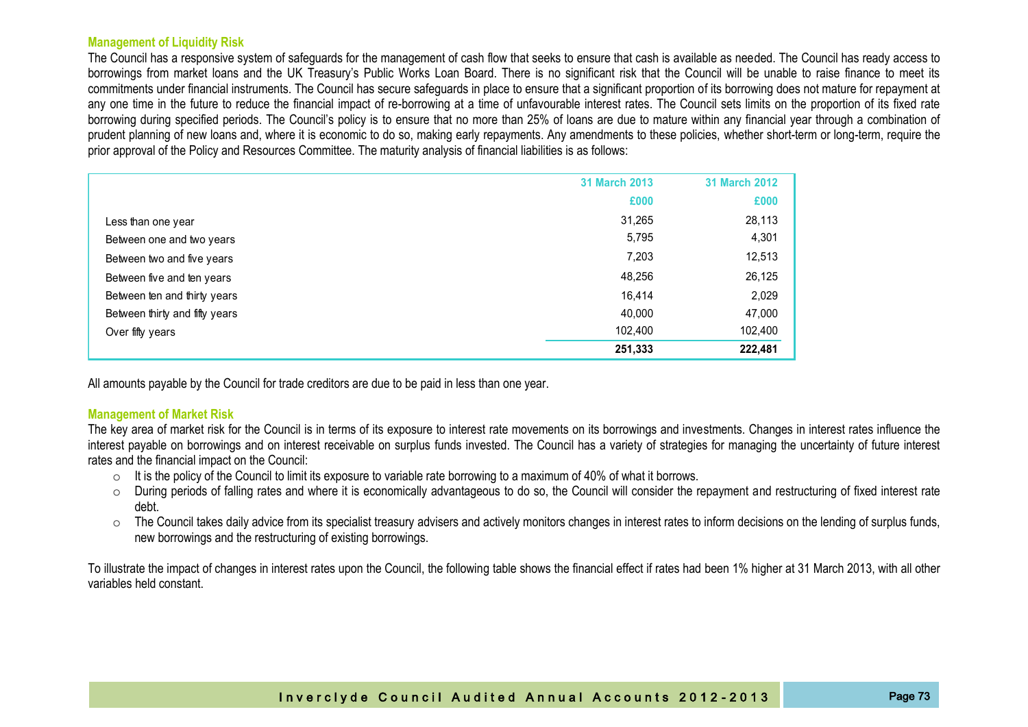### Management of Liquidity Risk

The Council has a responsive system of safeguards for the management of cash flow that seeks to ensure that cash is available as needed. The Council has ready access to borrowings from market loans and the UK Treasury's Public Works Loan Board. There is no significant risk that the Council will be unable to raise finance to meet its commitments under financial instruments. The Council has secure safeguards in place to ensure that a significant proportion of its borrowing does not mature for repayment at any one time in the future to reduce the financial impact of re-borrowing at a time of unfavourable interest rates. The Council sets limits on the proportion of its fixed rate borrowing during specified periods. The Council's policy is to ensure that no more than 25% of loans are due to mature within any financial year through a combination of prudent planning of new loans and, where it is economic to do so, making early repayments. Any amendments to these policies, whether short-term or long-term, require the prior approval of the Policy and Resources Committee. The maturity analysis of financial liabilities is as follows:

| | 31 March 2013 | 31 March 2012 |
|---|---|---|
| | £000 | £000 |
| Less than one year | 31,265 | 28,113 |
| Between one and two years | 5,795 | 4,301 |
| Between two and five years | 7,203 | 12,513 |
| Between five and ten years | 48,256 | 26,125 |
| Between ten and thirty years | 16,414 | 2,029 |
| Between thirty and fifty years | 40,000 | 47,000 |
| Over fifty years | 102,400 | 102,400 |
| | **251,333** | **222,481** |

All amounts payable by the Council for trade creditors are due to be paid in less than one year.

### Management of Market Risk

The key area of market risk for the Council is in terms of its exposure to interest rate movements on its borrowings and investments. Changes in interest rates influence the interest payable on borrowings and on interest receivable on surplus funds invested. The Council has a variety of strategies for managing the uncertainty of future interest rates and the financial impact on the Council:

- It is the policy of the Council to limit its exposure to variable rate borrowing to a maximum of 40% of what it borrows.
- During periods of falling rates and where it is economically advantageous to do so, the Council will consider the repayment and restructuring of fixed interest rate debt.
- The Council takes daily advice from its specialist treasury advisers and actively monitors changes in interest rates to inform decisions on the lending of surplus funds, new borrowings and the restructuring of existing borrowings.

To illustrate the impact of changes in interest rates upon the Council, the following table shows the financial effect if rates had been 1% higher at 31 March 2013, with all other variables held constant.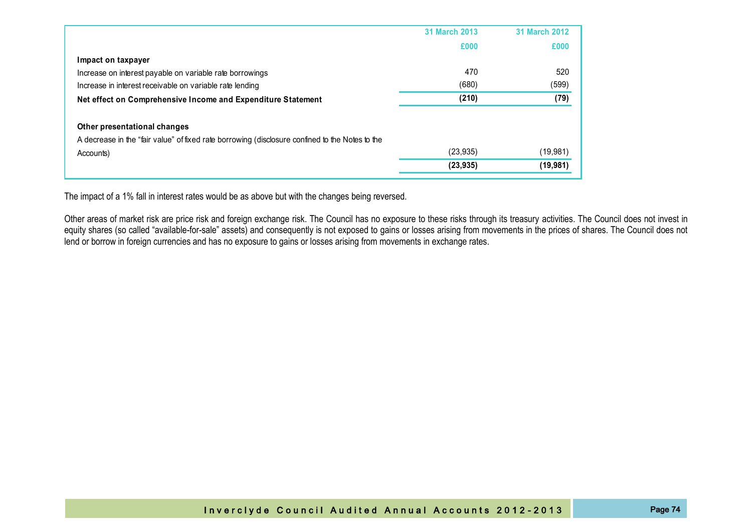| | 31 March 2013 | 31 March 2012 |
|---|---|---|
| | £000 | £000 |
| **Impact on taxpayer** | | |
| Increase on interest payable on variable rate borrowings | 470 | 520 |
| Increase in interest receivable on variable rate lending | (680) | (599) |
| **Net effect on Comprehensive Income and Expenditure Statement** | **(210)** | **(79)** |
| | | |
| **Other presentational changes** | | |
| A decrease in the "fair value" of fixed rate borrowing (disclosure confined to the Notes to the Accounts) | (23,935) | (19,981) |
| | **(23,935)** | **(19,981)** |

The impact of a 1% fall in interest rates would be as above but with the changes being reversed.

Other areas of market risk are price risk and foreign exchange risk. The Council has no exposure to these risks through its treasury activities. The Council does not invest in equity shares (so called "available-for-sale" assets) and consequently is not exposed to gains or losses arising from movements in the prices of shares. The Council does not lend or borrow in foreign currencies and has no exposure to gains or losses arising from movements in exchange rates.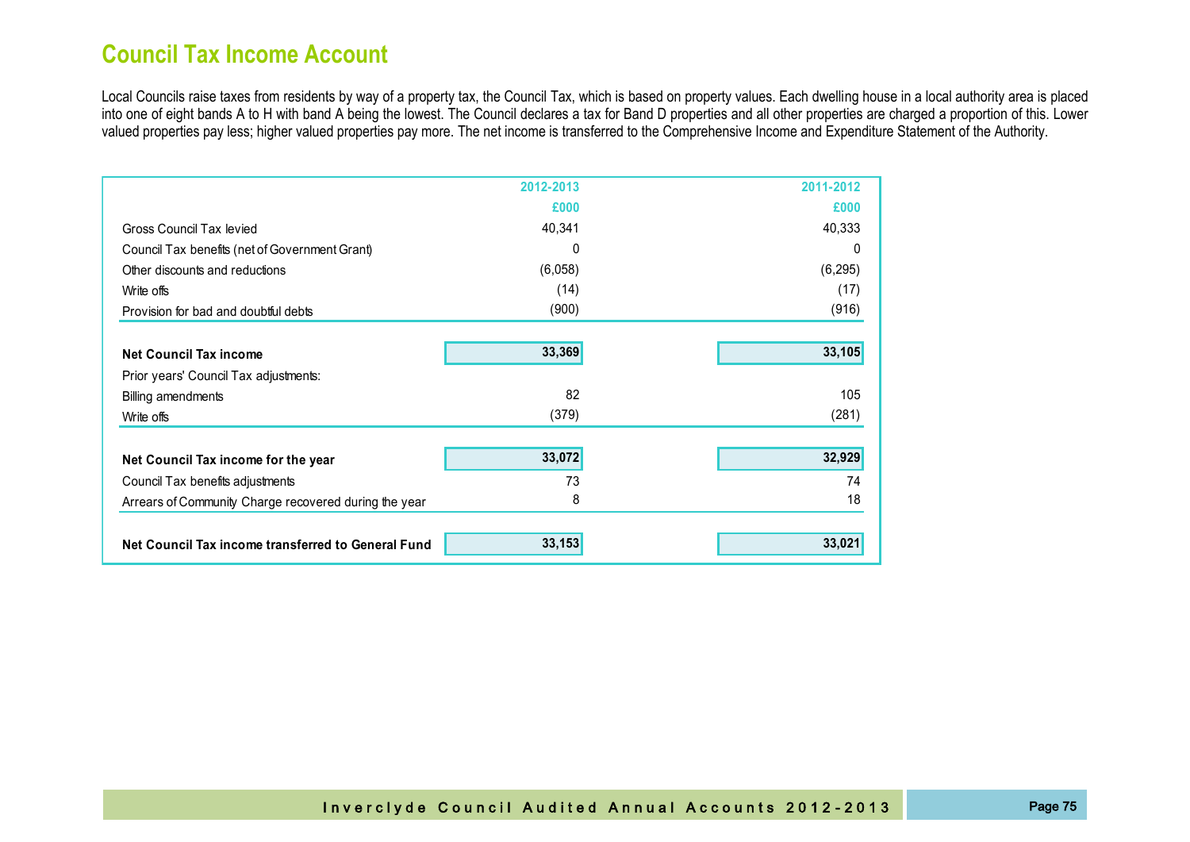# Council Tax Income Account

Local Councils raise taxes from residents by way of a property tax, the Council Tax, which is based on property values. Each dwelling house in a local authority area is placed into one of eight bands A to H with band A being the lowest. The Council declares a tax for Band D properties and all other properties are charged a proportion of this. Lower valued properties pay less; higher valued properties pay more. The net income is transferred to the Comprehensive Income and Expenditure Statement of the Authority.

| | 2012-2013 | 2011-2012 |
|---|---|---|
| | £000 | £000 |
| Gross Council Tax levied | 40,341 | 40,333 |
| Council Tax benefits (net of Government Grant) | 0 | 0 |
| Other discounts and reductions | (6,058) | (6,295) |
| Write offs | (14) | (17) |
| Provision for bad and doubtful debts | (900) | (916) |
| **Net Council Tax income** | **33,369** | **33,105** |
| Prior years' Council Tax adjustments: | | |
| Billing amendments | 82 | 105 |
| Write offs | (379) | (281) |
| **Net Council Tax income for the year** | **33,072** | **32,929** |
| Council Tax benefits adjustments | 73 | 74 |
| Arrears of Community Charge recovered during the year | 8 | 18 |
| **Net Council Tax income transferred to General Fund** | **33,153** | **33,021** |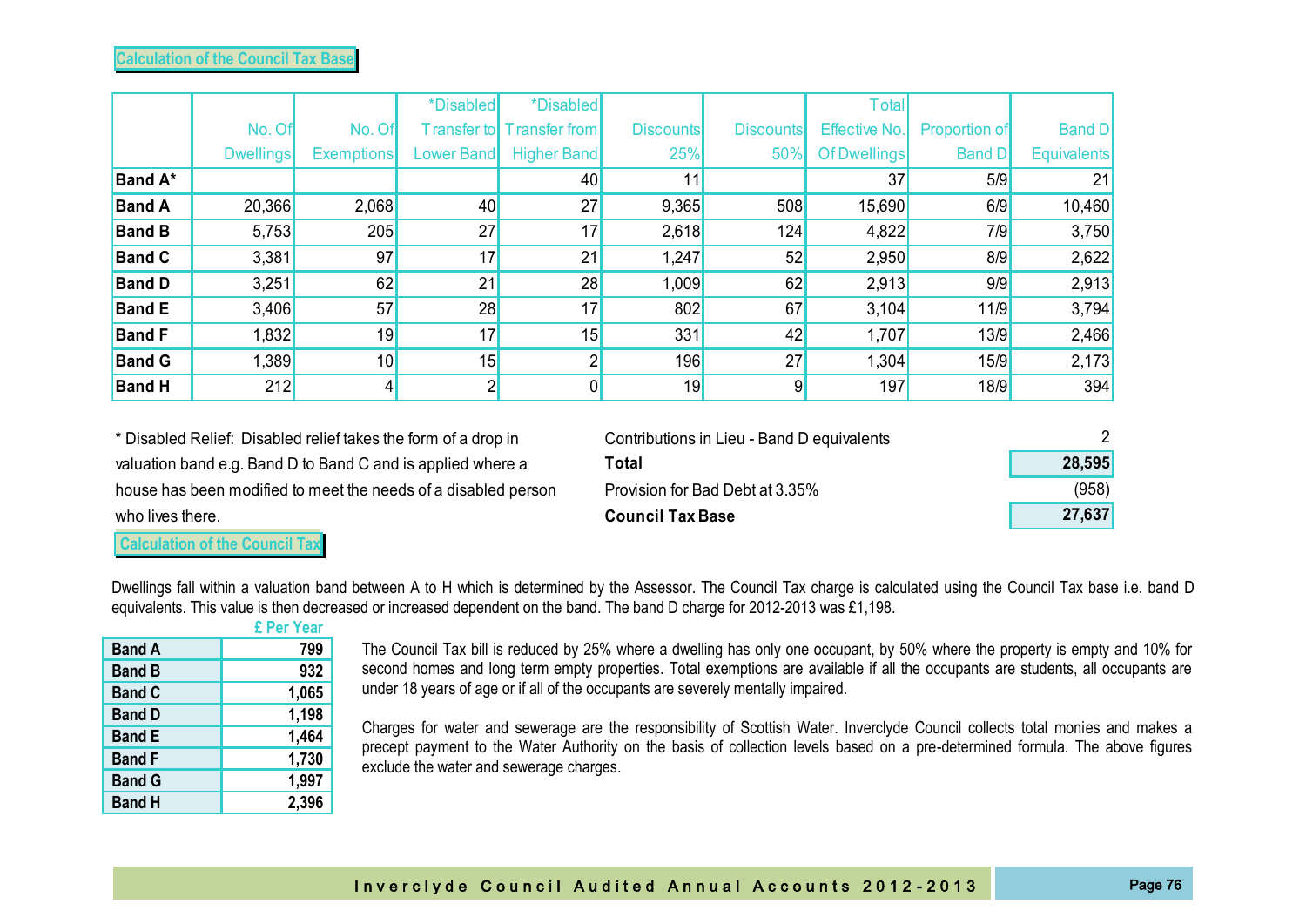## Calculation of the Council Tax Base

| | No. Of Dwellings | No. Of Exemptions | *Disabled Transfer to Lower Band | *Disabled Transfer from Higher Band | Discounts 25% | Discounts 50% | Total Effective No. Of Dwellings | Proportion of Band D | Band D Equivalents |
|---|---|---|---|---|---|---|---|---|---|
| **Band A*** | | | | 40 | 11 | | 37 | 5/9 | 21 |
| **Band A** | 20,366 | 2,068 | 40 | 27 | 9,365 | 508 | 15,690 | 6/9 | 10,460 |
| **Band B** | 5,753 | 205 | 27 | 17 | 2,618 | 124 | 4,822 | 7/9 | 3,750 |
| **Band C** | 3,381 | 97 | 17 | 21 | 1,247 | 52 | 2,950 | 8/9 | 2,622 |
| **Band D** | 3,251 | 62 | 21 | 28 | 1,009 | 62 | 2,913 | 9/9 | 2,913 |
| **Band E** | 3,406 | 57 | 28 | 17 | 802 | 67 | 3,104 | 11/9 | 3,794 |
| **Band F** | 1,832 | 19 | 17 | 15 | 331 | 42 | 1,707 | 13/9 | 2,466 |
| **Band G** | 1,389 | 10 | 15 | 2 | 196 | 27 | 1,304 | 15/9 | 2,173 |
| **Band H** | 212 | 4 | 2 | 0 | 19 | 9 | 197 | 18/9 | 394 |

* Disabled Relief: Disabled relief takes the form of a drop in valuation band e.g. Band D to Band C and is applied where a house has been modified to meet the needs of a disabled person who lives there.

| | |
|---|---|
| Contributions in Lieu - Band D equivalents | 2 |
| **Total** | **28,595** |
| Provision for Bad Debt at 3.35% | (958) |
| **Council Tax Base** | **27,637** |

## Calculation of the Council Tax

Dwellings fall within a valuation band between A to H which is determined by the Assessor. The Council Tax charge is calculated using the Council Tax base i.e. band D equivalents. This value is then decreased or increased dependent on the band. The band D charge for 2012-2013 was £1,198.

| | £ Per Year |
|---|---|
| **Band A** | **799** |
| **Band B** | **932** |
| **Band C** | **1,065** |
| **Band D** | **1,198** |
| **Band E** | **1,464** |
| **Band F** | **1,730** |
| **Band G** | **1,997** |
| **Band H** | **2,396** |

The Council Tax bill is reduced by 25% where a dwelling has only one occupant, by 50% where the property is empty and 10% for second homes and long term empty properties. Total exemptions are available if all the occupants are students, all occupants are under 18 years of age or if all of the occupants are severely mentally impaired.

Charges for water and sewerage are the responsibility of Scottish Water. Inverclyde Council collects total monies and makes a precept payment to the Water Authority on the basis of collection levels based on a pre-determined formula. The above figures exclude the water and sewerage charges.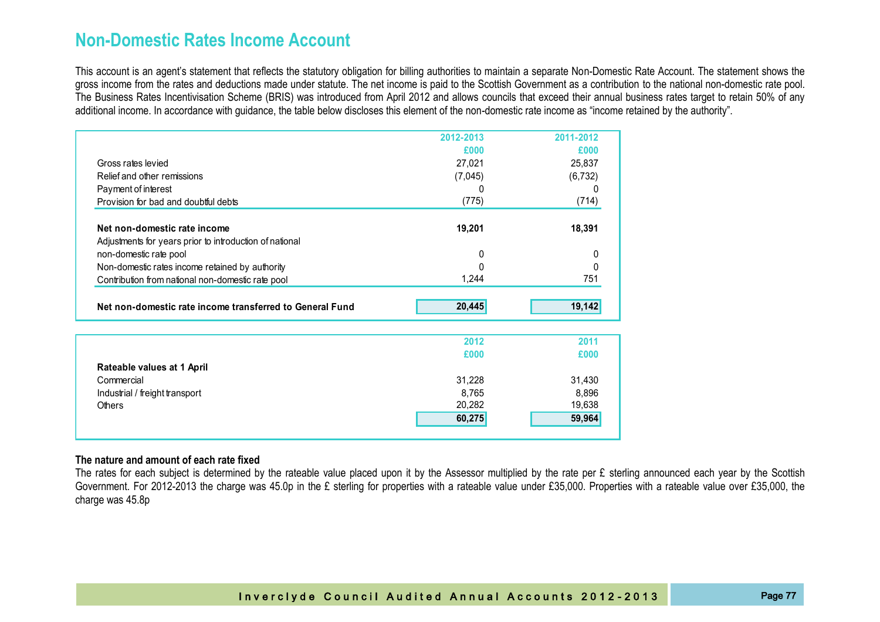# Non-Domestic Rates Income Account

This account is an agent's statement that reflects the statutory obligation for billing authorities to maintain a separate Non-Domestic Rate Account. The statement shows the gross income from the rates and deductions made under statute. The net income is paid to the Scottish Government as a contribution to the national non-domestic rate pool. The Business Rates Incentivisation Scheme (BRIS) was introduced from April 2012 and allows councils that exceed their annual business rates target to retain 50% of any additional income. In accordance with guidance, the table below discloses this element of the non-domestic rate income as "income retained by the authority".

| | 2012-2013 | 2011-2012 |
|---|---|---|
| | £000 | £000 |
| Gross rates levied | 27,021 | 25,837 |
| Relief and other remissions | (7,045) | (6,732) |
| Payment of interest | 0 | 0 |
| Provision for bad and doubtful debts | (775) | (714) |
| **Net non-domestic rate income** | **19,201** | **18,391** |
| Adjustments for years prior to introduction of national non-domestic rate pool | 0 | 0 |
| Non-domestic rates income retained by authority | 0 | 0 |
| Contribution from national non-domestic rate pool | 1,244 | 751 |
| **Net non-domestic rate income transferred to General Fund** | **20,445** | **19,142** |

| | 2012 | 2011 |
|---|---|---|
| | £000 | £000 |
| **Rateable values at 1 April** | | |
| Commercial | 31,228 | 31,430 |
| Industrial / freight transport | 8,765 | 8,896 |
| Others | 20,282 | 19,638 |
| | **60,275** | **59,964** |

**The nature and amount of each rate fixed**

The rates for each subject is determined by the rateable value placed upon it by the Assessor multiplied by the rate per £ sterling announced each year by the Scottish Government. For 2012-2013 the charge was 45.0p in the £ sterling for properties with a rateable value under £35,000. Properties with a rateable value over £35,000, the charge was 45.8p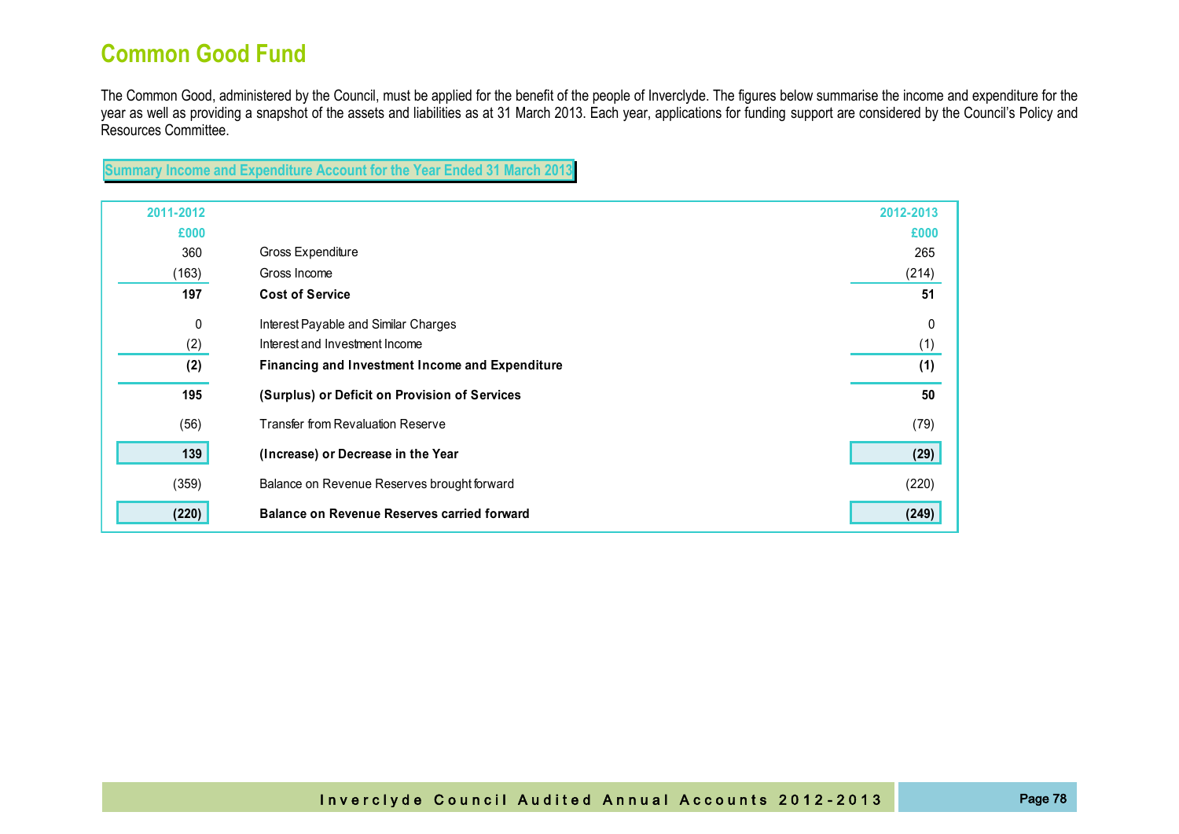# Common Good Fund

The Common Good, administered by the Council, must be applied for the benefit of the people of Inverclyde. The figures below summarise the income and expenditure for the year as well as providing a snapshot of the assets and liabilities as at 31 March 2013. Each year, applications for funding support are considered by the Council's Policy and Resources Committee.

## Summary Income and Expenditure Account for the Year Ended 31 March 2013

| 2011-2012 £000 | | 2012-2013 £000 |
|---|---|---|
| 360 | Gross Expenditure | 265 |
| (163) | Gross Income | (214) |
| **197** | **Cost of Service** | **51** |
| 0 | Interest Payable and Similar Charges | 0 |
| (2) | Interest and Investment Income | (1) |
| **(2)** | **Financing and Investment Income and Expenditure** | **(1)** |
| **195** | **(Surplus) or Deficit on Provision of Services** | **50** |
| (56) | Transfer from Revaluation Reserve | (79) |
| **139** | **(Increase) or Decrease in the Year** | **(29)** |
| (359) | Balance on Revenue Reserves brought forward | (220) |
| **(220)** | **Balance on Revenue Reserves carried forward** | **(249)** |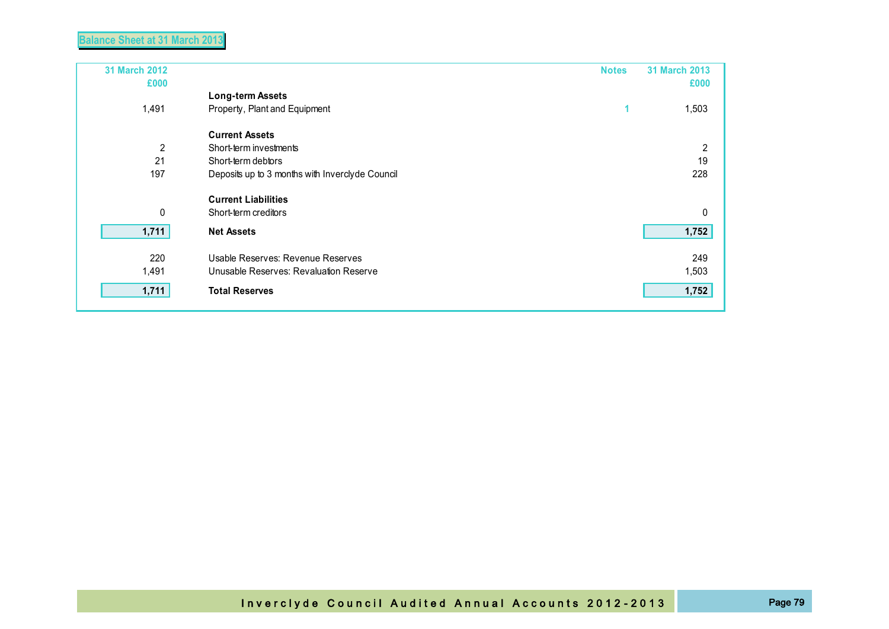## Balance Sheet at 31 March 2013

| 31 March 2012 £000 | | Notes | 31 March 2013 £000 |
|---|---|---|---|
| | **Long-term Assets** | | |
| 1,491 | Property, Plant and Equipment | 1 | 1,503 |
| | **Current Assets** | | |
| 2 | Short-term investments | | 2 |
| 21 | Short-term debtors | | 19 |
| 197 | Deposits up to 3 months with Inverclyde Council | | 228 |
| | **Current Liabilities** | | |
| 0 | Short-term creditors | | 0 |
| **1,711** | **Net Assets** | | **1,752** |
| 220 | Usable Reserves: Revenue Reserves | | 249 |
| 1,491 | Unusable Reserves: Revaluation Reserve | | 1,503 |
| **1,711** | **Total Reserves** | | **1,752** |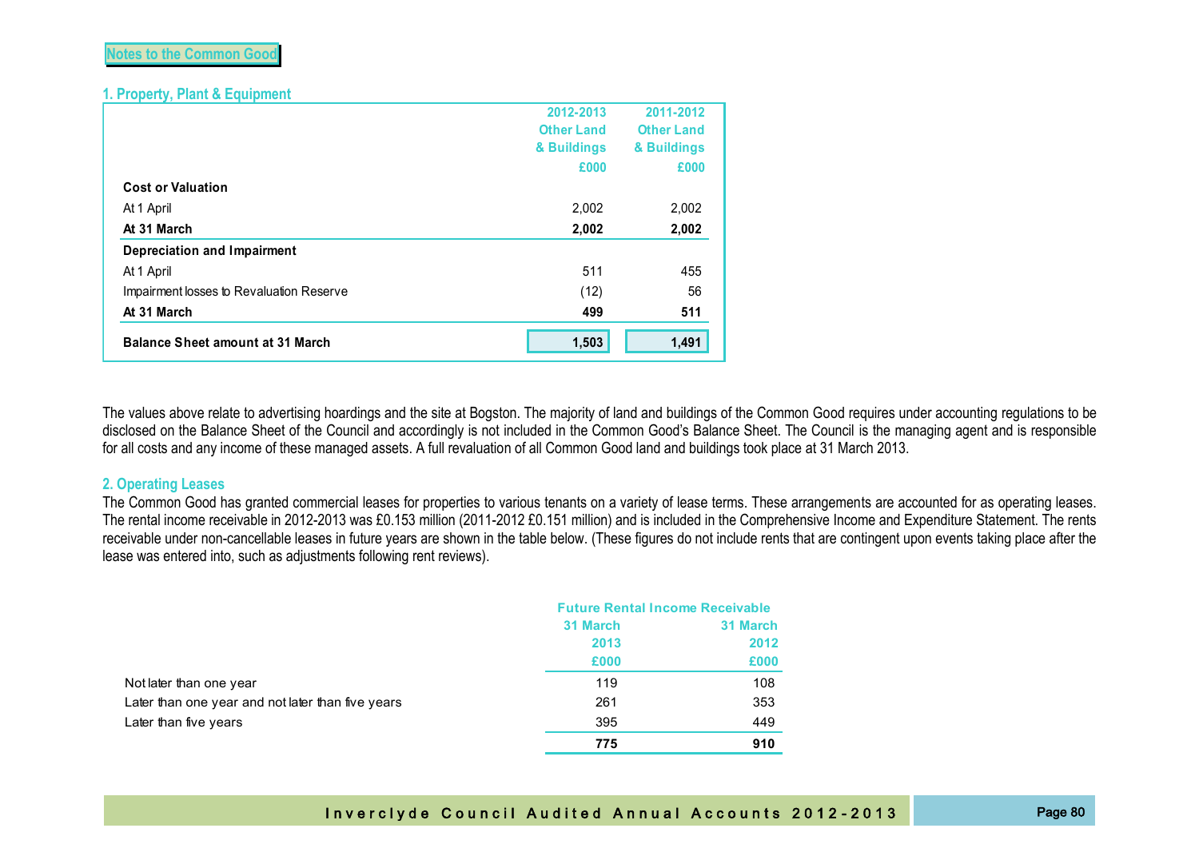## Notes to the Common Good

### 1. Property, Plant & Equipment

| | 2012-2013 Other Land & Buildings £000 | 2011-2012 Other Land & Buildings £000 |
|---|---|---|
| **Cost or Valuation** | | |
| At 1 April | 2,002 | 2,002 |
| **At 31 March** | **2,002** | **2,002** |
| **Depreciation and Impairment** | | |
| At 1 April | 511 | 455 |
| Impairment losses to Revaluation Reserve | (12) | 56 |
| **At 31 March** | **499** | **511** |
| **Balance Sheet amount at 31 March** | **1,503** | **1,491** |

The values above relate to advertising hoardings and the site at Bogston. The majority of land and buildings of the Common Good requires under accounting regulations to be disclosed on the Balance Sheet of the Council and accordingly is not included in the Common Good's Balance Sheet. The Council is the managing agent and is responsible for all costs and any income of these managed assets. A full revaluation of all Common Good land and buildings took place at 31 March 2013.

### 2. Operating Leases

The Common Good has granted commercial leases for properties to various tenants on a variety of lease terms. These arrangements are accounted for as operating leases. The rental income receivable in 2012-2013 was £0.153 million (2011-2012 £0.151 million) and is included in the Comprehensive Income and Expenditure Statement. The rents receivable under non-cancellable leases in future years are shown in the table below. (These figures do not include rents that are contingent upon events taking place after the lease was entered into, such as adjustments following rent reviews).

| | Future Rental Income Receivable | |
|---|---|---|
| | 31 March 2013 £000 | 31 March 2012 £000 |
| Not later than one year | 119 | 108 |
| Later than one year and not later than five years | 261 | 353 |
| Later than five years | 395 | 449 |
| | **775** | **910** |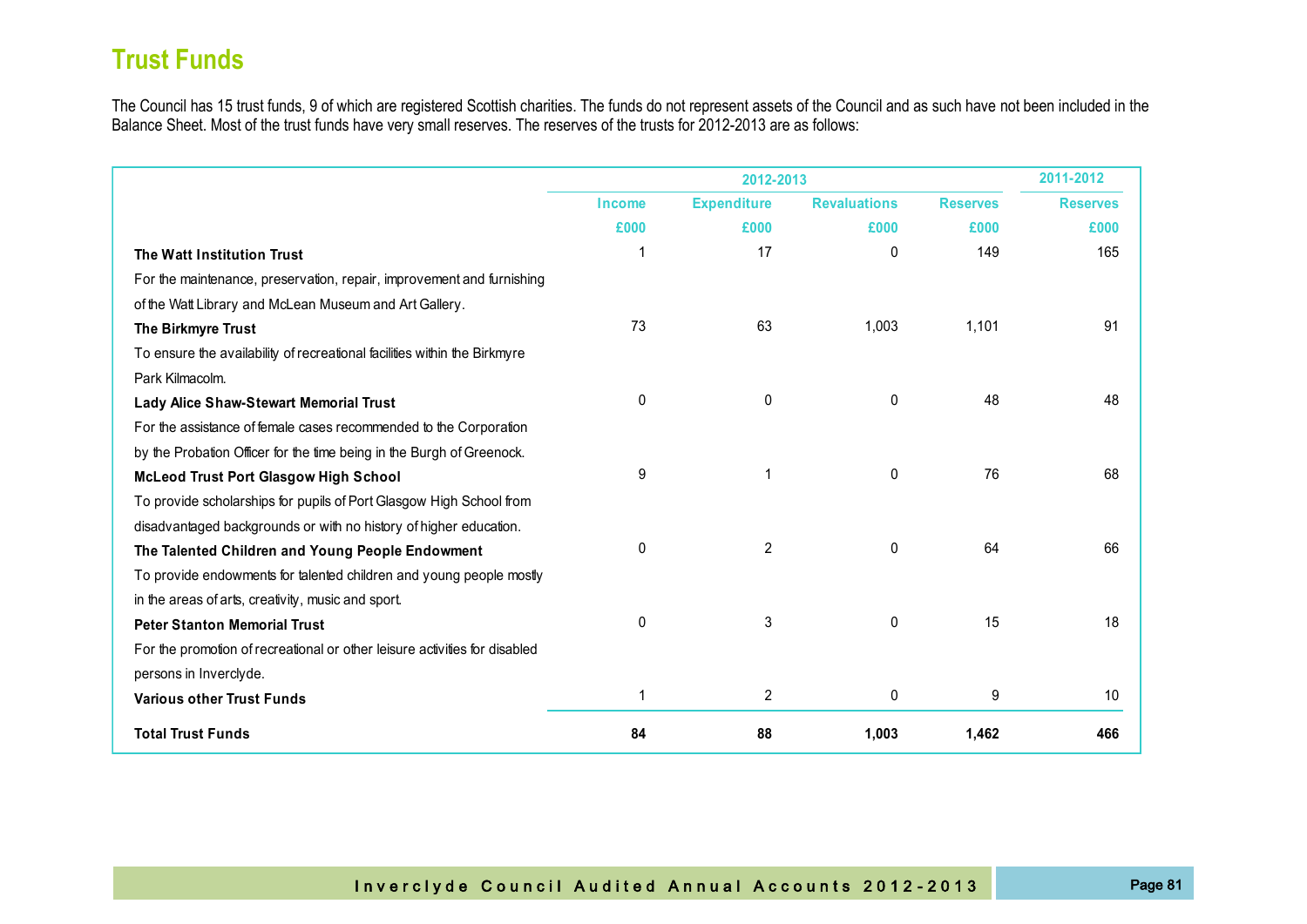# Trust Funds

The Council has 15 trust funds, 9 of which are registered Scottish charities. The funds do not represent assets of the Council and as such have not been included in the Balance Sheet. Most of the trust funds have very small reserves. The reserves of the trusts for 2012-2013 are as follows:

| | 2012-2013 | | | | 2011-2012 |
|---|---|---|---|---|---|
| | Income | Expenditure | Revaluations | Reserves | Reserves |
| | £000 | £000 | £000 | £000 | £000 |
| **The Watt Institution Trust**<br>For the maintenance, preservation, repair, improvement and furnishing of the Watt Library and McLean Museum and Art Gallery. | 1 | 17 | 0 | 149 | 165 |
| **The Birkmyre Trust**<br>To ensure the availability of recreational facilities within the Birkmyre Park Kilmacolm. | 73 | 63 | 1,003 | 1,101 | 91 |
| **Lady Alice Shaw-Stewart Memorial Trust**<br>For the assistance of female cases recommended to the Corporation by the Probation Officer for the time being in the Burgh of Greenock. | 0 | 0 | 0 | 48 | 48 |
| **McLeod Trust Port Glasgow High School**<br>To provide scholarships for pupils of Port Glasgow High School from disadvantaged backgrounds or with no history of higher education. | 9 | 1 | 0 | 76 | 68 |
| **The Talented Children and Young People Endowment**<br>To provide endowments for talented children and young people mostly in the areas of arts, creativity, music and sport. | 0 | 2 | 0 | 64 | 66 |
| **Peter Stanton Memorial Trust**<br>For the promotion of recreational or other leisure activities for disabled persons in Inverclyde. | 0 | 3 | 0 | 15 | 18 |
| **Various other Trust Funds** | 1 | 2 | 0 | 9 | 10 |
| **Total Trust Funds** | **84** | **88** | **1,003** | **1,462** | **466** |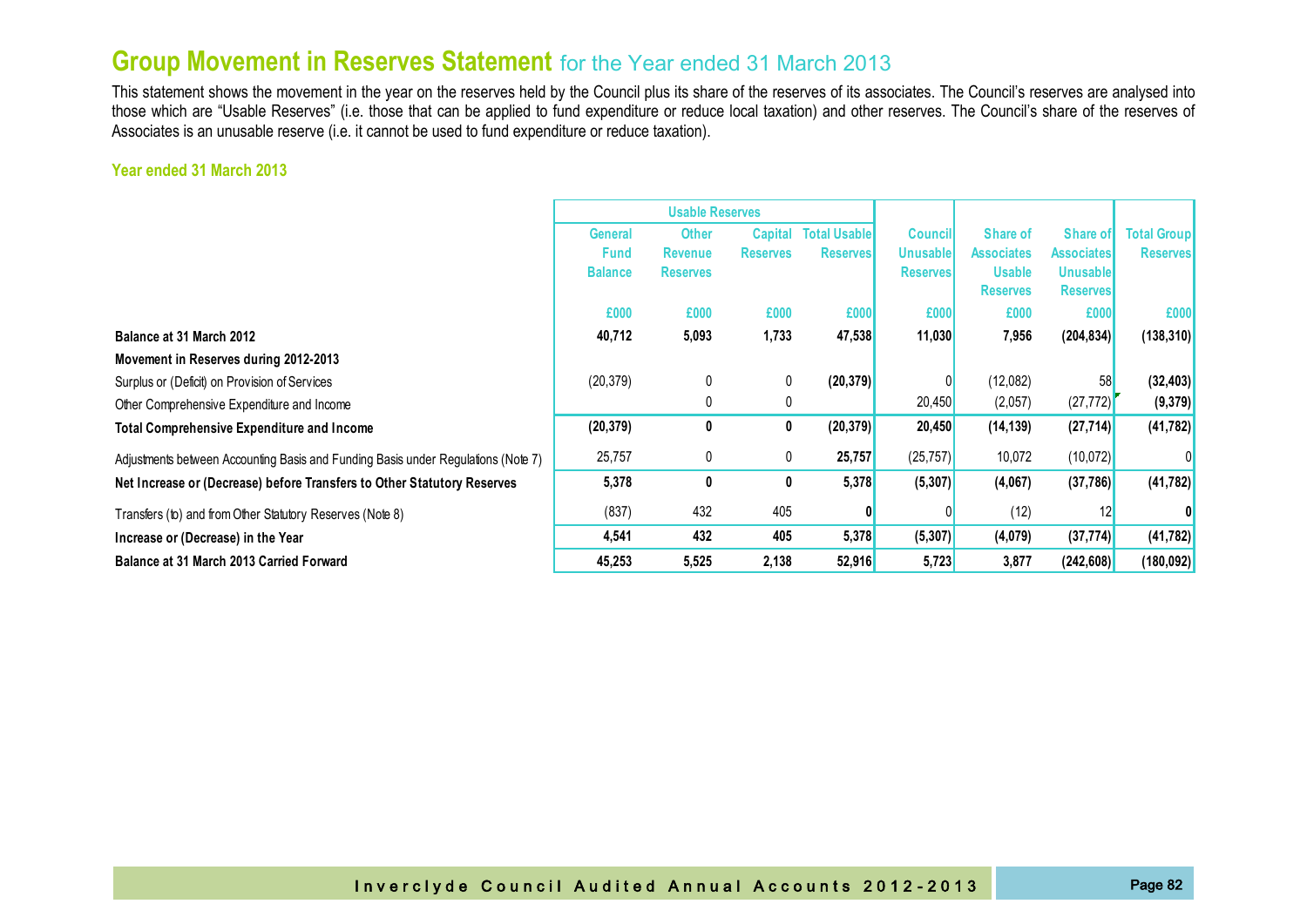# Group Movement in Reserves Statement for the Year ended 31 March 2013

This statement shows the movement in the year on the reserves held by the Council plus its share of the reserves of its associates. The Council's reserves are analysed into those which are "Usable Reserves" (i.e. those that can be applied to fund expenditure or reduce local taxation) and other reserves. The Council's share of the reserves of Associates is an unusable reserve (i.e. it cannot be used to fund expenditure or reduce taxation).

### Year ended 31 March 2013

| | Usable Reserves | | | | | | | |
|---|---|---|---|---|---|---|---|---|
| | General Fund Balance | Other Revenue Reserves | Capital Reserves | Total Usable Reserves | Council Unusable Reserves | Share of Associates Usable Reserves | Share of Associates Unusable Reserves | Total Group Reserves |
| | £000 | £000 | £000 | £000 | £000 | £000 | £000 | £000 |
| **Balance at 31 March 2012** | **40,712** | **5,093** | **1,733** | **47,538** | **11,030** | **7,956** | **(204,834)** | **(138,310)** |
| **Movement in Reserves during 2012-2013** | | | | | | | | |
| Surplus or (Deficit) on Provision of Services | (20,379) | 0 | 0 | **(20,379)** | 0 | (12,082) | 58 | **(32,403)** |
| Other Comprehensive Expenditure and Income | | 0 | 0 | | 20,450 | (2,057) | (27,772) | **(9,379)** |
| **Total Comprehensive Expenditure and Income** | **(20,379)** | **0** | **0** | **(20,379)** | **20,450** | **(14,139)** | **(27,714)** | **(41,782)** |
| Adjustments between Accounting Basis and Funding Basis under Regulations (Note 7) | 25,757 | 0 | 0 | **25,757** | (25,757) | 10,072 | (10,072) | 0 |
| **Net Increase or (Decrease) before Transfers to Other Statutory Reserves** | **5,378** | **0** | **0** | **5,378** | **(5,307)** | **(4,067)** | **(37,786)** | **(41,782)** |
| Transfers (to) and from Other Statutory Reserves (Note 8) | (837) | 432 | 405 | **0** | 0 | (12) | 12 | **0** |
| **Increase or (Decrease) in the Year** | **4,541** | **432** | **405** | **5,378** | **(5,307)** | **(4,079)** | **(37,774)** | **(41,782)** |
| **Balance at 31 March 2013 Carried Forward** | **45,253** | **5,525** | **2,138** | **52,916** | **5,723** | **3,877** | **(242,608)** | **(180,092)** |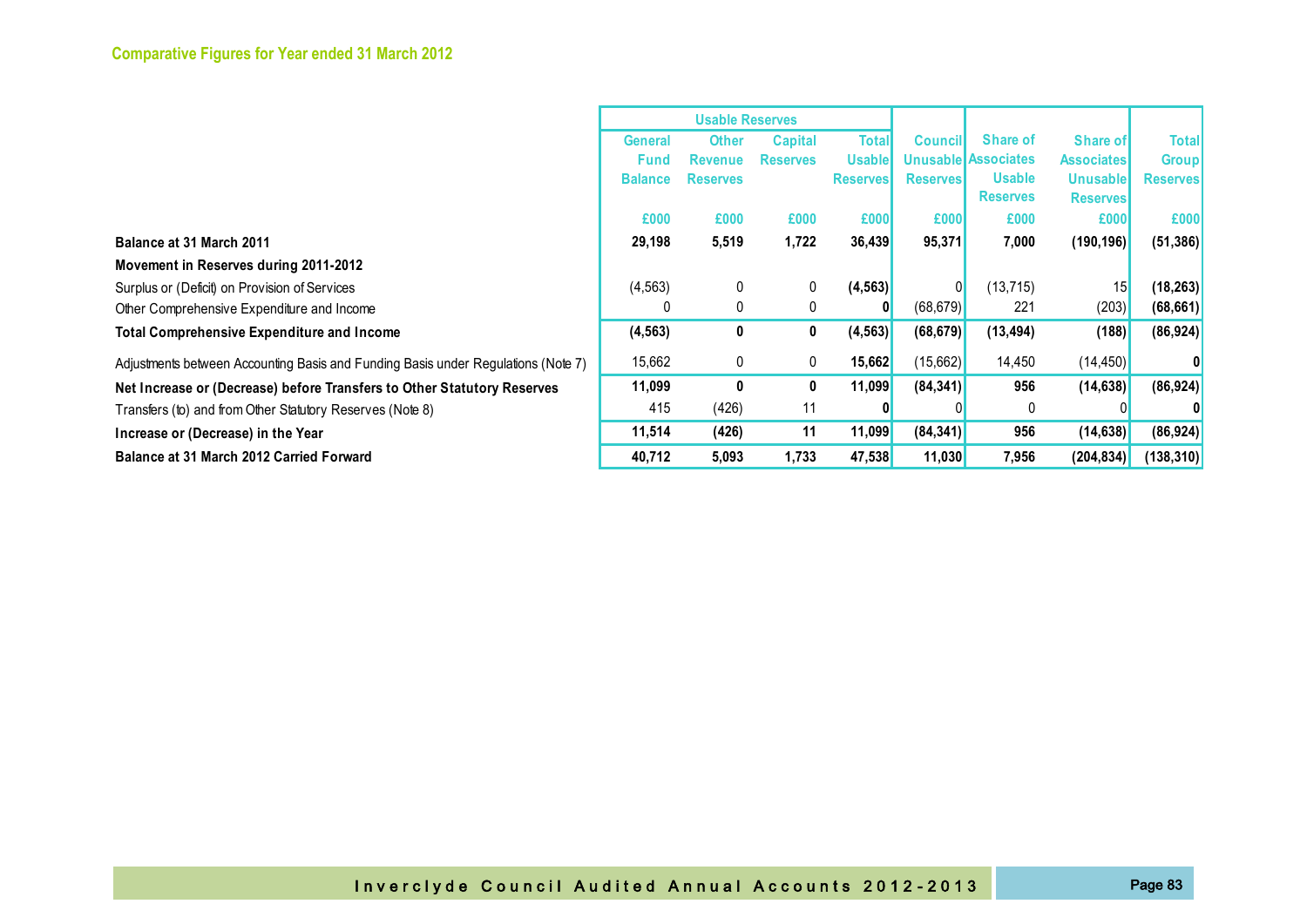## Comparative Figures for Year ended 31 March 2012

| | Usable Reserves | | | | | | | |
|---|---|---|---|---|---|---|---|---|
| | General Fund Balance | Other Revenue Reserves | Capital Reserves | Total Usable Reserves | Council Unusable Reserves | Share of Associates Usable Reserves | Share of Associates Unusable Reserves | Total Group Reserves |
| | £000 | £000 | £000 | £000 | £000 | £000 | £000 | £000 |
| **Balance at 31 March 2011** | **29,198** | **5,519** | **1,722** | **36,439** | **95,371** | **7,000** | **(190,196)** | **(51,386)** |
| **Movement in Reserves during 2011-2012** | | | | | | | | |
| Surplus or (Deficit) on Provision of Services | (4,563) | 0 | 0 | **(4,563)** | 0 | (13,715) | 15 | **(18,263)** |
| Other Comprehensive Expenditure and Income | 0 | 0 | 0 | **0** | (68,679) | 221 | (203) | **(68,661)** |
| **Total Comprehensive Expenditure and Income** | **(4,563)** | **0** | **0** | **(4,563)** | **(68,679)** | **(13,494)** | **(188)** | **(86,924)** |
| Adjustments between Accounting Basis and Funding Basis under Regulations (Note 7) | 15,662 | 0 | 0 | **15,662** | (15,662) | 14,450 | (14,450) | **0** |
| **Net Increase or (Decrease) before Transfers to Other Statutory Reserves** | **11,099** | **0** | **0** | **11,099** | **(84,341)** | **956** | **(14,638)** | **(86,924)** |
| Transfers (to) and from Other Statutory Reserves (Note 8) | 415 | (426) | 11 | **0** | 0 | 0 | 0 | **0** |
| **Increase or (Decrease) in the Year** | **11,514** | **(426)** | **11** | **11,099** | **(84,341)** | **956** | **(14,638)** | **(86,924)** |
| **Balance at 31 March 2012 Carried Forward** | **40,712** | **5,093** | **1,733** | **47,538** | **11,030** | **7,956** | **(204,834)** | **(138,310)** |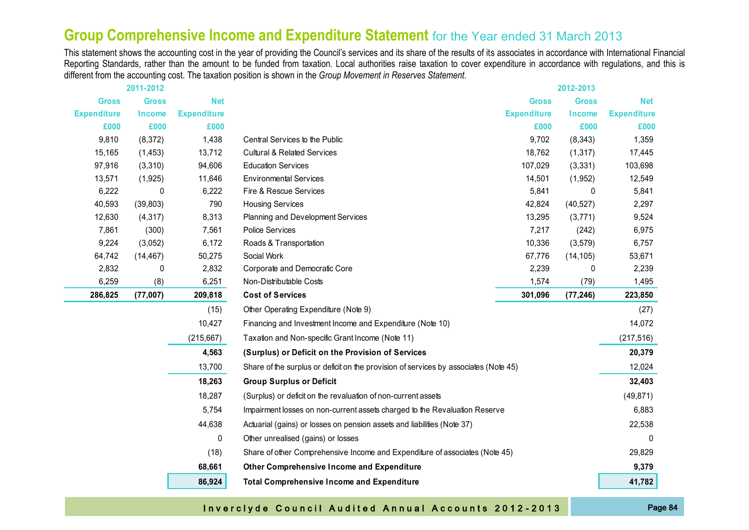# Group Comprehensive Income and Expenditure Statement for the Year ended 31 March 2013

This statement shows the accounting cost in the year of providing the Council's services and its share of the results of its associates in accordance with International Financial Reporting Standards, rather than the amount to be funded from taxation. Local authorities raise taxation to cover expenditure in accordance with regulations, and this is different from the accounting cost. The taxation position is shown in the *Group Movement in Reserves Statement*.

| 2011-2012 | | | | 2012-2013 | | |
|---|---|---|---|---|---|---|
| Gross Expenditure | Gross Income | Net Expenditure | | Gross Expenditure | Gross Income | Net Expenditure |
| £000 | £000 | £000 | | £000 | £000 | £000 |
| 9,810 | (8,372) | 1,438 | Central Services to the Public | 9,702 | (8,343) | 1,359 |
| 15,165 | (1,453) | 13,712 | Cultural & Related Services | 18,762 | (1,317) | 17,445 |
| 97,916 | (3,310) | 94,606 | Education Services | 107,029 | (3,331) | 103,698 |
| 13,571 | (1,925) | 11,646 | Environmental Services | 14,501 | (1,952) | 12,549 |
| 6,222 | 0 | 6,222 | Fire & Rescue Services | 5,841 | 0 | 5,841 |
| 40,593 | (39,803) | 790 | Housing Services | 42,824 | (40,527) | 2,297 |
| 12,630 | (4,317) | 8,313 | Planning and Development Services | 13,295 | (3,771) | 9,524 |
| 7,861 | (300) | 7,561 | Police Services | 7,217 | (242) | 6,975 |
| 9,224 | (3,052) | 6,172 | Roads & Transportation | 10,336 | (3,579) | 6,757 |
| 64,742 | (14,467) | 50,275 | Social Work | 67,776 | (14,105) | 53,671 |
| 2,832 | 0 | 2,832 | Corporate and Democratic Core | 2,239 | 0 | 2,239 |
| 6,259 | (8) | 6,251 | Non-Distributable Costs | 1,574 | (79) | 1,495 |
| **286,825** | **(77,007)** | **209,818** | **Cost of Services** | **301,096** | **(77,246)** | **223,850** |
| | | (15) | Other Operating Expenditure (Note 9) | | | (27) |
| | | 10,427 | Financing and Investment Income and Expenditure (Note 10) | | | 14,072 |
| | | (215,667) | Taxation and Non-specific Grant Income (Note 11) | | | (217,516) |
| | | **4,563** | **(Surplus) or Deficit on the Provision of Services** | | | **20,379** |
| | | 13,700 | Share of the surplus or deficit on the provision of services by associates (Note 45) | | | 12,024 |
| | | **18,263** | **Group Surplus or Deficit** | | | **32,403** |
| | | 18,287 | (Surplus) or deficit on the revaluation of non-current assets | | | (49,871) |
| | | 5,754 | Impairment losses on non-current assets charged to the Revaluation Reserve | | | 6,883 |
| | | 44,638 | Actuarial (gains) or losses on pension assets and liabilities (Note 37) | | | 22,538 |
| | | 0 | Other unrealised (gains) or losses | | | 0 |
| | | (18) | Share of other Comprehensive Income and Expenditure of associates (Note 45) | | | 29,829 |
| | | **68,661** | **Other Comprehensive Income and Expenditure** | | | **9,379** |
| | | **86,924** | **Total Comprehensive Income and Expenditure** | | | **41,782** |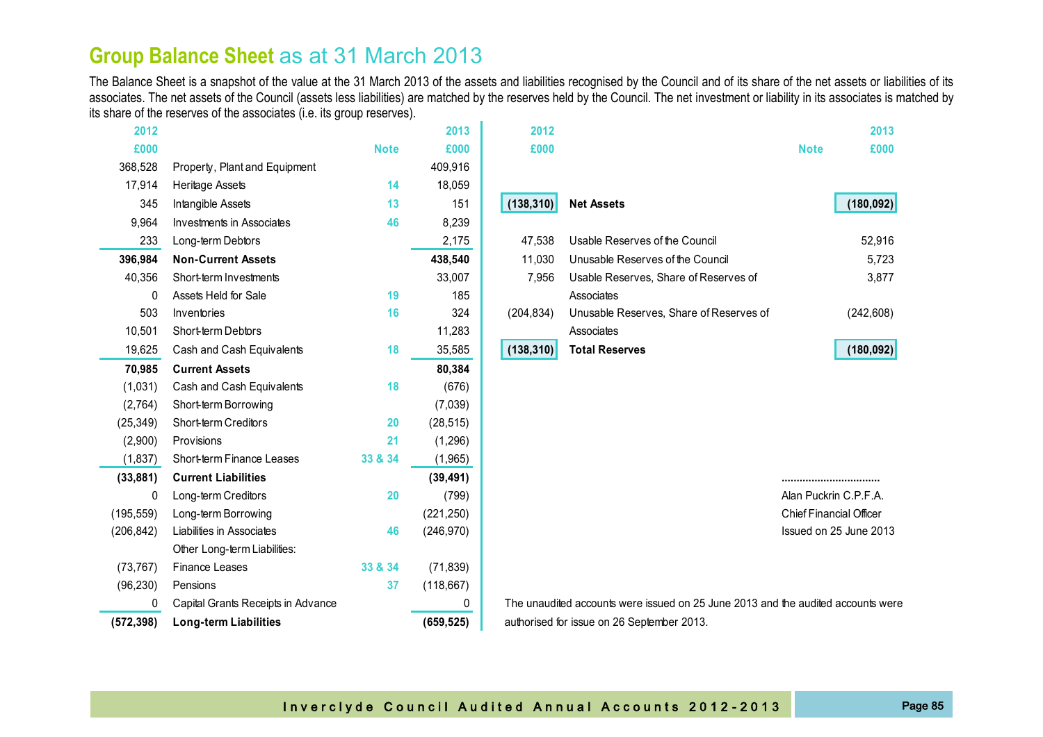# Group Balance Sheet as at 31 March 2013

The Balance Sheet is a snapshot of the value at the 31 March 2013 of the assets and liabilities recognised by the Council and of its share of the net assets or liabilities of its associates. The net assets of the Council (assets less liabilities) are matched by the reserves held by the Council. The net investment or liability in its associates is matched by its share of the reserves of the associates (i.e. its group reserves).

| 2012 £000 | | Note | 2013 £000 |
|---|---|---|---|
| 368,528 | Property, Plant and Equipment | | 409,916 |
| 17,914 | Heritage Assets | 14 | 18,059 |
| 345 | Intangible Assets | 13 | 151 |
| 9,964 | Investments in Associates | 46 | 8,239 |
| 233 | Long-term Debtors | | 2,175 |
| **396,984** | **Non-Current Assets** | | **438,540** |
| 40,356 | Short-term Investments | | 33,007 |
| 0 | Assets Held for Sale | 19 | 185 |
| 503 | Inventories | 16 | 324 |
| 10,501 | Short-term Debtors | | 11,283 |
| 19,625 | Cash and Cash Equivalents | 18 | 35,585 |
| **70,985** | **Current Assets** | | **80,384** |
| (1,031) | Cash and Cash Equivalents | 18 | (676) |
| (2,764) | Short-term Borrowing | | (7,039) |
| (25,349) | Short-term Creditors | 20 | (28,515) |
| (2,900) | Provisions | 21 | (1,296) |
| (1,837) | Short-term Finance Leases | 33 & 34 | (1,965) |
| **(33,881)** | **Current Liabilities** | | **(39,491)** |
| 0 | Long-term Creditors | 20 | (799) |
| (195,559) | Long-term Borrowing | | (221,250) |
| (206,842) | Liabilities in Associates | 46 | (246,970) |
| | Other Long-term Liabilities: | | |
| (73,767) | Finance Leases | 33 & 34 | (71,839) |
| (96,230) | Pensions | 37 | (118,667) |
| 0 | Capital Grants Receipts in Advance | | 0 |
| **(572,398)** | **Long-term Liabilities** | | **(659,525)** |

| 2012 £000 | | Note | 2013 £000 |
|---|---|---|---|
| **(138,310)** | **Net Assets** | | **(180,092)** |
| 47,538 | Usable Reserves of the Council | | 52,916 |
| 11,030 | Unusable Reserves of the Council | | 5,723 |
| 7,956 | Usable Reserves, Share of Reserves of Associates | | 3,877 |
| (204,834) | Unusable Reserves, Share of Reserves of Associates | | (242,608) |
| **(138,310)** | **Total Reserves** | | **(180,092)** |

................................
Alan Puckrin C.P.F.A.
Chief Financial Officer
Issued on 25 June 2013

The unaudited accounts were issued on 25 June 2013 and the audited accounts were authorised for issue on 26 September 2013.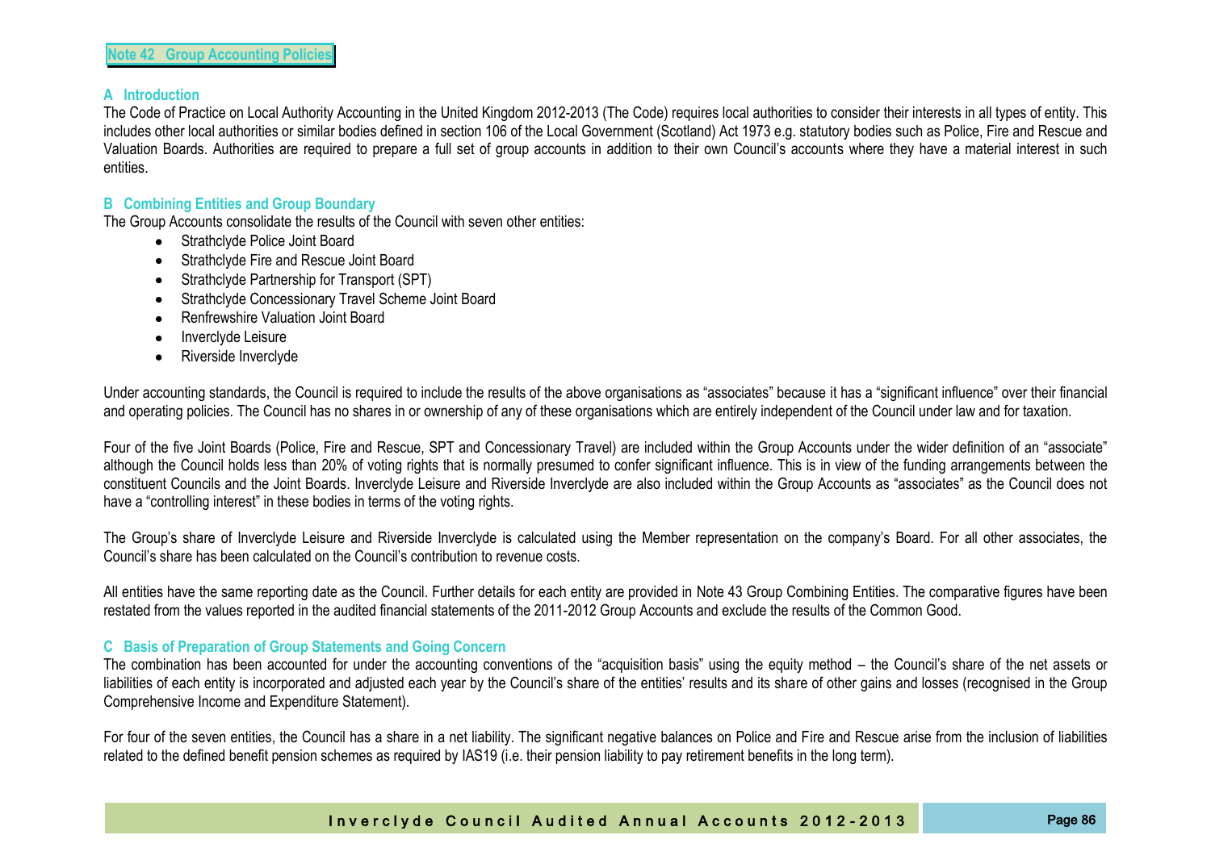## Note 42 Group Accounting Policies

### A Introduction

The Code of Practice on Local Authority Accounting in the United Kingdom 2012-2013 (The Code) requires local authorities to consider their interests in all types of entity. This includes other local authorities or similar bodies defined in section 106 of the Local Government (Scotland) Act 1973 e.g. statutory bodies such as Police, Fire and Rescue and Valuation Boards. Authorities are required to prepare a full set of group accounts in addition to their own Council's accounts where they have a material interest in such entities.

### B Combining Entities and Group Boundary

The Group Accounts consolidate the results of the Council with seven other entities:

- Strathclyde Police Joint Board
- Strathclyde Fire and Rescue Joint Board
- Strathclyde Partnership for Transport (SPT)
- Strathclyde Concessionary Travel Scheme Joint Board
- Renfrewshire Valuation Joint Board
- Inverclyde Leisure
- Riverside Inverclyde

Under accounting standards, the Council is required to include the results of the above organisations as "associates" because it has a "significant influence" over their financial and operating policies. The Council has no shares in or ownership of any of these organisations which are entirely independent of the Council under law and for taxation.

Four of the five Joint Boards (Police, Fire and Rescue, SPT and Concessionary Travel) are included within the Group Accounts under the wider definition of an "associate" although the Council holds less than 20% of voting rights that is normally presumed to confer significant influence. This is in view of the funding arrangements between the constituent Councils and the Joint Boards. Inverclyde Leisure and Riverside Inverclyde are also included within the Group Accounts as "associates" as the Council does not have a "controlling interest" in these bodies in terms of the voting rights.

The Group's share of Inverclyde Leisure and Riverside Inverclyde is calculated using the Member representation on the company's Board. For all other associates, the Council's share has been calculated on the Council's contribution to revenue costs.

All entities have the same reporting date as the Council. Further details for each entity are provided in Note 43 Group Combining Entities. The comparative figures have been restated from the values reported in the audited financial statements of the 2011-2012 Group Accounts and exclude the results of the Common Good.

### C Basis of Preparation of Group Statements and Going Concern

The combination has been accounted for under the accounting conventions of the "acquisition basis" using the equity method – the Council's share of the net assets or liabilities of each entity is incorporated and adjusted each year by the Council's share of the entities' results and its share of other gains and losses (recognised in the Group Comprehensive Income and Expenditure Statement).

For four of the seven entities, the Council has a share in a net liability. The significant negative balances on Police and Fire and Rescue arise from the inclusion of liabilities related to the defined benefit pension schemes as required by IAS19 (i.e. their pension liability to pay retirement benefits in the long term).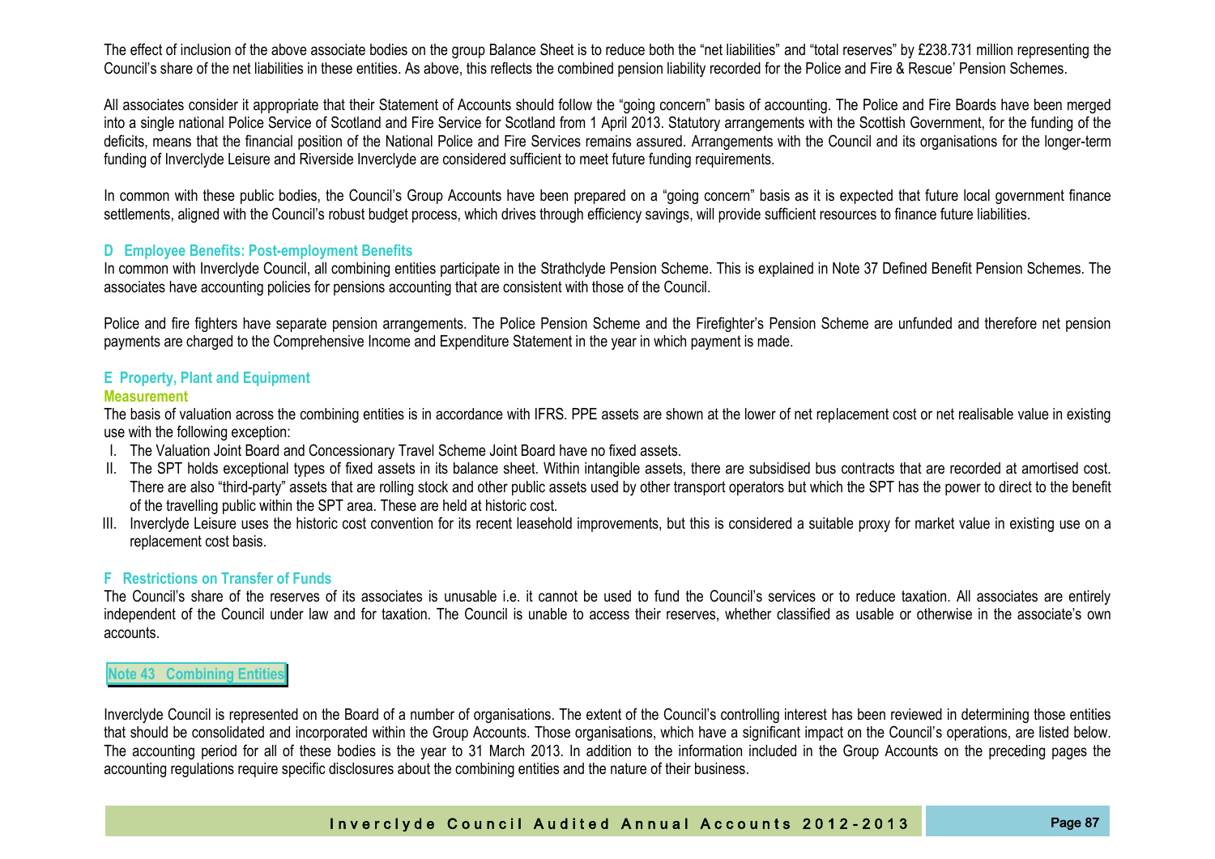The effect of inclusion of the above associate bodies on the group Balance Sheet is to reduce both the "net liabilities" and "total reserves" by £238.731 million representing the Council's share of the net liabilities in these entities. As above, this reflects the combined pension liability recorded for the Police and Fire & Rescue' Pension Schemes.

All associates consider it appropriate that their Statement of Accounts should follow the "going concern" basis of accounting. The Police and Fire Boards have been merged into a single national Police Service of Scotland and Fire Service for Scotland from 1 April 2013. Statutory arrangements with the Scottish Government, for the funding of the deficits, means that the financial position of the National Police and Fire Services remains assured. Arrangements with the Council and its organisations for the longer-term funding of Inverclyde Leisure and Riverside Inverclyde are considered sufficient to meet future funding requirements.

In common with these public bodies, the Council's Group Accounts have been prepared on a "going concern" basis as it is expected that future local government finance settlements, aligned with the Council's robust budget process, which drives through efficiency savings, will provide sufficient resources to finance future liabilities.

### D Employee Benefits: Post-employment Benefits

In common with Inverclyde Council, all combining entities participate in the Strathclyde Pension Scheme. This is explained in Note 37 Defined Benefit Pension Schemes. The associates have accounting policies for pensions accounting that are consistent with those of the Council.

Police and fire fighters have separate pension arrangements. The Police Pension Scheme and the Firefighter's Pension Scheme are unfunded and therefore net pension payments are charged to the Comprehensive Income and Expenditure Statement in the year in which payment is made.

### E Property, Plant and Equipment

#### Measurement

The basis of valuation across the combining entities is in accordance with IFRS. PPE assets are shown at the lower of net replacement cost or net realisable value in existing use with the following exception:

I. The Valuation Joint Board and Concessionary Travel Scheme Joint Board have no fixed assets.
II. The SPT holds exceptional types of fixed assets in its balance sheet. Within intangible assets, there are subsidised bus contracts that are recorded at amortised cost. There are also "third-party" assets that are rolling stock and other public assets used by other transport operators but which the SPT has the power to direct to the benefit of the travelling public within the SPT area. These are held at historic cost.
III. Inverclyde Leisure uses the historic cost convention for its recent leasehold improvements, but this is considered a suitable proxy for market value in existing use on a replacement cost basis.

### F Restrictions on Transfer of Funds

The Council's share of the reserves of its associates is unusable i.e. it cannot be used to fund the Council's services or to reduce taxation. All associates are entirely independent of the Council under law and for taxation. The Council is unable to access their reserves, whether classified as usable or otherwise in the associate's own accounts.

## Note 43 Combining Entities

Inverclyde Council is represented on the Board of a number of organisations. The extent of the Council's controlling interest has been reviewed in determining those entities that should be consolidated and incorporated within the Group Accounts. Those organisations, which have a significant impact on the Council's operations, are listed below. The accounting period for all of these bodies is the year to 31 March 2013. In addition to the information included in the Group Accounts on the preceding pages the accounting regulations require specific disclosures about the combining entities and the nature of their business.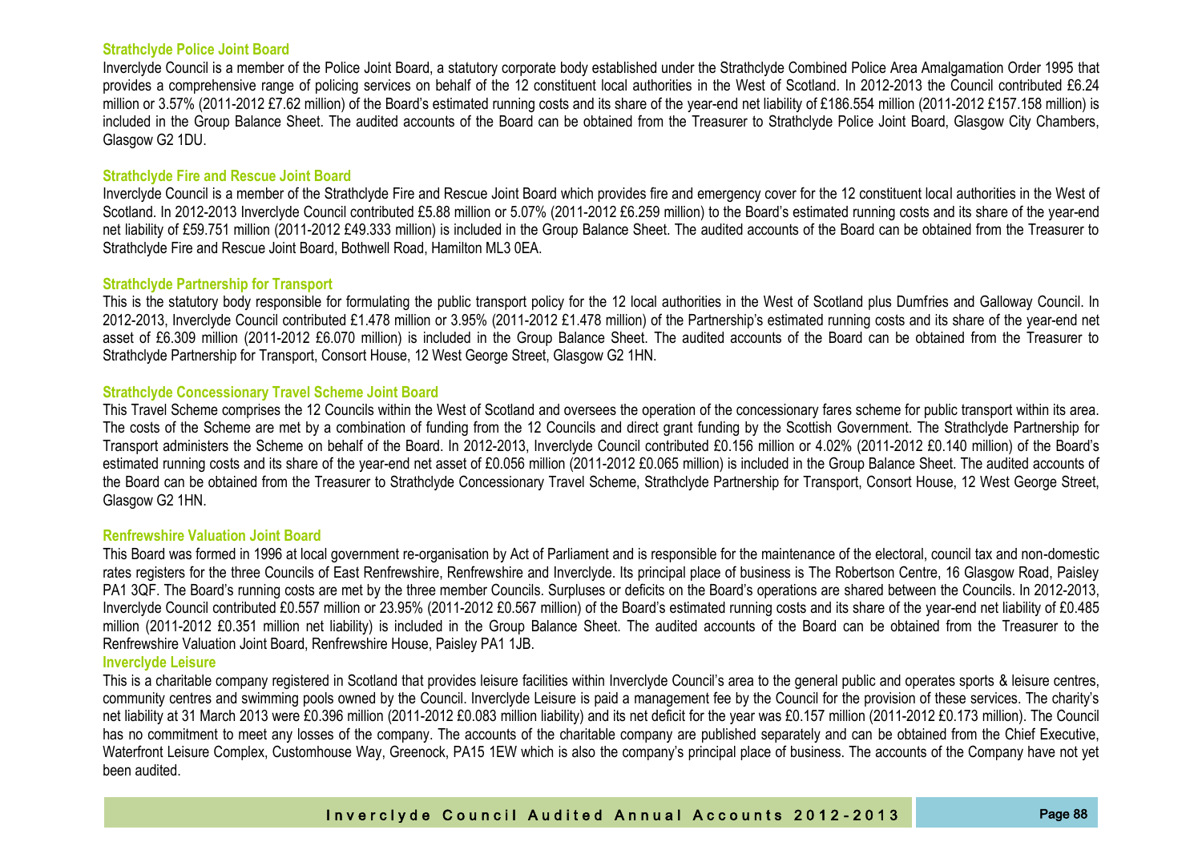### Strathclyde Police Joint Board

Inverclyde Council is a member of the Police Joint Board, a statutory corporate body established under the Strathclyde Combined Police Area Amalgamation Order 1995 that provides a comprehensive range of policing services on behalf of the 12 constituent local authorities in the West of Scotland. In 2012-2013 the Council contributed £6.24 million or 3.57% (2011-2012 £7.62 million) of the Board's estimated running costs and its share of the year-end net liability of £186.554 million (2011-2012 £157.158 million) is included in the Group Balance Sheet. The audited accounts of the Board can be obtained from the Treasurer to Strathclyde Police Joint Board, Glasgow City Chambers, Glasgow G2 1DU.

### Strathclyde Fire and Rescue Joint Board

Inverclyde Council is a member of the Strathclyde Fire and Rescue Joint Board which provides fire and emergency cover for the 12 constituent local authorities in the West of Scotland. In 2012-2013 Inverclyde Council contributed £5.88 million or 5.07% (2011-2012 £6.259 million) to the Board's estimated running costs and its share of the year-end net liability of £59.751 million (2011-2012 £49.333 million) is included in the Group Balance Sheet. The audited accounts of the Board can be obtained from the Treasurer to Strathclyde Fire and Rescue Joint Board, Bothwell Road, Hamilton ML3 0EA.

### Strathclyde Partnership for Transport

This is the statutory body responsible for formulating the public transport policy for the 12 local authorities in the West of Scotland plus Dumfries and Galloway Council. In 2012-2013, Inverclyde Council contributed £1.478 million or 3.95% (2011-2012 £1.478 million) of the Partnership's estimated running costs and its share of the year-end net asset of £6.309 million (2011-2012 £6.070 million) is included in the Group Balance Sheet. The audited accounts of the Board can be obtained from the Treasurer to Strathclyde Partnership for Transport, Consort House, 12 West George Street, Glasgow G2 1HN.

### Strathclyde Concessionary Travel Scheme Joint Board

This Travel Scheme comprises the 12 Councils within the West of Scotland and oversees the operation of the concessionary fares scheme for public transport within its area. The costs of the Scheme are met by a combination of funding from the 12 Councils and direct grant funding by the Scottish Government. The Strathclyde Partnership for Transport administers the Scheme on behalf of the Board. In 2012-2013, Inverclyde Council contributed £0.156 million or 4.02% (2011-2012 £0.140 million) of the Board's estimated running costs and its share of the year-end net asset of £0.056 million (2011-2012 £0.065 million) is included in the Group Balance Sheet. The audited accounts of the Board can be obtained from the Treasurer to Strathclyde Concessionary Travel Scheme, Strathclyde Partnership for Transport, Consort House, 12 West George Street, Glasgow G2 1HN.

### Renfrewshire Valuation Joint Board

This Board was formed in 1996 at local government re-organisation by Act of Parliament and is responsible for the maintenance of the electoral, council tax and non-domestic rates registers for the three Councils of East Renfrewshire, Renfrewshire and Inverclyde. Its principal place of business is The Robertson Centre, 16 Glasgow Road, Paisley PA1 3QF. The Board's running costs are met by the three member Councils. Surpluses or deficits on the Board's operations are shared between the Councils. In 2012-2013, Inverclyde Council contributed £0.557 million or 23.95% (2011-2012 £0.567 million) of the Board's estimated running costs and its share of the year-end net liability of £0.485 million (2011-2012 £0.351 million net liability) is included in the Group Balance Sheet. The audited accounts of the Board can be obtained from the Treasurer to the Renfrewshire Valuation Joint Board, Renfrewshire House, Paisley PA1 1JB.

### Inverclyde Leisure

This is a charitable company registered in Scotland that provides leisure facilities within Inverclyde Council's area to the general public and operates sports & leisure centres, community centres and swimming pools owned by the Council. Inverclyde Leisure is paid a management fee by the Council for the provision of these services. The charity's net liability at 31 March 2013 were £0.396 million (2011-2012 £0.083 million liability) and its net deficit for the year was £0.157 million (2011-2012 £0.173 million). The Council has no commitment to meet any losses of the company. The accounts of the charitable company are published separately and can be obtained from the Chief Executive, Waterfront Leisure Complex, Customhouse Way, Greenock, PA15 1EW which is also the company's principal place of business. The accounts of the Company have not yet been audited.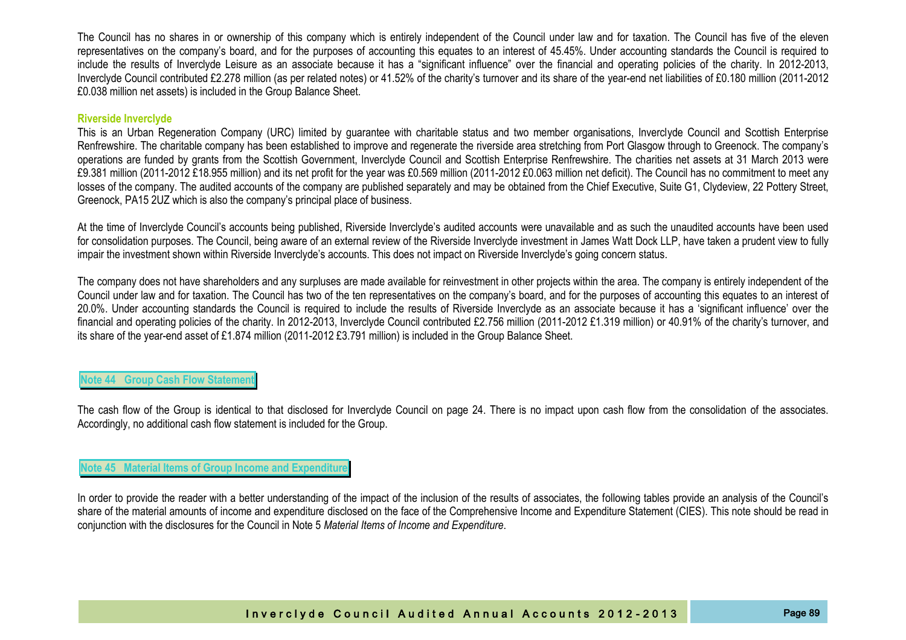The Council has no shares in or ownership of this company which is entirely independent of the Council under law and for taxation. The Council has five of the eleven representatives on the company's board, and for the purposes of accounting this equates to an interest of 45.45%. Under accounting standards the Council is required to include the results of Inverclyde Leisure as an associate because it has a "significant influence" over the financial and operating policies of the charity. In 2012-2013, Inverclyde Council contributed £2.278 million (as per related notes) or 41.52% of the charity's turnover and its share of the year-end net liabilities of £0.180 million (2011-2012 £0.038 million net assets) is included in the Group Balance Sheet.

### Riverside Inverclyde

This is an Urban Regeneration Company (URC) limited by guarantee with charitable status and two member organisations, Inverclyde Council and Scottish Enterprise Renfrewshire. The charitable company has been established to improve and regenerate the riverside area stretching from Port Glasgow through to Greenock. The company's operations are funded by grants from the Scottish Government, Inverclyde Council and Scottish Enterprise Renfrewshire. The charities net assets at 31 March 2013 were £9.381 million (2011-2012 £18.955 million) and its net profit for the year was £0.569 million (2011-2012 £0.063 million net deficit). The Council has no commitment to meet any losses of the company. The audited accounts of the company are published separately and may be obtained from the Chief Executive, Suite G1, Clydeview, 22 Pottery Street, Greenock, PA15 2UZ which is also the company's principal place of business.

At the time of Inverclyde Council's accounts being published, Riverside Inverclyde's audited accounts were unavailable and as such the unaudited accounts have been used for consolidation purposes. The Council, being aware of an external review of the Riverside Inverclyde investment in James Watt Dock LLP, have taken a prudent view to fully impair the investment shown within Riverside Inverclyde's accounts. This does not impact on Riverside Inverclyde's going concern status.

The company does not have shareholders and any surpluses are made available for reinvestment in other projects within the area. The company is entirely independent of the Council under law and for taxation. The Council has two of the ten representatives on the company's board, and for the purposes of accounting this equates to an interest of 20.0%. Under accounting standards the Council is required to include the results of Riverside Inverclyde as an associate because it has a 'significant influence' over the financial and operating policies of the charity. In 2012-2013, Inverclyde Council contributed £2.756 million (2011-2012 £1.319 million) or 40.91% of the charity's turnover, and its share of the year-end asset of £1.874 million (2011-2012 £3.791 million) is included in the Group Balance Sheet.

## Note 44 Group Cash Flow Statement

The cash flow of the Group is identical to that disclosed for Inverclyde Council on page 24. There is no impact upon cash flow from the consolidation of the associates. Accordingly, no additional cash flow statement is included for the Group.

## Note 45 Material Items of Group Income and Expenditure

In order to provide the reader with a better understanding of the impact of the inclusion of the results of associates, the following tables provide an analysis of the Council's share of the material amounts of income and expenditure disclosed on the face of the Comprehensive Income and Expenditure Statement (CIES). This note should be read in conjunction with the disclosures for the Council in Note 5 *Material Items of Income and Expenditure*.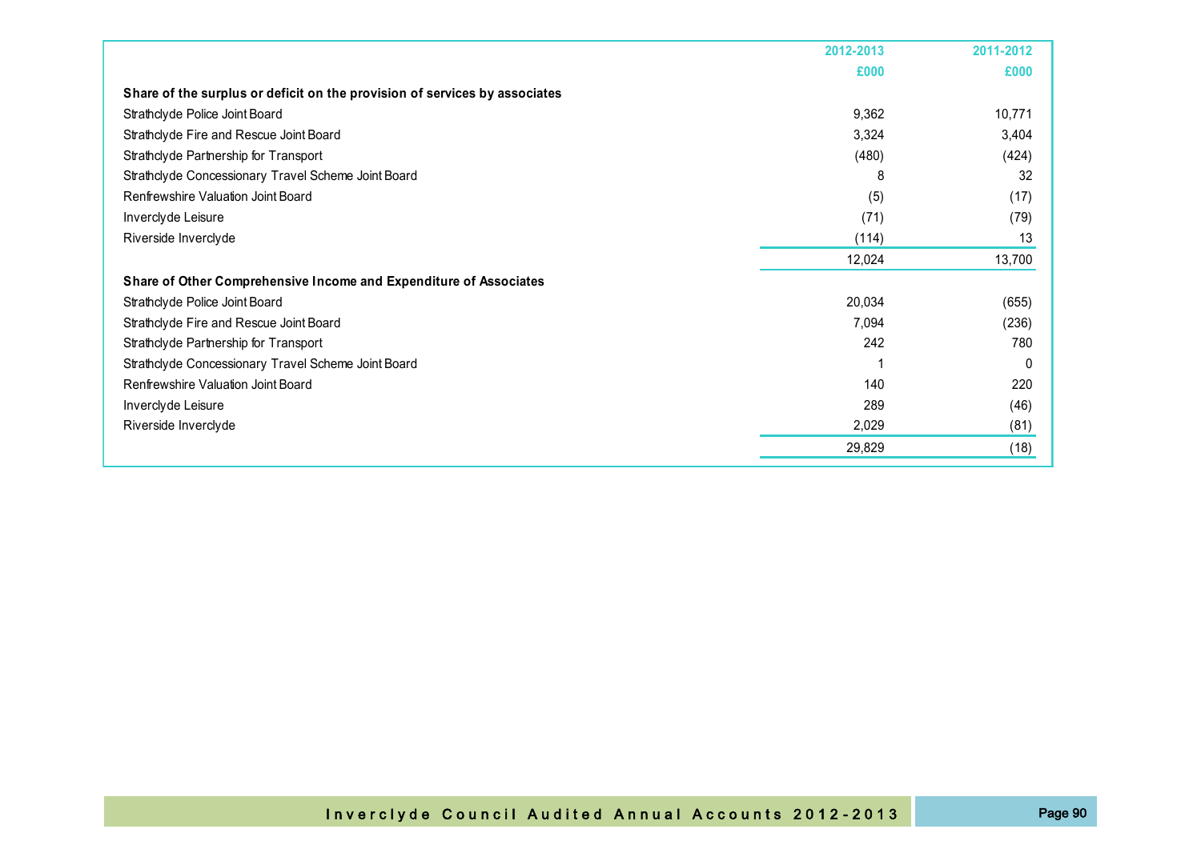| | 2012-2013 | 2011-2012 |
|---|---|---|
| | £000 | £000 |
| **Share of the surplus or deficit on the provision of services by associates** | | |
| Strathclyde Police Joint Board | 9,362 | 10,771 |
| Strathclyde Fire and Rescue Joint Board | 3,324 | 3,404 |
| Strathclyde Partnership for Transport | (480) | (424) |
| Strathclyde Concessionary Travel Scheme Joint Board | 8 | 32 |
| Renfrewshire Valuation Joint Board | (5) | (17) |
| Inverclyde Leisure | (71) | (79) |
| Riverside Inverclyde | (114) | 13 |
| | 12,024 | 13,700 |
| **Share of Other Comprehensive Income and Expenditure of Associates** | | |
| Strathclyde Police Joint Board | 20,034 | (655) |
| Strathclyde Fire and Rescue Joint Board | 7,094 | (236) |
| Strathclyde Partnership for Transport | 242 | 780 |
| Strathclyde Concessionary Travel Scheme Joint Board | 1 | 0 |
| Renfrewshire Valuation Joint Board | 140 | 220 |
| Inverclyde Leisure | 289 | (46) |
| Riverside Inverclyde | 2,029 | (81) |
| | 29,829 | (18) |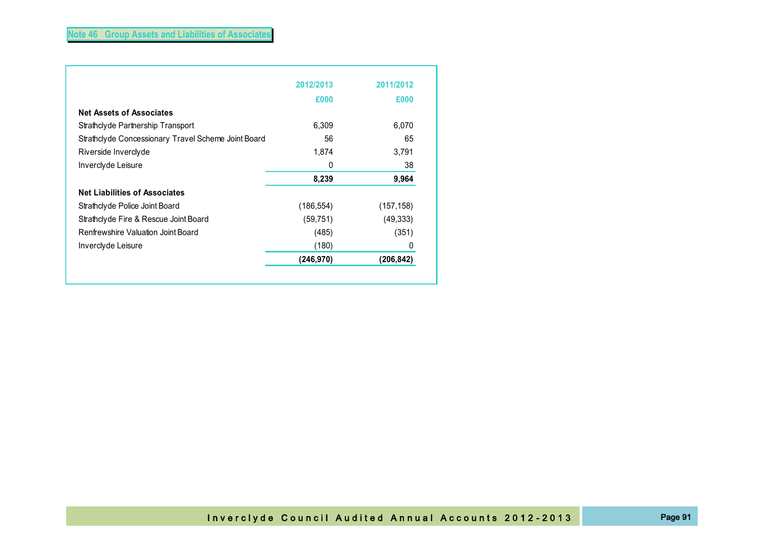## Note 46 Group Assets and Liabilities of Associates

| | 2012/2013 | 2011/2012 |
|---|---|---|
| | £000 | £000 |
| **Net Assets of Associates** | | |
| Strathclyde Partnership Transport | 6,309 | 6,070 |
| Strathclyde Concessionary Travel Scheme Joint Board | 56 | 65 |
| Riverside Inverclyde | 1,874 | 3,791 |
| Inverclyde Leisure | 0 | 38 |
| | **8,239** | **9,964** |
| **Net Liabilities of Associates** | | |
| Strathclyde Police Joint Board | (186,554) | (157,158) |
| Strathclyde Fire & Rescue Joint Board | (59,751) | (49,333) |
| Renfrewshire Valuation Joint Board | (485) | (351) |
| Inverclyde Leisure | (180) | 0 |
| | **(246,970)** | **(206,842)** |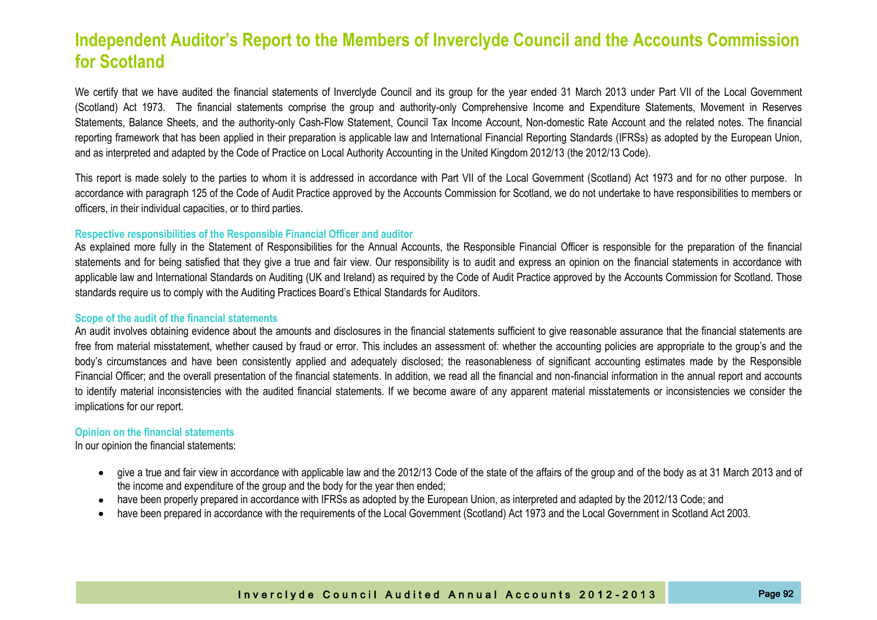# Independent Auditor's Report to the Members of Inverclyde Council and the Accounts Commission for Scotland

We certify that we have audited the financial statements of Inverclyde Council and its group for the year ended 31 March 2013 under Part VII of the Local Government (Scotland) Act 1973. The financial statements comprise the group and authority-only Comprehensive Income and Expenditure Statements, Movement in Reserves Statements, Balance Sheets, and the authority-only Cash-Flow Statement, Council Tax Income Account, Non-domestic Rate Account and the related notes. The financial reporting framework that has been applied in their preparation is applicable law and International Financial Reporting Standards (IFRSs) as adopted by the European Union, and as interpreted and adapted by the Code of Practice on Local Authority Accounting in the United Kingdom 2012/13 (the 2012/13 Code).

This report is made solely to the parties to whom it is addressed in accordance with Part VII of the Local Government (Scotland) Act 1973 and for no other purpose. In accordance with paragraph 125 of the Code of Audit Practice approved by the Accounts Commission for Scotland, we do not undertake to have responsibilities to members or officers, in their individual capacities, or to third parties.

### Respective responsibilities of the Responsible Financial Officer and auditor

As explained more fully in the Statement of Responsibilities for the Annual Accounts, the Responsible Financial Officer is responsible for the preparation of the financial statements and for being satisfied that they give a true and fair view. Our responsibility is to audit and express an opinion on the financial statements in accordance with applicable law and International Standards on Auditing (UK and Ireland) as required by the Code of Audit Practice approved by the Accounts Commission for Scotland. Those standards require us to comply with the Auditing Practices Board's Ethical Standards for Auditors.

### Scope of the audit of the financial statements

An audit involves obtaining evidence about the amounts and disclosures in the financial statements sufficient to give reasonable assurance that the financial statements are free from material misstatement, whether caused by fraud or error. This includes an assessment of: whether the accounting policies are appropriate to the group's and the body's circumstances and have been consistently applied and adequately disclosed; the reasonableness of significant accounting estimates made by the Responsible Financial Officer; and the overall presentation of the financial statements. In addition, we read all the financial and non-financial information in the annual report and accounts to identify material inconsistencies with the audited financial statements. If we become aware of any apparent material misstatements or inconsistencies we consider the implications for our report.

### Opinion on the financial statements

In our opinion the financial statements:

- give a true and fair view in accordance with applicable law and the 2012/13 Code of the state of the affairs of the group and of the body as at 31 March 2013 and of the income and expenditure of the group and the body for the year then ended;
- have been properly prepared in accordance with IFRSs as adopted by the European Union, as interpreted and adapted by the 2012/13 Code; and
- have been prepared in accordance with the requirements of the Local Government (Scotland) Act 1973 and the Local Government in Scotland Act 2003.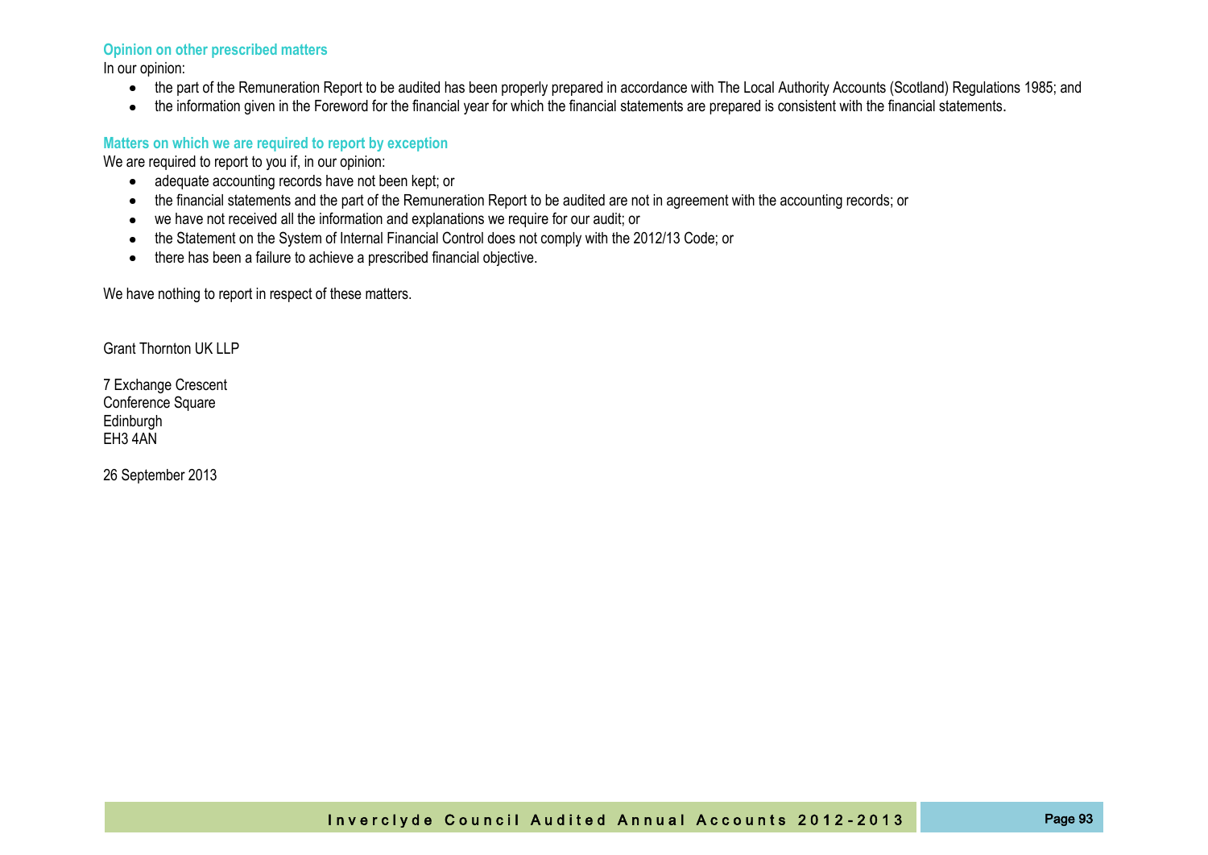### Opinion on other prescribed matters

In our opinion:

- the part of the Remuneration Report to be audited has been properly prepared in accordance with The Local Authority Accounts (Scotland) Regulations 1985; and
- the information given in the Foreword for the financial year for which the financial statements are prepared is consistent with the financial statements.

### Matters on which we are required to report by exception

We are required to report to you if, in our opinion:

- adequate accounting records have not been kept; or
- the financial statements and the part of the Remuneration Report to be audited are not in agreement with the accounting records; or
- we have not received all the information and explanations we require for our audit; or
- the Statement on the System of Internal Financial Control does not comply with the 2012/13 Code; or
- there has been a failure to achieve a prescribed financial objective.

We have nothing to report in respect of these matters.

Grant Thornton UK LLP

7 Exchange Crescent
Conference Square
Edinburgh
EH3 4AN

26 September 2013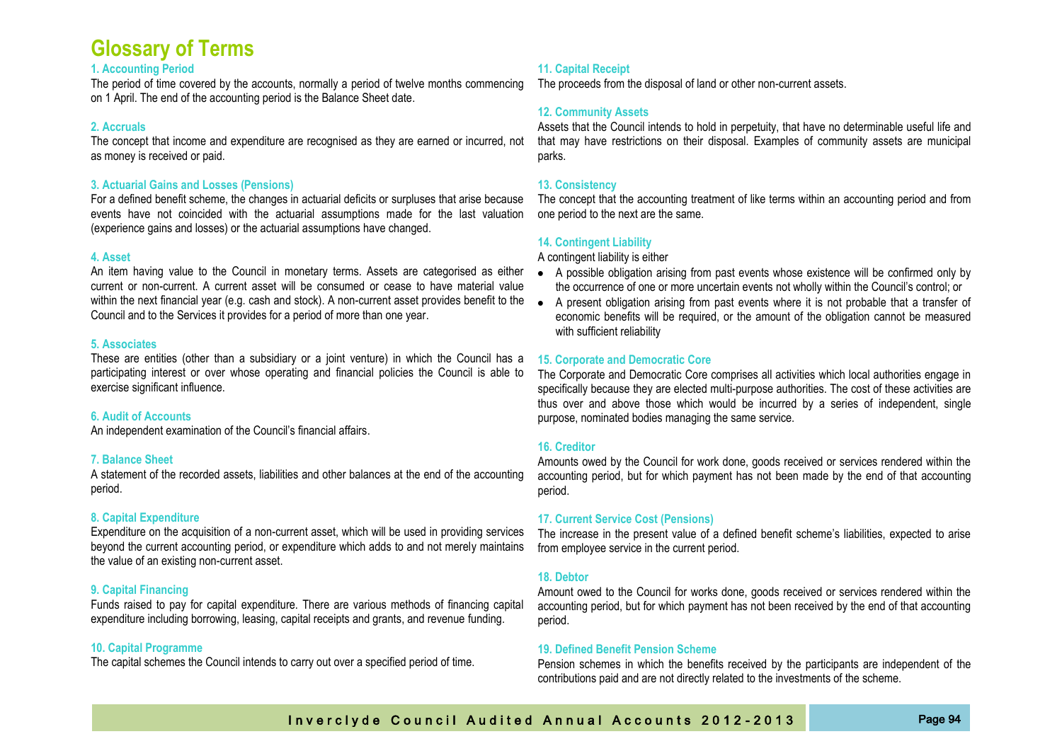# Glossary of Terms

### 1. Accounting Period

The period of time covered by the accounts, normally a period of twelve months commencing on 1 April. The end of the accounting period is the Balance Sheet date.

### 2. Accruals

The concept that income and expenditure are recognised as they are earned or incurred, not as money is received or paid.

### 3. Actuarial Gains and Losses (Pensions)

For a defined benefit scheme, the changes in actuarial deficits or surpluses that arise because events have not coincided with the actuarial assumptions made for the last valuation (experience gains and losses) or the actuarial assumptions have changed.

### 4. Asset

An item having value to the Council in monetary terms. Assets are categorised as either current or non-current. A current asset will be consumed or cease to have material value within the next financial year (e.g. cash and stock). A non-current asset provides benefit to the Council and to the Services it provides for a period of more than one year.

### 5. Associates

These are entities (other than a subsidiary or a joint venture) in which the Council has a participating interest or over whose operating and financial policies the Council is able to exercise significant influence.

### 6. Audit of Accounts

An independent examination of the Council's financial affairs.

### 7. Balance Sheet

A statement of the recorded assets, liabilities and other balances at the end of the accounting period.

### 8. Capital Expenditure

Expenditure on the acquisition of a non-current asset, which will be used in providing services beyond the current accounting period, or expenditure which adds to and not merely maintains the value of an existing non-current asset.

### 9. Capital Financing

Funds raised to pay for capital expenditure. There are various methods of financing capital expenditure including borrowing, leasing, capital receipts and grants, and revenue funding.

### 10. Capital Programme

The capital schemes the Council intends to carry out over a specified period of time.

### 11. Capital Receipt

The proceeds from the disposal of land or other non-current assets.

### 12. Community Assets

Assets that the Council intends to hold in perpetuity, that have no determinable useful life and that may have restrictions on their disposal. Examples of community assets are municipal parks.

### 13. Consistency

The concept that the accounting treatment of like terms within an accounting period and from one period to the next are the same.

### 14. Contingent Liability

A contingent liability is either

- A possible obligation arising from past events whose existence will be confirmed only by the occurrence of one or more uncertain events not wholly within the Council's control; or
- A present obligation arising from past events where it is not probable that a transfer of economic benefits will be required, or the amount of the obligation cannot be measured with sufficient reliability

### 15. Corporate and Democratic Core

The Corporate and Democratic Core comprises all activities which local authorities engage in specifically because they are elected multi-purpose authorities. The cost of these activities are thus over and above those which would be incurred by a series of independent, single purpose, nominated bodies managing the same service.

### 16. Creditor

Amounts owed by the Council for work done, goods received or services rendered within the accounting period, but for which payment has not been made by the end of that accounting period.

### 17. Current Service Cost (Pensions)

The increase in the present value of a defined benefit scheme's liabilities, expected to arise from employee service in the current period.

### 18. Debtor

Amount owed to the Council for works done, goods received or services rendered within the accounting period, but for which payment has not been received by the end of that accounting period.

### 19. Defined Benefit Pension Scheme

Pension schemes in which the benefits received by the participants are independent of the contributions paid and are not directly related to the investments of the scheme.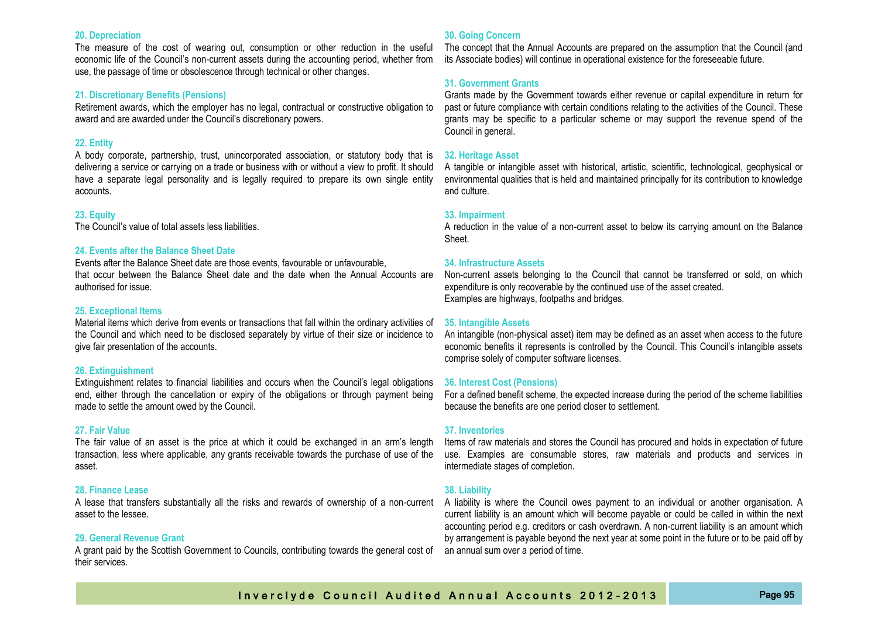#### 20. Depreciation

The measure of the cost of wearing out, consumption or other reduction in the useful economic life of the Council's non-current assets during the accounting period, whether from use, the passage of time or obsolescence through technical or other changes.

#### 21. Discretionary Benefits (Pensions)

Retirement awards, which the employer has no legal, contractual or constructive obligation to award and are awarded under the Council's discretionary powers.

#### 22. Entity

A body corporate, partnership, trust, unincorporated association, or statutory body that is delivering a service or carrying on a trade or business with or without a view to profit. It should have a separate legal personality and is legally required to prepare its own single entity accounts.

#### 23. Equity

The Council's value of total assets less liabilities.

#### 24. Events after the Balance Sheet Date

Events after the Balance Sheet date are those events, favourable or unfavourable, that occur between the Balance Sheet date and the date when the Annual Accounts are authorised for issue.

#### 25. Exceptional Items

Material items which derive from events or transactions that fall within the ordinary activities of the Council and which need to be disclosed separately by virtue of their size or incidence to give fair presentation of the accounts.

#### 26. Extinguishment

Extinguishment relates to financial liabilities and occurs when the Council's legal obligations end, either through the cancellation or expiry of the obligations or through payment being made to settle the amount owed by the Council.

#### 27. Fair Value

The fair value of an asset is the price at which it could be exchanged in an arm's length transaction, less where applicable, any grants receivable towards the purchase of use of the asset.

#### 28. Finance Lease

A lease that transfers substantially all the risks and rewards of ownership of a non-current asset to the lessee.

#### 29. General Revenue Grant

A grant paid by the Scottish Government to Councils, contributing towards the general cost of their services.

#### 30. Going Concern

The concept that the Annual Accounts are prepared on the assumption that the Council (and its Associate bodies) will continue in operational existence for the foreseeable future.

#### 31. Government Grants

Grants made by the Government towards either revenue or capital expenditure in return for past or future compliance with certain conditions relating to the activities of the Council. These grants may be specific to a particular scheme or may support the revenue spend of the Council in general.

#### 32. Heritage Asset

A tangible or intangible asset with historical, artistic, scientific, technological, geophysical or environmental qualities that is held and maintained principally for its contribution to knowledge and culture.

#### 33. Impairment

A reduction in the value of a non-current asset to below its carrying amount on the Balance Sheet.

#### 34. Infrastructure Assets

Non-current assets belonging to the Council that cannot be transferred or sold, on which expenditure is only recoverable by the continued use of the asset created.
Examples are highways, footpaths and bridges.

#### 35. Intangible Assets

An intangible (non-physical asset) item may be defined as an asset when access to the future economic benefits it represents is controlled by the Council. This Council's intangible assets comprise solely of computer software licenses.

#### 36. Interest Cost (Pensions)

For a defined benefit scheme, the expected increase during the period of the scheme liabilities because the benefits are one period closer to settlement.

#### 37. Inventories

Items of raw materials and stores the Council has procured and holds in expectation of future use. Examples are consumable stores, raw materials and products and services in intermediate stages of completion.

#### 38. Liability

A liability is where the Council owes payment to an individual or another organisation. A current liability is an amount which will become payable or could be called in within the next accounting period e.g. creditors or cash overdrawn. A non-current liability is an amount which by arrangement is payable beyond the next year at some point in the future or to be paid off by an annual sum over a period of time.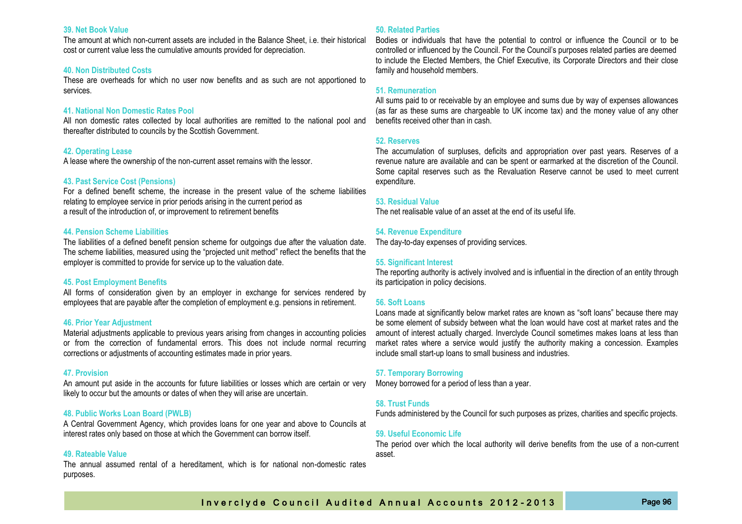#### 39. Net Book Value

The amount at which non-current assets are included in the Balance Sheet, i.e. their historical cost or current value less the cumulative amounts provided for depreciation.

#### 40. Non Distributed Costs

These are overheads for which no user now benefits and as such are not apportioned to services.

#### 41. National Non Domestic Rates Pool

All non domestic rates collected by local authorities are remitted to the national pool and thereafter distributed to councils by the Scottish Government.

#### 42. Operating Lease

A lease where the ownership of the non-current asset remains with the lessor.

#### 43. Past Service Cost (Pensions)

For a defined benefit scheme, the increase in the present value of the scheme liabilities relating to employee service in prior periods arising in the current period as a result of the introduction of, or improvement to retirement benefits

#### 44. Pension Scheme Liabilities

The liabilities of a defined benefit pension scheme for outgoings due after the valuation date. The scheme liabilities, measured using the "projected unit method" reflect the benefits that the employer is committed to provide for service up to the valuation date.

#### 45. Post Employment Benefits

All forms of consideration given by an employer in exchange for services rendered by employees that are payable after the completion of employment e.g. pensions in retirement.

#### 46. Prior Year Adjustment

Material adjustments applicable to previous years arising from changes in accounting policies or from the correction of fundamental errors. This does not include normal recurring corrections or adjustments of accounting estimates made in prior years.

#### 47. Provision

An amount put aside in the accounts for future liabilities or losses which are certain or very likely to occur but the amounts or dates of when they will arise are uncertain.

#### 48. Public Works Loan Board (PWLB)

A Central Government Agency, which provides loans for one year and above to Councils at interest rates only based on those at which the Government can borrow itself.

#### 49. Rateable Value

The annual assumed rental of a hereditament, which is for national non-domestic rates purposes.

#### 50. Related Parties

Bodies or individuals that have the potential to control or influence the Council or to be controlled or influenced by the Council. For the Council's purposes related parties are deemed to include the Elected Members, the Chief Executive, its Corporate Directors and their close family and household members.

#### 51. Remuneration

All sums paid to or receivable by an employee and sums due by way of expenses allowances (as far as these sums are chargeable to UK income tax) and the money value of any other benefits received other than in cash.

#### 52. Reserves

The accumulation of surpluses, deficits and appropriation over past years. Reserves of a revenue nature are available and can be spent or earmarked at the discretion of the Council. Some capital reserves such as the Revaluation Reserve cannot be used to meet current expenditure.

#### 53. Residual Value

The net realisable value of an asset at the end of its useful life.

#### 54. Revenue Expenditure

The day-to-day expenses of providing services.

#### 55. Significant Interest

The reporting authority is actively involved and is influential in the direction of an entity through its participation in policy decisions.

#### 56. Soft Loans

Loans made at significantly below market rates are known as "soft loans" because there may be some element of subsidy between what the loan would have cost at market rates and the amount of interest actually charged. Inverclyde Council sometimes makes loans at less than market rates where a service would justify the authority making a concession. Examples include small start-up loans to small business and industries.

#### 57. Temporary Borrowing

Money borrowed for a period of less than a year.

#### 58. Trust Funds

Funds administered by the Council for such purposes as prizes, charities and specific projects.

#### 59. Useful Economic Life

The period over which the local authority will derive benefits from the use of a non-current asset.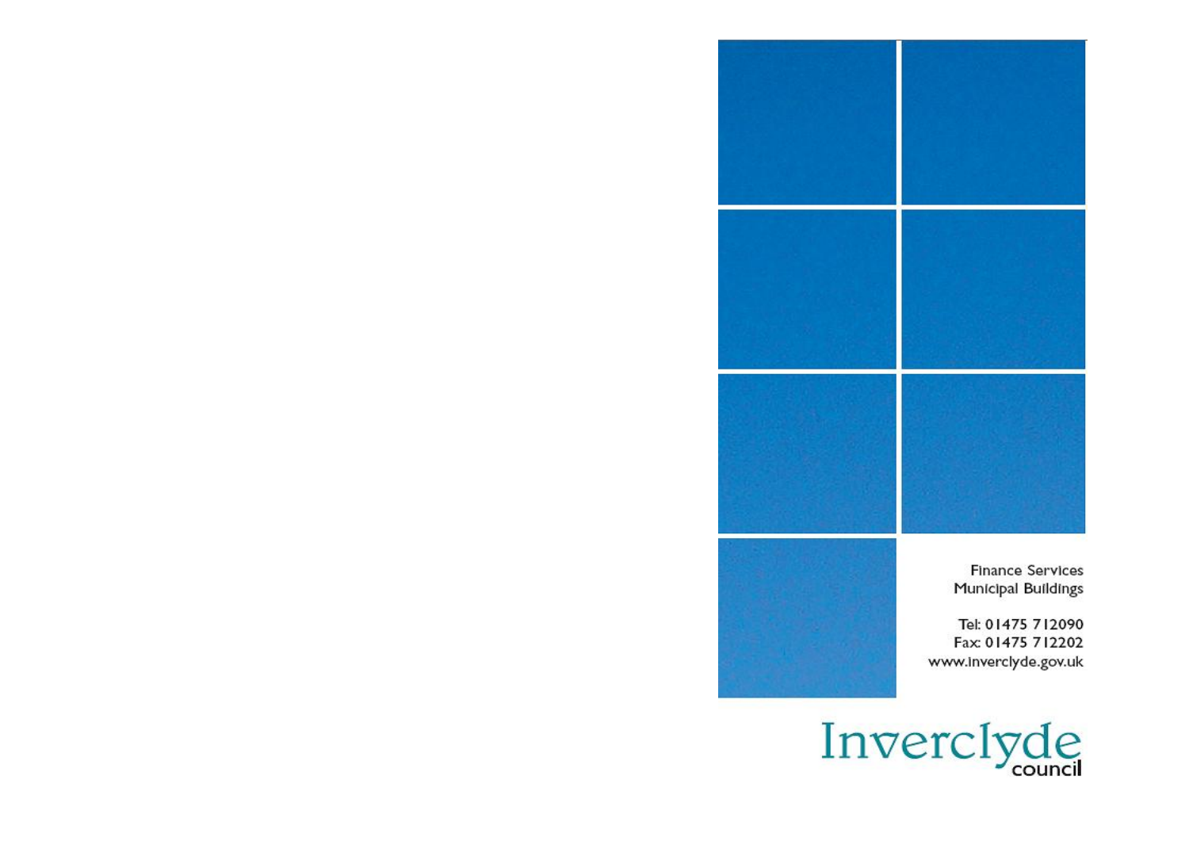Finance Services
Municipal Buildings

Tel: 01475 712090
Fax: 01475 712202
www.inverclyde.gov.uk

Inverclyde council